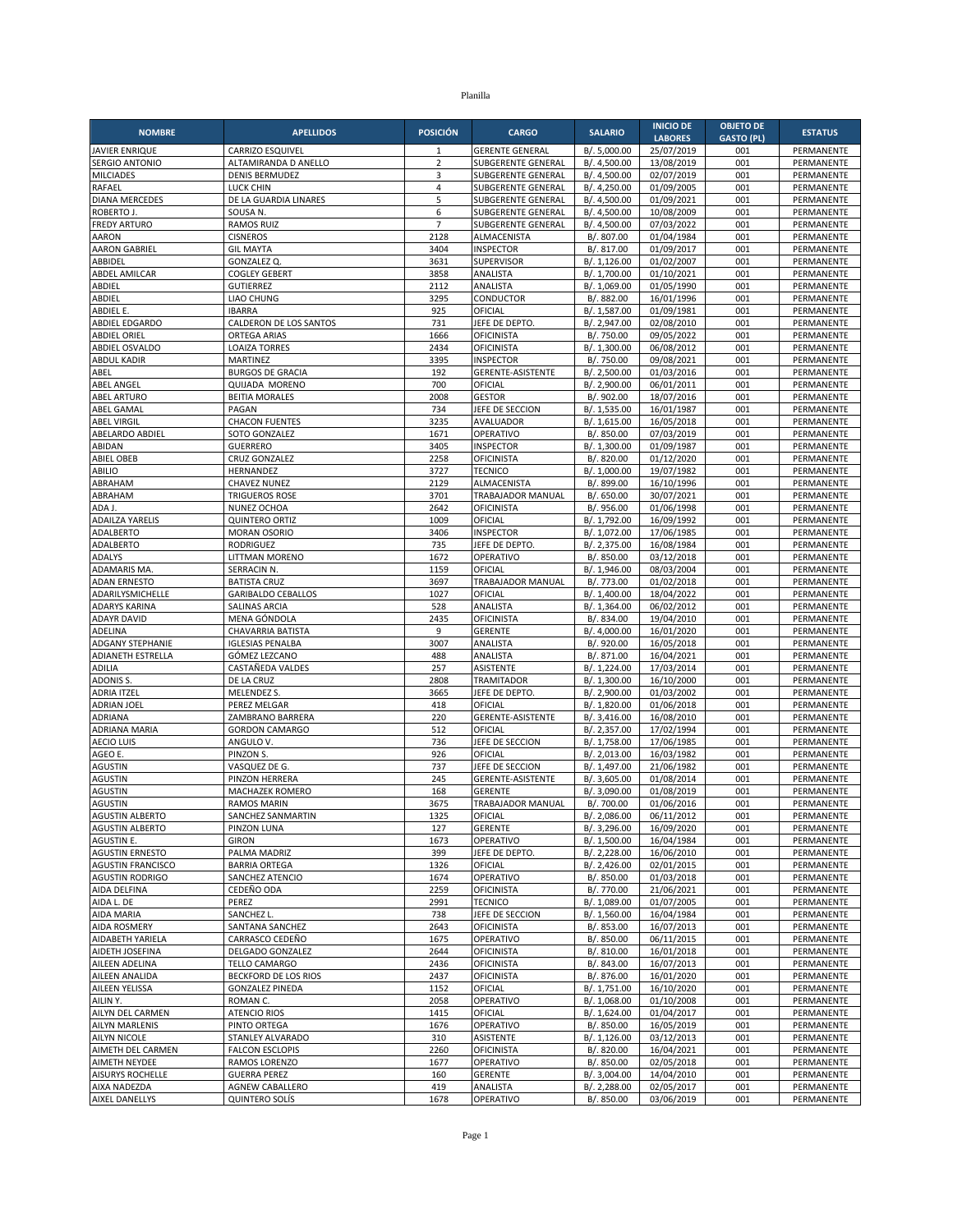Planilla

| NOMBRE | APELLIDOS | POSICIÓN | CARGO | SALARIO | INICIO DE LABORES | OBJETO DE GASTO (PL) | ESTATUS |
|---|---|---|---|---|---|---|---|
| JAVIER ENRIQUE | CARRIZO ESQUIVEL | 1 | GERENTE GENERAL | B/. 5,000.00 | 25/07/2019 | 001 | PERMANENTE |
| SERGIO ANTONIO | ALTAMIRANDA D ANELLO | 2 | SUBGERENTE GENERAL | B/. 4,500.00 | 13/08/2019 | 001 | PERMANENTE |
| MILCIADES | DENIS BERMUDEZ | 3 | SUBGERENTE GENERAL | B/. 4,500.00 | 02/07/2019 | 001 | PERMANENTE |
| RAFAEL | LUCK CHIN | 4 | SUBGERENTE GENERAL | B/. 4,250.00 | 01/09/2005 | 001 | PERMANENTE |
| DIANA MERCEDES | DE LA GUARDIA LINARES | 5 | SUBGERENTE GENERAL | B/. 4,500.00 | 01/09/2021 | 001 | PERMANENTE |
| ROBERTO J. | SOUSA N. | 6 | SUBGERENTE GENERAL | B/. 4,500.00 | 10/08/2009 | 001 | PERMANENTE |
| FREDY ARTURO | RAMOS RUIZ | 7 | SUBGERENTE GENERAL | B/. 4,500.00 | 07/03/2022 | 001 | PERMANENTE |
| AARON | CISNEROS | 2128 | ALMACENISTA | B/. 807.00 | 01/04/1984 | 001 | PERMANENTE |
| AARON GABRIEL | GIL MAYTA | 3404 | INSPECTOR | B/. 817.00 | 01/09/2017 | 001 | PERMANENTE |
| ABBIDEL | GONZALEZ Q. | 3631 | SUPERVISOR | B/. 1,126.00 | 01/02/2007 | 001 | PERMANENTE |
| ABDEL AMILCAR | COGLEY GEBERT | 3858 | ANALISTA | B/. 1,700.00 | 01/10/2021 | 001 | PERMANENTE |
| ABDIEL | GUTIERREZ | 2112 | ANALISTA | B/. 1,069.00 | 01/05/1990 | 001 | PERMANENTE |
| ABDIEL | LIAO CHUNG | 3295 | CONDUCTOR | B/. 882.00 | 16/01/1996 | 001 | PERMANENTE |
| ABDIEL E. | IBARRA | 925 | OFICIAL | B/. 1,587.00 | 01/09/1981 | 001 | PERMANENTE |
| ABDIEL EDGARDO | CALDERON DE LOS SANTOS | 731 | JEFE DE DEPTO. | B/. 2,947.00 | 02/08/2010 | 001 | PERMANENTE |
| ABDIEL ORIEL | ORTEGA ARIAS | 1666 | OFICINISTA | B/. 750.00 | 09/05/2022 | 001 | PERMANENTE |
| ABDIEL OSVALDO | LOAIZA TORRES | 2434 | OFICINISTA | B/. 1,300.00 | 06/08/2012 | 001 | PERMANENTE |
| ABDUL KADIR | MARTINEZ | 3395 | INSPECTOR | B/. 750.00 | 09/08/2021 | 001 | PERMANENTE |
| ABEL | BURGOS DE GRACIA | 192 | GERENTE-ASISTENTE | B/. 2,500.00 | 01/03/2016 | 001 | PERMANENTE |
| ABEL ANGEL | QUIJADA MORENO | 700 | OFICIAL | B/. 2,900.00 | 06/01/2011 | 001 | PERMANENTE |
| ABEL ARTURO | BEITIA MORALES | 2008 | GESTOR | B/. 902.00 | 18/07/2016 | 001 | PERMANENTE |
| ABEL GAMAL | PAGAN | 734 | JEFE DE SECCION | B/. 1,535.00 | 16/01/1987 | 001 | PERMANENTE |
| ABEL VIRGIL | CHACON FUENTES | 3235 | AVALUADOR | B/. 1,615.00 | 16/05/2018 | 001 | PERMANENTE |
| ABELARDO ABDIEL | SOTO GONZALEZ | 1671 | OPERATIVO | B/. 850.00 | 07/03/2019 | 001 | PERMANENTE |
| ABIDAN | GUERRERO | 3405 | INSPECTOR | B/. 1,300.00 | 01/09/1987 | 001 | PERMANENTE |
| ABIEL OBEB | CRUZ GONZALEZ | 2258 | OFICINISTA | B/. 820.00 | 01/12/2020 | 001 | PERMANENTE |
| ABILIO | HERNANDEZ | 3727 | TECNICO | B/. 1,000.00 | 19/07/1982 | 001 | PERMANENTE |
| ABRAHAM | CHAVEZ NUNEZ | 2129 | ALMACENISTA | B/. 899.00 | 16/10/1996 | 001 | PERMANENTE |
| ABRAHAM | TRIGUEROS ROSE | 3701 | TRABAJADOR MANUAL | B/. 650.00 | 30/07/2021 | 001 | PERMANENTE |
| ADA J. | NUNEZ OCHOA | 2642 | OFICINISTA | B/. 956.00 | 01/06/1998 | 001 | PERMANENTE |
| ADAILZA YARELIS | QUINTERO ORTIZ | 1009 | OFICIAL | B/. 1,792.00 | 16/09/1992 | 001 | PERMANENTE |
| ADALBERTO | MORAN OSORIO | 3406 | INSPECTOR | B/. 1,072.00 | 17/06/1985 | 001 | PERMANENTE |
| ADALBERTO | RODRIGUEZ | 735 | JEFE DE DEPTO. | B/. 2,375.00 | 16/08/1984 | 001 | PERMANENTE |
| ADALYS | LITTMAN MORENO | 1672 | OPERATIVO | B/. 850.00 | 03/12/2018 | 001 | PERMANENTE |
| ADAMARIS MA. | SERRACIN N. | 1159 | OFICIAL | B/. 1,946.00 | 08/03/2004 | 001 | PERMANENTE |
| ADAN ERNESTO | BATISTA CRUZ | 3697 | TRABAJADOR MANUAL | B/. 773.00 | 01/02/2018 | 001 | PERMANENTE |
| ADARILYSMICHELLE | GARIBALDO CEBALLOS | 1027 | OFICIAL | B/. 1,400.00 | 18/04/2022 | 001 | PERMANENTE |
| ADARYS KARINA | SALINAS ARCIA | 528 | ANALISTA | B/. 1,364.00 | 06/02/2012 | 001 | PERMANENTE |
| ADAYR DAVID | MENA GÓNDOLA | 2435 | OFICINISTA | B/. 834.00 | 19/04/2010 | 001 | PERMANENTE |
| ADELINA | CHAVARRIA BATISTA | 9 | GERENTE | B/. 4,000.00 | 16/01/2020 | 001 | PERMANENTE |
| ADGANY STEPHANIE | IGLESIAS PENALBA | 3007 | ANALISTA | B/. 920.00 | 16/05/2018 | 001 | PERMANENTE |
| ADIANETH ESTRELLA | GÓMEZ LEZCANO | 488 | ANALISTA | B/. 871.00 | 16/04/2021 | 001 | PERMANENTE |
| ADILIA | CASTAÑEDA VALDES | 257 | ASISTENTE | B/. 1,224.00 | 17/03/2014 | 001 | PERMANENTE |
| ADONIS S. | DE LA CRUZ | 2808 | TRAMITADOR | B/. 1,300.00 | 16/10/2000 | 001 | PERMANENTE |
| ADRIA ITZEL | MELENDEZ S. | 3665 | JEFE DE DEPTO. | B/. 2,900.00 | 01/03/2002 | 001 | PERMANENTE |
| ADRIAN JOEL | PEREZ MELGAR | 418 | OFICIAL | B/. 1,820.00 | 01/06/2018 | 001 | PERMANENTE |
| ADRIANA | ZAMBRANO BARRERA | 220 | GERENTE-ASISTENTE | B/. 3,416.00 | 16/08/2010 | 001 | PERMANENTE |
| ADRIANA MARIA | GORDON CAMARGO | 512 | OFICIAL | B/. 2,357.00 | 17/02/1994 | 001 | PERMANENTE |
| AECIO LUIS | ANGULO V. | 736 | JEFE DE SECCION | B/. 1,758.00 | 17/06/1985 | 001 | PERMANENTE |
| AGEO E. | PINZON S. | 926 | OFICIAL | B/. 2,013.00 | 16/03/1982 | 001 | PERMANENTE |
| AGUSTIN | VASQUEZ DE G. | 737 | JEFE DE SECCION | B/. 1,497.00 | 21/06/1982 | 001 | PERMANENTE |
| AGUSTIN | PINZON HERRERA | 245 | GERENTE-ASISTENTE | B/. 3,605.00 | 01/08/2014 | 001 | PERMANENTE |
| AGUSTIN | MACHAZEK ROMERO | 168 | GERENTE | B/. 3,090.00 | 01/08/2019 | 001 | PERMANENTE |
| AGUSTIN | RAMOS MARIN | 3675 | TRABAJADOR MANUAL | B/. 700.00 | 01/06/2016 | 001 | PERMANENTE |
| AGUSTIN ALBERTO | SANCHEZ SANMARTIN | 1325 | OFICIAL | B/. 2,086.00 | 06/11/2012 | 001 | PERMANENTE |
| AGUSTIN ALBERTO | PINZON LUNA | 127 | GERENTE | B/. 3,296.00 | 16/09/2020 | 001 | PERMANENTE |
| AGUSTIN E. | GIRON | 1673 | OPERATIVO | B/. 1,500.00 | 16/04/1984 | 001 | PERMANENTE |
| AGUSTIN ERNESTO | PALMA MADRIZ | 399 | JEFE DE DEPTO. | B/. 2,228.00 | 16/06/2010 | 001 | PERMANENTE |
| AGUSTIN FRANCISCO | BARRIA ORTEGA | 1326 | OFICIAL | B/. 2,426.00 | 02/01/2015 | 001 | PERMANENTE |
| AGUSTIN RODRIGO | SANCHEZ ATENCIO | 1674 | OPERATIVO | B/. 850.00 | 01/03/2018 | 001 | PERMANENTE |
| AIDA DELFINA | CEDEÑO ODA | 2259 | OFICINISTA | B/. 770.00 | 21/06/2021 | 001 | PERMANENTE |
| AIDA L. DE | PEREZ | 2991 | TECNICO | B/. 1,089.00 | 01/07/2005 | 001 | PERMANENTE |
| AIDA MARIA | SANCHEZ L. | 738 | JEFE DE SECCION | B/. 1,560.00 | 16/04/1984 | 001 | PERMANENTE |
| AIDA ROSMERY | SANTANA SANCHEZ | 2643 | OFICINISTA | B/. 853.00 | 16/07/2013 | 001 | PERMANENTE |
| AIDABETH YARIELA | CARRASCO CEDEÑO | 1675 | OPERATIVO | B/. 850.00 | 06/11/2015 | 001 | PERMANENTE |
| AIDETH JOSEFINA | DELGADO GONZALEZ | 2644 | OFICINISTA | B/. 810.00 | 16/01/2018 | 001 | PERMANENTE |
| AILEEN ADELINA | TELLO CAMARGO | 2436 | OFICINISTA | B/. 843.00 | 16/07/2013 | 001 | PERMANENTE |
| AILEEN ANALIDA | BECKFORD DE LOS RIOS | 2437 | OFICINISTA | B/. 876.00 | 16/01/2020 | 001 | PERMANENTE |
| AILEEN YELISSA | GONZALEZ PINEDA | 1152 | OFICIAL | B/. 1,751.00 | 16/10/2020 | 001 | PERMANENTE |
| AILIN Y. | ROMAN C. | 2058 | OPERATIVO | B/. 1,068.00 | 01/10/2008 | 001 | PERMANENTE |
| AILYN DEL CARMEN | ATENCIO RIOS | 1415 | OFICIAL | B/. 1,624.00 | 01/04/2017 | 001 | PERMANENTE |
| AILYN MARLENIS | PINTO ORTEGA | 1676 | OPERATIVO | B/. 850.00 | 16/05/2019 | 001 | PERMANENTE |
| AILYN NICOLE | STANLEY ALVARADO | 310 | ASISTENTE | B/. 1,126.00 | 03/12/2013 | 001 | PERMANENTE |
| AIMETH DEL CARMEN | FALCON ESCLOPIS | 2260 | OFICINISTA | B/. 820.00 | 16/04/2021 | 001 | PERMANENTE |
| AIMETH NEYDEE | RAMOS LORENZO | 1677 | OPERATIVO | B/. 850.00 | 02/05/2018 | 001 | PERMANENTE |
| AISURYS ROCHELLE | GUERRA PEREZ | 160 | GERENTE | B/. 3,004.00 | 14/04/2010 | 001 | PERMANENTE |
| AIXA NADEZDA | AGNEW CABALLERO | 419 | ANALISTA | B/. 2,288.00 | 02/05/2017 | 001 | PERMANENTE |
| AIXEL DANELLYS | QUINTERO SOLÍS | 1678 | OPERATIVO | B/. 850.00 | 03/06/2019 | 001 | PERMANENTE |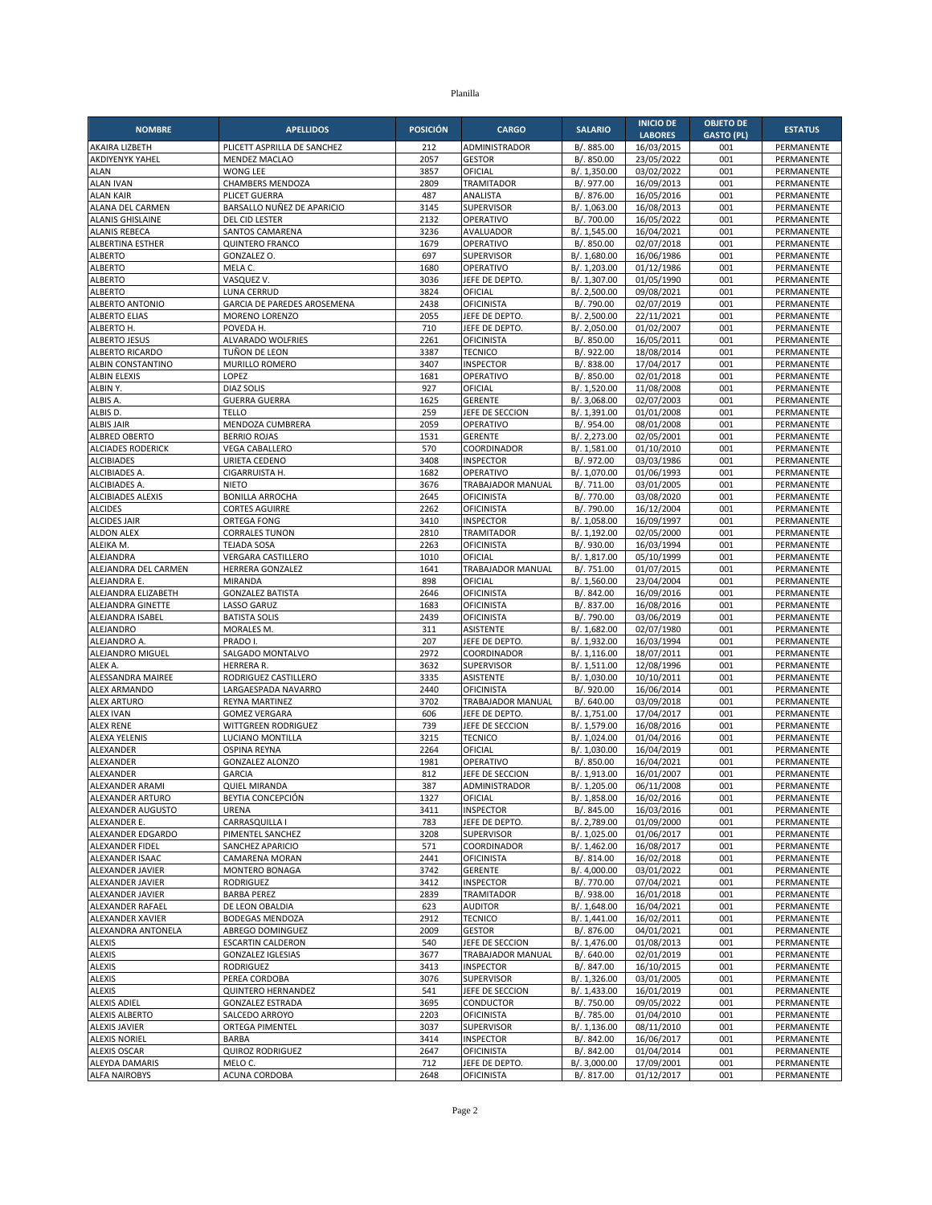| NOMBRE | APELLIDOS | POSICIÓN | CARGO | SALARIO | INICIO DE LABORES | OBJETO DE GASTO (PL) | ESTATUS |
|---|---|---|---|---|---|---|---|
| AKAIRA LIZBETH | PLICETT ASPRILLA DE SANCHEZ | 212 | ADMINISTRADOR | B/. 885.00 | 16/03/2015 | 001 | PERMANENTE |
| AKDIYENYK YAHEL | MENDEZ MACLAO | 2057 | GESTOR | B/. 850.00 | 23/05/2022 | 001 | PERMANENTE |
| ALAN | WONG LEE | 3857 | OFICIAL | B/. 1,350.00 | 03/02/2022 | 001 | PERMANENTE |
| ALAN IVAN | CHAMBERS MENDOZA | 2809 | TRAMITADOR | B/. 977.00 | 16/09/2013 | 001 | PERMANENTE |
| ALAN KAIR | PLICET GUERRA | 487 | ANALISTA | B/. 876.00 | 16/05/2016 | 001 | PERMANENTE |
| ALANA DEL CARMEN | BARSALLO NUÑEZ DE APARICIO | 3145 | SUPERVISOR | B/. 1,063.00 | 16/08/2013 | 001 | PERMANENTE |
| ALANIS GHISLAINE | DEL CID LESTER | 2132 | OPERATIVO | B/. 700.00 | 16/05/2022 | 001 | PERMANENTE |
| ALANIS REBECA | SANTOS CAMARENA | 3236 | AVALUADOR | B/. 1,545.00 | 16/04/2021 | 001 | PERMANENTE |
| ALBERTINA ESTHER | QUINTERO FRANCO | 1679 | OPERATIVO | B/. 850.00 | 02/07/2018 | 001 | PERMANENTE |
| ALBERTO | GONZALEZ O. | 697 | SUPERVISOR | B/. 1,680.00 | 16/06/1986 | 001 | PERMANENTE |
| ALBERTO | MELA C. | 1680 | OPERATIVO | B/. 1,203.00 | 01/12/1986 | 001 | PERMANENTE |
| ALBERTO | VASQUEZ V. | 3036 | JEFE DE DEPTO. | B/. 1,307.00 | 01/05/1990 | 001 | PERMANENTE |
| ALBERTO | LUNA CERRUD | 3824 | OFICIAL | B/. 2,500.00 | 09/08/2021 | 001 | PERMANENTE |
| ALBERTO ANTONIO | GARCIA DE PAREDES AROSEMENA | 2438 | OFICINISTA | B/. 790.00 | 02/07/2019 | 001 | PERMANENTE |
| ALBERTO ELIAS | MORENO LORENZO | 2055 | JEFE DE DEPTO. | B/. 2,500.00 | 22/11/2021 | 001 | PERMANENTE |
| ALBERTO H. | POVEDA H. | 710 | JEFE DE DEPTO. | B/. 2,050.00 | 01/02/2007 | 001 | PERMANENTE |
| ALBERTO JESUS | ALVARADO WOLFRIES | 2261 | OFICINISTA | B/. 850.00 | 16/05/2011 | 001 | PERMANENTE |
| ALBERTO RICARDO | TUÑON DE LEON | 3387 | TECNICO | B/. 922.00 | 18/08/2014 | 001 | PERMANENTE |
| ALBIN CONSTANTINO | MURILLO ROMERO | 3407 | INSPECTOR | B/. 838.00 | 17/04/2017 | 001 | PERMANENTE |
| ALBIN ELEXIS | LOPEZ | 1681 | OPERATIVO | B/. 850.00 | 02/01/2018 | 001 | PERMANENTE |
| ALBIN Y. | DIAZ SOLIS | 927 | OFICIAL | B/. 1,520.00 | 11/08/2008 | 001 | PERMANENTE |
| ALBIS A. | GUERRA GUERRA | 1625 | GERENTE | B/. 3,068.00 | 02/07/2003 | 001 | PERMANENTE |
| ALBIS D. | TELLO | 259 | JEFE DE SECCION | B/. 1,391.00 | 01/01/2008 | 001 | PERMANENTE |
| ALBIS JAIR | MENDOZA CUMBRERA | 2059 | OPERATIVO | B/. 954.00 | 08/01/2008 | 001 | PERMANENTE |
| ALBRED OBERTO | BERRIO ROJAS | 1531 | GERENTE | B/. 2,273.00 | 02/05/2001 | 001 | PERMANENTE |
| ALCIADES RODERICK | VEGA CABALLERO | 570 | COORDINADOR | B/. 1,581.00 | 01/10/2010 | 001 | PERMANENTE |
| ALCIBIADES | URIETA CEDENO | 3408 | INSPECTOR | B/. 972.00 | 03/03/1986 | 001 | PERMANENTE |
| ALCIBIADES A. | CIGARRUISTA H. | 1682 | OPERATIVO | B/. 1,070.00 | 01/06/1993 | 001 | PERMANENTE |
| ALCIBIADES A. | NIETO | 3676 | TRABAJADOR MANUAL | B/. 711.00 | 03/01/2005 | 001 | PERMANENTE |
| ALCIBIADES ALEXIS | BONILLA ARROCHA | 2645 | OFICINISTA | B/. 770.00 | 03/08/2020 | 001 | PERMANENTE |
| ALCIDES | CORTES AGUIRRE | 2262 | OFICINISTA | B/. 790.00 | 16/12/2004 | 001 | PERMANENTE |
| ALCIDES JAIR | ORTEGA FONG | 3410 | INSPECTOR | B/. 1,058.00 | 16/09/1997 | 001 | PERMANENTE |
| ALDON ALEX | CORRALES TUNON | 2810 | TRAMITADOR | B/. 1,192.00 | 02/05/2000 | 001 | PERMANENTE |
| ALEIKA M. | TEJADA SOSA | 2263 | OFICINISTA | B/. 930.00 | 16/03/1994 | 001 | PERMANENTE |
| ALEJANDRA | VERGARA CASTILLERO | 1010 | OFICIAL | B/. 1,817.00 | 05/10/1999 | 001 | PERMANENTE |
| ALEJANDRA DEL CARMEN | HERRERA GONZALEZ | 1641 | TRABAJADOR MANUAL | B/. 751.00 | 01/07/2015 | 001 | PERMANENTE |
| ALEJANDRA E. | MIRANDA | 898 | OFICIAL | B/. 1,560.00 | 23/04/2004 | 001 | PERMANENTE |
| ALEJANDRA ELIZABETH | GONZALEZ BATISTA | 2646 | OFICINISTA | B/. 842.00 | 16/09/2016 | 001 | PERMANENTE |
| ALEJANDRA GINETTE | LASSO GARUZ | 1683 | OFICINISTA | B/. 837.00 | 16/08/2016 | 001 | PERMANENTE |
| ALEJANDRA ISABEL | BATISTA SOLIS | 2439 | OFICINISTA | B/. 790.00 | 03/06/2019 | 001 | PERMANENTE |
| ALEJANDRO | MORALES M. | 311 | ASISTENTE | B/. 1,682.00 | 02/07/1980 | 001 | PERMANENTE |
| ALEJANDRO A. | PRADO I. | 207 | JEFE DE DEPTO. | B/. 1,932.00 | 16/03/1994 | 001 | PERMANENTE |
| ALEJANDRO MIGUEL | SALGADO MONTALVO | 2972 | COORDINADOR | B/. 1,116.00 | 18/07/2011 | 001 | PERMANENTE |
| ALEK A. | HERRERA R. | 3632 | SUPERVISOR | B/. 1,511.00 | 12/08/1996 | 001 | PERMANENTE |
| ALESSANDRA MAIREE | RODRIGUEZ CASTILLERO | 3335 | ASISTENTE | B/. 1,030.00 | 10/10/2011 | 001 | PERMANENTE |
| ALEX ARMANDO | LARGAESPADA NAVARRO | 2440 | OFICINISTA | B/. 920.00 | 16/06/2014 | 001 | PERMANENTE |
| ALEX ARTURO | REYNA MARTINEZ | 3702 | TRABAJADOR MANUAL | B/. 640.00 | 03/09/2018 | 001 | PERMANENTE |
| ALEX IVAN | GOMEZ VERGARA | 606 | JEFE DE DEPTO. | B/. 1,751.00 | 17/04/2017 | 001 | PERMANENTE |
| ALEX RENE | WITTGREEN RODRIGUEZ | 739 | JEFE DE SECCION | B/. 1,579.00 | 16/08/2016 | 001 | PERMANENTE |
| ALEXA YELENIS | LUCIANO MONTILLA | 3215 | TECNICO | B/. 1,024.00 | 01/04/2016 | 001 | PERMANENTE |
| ALEXANDER | OSPINA REYNA | 2264 | OFICIAL | B/. 1,030.00 | 16/04/2019 | 001 | PERMANENTE |
| ALEXANDER | GONZALEZ ALONZO | 1981 | OPERATIVO | B/. 850.00 | 16/04/2021 | 001 | PERMANENTE |
| ALEXANDER | GARCIA | 812 | JEFE DE SECCION | B/. 1,913.00 | 16/01/2007 | 001 | PERMANENTE |
| ALEXANDER ARAMI | QUIEL MIRANDA | 387 | ADMINISTRADOR | B/. 1,205.00 | 06/11/2008 | 001 | PERMANENTE |
| ALEXANDER ARTURO | BEYTIA CONCEPCIÓN | 1327 | OFICIAL | B/. 1,858.00 | 16/02/2016 | 001 | PERMANENTE |
| ALEXANDER AUGUSTO | URENA | 3411 | INSPECTOR | B/. 845.00 | 16/03/2016 | 001 | PERMANENTE |
| ALEXANDER E. | CARRASQUILLA I | 783 | JEFE DE DEPTO. | B/. 2,789.00 | 01/09/2000 | 001 | PERMANENTE |
| ALEXANDER EDGARDO | PIMENTEL SANCHEZ | 3208 | SUPERVISOR | B/. 1,025.00 | 01/06/2017 | 001 | PERMANENTE |
| ALEXANDER FIDEL | SANCHEZ APARICIO | 571 | COORDINADOR | B/. 1,462.00 | 16/08/2017 | 001 | PERMANENTE |
| ALEXANDER ISAAC | CAMARENA MORAN | 2441 | OFICINISTA | B/. 814.00 | 16/02/2018 | 001 | PERMANENTE |
| ALEXANDER JAVIER | MONTERO BONAGA | 3742 | GERENTE | B/. 4,000.00 | 03/01/2022 | 001 | PERMANENTE |
| ALEXANDER JAVIER | RODRIGUEZ | 3412 | INSPECTOR | B/. 770.00 | 07/04/2021 | 001 | PERMANENTE |
| ALEXANDER JAVIER | BARBA PEREZ | 2839 | TRAMITADOR | B/. 938.00 | 16/01/2018 | 001 | PERMANENTE |
| ALEXANDER RAFAEL | DE LEON OBALDIA | 623 | AUDITOR | B/. 1,648.00 | 16/04/2021 | 001 | PERMANENTE |
| ALEXANDER XAVIER | BODEGAS MENDOZA | 2912 | TECNICO | B/. 1,441.00 | 16/02/2011 | 001 | PERMANENTE |
| ALEXANDRA ANTONELA | ABREGO DOMINGUEZ | 2009 | GESTOR | B/. 876.00 | 04/01/2021 | 001 | PERMANENTE |
| ALEXIS | ESCARTIN CALDERON | 540 | JEFE DE SECCION | B/. 1,476.00 | 01/08/2013 | 001 | PERMANENTE |
| ALEXIS | GONZALEZ IGLESIAS | 3677 | TRABAJADOR MANUAL | B/. 640.00 | 02/01/2019 | 001 | PERMANENTE |
| ALEXIS | RODRIGUEZ | 3413 | INSPECTOR | B/. 847.00 | 16/10/2015 | 001 | PERMANENTE |
| ALEXIS | PEREA CORDOBA | 3076 | SUPERVISOR | B/. 1,326.00 | 03/01/2005 | 001 | PERMANENTE |
| ALEXIS | QUINTERO HERNANDEZ | 541 | JEFE DE SECCION | B/. 1,433.00 | 16/01/2019 | 001 | PERMANENTE |
| ALEXIS ADIEL | GONZALEZ ESTRADA | 3695 | CONDUCTOR | B/. 750.00 | 09/05/2022 | 001 | PERMANENTE |
| ALEXIS ALBERTO | SALCEDO ARROYO | 2203 | OFICINISTA | B/. 785.00 | 01/04/2010 | 001 | PERMANENTE |
| ALEXIS JAVIER | ORTEGA PIMENTEL | 3037 | SUPERVISOR | B/. 1,136.00 | 08/11/2010 | 001 | PERMANENTE |
| ALEXIS NORIEL | BARBA | 3414 | INSPECTOR | B/. 842.00 | 16/06/2017 | 001 | PERMANENTE |
| ALEXIS OSCAR | QUIROZ RODRIGUEZ | 2647 | OFICINISTA | B/. 842.00 | 01/04/2014 | 001 | PERMANENTE |
| ALEYDA DAMARIS | MELO C. | 712 | JEFE DE DEPTO. | B/. 3,000.00 | 17/09/2001 | 001 | PERMANENTE |
| ALFA NAIROBYS | ACUNA CORDOBA | 2648 | OFICINISTA | B/. 817.00 | 01/12/2017 | 001 | PERMANENTE |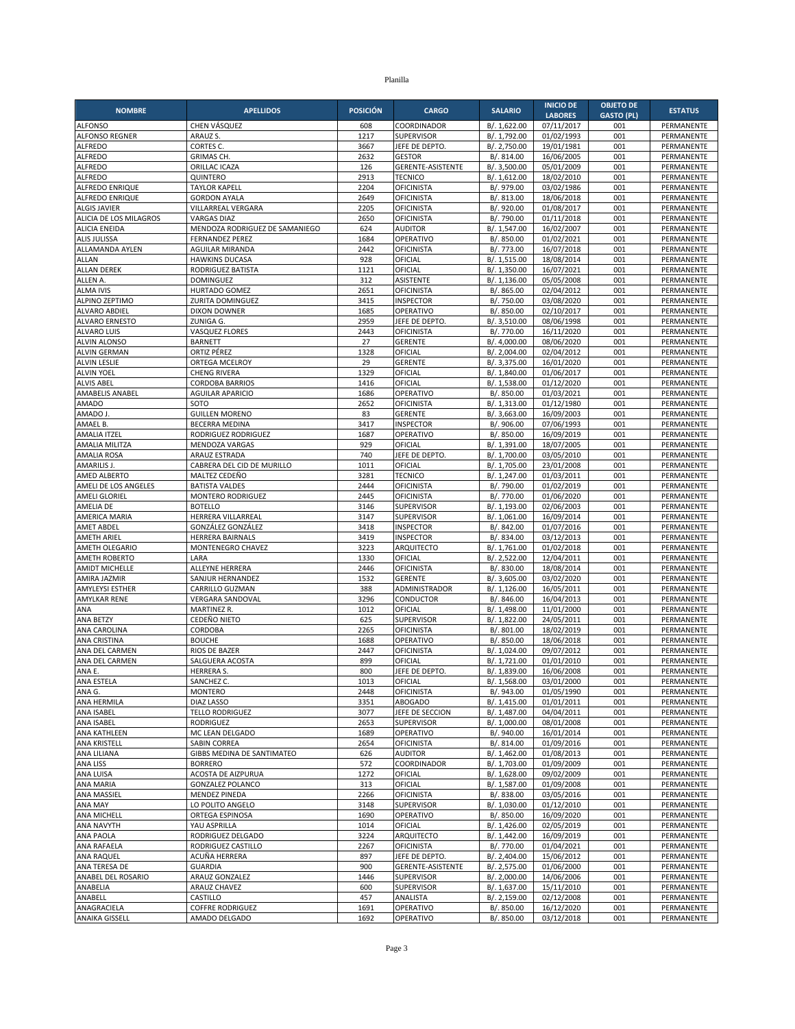| NOMBRE | APELLIDOS | POSICIÓN | CARGO | SALARIO | INICIO DE LABORES | OBJETO DE GASTO (PL) | ESTATUS |
|---|---|---|---|---|---|---|---|
| ALFONSO | CHEN VÁSQUEZ | 608 | COORDINADOR | B/. 1,622.00 | 07/11/2017 | 001 | PERMANENTE |
| ALFONSO REGNER | ARAUZ S. | 1217 | SUPERVISOR | B/. 1,792.00 | 01/02/1993 | 001 | PERMANENTE |
| ALFREDO | CORTES C. | 3667 | JEFE DE DEPTO. | B/. 2,750.00 | 19/01/1981 | 001 | PERMANENTE |
| ALFREDO | GRIMAS CH. | 2632 | GESTOR | B/. 814.00 | 16/06/2005 | 001 | PERMANENTE |
| ALFREDO | ORILLAC ICAZA | 126 | GERENTE-ASISTENTE | B/. 3,500.00 | 05/01/2009 | 001 | PERMANENTE |
| ALFREDO | QUINTERO | 2913 | TECNICO | B/. 1,612.00 | 18/02/2010 | 001 | PERMANENTE |
| ALFREDO ENRIQUE | TAYLOR KAPELL | 2204 | OFICINISTA | B/. 979.00 | 03/02/1986 | 001 | PERMANENTE |
| ALFREDO ENRIQUE | GORDON AYALA | 2649 | OFICINISTA | B/. 813.00 | 18/06/2018 | 001 | PERMANENTE |
| ALGIS JAVIER | VILLARREAL VERGARA | 2205 | OFICINISTA | B/. 920.00 | 01/08/2017 | 001 | PERMANENTE |
| ALICIA DE LOS MILAGROS | VARGAS DIAZ | 2650 | OFICINISTA | B/. 790.00 | 01/11/2018 | 001 | PERMANENTE |
| ALICIA ENEIDA | MENDOZA RODRIGUEZ DE SAMANIEGO | 624 | AUDITOR | B/. 1,547.00 | 16/02/2007 | 001 | PERMANENTE |
| ALIS JULISSA | FERNANDEZ PEREZ | 1684 | OPERATIVO | B/. 850.00 | 01/02/2021 | 001 | PERMANENTE |
| ALLAMANDA AYLEN | AGUILAR MIRANDA | 2442 | OFICINISTA | B/. 773.00 | 16/07/2018 | 001 | PERMANENTE |
| ALLAN | HAWKINS DUCASA | 928 | OFICIAL | B/. 1,515.00 | 18/08/2014 | 001 | PERMANENTE |
| ALLAN DEREK | RODRIGUEZ BATISTA | 1121 | OFICIAL | B/. 1,350.00 | 16/07/2021 | 001 | PERMANENTE |
| ALLEN A. | DOMINGUEZ | 312 | ASISTENTE | B/. 1,136.00 | 05/05/2008 | 001 | PERMANENTE |
| ALMA IVIS | HURTADO GOMEZ | 2651 | OFICINISTA | B/. 865.00 | 02/04/2012 | 001 | PERMANENTE |
| ALPINO ZEPTIMO | ZURITA DOMINGUEZ | 3415 | INSPECTOR | B/. 750.00 | 03/08/2020 | 001 | PERMANENTE |
| ALVARO ABDIEL | DIXON DOWNER | 1685 | OPERATIVO | B/. 850.00 | 02/10/2017 | 001 | PERMANENTE |
| ALVARO ERNESTO | ZUNIGA G. | 2959 | JEFE DE DEPTO. | B/. 3,510.00 | 08/06/1998 | 001 | PERMANENTE |
| ALVARO LUIS | VASQUEZ FLORES | 2443 | OFICINISTA | B/. 770.00 | 16/11/2020 | 001 | PERMANENTE |
| ALVIN ALONSO | BARNETT | 27 | GERENTE | B/. 4,000.00 | 08/06/2020 | 001 | PERMANENTE |
| ALVIN GERMAN | ORTIZ PÉREZ | 1328 | OFICIAL | B/. 2,004.00 | 02/04/2012 | 001 | PERMANENTE |
| ALVIN LESLIE | ORTEGA MCELROY | 29 | GERENTE | B/. 3,375.00 | 16/01/2020 | 001 | PERMANENTE |
| ALVIN YOEL | CHENG RIVERA | 1329 | OFICIAL | B/. 1,840.00 | 01/06/2017 | 001 | PERMANENTE |
| ALVIS ABEL | CORDOBA BARRIOS | 1416 | OFICIAL | B/. 1,538.00 | 01/12/2020 | 001 | PERMANENTE |
| AMABELIS ANABEL | AGUILAR APARICIO | 1686 | OPERATIVO | B/. 850.00 | 01/03/2021 | 001 | PERMANENTE |
| AMADO | SOTO | 2652 | OFICINISTA | B/. 1,313.00 | 01/12/1980 | 001 | PERMANENTE |
| AMADO J. | GUILLEN MORENO | 83 | GERENTE | B/. 3,663.00 | 16/09/2003 | 001 | PERMANENTE |
| AMAEL B. | BECERRA MEDINA | 3417 | INSPECTOR | B/. 906.00 | 07/06/1993 | 001 | PERMANENTE |
| AMALIA ITZEL | RODRIGUEZ RODRIGUEZ | 1687 | OPERATIVO | B/. 850.00 | 16/09/2019 | 001 | PERMANENTE |
| AMALIA MILITZA | MENDOZA VARGAS | 929 | OFICIAL | B/. 1,391.00 | 18/07/2005 | 001 | PERMANENTE |
| AMALIA ROSA | ARAUZ ESTRADA | 740 | JEFE DE DEPTO. | B/. 1,700.00 | 03/05/2010 | 001 | PERMANENTE |
| AMARILIS J. | CABRERA DEL CID DE MURILLO | 1011 | OFICIAL | B/. 1,705.00 | 23/01/2008 | 001 | PERMANENTE |
| AMED ALBERTO | MALTEZ CEDEÑO | 3281 | TECNICO | B/. 1,247.00 | 01/03/2011 | 001 | PERMANENTE |
| AMELI DE LOS ANGELES | BATISTA VALDES | 2444 | OFICINISTA | B/. 790.00 | 01/02/2019 | 001 | PERMANENTE |
| AMELI GLORIEL | MONTERO RODRIGUEZ | 2445 | OFICINISTA | B/. 770.00 | 01/06/2020 | 001 | PERMANENTE |
| AMELIA DE | BOTELLO | 3146 | SUPERVISOR | B/. 1,193.00 | 02/06/2003 | 001 | PERMANENTE |
| AMERICA MARIA | HERRERA VILLARREAL | 3147 | SUPERVISOR | B/. 1,061.00 | 16/09/2014 | 001 | PERMANENTE |
| AMET ABDEL | GONZÁLEZ GONZÁLEZ | 3418 | INSPECTOR | B/. 842.00 | 01/07/2016 | 001 | PERMANENTE |
| AMETH ARIEL | HERRERA BAIRNALS | 3419 | INSPECTOR | B/. 834.00 | 03/12/2013 | 001 | PERMANENTE |
| AMETH OLEGARIO | MONTENEGRO CHAVEZ | 3223 | ARQUITECTO | B/. 1,761.00 | 01/02/2018 | 001 | PERMANENTE |
| AMETH ROBERTO | LARA | 1330 | OFICIAL | B/. 2,522.00 | 12/04/2011 | 001 | PERMANENTE |
| AMIDT MICHELLE | ALLEYNE HERRERA | 2446 | OFICINISTA | B/. 830.00 | 18/08/2014 | 001 | PERMANENTE |
| AMIRA JAZMIR | SANJUR HERNANDEZ | 1532 | GERENTE | B/. 3,605.00 | 03/02/2020 | 001 | PERMANENTE |
| AMYLEYSI ESTHER | CARRILLO GUZMAN | 388 | ADMINISTRADOR | B/. 1,126.00 | 16/05/2011 | 001 | PERMANENTE |
| AMYLKAR RENE | VERGARA SANDOVAL | 3296 | CONDUCTOR | B/. 846.00 | 16/04/2013 | 001 | PERMANENTE |
| ANA | MARTINEZ R. | 1012 | OFICIAL | B/. 1,498.00 | 11/01/2000 | 001 | PERMANENTE |
| ANA BETZY | CEDEÑO NIETO | 625 | SUPERVISOR | B/. 1,822.00 | 24/05/2011 | 001 | PERMANENTE |
| ANA CAROLINA | CORDOBA | 2265 | OFICINISTA | B/. 801.00 | 18/02/2019 | 001 | PERMANENTE |
| ANA CRISTINA | BOUCHE | 1688 | OPERATIVO | B/. 850.00 | 18/06/2018 | 001 | PERMANENTE |
| ANA DEL CARMEN | RIOS DE BAZER | 2447 | OFICINISTA | B/. 1,024.00 | 09/07/2012 | 001 | PERMANENTE |
| ANA DEL CARMEN | SALGUERA ACOSTA | 899 | OFICIAL | B/. 1,721.00 | 01/01/2010 | 001 | PERMANENTE |
| ANA E. | HERRERA S. | 800 | JEFE DE DEPTO. | B/. 1,839.00 | 16/06/2008 | 001 | PERMANENTE |
| ANA ESTELA | SANCHEZ C. | 1013 | OFICIAL | B/. 1,568.00 | 03/01/2000 | 001 | PERMANENTE |
| ANA G. | MONTERO | 2448 | OFICINISTA | B/. 943.00 | 01/05/1990 | 001 | PERMANENTE |
| ANA HERMILA | DIAZ LASSO | 3351 | ABOGADO | B/. 1,415.00 | 01/01/2011 | 001 | PERMANENTE |
| ANA ISABEL | TELLO RODRIGUEZ | 3077 | JEFE DE SECCION | B/. 1,487.00 | 04/04/2011 | 001 | PERMANENTE |
| ANA ISABEL | RODRIGUEZ | 2653 | SUPERVISOR | B/. 1,000.00 | 08/01/2008 | 001 | PERMANENTE |
| ANA KATHLEEN | MC LEAN DELGADO | 1689 | OPERATIVO | B/. 940.00 | 16/01/2014 | 001 | PERMANENTE |
| ANA KRISTELL | SABIN CORREA | 2654 | OFICINISTA | B/. 814.00 | 01/09/2016 | 001 | PERMANENTE |
| ANA LILIANA | GIBBS MEDINA DE SANTIMATEO | 626 | AUDITOR | B/. 1,462.00 | 01/08/2013 | 001 | PERMANENTE |
| ANA LISS | BORRERO | 572 | COORDINADOR | B/. 1,703.00 | 01/09/2009 | 001 | PERMANENTE |
| ANA LUISA | ACOSTA DE AIZPURUA | 1272 | OFICIAL | B/. 1,628.00 | 09/02/2009 | 001 | PERMANENTE |
| ANA MARIA | GONZALEZ POLANCO | 313 | OFICIAL | B/. 1,587.00 | 01/09/2008 | 001 | PERMANENTE |
| ANA MASSIEL | MENDEZ PINEDA | 2266 | OFICINISTA | B/. 838.00 | 03/05/2016 | 001 | PERMANENTE |
| ANA MAY | LO POLITO ANGELO | 3148 | SUPERVISOR | B/. 1,030.00 | 01/12/2010 | 001 | PERMANENTE |
| ANA MICHELL | ORTEGA ESPINOSA | 1690 | OPERATIVO | B/. 850.00 | 16/09/2020 | 001 | PERMANENTE |
| ANA NAVYTH | YAU ASPRILLA | 1014 | OFICIAL | B/. 1,426.00 | 02/05/2019 | 001 | PERMANENTE |
| ANA PAOLA | RODRIGUEZ DELGADO | 3224 | ARQUITECTO | B/. 1,442.00 | 16/09/2019 | 001 | PERMANENTE |
| ANA RAFAELA | RODRIGUEZ CASTILLO | 2267 | OFICINISTA | B/. 770.00 | 01/04/2021 | 001 | PERMANENTE |
| ANA RAQUEL | ACUÑA HERRERA | 897 | JEFE DE DEPTO. | B/. 2,404.00 | 15/06/2012 | 001 | PERMANENTE |
| ANA TERESA DE | GUARDIA | 900 | GERENTE-ASISTENTE | B/. 2,575.00 | 01/06/2000 | 001 | PERMANENTE |
| ANABEL DEL ROSARIO | ARAUZ GONZALEZ | 1446 | SUPERVISOR | B/. 2,000.00 | 14/06/2006 | 001 | PERMANENTE |
| ANABELIA | ARAUZ CHAVEZ | 600 | SUPERVISOR | B/. 1,637.00 | 15/11/2010 | 001 | PERMANENTE |
| ANABELL | CASTILLO | 457 | ANALISTA | B/. 2,159.00 | 02/12/2008 | 001 | PERMANENTE |
| ANAGRACIELA | COFFRE RODRIGUEZ | 1691 | OPERATIVO | B/. 850.00 | 16/12/2020 | 001 | PERMANENTE |
| ANAIKA GISSELL | AMADO DELGADO | 1692 | OPERATIVO | B/. 850.00 | 03/12/2018 | 001 | PERMANENTE |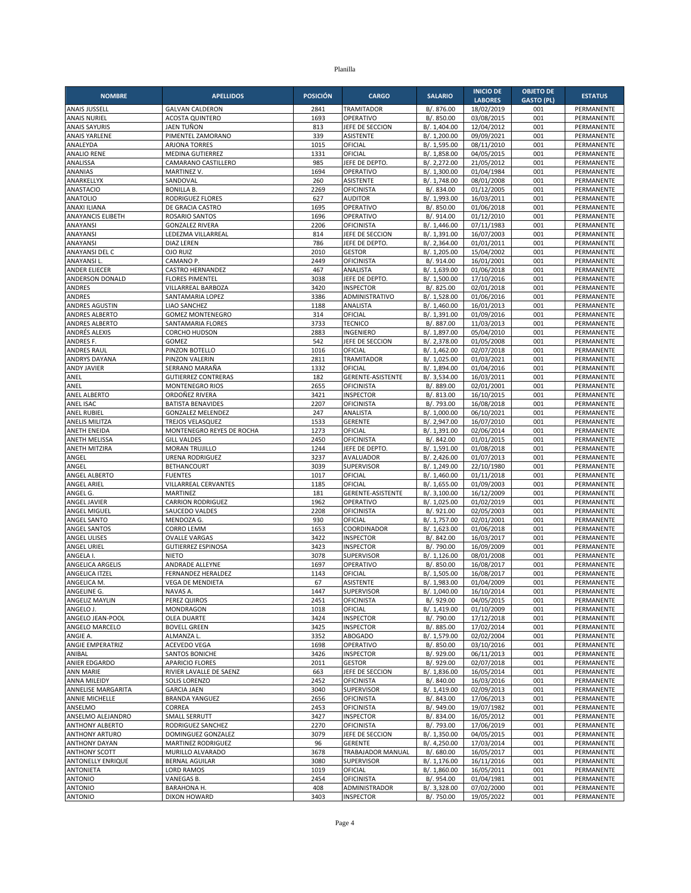| NOMBRE | APELLIDOS | POSICIÓN | CARGO | SALARIO | INICIO DE LABORES | OBJETO DE GASTO (PL) | ESTATUS |
|---|---|---|---|---|---|---|---|
| ANAIS JUSSELL | GALVAN CALDERON | 2841 | TRAMITADOR | B/. 876.00 | 18/02/2019 | 001 | PERMANENTE |
| ANAIS NURIEL | ACOSTA QUINTERO | 1693 | OPERATIVO | B/. 850.00 | 03/08/2015 | 001 | PERMANENTE |
| ANAIS SAYURIS | JAEN TUÑON | 813 | JEFE DE SECCION | B/. 1,404.00 | 12/04/2012 | 001 | PERMANENTE |
| ANAIS YARLENE | PIMENTEL ZAMORANO | 339 | ASISTENTE | B/. 1,200.00 | 09/09/2021 | 001 | PERMANENTE |
| ANALEYDA | ARJONA TORRES | 1015 | OFICIAL | B/. 1,595.00 | 08/11/2010 | 001 | PERMANENTE |
| ANALIO RENE | MEDINA GUTIERREZ | 1331 | OFICIAL | B/. 1,858.00 | 04/05/2015 | 001 | PERMANENTE |
| ANALISSA | CAMARANO CASTILLERO | 985 | JEFE DE DEPTO. | B/. 2,272.00 | 21/05/2012 | 001 | PERMANENTE |
| ANANIAS | MARTINEZ V. | 1694 | OPERATIVO | B/. 1,300.00 | 01/04/1984 | 001 | PERMANENTE |
| ANARKELLYX | SANDOVAL | 260 | ASISTENTE | B/. 1,748.00 | 08/01/2008 | 001 | PERMANENTE |
| ANASTACIO | BONILLA B. | 2269 | OFICINISTA | B/. 834.00 | 01/12/2005 | 001 | PERMANENTE |
| ANATOLIO | RODRIGUEZ FLORES | 627 | AUDITOR | B/. 1,993.00 | 16/03/2011 | 001 | PERMANENTE |
| ANAXI ILIANA | DE GRACIA CASTRO | 1695 | OPERATIVO | B/. 850.00 | 01/06/2018 | 001 | PERMANENTE |
| ANAYANCIS ELIBETH | ROSARIO SANTOS | 1696 | OPERATIVO | B/. 914.00 | 01/12/2010 | 001 | PERMANENTE |
| ANAYANSI | GONZALEZ RIVERA | 2206 | OFICINISTA | B/. 1,446.00 | 07/11/1983 | 001 | PERMANENTE |
| ANAYANSI | LEDEZMA VILLARREAL | 814 | JEFE DE SECCION | B/. 1,391.00 | 16/07/2003 | 001 | PERMANENTE |
| ANAYANSI | DIAZ LEREN | 786 | JEFE DE DEPTO. | B/. 2,364.00 | 01/01/2011 | 001 | PERMANENTE |
| ANAYANSI DEL C | OJO RUIZ | 2010 | GESTOR | B/. 1,205.00 | 15/04/2002 | 001 | PERMANENTE |
| ANAYANSI L. | CAMANO P. | 2449 | OFICINISTA | B/. 914.00 | 16/01/2001 | 001 | PERMANENTE |
| ANDER ELIECER | CASTRO HERNANDEZ | 467 | ANALISTA | B/. 1,639.00 | 01/06/2018 | 001 | PERMANENTE |
| ANDERSON DONALD | FLORES PIMENTEL | 3038 | JEFE DE DEPTO. | B/. 1,500.00 | 17/10/2016 | 001 | PERMANENTE |
| ANDRES | VILLARREAL BARBOZA | 3420 | INSPECTOR | B/. 825.00 | 02/01/2018 | 001 | PERMANENTE |
| ANDRES | SANTAMARIA LOPEZ | 3386 | ADMINISTRATIVO | B/. 1,528.00 | 01/06/2016 | 001 | PERMANENTE |
| ANDRES AGUSTIN | LIAO SANCHEZ | 1188 | ANALISTA | B/. 1,460.00 | 16/01/2013 | 001 | PERMANENTE |
| ANDRES ALBERTO | GOMEZ MONTENEGRO | 314 | OFICIAL | B/. 1,391.00 | 01/09/2016 | 001 | PERMANENTE |
| ANDRES ALBERTO | SANTAMARIA FLORES | 3733 | TECNICO | B/. 887.00 | 11/03/2013 | 001 | PERMANENTE |
| ANDRÉS ALEXIS | CORCHO HUDSON | 2883 | INGENIERO | B/. 1,897.00 | 05/04/2010 | 001 | PERMANENTE |
| ANDRES F. | GOMEZ | 542 | JEFE DE SECCION | B/. 2,378.00 | 01/05/2008 | 001 | PERMANENTE |
| ANDRES RAUL | PINZON BOTELLO | 1016 | OFICIAL | B/. 1,462.00 | 02/07/2018 | 001 | PERMANENTE |
| ANDRYS DAYANA | PINZON VALERIN | 2811 | TRAMITADOR | B/. 1,025.00 | 01/03/2021 | 001 | PERMANENTE |
| ANDY JAVIER | SERRANO MARAÑA | 1332 | OFICIAL | B/. 1,894.00 | 01/04/2016 | 001 | PERMANENTE |
| ANEL | GUTIERREZ CONTRERAS | 182 | GERENTE-ASISTENTE | B/. 3,534.00 | 16/03/2011 | 001 | PERMANENTE |
| ANEL | MONTENEGRO RIOS | 2655 | OFICINISTA | B/. 889.00 | 02/01/2001 | 001 | PERMANENTE |
| ANEL ALBERTO | ORDOÑEZ RIVERA | 3421 | INSPECTOR | B/. 813.00 | 16/10/2015 | 001 | PERMANENTE |
| ANEL ISAC | BATISTA BENAVIDES | 2207 | OFICINISTA | B/. 793.00 | 16/08/2018 | 001 | PERMANENTE |
| ANEL RUBIEL | GONZALEZ MELENDEZ | 247 | ANALISTA | B/. 1,000.00 | 06/10/2021 | 001 | PERMANENTE |
| ANELIS MILITZA | TREJOS VELASQUEZ | 1533 | GERENTE | B/. 2,947.00 | 16/07/2010 | 001 | PERMANENTE |
| ANETH ENEIDA | MONTENEGRO REYES DE ROCHA | 1273 | OFICIAL | B/. 1,391.00 | 02/06/2014 | 001 | PERMANENTE |
| ANETH MELISSA | GILL VALDES | 2450 | OFICINISTA | B/. 842.00 | 01/01/2015 | 001 | PERMANENTE |
| ANETH MITZIRA | MORAN TRUJILLO | 1244 | JEFE DE DEPTO. | B/. 1,591.00 | 01/08/2018 | 001 | PERMANENTE |
| ANGEL | URENA RODRIGUEZ | 3237 | AVALUADOR | B/. 2,426.00 | 01/07/2013 | 001 | PERMANENTE |
| ANGEL | BETHANCOURT | 3039 | SUPERVISOR | B/. 1,249.00 | 22/10/1980 | 001 | PERMANENTE |
| ANGEL ALBERTO | FUENTES | 1017 | OFICIAL | B/. 1,460.00 | 01/11/2018 | 001 | PERMANENTE |
| ANGEL ARIEL | VILLARREAL CERVANTES | 1185 | OFICIAL | B/. 1,655.00 | 01/09/2003 | 001 | PERMANENTE |
| ANGEL G. | MARTINEZ | 181 | GERENTE-ASISTENTE | B/. 3,100.00 | 16/12/2009 | 001 | PERMANENTE |
| ANGEL JAVIER | CARRION RODRIGUEZ | 1962 | OPERATIVO | B/. 1,025.00 | 01/02/2019 | 001 | PERMANENTE |
| ANGEL MIGUEL | SAUCEDO VALDES | 2208 | OFICINISTA | B/. 921.00 | 02/05/2003 | 001 | PERMANENTE |
| ANGEL SANTO | MENDOZA G. | 930 | OFICIAL | B/. 1,757.00 | 02/01/2001 | 001 | PERMANENTE |
| ANGEL SANTOS | CORRO LEMM | 1653 | COORDINADOR | B/. 1,623.00 | 01/06/2018 | 001 | PERMANENTE |
| ANGEL ULISES | OVALLE VARGAS | 3422 | INSPECTOR | B/. 842.00 | 16/03/2017 | 001 | PERMANENTE |
| ANGEL URIEL | GUTIERREZ ESPINOSA | 3423 | INSPECTOR | B/. 790.00 | 16/09/2009 | 001 | PERMANENTE |
| ANGELA I. | NIETO | 3078 | SUPERVISOR | B/. 1,126.00 | 08/01/2008 | 001 | PERMANENTE |
| ANGELICA ARGELIS | ANDRADE ALLEYNE | 1697 | OPERATIVO | B/. 850.00 | 16/08/2017 | 001 | PERMANENTE |
| ANGELICA ITZEL | FERNANDEZ HERALDEZ | 1143 | OFICIAL | B/. 1,505.00 | 16/08/2017 | 001 | PERMANENTE |
| ANGELICA M. | VEGA DE MENDIETA | 67 | ASISTENTE | B/. 1,983.00 | 01/04/2009 | 001 | PERMANENTE |
| ANGELINE G. | NAVAS A. | 1447 | SUPERVISOR | B/. 1,040.00 | 16/10/2014 | 001 | PERMANENTE |
| ANGELIZ MAYLIN | PEREZ QUIROS | 2451 | OFICINISTA | B/. 929.00 | 04/05/2015 | 001 | PERMANENTE |
| ANGELO J. | MONDRAGON | 1018 | OFICIAL | B/. 1,419.00 | 01/10/2009 | 001 | PERMANENTE |
| ANGELO JEAN-POOL | OLEA DUARTE | 3424 | INSPECTOR | B/. 790.00 | 17/12/2018 | 001 | PERMANENTE |
| ANGELO MARCELO | BOVELL GREEN | 3425 | INSPECTOR | B/. 885.00 | 17/02/2014 | 001 | PERMANENTE |
| ANGIE A. | ALMANZA L. | 3352 | ABOGADO | B/. 1,579.00 | 02/02/2004 | 001 | PERMANENTE |
| ANGIE EMPERATRIZ | ACEVEDO VEGA | 1698 | OPERATIVO | B/. 850.00 | 03/10/2016 | 001 | PERMANENTE |
| ANIBAL | SANTOS BONICHE | 3426 | INSPECTOR | B/. 929.00 | 06/11/2013 | 001 | PERMANENTE |
| ANIER EDGARDO | APARICIO FLORES | 2011 | GESTOR | B/. 929.00 | 02/07/2018 | 001 | PERMANENTE |
| ANN MARIE | RIVIER LAVALLE DE SAENZ | 663 | JEFE DE SECCION | B/. 1,836.00 | 16/05/2014 | 001 | PERMANENTE |
| ANNA MILEIDY | SOLIS LORENZO | 2452 | OFICINISTA | B/. 840.00 | 16/03/2016 | 001 | PERMANENTE |
| ANNELISE MARGARITA | GARCIA JAEN | 3040 | SUPERVISOR | B/. 1,419.00 | 02/09/2013 | 001 | PERMANENTE |
| ANNIE MICHELLE | BRANDA YANGUEZ | 2656 | OFICINISTA | B/. 843.00 | 17/06/2013 | 001 | PERMANENTE |
| ANSELMO | CORREA | 2453 | OFICINISTA | B/. 949.00 | 19/07/1982 | 001 | PERMANENTE |
| ANSELMO ALEJANDRO | SMALL SERRUTT | 3427 | INSPECTOR | B/. 834.00 | 16/05/2012 | 001 | PERMANENTE |
| ANTHONY ALBERTO | RODRIGUEZ SANCHEZ | 2270 | OFICINISTA | B/. 793.00 | 17/06/2019 | 001 | PERMANENTE |
| ANTHONY ARTURO | DOMINGUEZ GONZALEZ | 3079 | JEFE DE SECCION | B/. 1,350.00 | 04/05/2015 | 001 | PERMANENTE |
| ANTHONY DAYAN | MARTINEZ RODRIGUEZ | 96 | GERENTE | B/. 4,250.00 | 17/03/2014 | 001 | PERMANENTE |
| ANTHONY SCOTT | MURILLO ALVARADO | 3678 | TRABAJADOR MANUAL | B/. 680.00 | 16/05/2017 | 001 | PERMANENTE |
| ANTONELLY ENRIQUE | BERNAL AGUILAR | 3080 | SUPERVISOR | B/. 1,176.00 | 16/11/2016 | 001 | PERMANENTE |
| ANTONIETA | LORD RAMOS | 1019 | OFICIAL | B/. 1,860.00 | 16/05/2011 | 001 | PERMANENTE |
| ANTONIO | VANEGAS B. | 2454 | OFICINISTA | B/. 954.00 | 01/04/1981 | 001 | PERMANENTE |
| ANTONIO | BARAHONA H. | 408 | ADMINISTRADOR | B/. 3,328.00 | 07/02/2000 | 001 | PERMANENTE |
| ANTONIO | DIXON HOWARD | 3403 | INSPECTOR | B/. 750.00 | 19/05/2022 | 001 | PERMANENTE |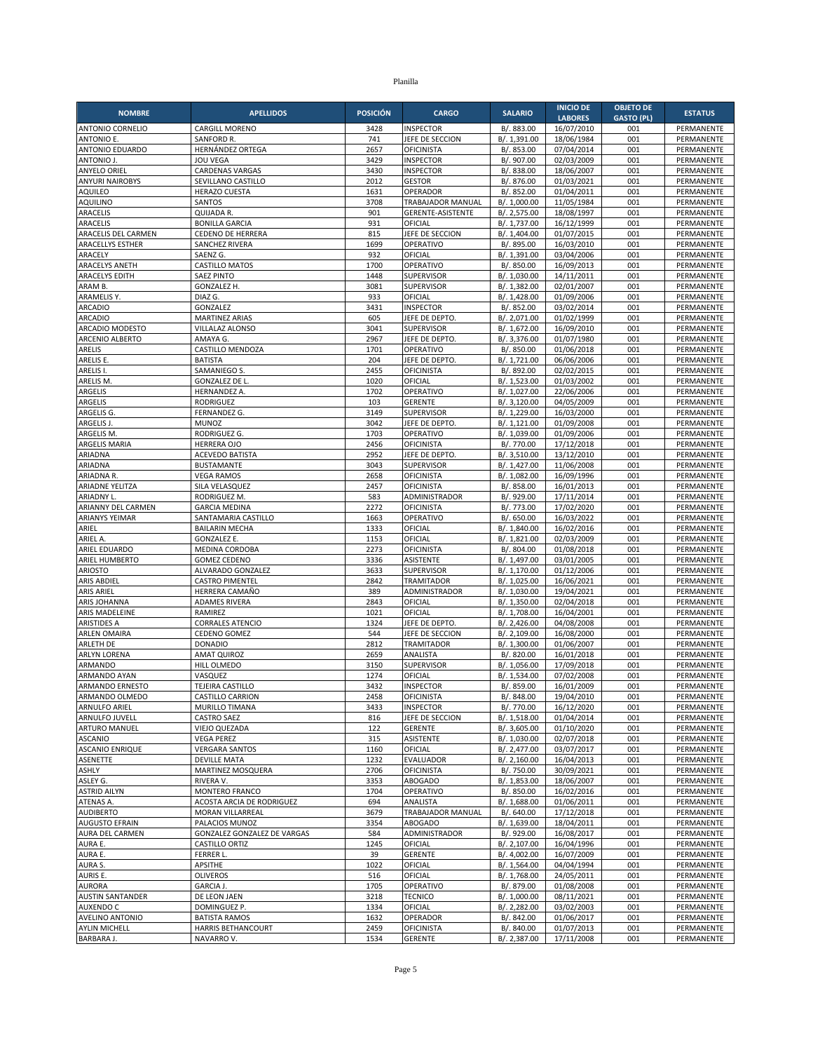| NOMBRE | APELLIDOS | POSICIÓN | CARGO | SALARIO | INICIO DE LABORES | OBJETO DE GASTO (PL) | ESTATUS |
|---|---|---|---|---|---|---|---|
| ANTONIO CORNELIO | CARGILL MORENO | 3428 | INSPECTOR | B/. 883.00 | 16/07/2010 | 001 | PERMANENTE |
| ANTONIO E. | SANFORD R. | 741 | JEFE DE SECCION | B/. 1,391.00 | 18/06/1984 | 001 | PERMANENTE |
| ANTONIO EDUARDO | HERNÁNDEZ ORTEGA | 2657 | OFICINISTA | B/. 853.00 | 07/04/2014 | 001 | PERMANENTE |
| ANTONIO J. | JOU VEGA | 3429 | INSPECTOR | B/. 907.00 | 02/03/2009 | 001 | PERMANENTE |
| ANYELO ORIEL | CARDENAS VARGAS | 3430 | INSPECTOR | B/. 838.00 | 18/06/2007 | 001 | PERMANENTE |
| ANYURI NAIROBYS | SEVILLANO CASTILLO | 2012 | GESTOR | B/. 876.00 | 01/03/2021 | 001 | PERMANENTE |
| AQUILEO | HERAZO CUESTA | 1631 | OPERADOR | B/. 852.00 | 01/04/2011 | 001 | PERMANENTE |
| AQUILINO | SANTOS | 3708 | TRABAJADOR MANUAL | B/. 1,000.00 | 11/05/1984 | 001 | PERMANENTE |
| ARACELIS | QUIJADA R. | 901 | GERENTE-ASISTENTE | B/. 2,575.00 | 18/08/1997 | 001 | PERMANENTE |
| ARACELIS | BONILLA GARCIA | 931 | OFICIAL | B/. 1,737.00 | 16/12/1999 | 001 | PERMANENTE |
| ARACELIS DEL CARMEN | CEDENO DE HERRERA | 815 | JEFE DE SECCION | B/. 1,404.00 | 01/07/2015 | 001 | PERMANENTE |
| ARACELLYS ESTHER | SANCHEZ RIVERA | 1699 | OPERATIVO | B/. 895.00 | 16/03/2010 | 001 | PERMANENTE |
| ARACELY | SAENZ G. | 932 | OFICIAL | B/. 1,391.00 | 03/04/2006 | 001 | PERMANENTE |
| ARACELYS ANETH | CASTILLO MATOS | 1700 | OPERATIVO | B/. 850.00 | 16/09/2013 | 001 | PERMANENTE |
| ARACELYS EDITH | SAEZ PINTO | 1448 | SUPERVISOR | B/. 1,030.00 | 14/11/2011 | 001 | PERMANENTE |
| ARAM B. | GONZALEZ H. | 3081 | SUPERVISOR | B/. 1,382.00 | 02/01/2007 | 001 | PERMANENTE |
| ARAMELIS Y. | DIAZ G. | 933 | OFICIAL | B/. 1,428.00 | 01/09/2006 | 001 | PERMANENTE |
| ARCADIO | GONZALEZ | 3431 | INSPECTOR | B/. 852.00 | 03/02/2014 | 001 | PERMANENTE |
| ARCADIO | MARTINEZ ARIAS | 605 | JEFE DE DEPTO. | B/. 2,071.00 | 01/02/1999 | 001 | PERMANENTE |
| ARCADIO MODESTO | VILLALAZ ALONSO | 3041 | SUPERVISOR | B/. 1,672.00 | 16/09/2010 | 001 | PERMANENTE |
| ARCENIO ALBERTO | AMAYA G. | 2967 | JEFE DE DEPTO. | B/. 3,376.00 | 01/07/1980 | 001 | PERMANENTE |
| ARELIS | CASTILLO MENDOZA | 1701 | OPERATIVO | B/. 850.00 | 01/06/2018 | 001 | PERMANENTE |
| ARELIS E. | BATISTA | 204 | JEFE DE DEPTO. | B/. 1,721.00 | 06/06/2006 | 001 | PERMANENTE |
| ARELIS I. | SAMANIEGO S. | 2455 | OFICINISTA | B/. 892.00 | 02/02/2015 | 001 | PERMANENTE |
| ARELIS M. | GONZALEZ DE L. | 1020 | OFICIAL | B/. 1,523.00 | 01/03/2002 | 001 | PERMANENTE |
| ARGELIS | HERNANDEZ A. | 1702 | OPERATIVO | B/. 1,027.00 | 22/06/2006 | 001 | PERMANENTE |
| ARGELIS | RODRIGUEZ | 103 | GERENTE | B/. 3,120.00 | 04/05/2009 | 001 | PERMANENTE |
| ARGELIS G. | FERNANDEZ G. | 3149 | SUPERVISOR | B/. 1,229.00 | 16/03/2000 | 001 | PERMANENTE |
| ARGELIS J. | MUNOZ | 3042 | JEFE DE DEPTO. | B/. 1,121.00 | 01/09/2008 | 001 | PERMANENTE |
| ARGELIS M. | RODRIGUEZ G. | 1703 | OPERATIVO | B/. 1,039.00 | 01/09/2006 | 001 | PERMANENTE |
| ARGELIS MARIA | HERRERA OJO | 2456 | OFICINISTA | B/. 770.00 | 17/12/2018 | 001 | PERMANENTE |
| ARIADNA | ACEVEDO BATISTA | 2952 | JEFE DE DEPTO. | B/. 3,510.00 | 13/12/2010 | 001 | PERMANENTE |
| ARIADNA | BUSTAMANTE | 3043 | SUPERVISOR | B/. 1,427.00 | 11/06/2008 | 001 | PERMANENTE |
| ARIADNA R. | VEGA RAMOS | 2658 | OFICINISTA | B/. 1,082.00 | 16/09/1996 | 001 | PERMANENTE |
| ARIADNE YELITZA | SILA VELASQUEZ | 2457 | OFICINISTA | B/. 858.00 | 16/01/2013 | 001 | PERMANENTE |
| ARIADNY L. | RODRIGUEZ M. | 583 | ADMINISTRADOR | B/. 929.00 | 17/11/2014 | 001 | PERMANENTE |
| ARIANNY DEL CARMEN | GARCIA MEDINA | 2272 | OFICINISTA | B/. 773.00 | 17/02/2020 | 001 | PERMANENTE |
| ARIANYS YEIMAR | SANTAMARIA CASTILLO | 1663 | OPERATIVO | B/. 650.00 | 16/03/2022 | 001 | PERMANENTE |
| ARIEL | BAILARIN MECHA | 1333 | OFICIAL | B/. 1,840.00 | 16/02/2016 | 001 | PERMANENTE |
| ARIEL A. | GONZALEZ E. | 1153 | OFICIAL | B/. 1,821.00 | 02/03/2009 | 001 | PERMANENTE |
| ARIEL EDUARDO | MEDINA CORDOBA | 2273 | OFICINISTA | B/. 804.00 | 01/08/2018 | 001 | PERMANENTE |
| ARIEL HUMBERTO | GOMEZ CEDENO | 3336 | ASISTENTE | B/. 1,497.00 | 03/01/2005 | 001 | PERMANENTE |
| ARIOSTO | ALVARADO GONZALEZ | 3633 | SUPERVISOR | B/. 1,170.00 | 01/12/2006 | 001 | PERMANENTE |
| ARIS ABDIEL | CASTRO PIMENTEL | 2842 | TRAMITADOR | B/. 1,025.00 | 16/06/2021 | 001 | PERMANENTE |
| ARIS ARIEL | HERRERA CAMAÑO | 389 | ADMINISTRADOR | B/. 1,030.00 | 19/04/2021 | 001 | PERMANENTE |
| ARIS JOHANNA | ADAMES RIVERA | 2843 | OFICIAL | B/. 1,350.00 | 02/04/2018 | 001 | PERMANENTE |
| ARIS MADELEINE | RAMIREZ | 1021 | OFICIAL | B/. 1,708.00 | 16/04/2001 | 001 | PERMANENTE |
| ARISTIDES A | CORRALES ATENCIO | 1324 | JEFE DE DEPTO. | B/. 2,426.00 | 04/08/2008 | 001 | PERMANENTE |
| ARLEN OMAIRA | CEDENO GOMEZ | 544 | JEFE DE SECCION | B/. 2,109.00 | 16/08/2000 | 001 | PERMANENTE |
| ARLETH DE | DONADIO | 2812 | TRAMITADOR | B/. 1,300.00 | 01/06/2007 | 001 | PERMANENTE |
| ARLYN LORENA | AMAT QUIROZ | 2659 | ANALISTA | B/. 820.00 | 16/01/2018 | 001 | PERMANENTE |
| ARMANDO | HILL OLMEDO | 3150 | SUPERVISOR | B/. 1,056.00 | 17/09/2018 | 001 | PERMANENTE |
| ARMANDO AYAN | VASQUEZ | 1274 | OFICIAL | B/. 1,534.00 | 07/02/2008 | 001 | PERMANENTE |
| ARMANDO ERNESTO | TEJEIRA CASTILLO | 3432 | INSPECTOR | B/. 859.00 | 16/01/2009 | 001 | PERMANENTE |
| ARMANDO OLMEDO | CASTILLO CARRION | 2458 | OFICINISTA | B/. 848.00 | 19/04/2010 | 001 | PERMANENTE |
| ARNULFO ARIEL | MURILLO TIMANA | 3433 | INSPECTOR | B/. 770.00 | 16/12/2020 | 001 | PERMANENTE |
| ARNULFO JUVELL | CASTRO SAEZ | 816 | JEFE DE SECCION | B/. 1,518.00 | 01/04/2014 | 001 | PERMANENTE |
| ARTURO MANUEL | VIEJO QUEZADA | 122 | GERENTE | B/. 3,605.00 | 01/10/2020 | 001 | PERMANENTE |
| ASCANIO | VEGA PEREZ | 315 | ASISTENTE | B/. 1,030.00 | 02/07/2018 | 001 | PERMANENTE |
| ASCANIO ENRIQUE | VERGARA SANTOS | 1160 | OFICIAL | B/. 2,477.00 | 03/07/2017 | 001 | PERMANENTE |
| ASENETTE | DEVILLE MATA | 1232 | EVALUADOR | B/. 2,160.00 | 16/04/2013 | 001 | PERMANENTE |
| ASHLY | MARTINEZ MOSQUERA | 2706 | OFICINISTA | B/. 750.00 | 30/09/2021 | 001 | PERMANENTE |
| ASLEY G. | RIVERA V. | 3353 | ABOGADO | B/. 1,853.00 | 18/06/2007 | 001 | PERMANENTE |
| ASTRID AILYN | MONTERO FRANCO | 1704 | OPERATIVO | B/. 850.00 | 16/02/2016 | 001 | PERMANENTE |
| ATENAS A. | ACOSTA ARCIA DE RODRIGUEZ | 694 | ANALISTA | B/. 1,688.00 | 01/06/2011 | 001 | PERMANENTE |
| AUDIBERTO | MORAN VILLARREAL | 3679 | TRABAJADOR MANUAL | B/. 640.00 | 17/12/2018 | 001 | PERMANENTE |
| AUGUSTO EFRAIN | PALACIOS MUNOZ | 3354 | ABOGADO | B/. 1,639.00 | 18/04/2011 | 001 | PERMANENTE |
| AURA DEL CARMEN | GONZALEZ GONZALEZ DE VARGAS | 584 | ADMINISTRADOR | B/. 929.00 | 16/08/2017 | 001 | PERMANENTE |
| AURA E. | CASTILLO ORTIZ | 1245 | OFICIAL | B/. 2,107.00 | 16/04/1996 | 001 | PERMANENTE |
| AURA E. | FERRER L. | 39 | GERENTE | B/. 4,002.00 | 16/07/2009 | 001 | PERMANENTE |
| AURA S. | APSITHE | 1022 | OFICIAL | B/. 1,564.00 | 04/04/1994 | 001 | PERMANENTE |
| AURIS E. | OLIVEROS | 516 | OFICIAL | B/. 1,768.00 | 24/05/2011 | 001 | PERMANENTE |
| AURORA | GARCIA J. | 1705 | OPERATIVO | B/. 879.00 | 01/08/2008 | 001 | PERMANENTE |
| AUSTIN SANTANDER | DE LEON JAEN | 3218 | TECNICO | B/. 1,000.00 | 08/11/2021 | 001 | PERMANENTE |
| AUXENDO C | DOMINGUEZ P. | 1334 | OFICIAL | B/. 2,282.00 | 03/02/2003 | 001 | PERMANENTE |
| AVELINO ANTONIO | BATISTA RAMOS | 1632 | OPERADOR | B/. 842.00 | 01/06/2017 | 001 | PERMANENTE |
| AYLIN MICHELL | HARRIS BETHANCOURT | 2459 | OFICINISTA | B/. 840.00 | 01/07/2013 | 001 | PERMANENTE |
| BARBARA J. | NAVARRO V. | 1534 | GERENTE | B/. 2,387.00 | 17/11/2008 | 001 | PERMANENTE |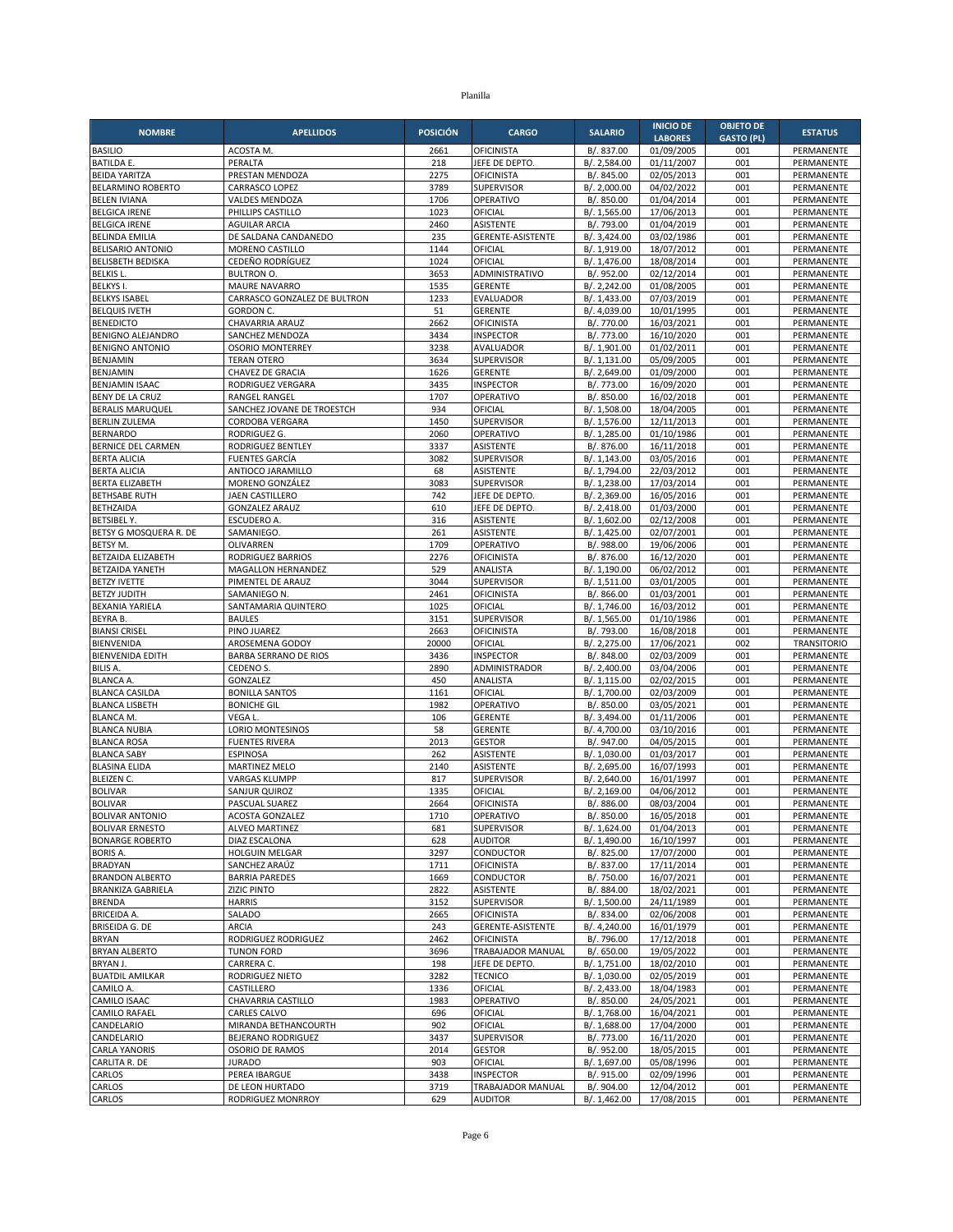| NOMBRE | APELLIDOS | POSICIÓN | CARGO | SALARIO | INICIO DE LABORES | OBJETO DE GASTO (PL) | ESTATUS |
|---|---|---|---|---|---|---|---|
| BASILIO | ACOSTA M. | 2661 | OFICINISTA | B/. 837.00 | 01/09/2005 | 001 | PERMANENTE |
| BATILDA E. | PERALTA | 218 | JEFE DE DEPTO. | B/. 2,584.00 | 01/11/2007 | 001 | PERMANENTE |
| BEIDA YARITZA | PRESTAN MENDOZA | 2275 | OFICINISTA | B/. 845.00 | 02/05/2013 | 001 | PERMANENTE |
| BELARMINO ROBERTO | CARRASCO LOPEZ | 3789 | SUPERVISOR | B/. 2,000.00 | 04/02/2022 | 001 | PERMANENTE |
| BELEN IVIANA | VALDES MENDOZA | 1706 | OPERATIVO | B/. 850.00 | 01/04/2014 | 001 | PERMANENTE |
| BELGICA IRENE | PHILLIPS CASTILLO | 1023 | OFICIAL | B/. 1,565.00 | 17/06/2013 | 001 | PERMANENTE |
| BELGICA IRENE | AGUILAR ARCIA | 2460 | ASISTENTE | B/. 793.00 | 01/04/2019 | 001 | PERMANENTE |
| BELINDA EMILIA | DE SALDANA CANDANEDO | 235 | GERENTE-ASISTENTE | B/. 3,424.00 | 03/02/1986 | 001 | PERMANENTE |
| BELISARIO ANTONIO | MORENO CASTILLO | 1144 | OFICIAL | B/. 1,919.00 | 18/07/2012 | 001 | PERMANENTE |
| BELISBETH BEDISKA | CEDEÑO RODRÍGUEZ | 1024 | OFICIAL | B/. 1,476.00 | 18/08/2014 | 001 | PERMANENTE |
| BELKIS L. | BULTRON O. | 3653 | ADMINISTRATIVO | B/. 952.00 | 02/12/2014 | 001 | PERMANENTE |
| BELKYS I. | MAURE NAVARRO | 1535 | GERENTE | B/. 2,242.00 | 01/08/2005 | 001 | PERMANENTE |
| BELKYS ISABEL | CARRASCO GONZALEZ DE BULTRON | 1233 | EVALUADOR | B/. 1,433.00 | 07/03/2019 | 001 | PERMANENTE |
| BELQUIS IVETH | GORDON C. | 51 | GERENTE | B/. 4,039.00 | 10/01/1995 | 001 | PERMANENTE |
| BENEDICTO | CHAVARRIA ARAUZ | 2662 | OFICINISTA | B/. 770.00 | 16/03/2021 | 001 | PERMANENTE |
| BENIGNO ALEJANDRO | SANCHEZ MENDOZA | 3434 | INSPECTOR | B/. 773.00 | 16/10/2020 | 001 | PERMANENTE |
| BENIGNO ANTONIO | OSORIO MONTERREY | 3238 | AVALUADOR | B/. 1,901.00 | 01/02/2011 | 001 | PERMANENTE |
| BENJAMIN | TERAN OTERO | 3634 | SUPERVISOR | B/. 1,131.00 | 05/09/2005 | 001 | PERMANENTE |
| BENJAMIN | CHAVEZ DE GRACIA | 1626 | GERENTE | B/. 2,649.00 | 01/09/2000 | 001 | PERMANENTE |
| BENJAMIN ISAAC | RODRIGUEZ VERGARA | 3435 | INSPECTOR | B/. 773.00 | 16/09/2020 | 001 | PERMANENTE |
| BENY DE LA CRUZ | RANGEL RANGEL | 1707 | OPERATIVO | B/. 850.00 | 16/02/2018 | 001 | PERMANENTE |
| BERALIS MARUQUEL | SANCHEZ JOVANE DE TROESTCH | 934 | OFICIAL | B/. 1,508.00 | 18/04/2005 | 001 | PERMANENTE |
| BERLIN ZULEMA | CORDOBA VERGARA | 1450 | SUPERVISOR | B/. 1,576.00 | 12/11/2013 | 001 | PERMANENTE |
| BERNARDO | RODRIGUEZ G. | 2060 | OPERATIVO | B/. 1,285.00 | 01/10/1986 | 001 | PERMANENTE |
| BERNICE DEL CARMEN | RODRIGUEZ BENTLEY | 3337 | ASISTENTE | B/. 876.00 | 16/11/2018 | 001 | PERMANENTE |
| BERTA ALICIA | FUENTES GARCÍA | 3082 | SUPERVISOR | B/. 1,143.00 | 03/05/2016 | 001 | PERMANENTE |
| BERTA ALICIA | ANTIOCO JARAMILLO | 68 | ASISTENTE | B/. 1,794.00 | 22/03/2012 | 001 | PERMANENTE |
| BERTA ELIZABETH | MORENO GONZÁLEZ | 3083 | SUPERVISOR | B/. 1,238.00 | 17/03/2014 | 001 | PERMANENTE |
| BETHSABE RUTH | JAEN CASTILLERO | 742 | JEFE DE DEPTO. | B/. 2,369.00 | 16/05/2016 | 001 | PERMANENTE |
| BETHZAIDA | GONZALEZ ARAUZ | 610 | JEFE DE DEPTO. | B/. 2,418.00 | 01/03/2000 | 001 | PERMANENTE |
| BETSIBEL Y. | ESCUDERO A. | 316 | ASISTENTE | B/. 1,602.00 | 02/12/2008 | 001 | PERMANENTE |
| BETSY G MOSQUERA R. DE | SAMANIEGO. | 261 | ASISTENTE | B/. 1,425.00 | 02/07/2001 | 001 | PERMANENTE |
| BETSY M. | OLIVARREN | 1709 | OPERATIVO | B/. 988.00 | 19/06/2006 | 001 | PERMANENTE |
| BETZAIDA ELIZABETH | RODRIGUEZ BARRIOS | 2276 | OFICINISTA | B/. 876.00 | 16/12/2020 | 001 | PERMANENTE |
| BETZAIDA YANETH | MAGALLON HERNANDEZ | 529 | ANALISTA | B/. 1,190.00 | 06/02/2012 | 001 | PERMANENTE |
| BETZY IVETTE | PIMENTEL DE ARAUZ | 3044 | SUPERVISOR | B/. 1,511.00 | 03/01/2005 | 001 | PERMANENTE |
| BETZY JUDITH | SAMANIEGO N. | 2461 | OFICINISTA | B/. 866.00 | 01/03/2001 | 001 | PERMANENTE |
| BEXANIA YARIELA | SANTAMARIA QUINTERO | 1025 | OFICIAL | B/. 1,746.00 | 16/03/2012 | 001 | PERMANENTE |
| BEYRA B. | BAULES | 3151 | SUPERVISOR | B/. 1,565.00 | 01/10/1986 | 001 | PERMANENTE |
| BIANSI CRISEL | PINO JUAREZ | 2663 | OFICINISTA | B/. 793.00 | 16/08/2018 | 001 | PERMANENTE |
| BIENVENIDA | AROSEMENA GODOY | 20000 | OFICIAL | B/. 2,275.00 | 17/06/2021 | 002 | TRANSITORIO |
| BIENVENIDA EDITH | BARBA SERRANO DE RIOS | 3436 | INSPECTOR | B/. 848.00 | 02/03/2009 | 001 | PERMANENTE |
| BILIS A. | CEDENO S. | 2890 | ADMINISTRADOR | B/. 2,400.00 | 03/04/2006 | 001 | PERMANENTE |
| BLANCA A. | GONZALEZ | 450 | ANALISTA | B/. 1,115.00 | 02/02/2015 | 001 | PERMANENTE |
| BLANCA CASILDA | BONILLA SANTOS | 1161 | OFICIAL | B/. 1,700.00 | 02/03/2009 | 001 | PERMANENTE |
| BLANCA LISBETH | BONICHE GIL | 1982 | OPERATIVO | B/. 850.00 | 03/05/2021 | 001 | PERMANENTE |
| BLANCA M. | VEGA L. | 106 | GERENTE | B/. 3,494.00 | 01/11/2006 | 001 | PERMANENTE |
| BLANCA NUBIA | LORIO MONTESINOS | 58 | GERENTE | B/. 4,700.00 | 03/10/2016 | 001 | PERMANENTE |
| BLANCA ROSA | FUENTES RIVERA | 2013 | GESTOR | B/. 947.00 | 04/05/2015 | 001 | PERMANENTE |
| BLANCA SABY | ESPINOSA | 262 | ASISTENTE | B/. 1,030.00 | 01/03/2017 | 001 | PERMANENTE |
| BLASINA ELIDA | MARTINEZ MELO | 2140 | ASISTENTE | B/. 2,695.00 | 16/07/1993 | 001 | PERMANENTE |
| BLEIZEN C. | VARGAS KLUMPP | 817 | SUPERVISOR | B/. 2,640.00 | 16/01/1997 | 001 | PERMANENTE |
| BOLIVAR | SANJUR QUIROZ | 1335 | OFICIAL | B/. 2,169.00 | 04/06/2012 | 001 | PERMANENTE |
| BOLIVAR | PASCUAL SUAREZ | 2664 | OFICINISTA | B/. 886.00 | 08/03/2004 | 001 | PERMANENTE |
| BOLIVAR ANTONIO | ACOSTA GONZALEZ | 1710 | OPERATIVO | B/. 850.00 | 16/05/2018 | 001 | PERMANENTE |
| BOLIVAR ERNESTO | ALVEO MARTINEZ | 681 | SUPERVISOR | B/. 1,624.00 | 01/04/2013 | 001 | PERMANENTE |
| BONARGE ROBERTO | DIAZ ESCALONA | 628 | AUDITOR | B/. 1,490.00 | 16/10/1997 | 001 | PERMANENTE |
| BORIS A. | HOLGUIN MELGAR | 3297 | CONDUCTOR | B/. 825.00 | 17/07/2000 | 001 | PERMANENTE |
| BRADYAN | SANCHEZ ARAÚZ | 1711 | OFICINISTA | B/. 837.00 | 17/11/2014 | 001 | PERMANENTE |
| BRANDON ALBERTO | BARRIA PAREDES | 1669 | CONDUCTOR | B/. 750.00 | 16/07/2021 | 001 | PERMANENTE |
| BRANKIZA GABRIELA | ZIZIC PINTO | 2822 | ASISTENTE | B/. 884.00 | 18/02/2021 | 001 | PERMANENTE |
| BRENDA | HARRIS | 3152 | SUPERVISOR | B/. 1,500.00 | 24/11/1989 | 001 | PERMANENTE |
| BRICEIDA A. | SALADO | 2665 | OFICINISTA | B/. 834.00 | 02/06/2008 | 001 | PERMANENTE |
| BRISEIDA G. DE | ARCIA | 243 | GERENTE-ASISTENTE | B/. 4,240.00 | 16/01/1979 | 001 | PERMANENTE |
| BRYAN | RODRIGUEZ RODRIGUEZ | 2462 | OFICINISTA | B/. 796.00 | 17/12/2018 | 001 | PERMANENTE |
| BRYAN ALBERTO | TUNON FORD | 3696 | TRABAJADOR MANUAL | B/. 650.00 | 19/05/2022 | 001 | PERMANENTE |
| BRYAN J. | CARRERA C. | 198 | JEFE DE DEPTO. | B/. 1,751.00 | 18/02/2010 | 001 | PERMANENTE |
| BUATDIL AMILKAR | RODRIGUEZ NIETO | 3282 | TECNICO | B/. 1,030.00 | 02/05/2019 | 001 | PERMANENTE |
| CAMILO A. | CASTILLERO | 1336 | OFICIAL | B/. 2,433.00 | 18/04/1983 | 001 | PERMANENTE |
| CAMILO ISAAC | CHAVARRIA CASTILLO | 1983 | OPERATIVO | B/. 850.00 | 24/05/2021 | 001 | PERMANENTE |
| CAMILO RAFAEL | CARLES CALVO | 696 | OFICIAL | B/. 1,768.00 | 16/04/2021 | 001 | PERMANENTE |
| CANDELARIO | MIRANDA BETHANCOURTH | 902 | OFICIAL | B/. 1,688.00 | 17/04/2000 | 001 | PERMANENTE |
| CANDELARIO | BEJERANO RODRIGUEZ | 3437 | SUPERVISOR | B/. 773.00 | 16/11/2020 | 001 | PERMANENTE |
| CARLA YANORIS | OSORIO DE RAMOS | 2014 | GESTOR | B/. 952.00 | 18/05/2015 | 001 | PERMANENTE |
| CARLITA R. DE | JURADO | 903 | OFICIAL | B/. 1,697.00 | 05/08/1996 | 001 | PERMANENTE |
| CARLOS | PEREA IBARGUE | 3438 | INSPECTOR | B/. 915.00 | 02/09/1996 | 001 | PERMANENTE |
| CARLOS | DE LEON HURTADO | 3719 | TRABAJADOR MANUAL | B/. 904.00 | 12/04/2012 | 001 | PERMANENTE |
| CARLOS | RODRIGUEZ MONRROY | 629 | AUDITOR | B/. 1,462.00 | 17/08/2015 | 001 | PERMANENTE |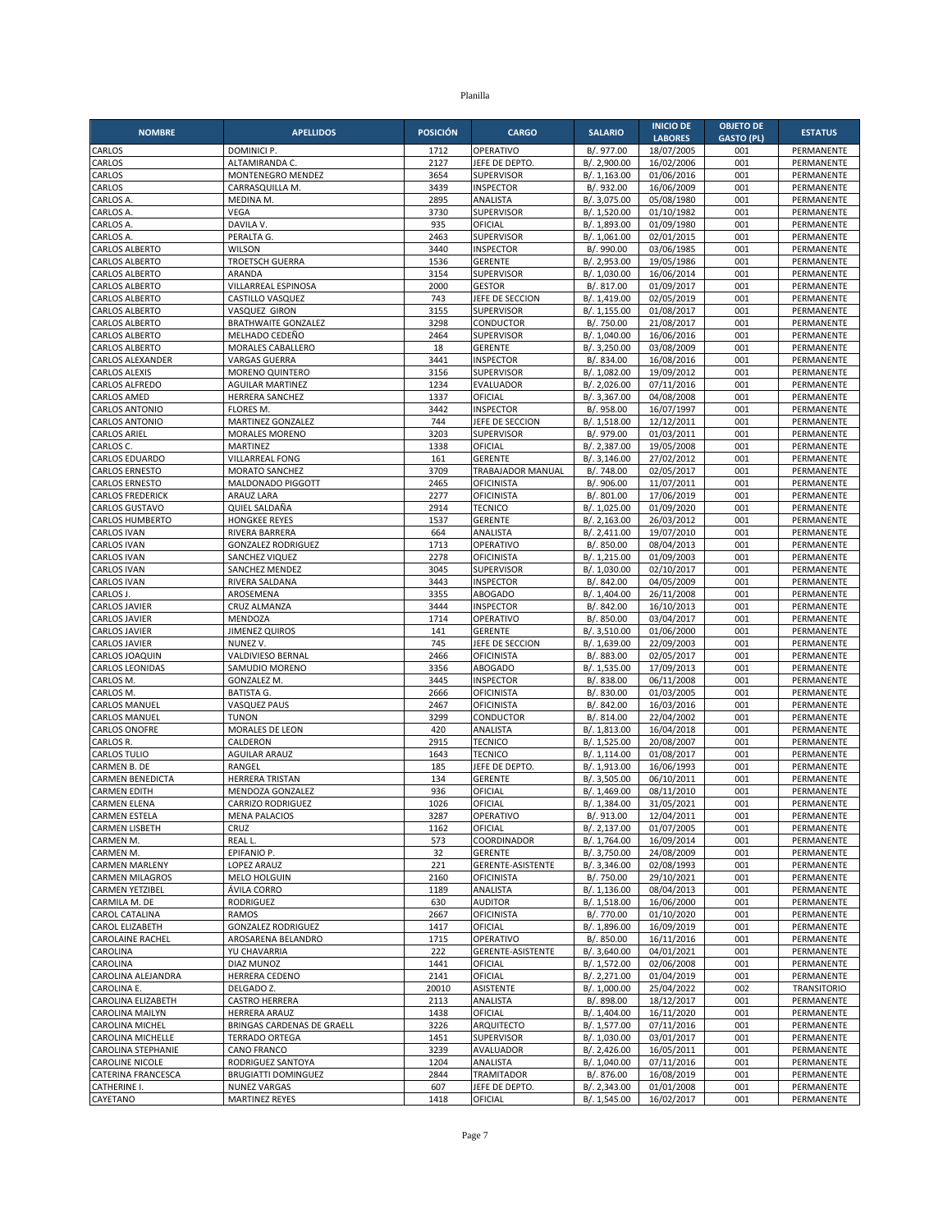Planilla

| NOMBRE | APELLIDOS | POSICIÓN | CARGO | SALARIO | INICIO DE LABORES | OBJETO DE GASTO (PL) | ESTATUS |
|---|---|---|---|---|---|---|---|
| CARLOS | DOMINICI P. | 1712 | OPERATIVO | B/. 977.00 | 18/07/2005 | 001 | PERMANENTE |
| CARLOS | ALTAMIRANDA C. | 2127 | JEFE DE DEPTO. | B/. 2,900.00 | 16/02/2006 | 001 | PERMANENTE |
| CARLOS | MONTENEGRO MENDEZ | 3654 | SUPERVISOR | B/. 1,163.00 | 01/06/2016 | 001 | PERMANENTE |
| CARLOS | CARRASQUILLA M. | 3439 | INSPECTOR | B/. 932.00 | 16/06/2009 | 001 | PERMANENTE |
| CARLOS A. | MEDINA M. | 2895 | ANALISTA | B/. 3,075.00 | 05/08/1980 | 001 | PERMANENTE |
| CARLOS A. | VEGA | 3730 | SUPERVISOR | B/. 1,520.00 | 01/10/1982 | 001 | PERMANENTE |
| CARLOS A. | DAVILA V. | 935 | OFICIAL | B/. 1,893.00 | 01/09/1980 | 001 | PERMANENTE |
| CARLOS A. | PERALTA G. | 2463 | SUPERVISOR | B/. 1,061.00 | 02/01/2015 | 001 | PERMANENTE |
| CARLOS ALBERTO | WILSON | 3440 | INSPECTOR | B/. 990.00 | 03/06/1985 | 001 | PERMANENTE |
| CARLOS ALBERTO | TROETSCH GUERRA | 1536 | GERENTE | B/. 2,953.00 | 19/05/1986 | 001 | PERMANENTE |
| CARLOS ALBERTO | ARANDA | 3154 | SUPERVISOR | B/. 1,030.00 | 16/06/2014 | 001 | PERMANENTE |
| CARLOS ALBERTO | VILLARREAL ESPINOSA | 2000 | GESTOR | B/. 817.00 | 01/09/2017 | 001 | PERMANENTE |
| CARLOS ALBERTO | CASTILLO VASQUEZ | 743 | JEFE DE SECCION | B/. 1,419.00 | 02/05/2019 | 001 | PERMANENTE |
| CARLOS ALBERTO | VASQUEZ GIRON | 3155 | SUPERVISOR | B/. 1,155.00 | 01/08/2017 | 001 | PERMANENTE |
| CARLOS ALBERTO | BRATHWAITE GONZALEZ | 3298 | CONDUCTOR | B/. 750.00 | 21/08/2017 | 001 | PERMANENTE |
| CARLOS ALBERTO | MELHADO CEDEÑO | 2464 | SUPERVISOR | B/. 1,040.00 | 16/06/2016 | 001 | PERMANENTE |
| CARLOS ALBERTO | MORALES CABALLERO | 18 | GERENTE | B/. 3,250.00 | 03/08/2009 | 001 | PERMANENTE |
| CARLOS ALEXANDER | VARGAS GUERRA | 3441 | INSPECTOR | B/. 834.00 | 16/08/2016 | 001 | PERMANENTE |
| CARLOS ALEXIS | MORENO QUINTERO | 3156 | SUPERVISOR | B/. 1,082.00 | 19/09/2012 | 001 | PERMANENTE |
| CARLOS ALFREDO | AGUILAR MARTINEZ | 1234 | EVALUADOR | B/. 2,026.00 | 07/11/2016 | 001 | PERMANENTE |
| CARLOS AMED | HERRERA SANCHEZ | 1337 | OFICIAL | B/. 3,367.00 | 04/08/2008 | 001 | PERMANENTE |
| CARLOS ANTONIO | FLORES M. | 3442 | INSPECTOR | B/. 958.00 | 16/07/1997 | 001 | PERMANENTE |
| CARLOS ANTONIO | MARTINEZ GONZALEZ | 744 | JEFE DE SECCION | B/. 1,518.00 | 12/12/2011 | 001 | PERMANENTE |
| CARLOS ARIEL | MORALES MORENO | 3203 | SUPERVISOR | B/. 979.00 | 01/03/2011 | 001 | PERMANENTE |
| CARLOS C. | MARTINEZ | 1338 | OFICIAL | B/. 2,387.00 | 19/05/2008 | 001 | PERMANENTE |
| CARLOS EDUARDO | VILLARREAL FONG | 161 | GERENTE | B/. 3,146.00 | 27/02/2012 | 001 | PERMANENTE |
| CARLOS ERNESTO | MORATO SANCHEZ | 3709 | TRABAJADOR MANUAL | B/. 748.00 | 02/05/2017 | 001 | PERMANENTE |
| CARLOS ERNESTO | MALDONADO PIGGOTT | 2465 | OFICINISTA | B/. 906.00 | 11/07/2011 | 001 | PERMANENTE |
| CARLOS FREDERICK | ARAUZ LARA | 2277 | OFICINISTA | B/. 801.00 | 17/06/2019 | 001 | PERMANENTE |
| CARLOS GUSTAVO | QUIEL SALDAÑA | 2914 | TECNICO | B/. 1,025.00 | 01/09/2020 | 001 | PERMANENTE |
| CARLOS HUMBERTO | HONGKEE REYES | 1537 | GERENTE | B/. 2,163.00 | 26/03/2012 | 001 | PERMANENTE |
| CARLOS IVAN | RIVERA BARRERA | 664 | ANALISTA | B/. 2,411.00 | 19/07/2010 | 001 | PERMANENTE |
| CARLOS IVAN | GONZALEZ RODRIGUEZ | 1713 | OPERATIVO | B/. 850.00 | 08/04/2013 | 001 | PERMANENTE |
| CARLOS IVAN | SANCHEZ VIQUEZ | 2278 | OFICINISTA | B/. 1,215.00 | 01/09/2003 | 001 | PERMANENTE |
| CARLOS IVAN | SANCHEZ MENDEZ | 3045 | SUPERVISOR | B/. 1,030.00 | 02/10/2017 | 001 | PERMANENTE |
| CARLOS IVAN | RIVERA SALDANA | 3443 | INSPECTOR | B/. 842.00 | 04/05/2009 | 001 | PERMANENTE |
| CARLOS J. | AROSEMENA | 3355 | ABOGADO | B/. 1,404.00 | 26/11/2008 | 001 | PERMANENTE |
| CARLOS JAVIER | CRUZ ALMANZA | 3444 | INSPECTOR | B/. 842.00 | 16/10/2013 | 001 | PERMANENTE |
| CARLOS JAVIER | MENDOZA | 1714 | OPERATIVO | B/. 850.00 | 03/04/2017 | 001 | PERMANENTE |
| CARLOS JAVIER | JIMENEZ QUIROS | 141 | GERENTE | B/. 3,510.00 | 01/06/2000 | 001 | PERMANENTE |
| CARLOS JAVIER | NUNEZ V. | 745 | JEFE DE SECCION | B/. 1,639.00 | 22/09/2003 | 001 | PERMANENTE |
| CARLOS JOAQUIN | VALDIVIESO BERNAL | 2466 | OFICINISTA | B/. 883.00 | 02/05/2017 | 001 | PERMANENTE |
| CARLOS LEONIDAS | SAMUDIO MORENO | 3356 | ABOGADO | B/. 1,535.00 | 17/09/2013 | 001 | PERMANENTE |
| CARLOS M. | GONZALEZ M. | 3445 | INSPECTOR | B/. 838.00 | 06/11/2008 | 001 | PERMANENTE |
| CARLOS M. | BATISTA G. | 2666 | OFICINISTA | B/. 830.00 | 01/03/2005 | 001 | PERMANENTE |
| CARLOS MANUEL | VASQUEZ PAUS | 2467 | OFICINISTA | B/. 842.00 | 16/03/2016 | 001 | PERMANENTE |
| CARLOS MANUEL | TUNON | 3299 | CONDUCTOR | B/. 814.00 | 22/04/2002 | 001 | PERMANENTE |
| CARLOS ONOFRE | MORALES DE LEON | 420 | ANALISTA | B/. 1,813.00 | 16/04/2018 | 001 | PERMANENTE |
| CARLOS R. | CALDERON | 2915 | TECNICO | B/. 1,525.00 | 20/08/2007 | 001 | PERMANENTE |
| CARLOS TULIO | AGUILAR ARAUZ | 1643 | TECNICO | B/. 1,114.00 | 01/08/2017 | 001 | PERMANENTE |
| CARMEN B. DE | RANGEL | 185 | JEFE DE DEPTO. | B/. 1,913.00 | 16/06/1993 | 001 | PERMANENTE |
| CARMEN BENEDICTA | HERRERA TRISTAN | 134 | GERENTE | B/. 3,505.00 | 06/10/2011 | 001 | PERMANENTE |
| CARMEN EDITH | MENDOZA GONZALEZ | 936 | OFICIAL | B/. 1,469.00 | 08/11/2010 | 001 | PERMANENTE |
| CARMEN ELENA | CARRIZO RODRIGUEZ | 1026 | OFICIAL | B/. 1,384.00 | 31/05/2021 | 001 | PERMANENTE |
| CARMEN ESTELA | MENA PALACIOS | 3287 | OPERATIVO | B/. 913.00 | 12/04/2011 | 001 | PERMANENTE |
| CARMEN LISBETH | CRUZ | 1162 | OFICIAL | B/. 2,137.00 | 01/07/2005 | 001 | PERMANENTE |
| CARMEN M. | REAL L. | 573 | COORDINADOR | B/. 1,764.00 | 16/09/2014 | 001 | PERMANENTE |
| CARMEN M. | EPIFANIO P. | 32 | GERENTE | B/. 3,750.00 | 24/08/2009 | 001 | PERMANENTE |
| CARMEN MARLENY | LOPEZ ARAUZ | 221 | GERENTE-ASISTENTE | B/. 3,346.00 | 02/08/1993 | 001 | PERMANENTE |
| CARMEN MILAGROS | MELO HOLGUIN | 2160 | OFICINISTA | B/. 750.00 | 29/10/2021 | 001 | PERMANENTE |
| CARMEN YETZIBEL | ÁVILA CORRO | 1189 | ANALISTA | B/. 1,136.00 | 08/04/2013 | 001 | PERMANENTE |
| CARMILA M. DE | RODRIGUEZ | 630 | AUDITOR | B/. 1,518.00 | 16/06/2000 | 001 | PERMANENTE |
| CAROL CATALINA | RAMOS | 2667 | OFICINISTA | B/. 770.00 | 01/10/2020 | 001 | PERMANENTE |
| CAROL ELIZABETH | GONZALEZ RODRIGUEZ | 1417 | OFICIAL | B/. 1,896.00 | 16/09/2019 | 001 | PERMANENTE |
| CAROLAINE RACHEL | AROSARENA BELANDRO | 1715 | OPERATIVO | B/. 850.00 | 16/11/2016 | 001 | PERMANENTE |
| CAROLINA | YU CHAVARRIA | 222 | GERENTE-ASISTENTE | B/. 3,640.00 | 04/01/2021 | 001 | PERMANENTE |
| CAROLINA | DIAZ MUNOZ | 1441 | OFICIAL | B/. 1,572.00 | 02/06/2008 | 001 | PERMANENTE |
| CAROLINA ALEJANDRA | HERRERA CEDENO | 2141 | OFICIAL | B/. 2,271.00 | 01/04/2019 | 001 | PERMANENTE |
| CAROLINA E. | DELGADO Z. | 20010 | ASISTENTE | B/. 1,000.00 | 25/04/2022 | 002 | TRANSITORIO |
| CAROLINA ELIZABETH | CASTRO HERRERA | 2113 | ANALISTA | B/. 898.00 | 18/12/2017 | 001 | PERMANENTE |
| CAROLINA MAILYN | HERRERA ARAUZ | 1438 | OFICIAL | B/. 1,404.00 | 16/11/2020 | 001 | PERMANENTE |
| CAROLINA MICHEL | BRINGAS CARDENAS DE GRAELL | 3226 | ARQUITECTO | B/. 1,577.00 | 07/11/2016 | 001 | PERMANENTE |
| CAROLINA MICHELLE | TERRADO ORTEGA | 1451 | SUPERVISOR | B/. 1,030.00 | 03/01/2017 | 001 | PERMANENTE |
| CAROLINA STEPHANIE | CANO FRANCO | 3239 | AVALUADOR | B/. 2,426.00 | 16/05/2011 | 001 | PERMANENTE |
| CAROLINE NICOLE | RODRIGUEZ SANTOYA | 1204 | ANALISTA | B/. 1,040.00 | 07/11/2016 | 001 | PERMANENTE |
| CATERINA FRANCESCA | BRUGIATTI DOMINGUEZ | 2844 | TRAMITADOR | B/. 876.00 | 16/08/2019 | 001 | PERMANENTE |
| CATHERINE I. | NUNEZ VARGAS | 607 | JEFE DE DEPTO. | B/. 2,343.00 | 01/01/2008 | 001 | PERMANENTE |
| CAYETANO | MARTINEZ REYES | 1418 | OFICIAL | B/. 1,545.00 | 16/02/2017 | 001 | PERMANENTE |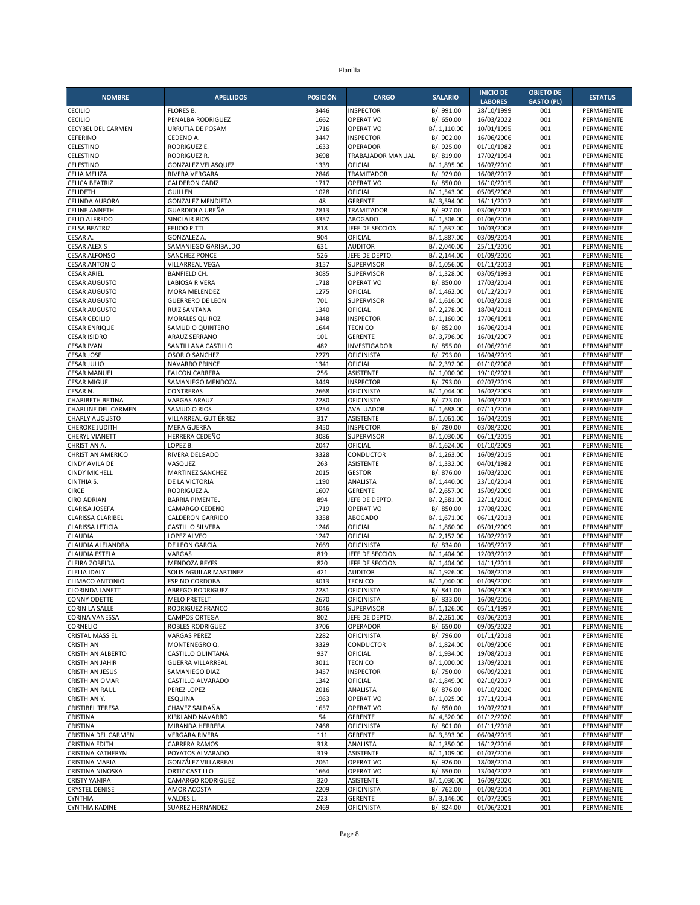| NOMBRE | APELLIDOS | POSICIÓN | CARGO | SALARIO | INICIO DE LABORES | OBJETO DE GASTO (PL) | ESTATUS |
|---|---|---|---|---|---|---|---|
| CECILIO | FLORES B. | 3446 | INSPECTOR | B/. 991.00 | 28/10/1999 | 001 | PERMANENTE |
| CECILIO | PENALBA RODRIGUEZ | 1662 | OPERATIVO | B/. 650.00 | 16/03/2022 | 001 | PERMANENTE |
| CECYBEL DEL CARMEN | URRUTIA DE POSAM | 1716 | OPERATIVO | B/. 1,110.00 | 10/01/1995 | 001 | PERMANENTE |
| CEFERINO | CEDENO A. | 3447 | INSPECTOR | B/. 902.00 | 16/06/2006 | 001 | PERMANENTE |
| CELESTINO | RODRIGUEZ E. | 1633 | OPERADOR | B/. 925.00 | 01/10/1982 | 001 | PERMANENTE |
| CELESTINO | RODRIGUEZ R. | 3698 | TRABAJADOR MANUAL | B/. 819.00 | 17/02/1994 | 001 | PERMANENTE |
| CELESTINO | GONZALEZ VELASQUEZ | 1339 | OFICIAL | B/. 1,895.00 | 16/07/2010 | 001 | PERMANENTE |
| CELIA MELIZA | RIVERA VERGARA | 2846 | TRAMITADOR | B/. 929.00 | 16/08/2017 | 001 | PERMANENTE |
| CELICA BEATRIZ | CALDERON CADIZ | 1717 | OPERATIVO | B/. 850.00 | 16/10/2015 | 001 | PERMANENTE |
| CELIDETH | GUILLEN | 1028 | OFICIAL | B/. 1,543.00 | 05/05/2008 | 001 | PERMANENTE |
| CELINDA AURORA | GONZALEZ MENDIETA | 48 | GERENTE | B/. 3,594.00 | 16/11/2017 | 001 | PERMANENTE |
| CELINE ANNETH | GUARDIOLA UREÑA | 2813 | TRAMITADOR | B/. 927.00 | 03/06/2021 | 001 | PERMANENTE |
| CELIO ALFREDO | SINCLAIR RIOS | 3357 | ABOGADO | B/. 1,506.00 | 01/06/2016 | 001 | PERMANENTE |
| CELSA BEATRIZ | FEIJOO PITTI | 818 | JEFE DE SECCION | B/. 1,637.00 | 10/03/2008 | 001 | PERMANENTE |
| CESAR A. | GONZALEZ A. | 904 | OFICIAL | B/. 1,887.00 | 03/09/2014 | 001 | PERMANENTE |
| CESAR ALEXIS | SAMANIEGO GARIBALDO | 631 | AUDITOR | B/. 2,040.00 | 25/11/2010 | 001 | PERMANENTE |
| CESAR ALFONSO | SANCHEZ PONCE | 526 | JEFE DE DEPTO. | B/. 2,144.00 | 01/09/2010 | 001 | PERMANENTE |
| CESAR ANTONIO | VILLARREAL VEGA | 3157 | SUPERVISOR | B/. 1,056.00 | 01/11/2013 | 001 | PERMANENTE |
| CESAR ARIEL | BANFIELD CH. | 3085 | SUPERVISOR | B/. 1,328.00 | 03/05/1993 | 001 | PERMANENTE |
| CESAR AUGUSTO | LABIOSA RIVERA | 1718 | OPERATIVO | B/. 850.00 | 17/03/2014 | 001 | PERMANENTE |
| CESAR AUGUSTO | MORA MELENDEZ | 1275 | OFICIAL | B/. 1,462.00 | 01/12/2017 | 001 | PERMANENTE |
| CESAR AUGUSTO | GUERRERO DE LEON | 701 | SUPERVISOR | B/. 1,616.00 | 01/03/2018 | 001 | PERMANENTE |
| CESAR AUGUSTO | RUIZ SANTANA | 1340 | OFICIAL | B/. 2,278.00 | 18/04/2011 | 001 | PERMANENTE |
| CESAR CECILIO | MORALES QUIROZ | 3448 | INSPECTOR | B/. 1,160.00 | 17/06/1991 | 001 | PERMANENTE |
| CESAR ENRIQUE | SAMUDIO QUINTERO | 1644 | TECNICO | B/. 852.00 | 16/06/2014 | 001 | PERMANENTE |
| CESAR ISIDRO | ARAUZ SERRANO | 101 | GERENTE | B/. 3,796.00 | 16/01/2007 | 001 | PERMANENTE |
| CESAR IVAN | SANTILLANA CASTILLO | 482 | INVESTIGADOR | B/. 855.00 | 01/06/2016 | 001 | PERMANENTE |
| CESAR JOSE | OSORIO SANCHEZ | 2279 | OFICINISTA | B/. 793.00 | 16/04/2019 | 001 | PERMANENTE |
| CESAR JULIO | NAVARRO PRINCE | 1341 | OFICIAL | B/. 2,392.00 | 01/10/2008 | 001 | PERMANENTE |
| CESAR MANUEL | FALCON CARRERA | 256 | ASISTENTE | B/. 1,000.00 | 19/10/2021 | 001 | PERMANENTE |
| CESAR MIGUEL | SAMANIEGO MENDOZA | 3449 | INSPECTOR | B/. 793.00 | 02/07/2019 | 001 | PERMANENTE |
| CESAR N. | CONTRERAS | 2668 | OFICINISTA | B/. 1,044.00 | 16/02/2009 | 001 | PERMANENTE |
| CHARIBETH BETINA | VARGAS ARAUZ | 2280 | OFICINISTA | B/. 773.00 | 16/03/2021 | 001 | PERMANENTE |
| CHARLINE DEL CARMEN | SAMUDIO RIOS | 3254 | AVALUADOR | B/. 1,688.00 | 07/11/2016 | 001 | PERMANENTE |
| CHARLY AUGUSTO | VILLARREAL GUTIÉRREZ | 317 | ASISTENTE | B/. 1,061.00 | 16/04/2019 | 001 | PERMANENTE |
| CHEROKE JUDITH | MERA GUERRA | 3450 | INSPECTOR | B/. 780.00 | 03/08/2020 | 001 | PERMANENTE |
| CHERYL VIANETT | HERRERA CEDEÑO | 3086 | SUPERVISOR | B/. 1,030.00 | 06/11/2015 | 001 | PERMANENTE |
| CHRISTIAN A. | LOPEZ B. | 2047 | OFICIAL | B/. 1,624.00 | 01/10/2009 | 001 | PERMANENTE |
| CHRISTIAN AMERICO | RIVERA DELGADO | 3328 | CONDUCTOR | B/. 1,263.00 | 16/09/2015 | 001 | PERMANENTE |
| CINDY AVILA DE | VASQUEZ | 263 | ASISTENTE | B/. 1,332.00 | 04/01/1982 | 001 | PERMANENTE |
| CINDY MICHELL | MARTINEZ SANCHEZ | 2015 | GESTOR | B/. 876.00 | 16/03/2020 | 001 | PERMANENTE |
| CINTHIA S. | DE LA VICTORIA | 1190 | ANALISTA | B/. 1,440.00 | 23/10/2014 | 001 | PERMANENTE |
| CIRCE | RODRIGUEZ A. | 1607 | GERENTE | B/. 2,657.00 | 15/09/2009 | 001 | PERMANENTE |
| CIRO ADRIAN | BARRIA PIMENTEL | 894 | JEFE DE DEPTO. | B/. 2,581.00 | 22/11/2010 | 001 | PERMANENTE |
| CLARISA JOSEFA | CAMARGO CEDENO | 1719 | OPERATIVO | B/. 850.00 | 17/08/2020 | 001 | PERMANENTE |
| CLARISSA CLARIBEL | CALDERON GARRIDO | 3358 | ABOGADO | B/. 1,671.00 | 06/11/2013 | 001 | PERMANENTE |
| CLARISSA LETICIA | CASTILLO SILVERA | 1246 | OFICIAL | B/. 1,860.00 | 05/01/2009 | 001 | PERMANENTE |
| CLAUDIA | LOPEZ ALVEO | 1247 | OFICIAL | B/. 2,152.00 | 16/02/2017 | 001 | PERMANENTE |
| CLAUDIA ALEJANDRA | DE LEON GARCIA | 2669 | OFICINISTA | B/. 834.00 | 16/05/2017 | 001 | PERMANENTE |
| CLAUDIA ESTELA | VARGAS | 819 | JEFE DE SECCION | B/. 1,404.00 | 12/03/2012 | 001 | PERMANENTE |
| CLEIRA ZOBEIDA | MENDOZA REYES | 820 | JEFE DE SECCION | B/. 1,404.00 | 14/11/2011 | 001 | PERMANENTE |
| CLELIA IDALY | SOLIS AGUILAR MARTINEZ | 421 | AUDITOR | B/. 1,926.00 | 16/08/2018 | 001 | PERMANENTE |
| CLIMACO ANTONIO | ESPINO CORDOBA | 3013 | TECNICO | B/. 1,040.00 | 01/09/2020 | 001 | PERMANENTE |
| CLORINDA JANETT | ABREGO RODRIGUEZ | 2281 | OFICINISTA | B/. 841.00 | 16/09/2003 | 001 | PERMANENTE |
| CONNY ODETTE | MELO PRETELT | 2670 | OFICINISTA | B/. 833.00 | 16/08/2016 | 001 | PERMANENTE |
| CORIN LA SALLE | RODRIGUEZ FRANCO | 3046 | SUPERVISOR | B/. 1,126.00 | 05/11/1997 | 001 | PERMANENTE |
| CORINA VANESSA | CAMPOS ORTEGA | 802 | JEFE DE DEPTO. | B/. 2,261.00 | 03/06/2013 | 001 | PERMANENTE |
| CORNELIO | ROBLES RODRIGUEZ | 3706 | OPERADOR | B/. 650.00 | 09/05/2022 | 001 | PERMANENTE |
| CRISTAL MASSIEL | VARGAS PEREZ | 2282 | OFICINISTA | B/. 796.00 | 01/11/2018 | 001 | PERMANENTE |
| CRISTHIAN | MONTENEGRO Q. | 3329 | CONDUCTOR | B/. 1,824.00 | 01/09/2006 | 001 | PERMANENTE |
| CRISTHIAN ALBERTO | CASTILLO QUINTANA | 937 | OFICIAL | B/. 1,934.00 | 19/08/2013 | 001 | PERMANENTE |
| CRISTHIAN JAHIR | GUERRA VILLARREAL | 3011 | TECNICO | B/. 1,000.00 | 13/09/2021 | 001 | PERMANENTE |
| CRISTHIAN JESUS | SAMANIEGO DIAZ | 3457 | INSPECTOR | B/. 750.00 | 06/09/2021 | 001 | PERMANENTE |
| CRISTHIAN OMAR | CASTILLO ALVARADO | 1342 | OFICIAL | B/. 1,849.00 | 02/10/2017 | 001 | PERMANENTE |
| CRISTHIAN RAUL | PEREZ LOPEZ | 2016 | ANALISTA | B/. 876.00 | 01/10/2020 | 001 | PERMANENTE |
| CRISTHIAN Y. | ESQUINA | 1963 | OPERATIVO | B/. 1,025.00 | 17/11/2014 | 001 | PERMANENTE |
| CRISTIBEL TERESA | CHAVEZ SALDAÑA | 1657 | OPERATIVO | B/. 850.00 | 19/07/2021 | 001 | PERMANENTE |
| CRISTINA | KIRKLAND NAVARRO | 54 | GERENTE | B/. 4,520.00 | 01/12/2020 | 001 | PERMANENTE |
| CRISTINA | MIRANDA HERRERA | 2468 | OFICINISTA | B/. 801.00 | 01/11/2018 | 001 | PERMANENTE |
| CRISTINA DEL CARMEN | VERGARA RIVERA | 111 | GERENTE | B/. 3,593.00 | 06/04/2015 | 001 | PERMANENTE |
| CRISTINA EDITH | CABRERA RAMOS | 318 | ANALISTA | B/. 1,350.00 | 16/12/2016 | 001 | PERMANENTE |
| CRISTINA KATHERYN | POYATOS ALVARADO | 319 | ASISTENTE | B/. 1,109.00 | 01/07/2016 | 001 | PERMANENTE |
| CRISTINA MARIA | GONZÁLEZ VILLARREAL | 2061 | OPERATIVO | B/. 926.00 | 18/08/2014 | 001 | PERMANENTE |
| CRISTINA NINOSKA | ORTIZ CASTILLO | 1664 | OPERATIVO | B/. 650.00 | 13/04/2022 | 001 | PERMANENTE |
| CRISTY YANIRA | CAMARGO RODRIGUEZ | 320 | ASISTENTE | B/. 1,030.00 | 16/09/2020 | 001 | PERMANENTE |
| CRYSTEL DENISE | AMOR ACOSTA | 2209 | OFICINISTA | B/. 762.00 | 01/08/2014 | 001 | PERMANENTE |
| CYNTHIA | VALDES L. | 223 | GERENTE | B/. 3,146.00 | 01/07/2005 | 001 | PERMANENTE |
| CYNTHIA KADINE | SUAREZ HERNANDEZ | 2469 | OFICINISTA | B/. 824.00 | 01/06/2021 | 001 | PERMANENTE |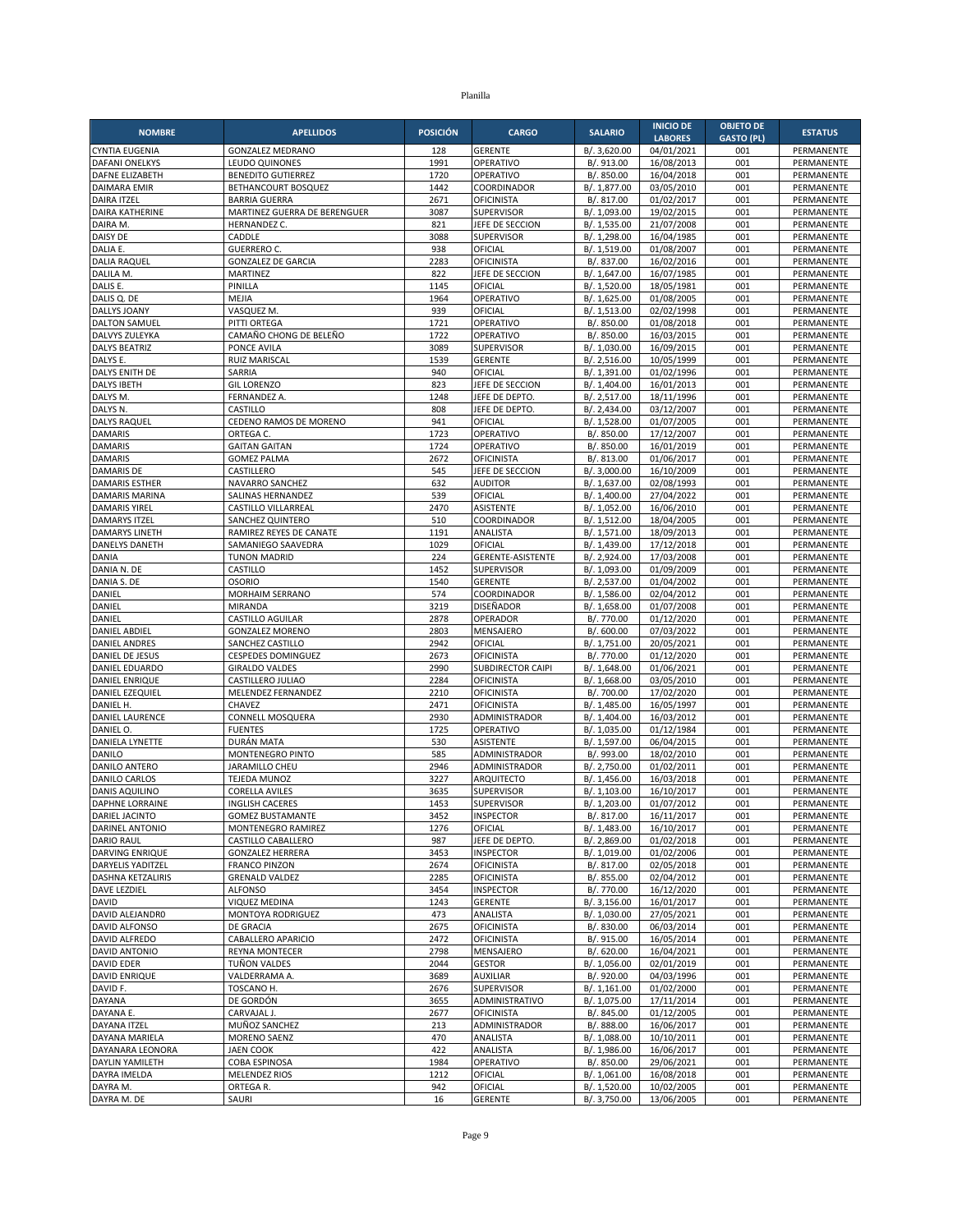| NOMBRE | APELLIDOS | POSICIÓN | CARGO | SALARIO | INICIO DE LABORES | OBJETO DE GASTO (PL) | ESTATUS |
|---|---|---|---|---|---|---|---|
| CYNTIA EUGENIA | GONZALEZ MEDRANO | 128 | GERENTE | B/. 3,620.00 | 04/01/2021 | 001 | PERMANENTE |
| DAFANI ONELKYS | LEUDO QUINONES | 1991 | OPERATIVO | B/. 913.00 | 16/08/2013 | 001 | PERMANENTE |
| DAFNE ELIZABETH | BENEDITO GUTIERREZ | 1720 | OPERATIVO | B/. 850.00 | 16/04/2018 | 001 | PERMANENTE |
| DAIMARA EMIR | BETHANCOURT BOSQUEZ | 1442 | COORDINADOR | B/. 1,877.00 | 03/05/2010 | 001 | PERMANENTE |
| DAIRA ITZEL | BARRIA GUERRA | 2671 | OFICINISTA | B/. 817.00 | 01/02/2017 | 001 | PERMANENTE |
| DAIRA KATHERINE | MARTINEZ GUERRA DE BERENGUER | 3087 | SUPERVISOR | B/. 1,093.00 | 19/02/2015 | 001 | PERMANENTE |
| DAIRA M. | HERNANDEZ C. | 821 | JEFE DE SECCION | B/. 1,535.00 | 21/07/2008 | 001 | PERMANENTE |
| DAISY DE | CADDLE | 3088 | SUPERVISOR | B/. 1,298.00 | 16/04/1985 | 001 | PERMANENTE |
| DALIA E. | GUERRERO C. | 938 | OFICIAL | B/. 1,519.00 | 01/08/2007 | 001 | PERMANENTE |
| DALIA RAQUEL | GONZALEZ DE GARCIA | 2283 | OFICINISTA | B/. 837.00 | 16/02/2016 | 001 | PERMANENTE |
| DALILA M. | MARTINEZ | 822 | JEFE DE SECCION | B/. 1,647.00 | 16/07/1985 | 001 | PERMANENTE |
| DALIS E. | PINILLA | 1145 | OFICIAL | B/. 1,520.00 | 18/05/1981 | 001 | PERMANENTE |
| DALIS Q. DE | MEJIA | 1964 | OPERATIVO | B/. 1,625.00 | 01/08/2005 | 001 | PERMANENTE |
| DALLYS JOANY | VASQUEZ M. | 939 | OFICIAL | B/. 1,513.00 | 02/02/1998 | 001 | PERMANENTE |
| DALTON SAMUEL | PITTI ORTEGA | 1721 | OPERATIVO | B/. 850.00 | 01/08/2018 | 001 | PERMANENTE |
| DALVYS ZULEYKA | CAMAÑO CHONG DE BELEÑO | 1722 | OPERATIVO | B/. 850.00 | 16/03/2015 | 001 | PERMANENTE |
| DALYS BEATRIZ | PONCE AVILA | 3089 | SUPERVISOR | B/. 1,030.00 | 16/09/2015 | 001 | PERMANENTE |
| DALYS E. | RUIZ MARISCAL | 1539 | GERENTE | B/. 2,516.00 | 10/05/1999 | 001 | PERMANENTE |
| DALYS ENITH DE | SARRIA | 940 | OFICIAL | B/. 1,391.00 | 01/02/1996 | 001 | PERMANENTE |
| DALYS IBETH | GIL LORENZO | 823 | JEFE DE SECCION | B/. 1,404.00 | 16/01/2013 | 001 | PERMANENTE |
| DALYS M. | FERNANDEZ A. | 1248 | JEFE DE DEPTO. | B/. 2,517.00 | 18/11/1996 | 001 | PERMANENTE |
| DALYS N. | CASTILLO | 808 | JEFE DE DEPTO. | B/. 2,434.00 | 03/12/2007 | 001 | PERMANENTE |
| DALYS RAQUEL | CEDENO RAMOS DE MORENO | 941 | OFICIAL | B/. 1,528.00 | 01/07/2005 | 001 | PERMANENTE |
| DAMARIS | ORTEGA C. | 1723 | OPERATIVO | B/. 850.00 | 17/12/2007 | 001 | PERMANENTE |
| DAMARIS | GAITAN GAITAN | 1724 | OPERATIVO | B/. 850.00 | 16/01/2019 | 001 | PERMANENTE |
| DAMARIS | GOMEZ PALMA | 2672 | OFICINISTA | B/. 813.00 | 01/06/2017 | 001 | PERMANENTE |
| DAMARIS DE | CASTILLERO | 545 | JEFE DE SECCION | B/. 3,000.00 | 16/10/2009 | 001 | PERMANENTE |
| DAMARIS ESTHER | NAVARRO SANCHEZ | 632 | AUDITOR | B/. 1,637.00 | 02/08/1993 | 001 | PERMANENTE |
| DAMARIS MARINA | SALINAS HERNANDEZ | 539 | OFICIAL | B/. 1,400.00 | 27/04/2022 | 001 | PERMANENTE |
| DAMARIS YIREL | CASTILLO VILLARREAL | 2470 | ASISTENTE | B/. 1,052.00 | 16/06/2010 | 001 | PERMANENTE |
| DAMARYS ITZEL | SANCHEZ QUINTERO | 510 | COORDINADOR | B/. 1,512.00 | 18/04/2005 | 001 | PERMANENTE |
| DAMARYS LINETH | RAMIREZ REYES DE CANATE | 1191 | ANALISTA | B/. 1,571.00 | 18/09/2013 | 001 | PERMANENTE |
| DANELYS DANETH | SAMANIEGO SAAVEDRA | 1029 | OFICIAL | B/. 1,439.00 | 17/12/2018 | 001 | PERMANENTE |
| DANIA | TUNON MADRID | 224 | GERENTE-ASISTENTE | B/. 2,924.00 | 17/03/2008 | 001 | PERMANENTE |
| DANIA N. DE | CASTILLO | 1452 | SUPERVISOR | B/. 1,093.00 | 01/09/2009 | 001 | PERMANENTE |
| DANIA S. DE | OSORIO | 1540 | GERENTE | B/. 2,537.00 | 01/04/2002 | 001 | PERMANENTE |
| DANIEL | MORHAIM SERRANO | 574 | COORDINADOR | B/. 1,586.00 | 02/04/2012 | 001 | PERMANENTE |
| DANIEL | MIRANDA | 3219 | DISEÑADOR | B/. 1,658.00 | 01/07/2008 | 001 | PERMANENTE |
| DANIEL | CASTILLO AGUILAR | 2878 | OPERADOR | B/. 770.00 | 01/12/2020 | 001 | PERMANENTE |
| DANIEL ABDIEL | GONZALEZ MORENO | 2803 | MENSAJERO | B/. 600.00 | 07/03/2022 | 001 | PERMANENTE |
| DANIEL ANDRES | SANCHEZ CASTILLO | 2942 | OFICIAL | B/. 1,751.00 | 20/05/2021 | 001 | PERMANENTE |
| DANIEL DE JESUS | CESPEDES DOMINGUEZ | 2673 | OFICINISTA | B/. 770.00 | 01/12/2020 | 001 | PERMANENTE |
| DANIEL EDUARDO | GIRALDO VALDES | 2990 | SUBDIRECTOR CAIPI | B/. 1,648.00 | 01/06/2021 | 001 | PERMANENTE |
| DANIEL ENRIQUE | CASTILLERO JULIAO | 2284 | OFICINISTA | B/. 1,668.00 | 03/05/2010 | 001 | PERMANENTE |
| DANIEL EZEQUIEL | MELENDEZ FERNANDEZ | 2210 | OFICINISTA | B/. 700.00 | 17/02/2020 | 001 | PERMANENTE |
| DANIEL H. | CHAVEZ | 2471 | OFICINISTA | B/. 1,485.00 | 16/05/1997 | 001 | PERMANENTE |
| DANIEL LAURENCE | CONNELL MOSQUERA | 2930 | ADMINISTRADOR | B/. 1,404.00 | 16/03/2012 | 001 | PERMANENTE |
| DANIEL O. | FUENTES | 1725 | OPERATIVO | B/. 1,035.00 | 01/12/1984 | 001 | PERMANENTE |
| DANIELA LYNETTE | DURÁN MATA | 530 | ASISTENTE | B/. 1,597.00 | 06/04/2015 | 001 | PERMANENTE |
| DANILO | MONTENEGRO PINTO | 585 | ADMINISTRADOR | B/. 993.00 | 18/02/2010 | 001 | PERMANENTE |
| DANILO ANTERO | JARAMILLO CHEU | 2946 | ADMINISTRADOR | B/. 2,750.00 | 01/02/2011 | 001 | PERMANENTE |
| DANILO CARLOS | TEJEDA MUNOZ | 3227 | ARQUITECTO | B/. 1,456.00 | 16/03/2018 | 001 | PERMANENTE |
| DANIS AQUILINO | CORELLA AVILES | 3635 | SUPERVISOR | B/. 1,103.00 | 16/10/2017 | 001 | PERMANENTE |
| DAPHNE LORRAINE | INGLISH CACERES | 1453 | SUPERVISOR | B/. 1,203.00 | 01/07/2012 | 001 | PERMANENTE |
| DARIEL JACINTO | GOMEZ BUSTAMANTE | 3452 | INSPECTOR | B/. 817.00 | 16/11/2017 | 001 | PERMANENTE |
| DARINEL ANTONIO | MONTENEGRO RAMIREZ | 1276 | OFICIAL | B/. 1,483.00 | 16/10/2017 | 001 | PERMANENTE |
| DARIO RAUL | CASTILLO CABALLERO | 987 | JEFE DE DEPTO. | B/. 2,869.00 | 01/02/2018 | 001 | PERMANENTE |
| DARVING ENRIQUE | GONZALEZ HERRERA | 3453 | INSPECTOR | B/. 1,019.00 | 01/02/2006 | 001 | PERMANENTE |
| DARYELIS YADITZEL | FRANCO PINZON | 2674 | OFICINISTA | B/. 817.00 | 02/05/2018 | 001 | PERMANENTE |
| DASHNA KETZALIRIS | GRENALD VALDEZ | 2285 | OFICINISTA | B/. 855.00 | 02/04/2012 | 001 | PERMANENTE |
| DAVE LEZDIEL | ALFONSO | 3454 | INSPECTOR | B/. 770.00 | 16/12/2020 | 001 | PERMANENTE |
| DAVID | VIQUEZ MEDINA | 1243 | GERENTE | B/. 3,156.00 | 16/01/2017 | 001 | PERMANENTE |
| DAVID ALEJANDR0 | MONTOYA RODRIGUEZ | 473 | ANALISTA | B/. 1,030.00 | 27/05/2021 | 001 | PERMANENTE |
| DAVID ALFONSO | DE GRACIA | 2675 | OFICINISTA | B/. 830.00 | 06/03/2014 | 001 | PERMANENTE |
| DAVID ALFREDO | CABALLERO APARICIO | 2472 | OFICINISTA | B/. 915.00 | 16/05/2014 | 001 | PERMANENTE |
| DAVID ANTONIO | REYNA MONTECER | 2798 | MENSAJERO | B/. 620.00 | 16/04/2021 | 001 | PERMANENTE |
| DAVID EDER | TUÑON VALDES | 2044 | GESTOR | B/. 1,056.00 | 02/01/2019 | 001 | PERMANENTE |
| DAVID ENRIQUE | VALDERRAMA A. | 3689 | AUXILIAR | B/. 920.00 | 04/03/1996 | 001 | PERMANENTE |
| DAVID F. | TOSCANO H. | 2676 | SUPERVISOR | B/. 1,161.00 | 01/02/2000 | 001 | PERMANENTE |
| DAYANA | DE GORDÓN | 3655 | ADMINISTRATIVO | B/. 1,075.00 | 17/11/2014 | 001 | PERMANENTE |
| DAYANA E. | CARVAJAL J. | 2677 | OFICINISTA | B/. 845.00 | 01/12/2005 | 001 | PERMANENTE |
| DAYANA ITZEL | MUÑOZ SANCHEZ | 213 | ADMINISTRADOR | B/. 888.00 | 16/06/2017 | 001 | PERMANENTE |
| DAYANA MARIELA | MORENO SAENZ | 470 | ANALISTA | B/. 1,088.00 | 10/10/2011 | 001 | PERMANENTE |
| DAYANARA LEONORA | JAEN COOK | 422 | ANALISTA | B/. 1,986.00 | 16/06/2017 | 001 | PERMANENTE |
| DAYLIN YAMILETH | COBA ESPINOSA | 1984 | OPERATIVO | B/. 850.00 | 29/06/2021 | 001 | PERMANENTE |
| DAYRA IMELDA | MELENDEZ RIOS | 1212 | OFICIAL | B/. 1,061.00 | 16/08/2018 | 001 | PERMANENTE |
| DAYRA M. | ORTEGA R. | 942 | OFICIAL | B/. 1,520.00 | 10/02/2005 | 001 | PERMANENTE |
| DAYRA M. DE | SAURI | 16 | GERENTE | B/. 3,750.00 | 13/06/2005 | 001 | PERMANENTE |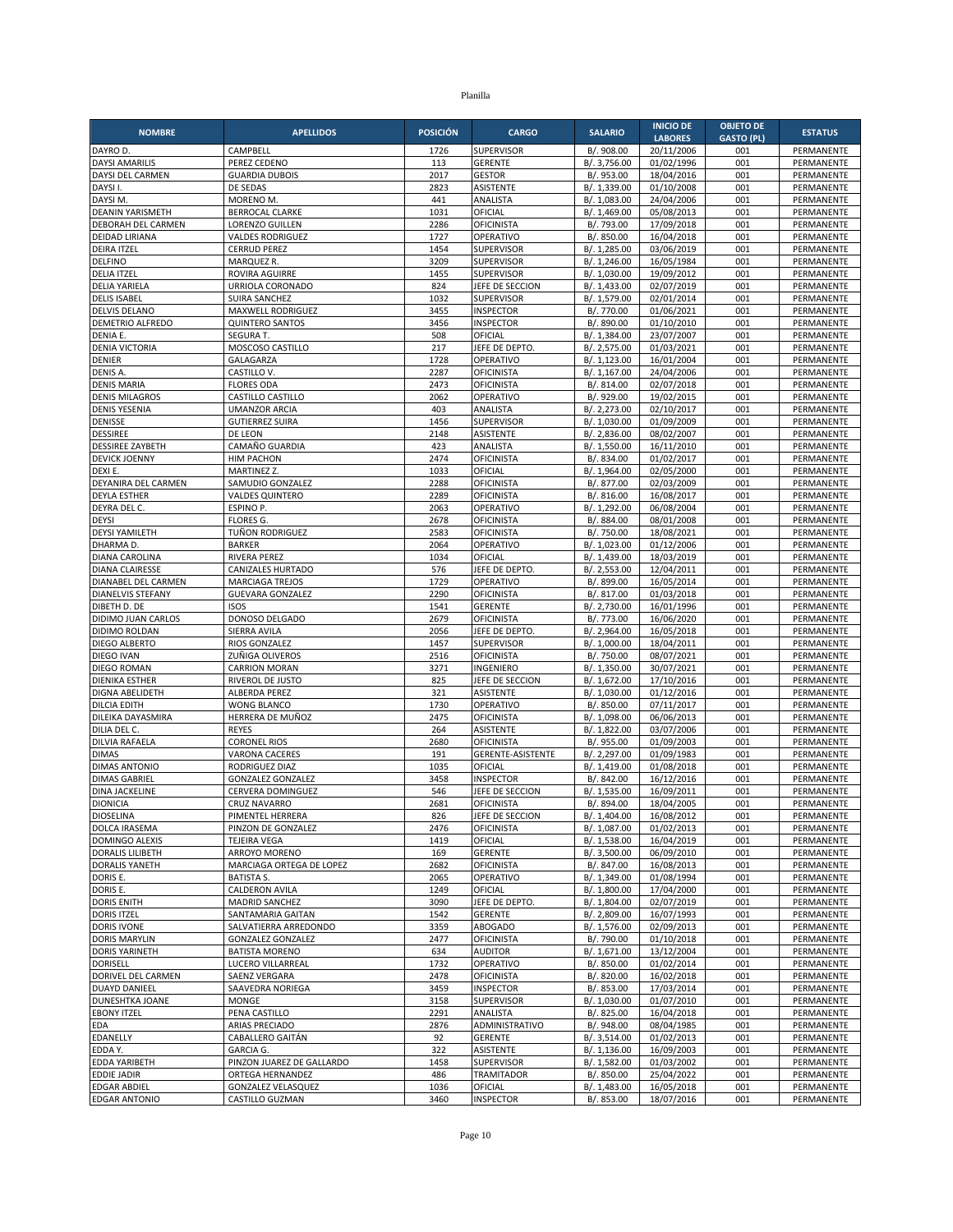| NOMBRE | APELLIDOS | POSICIÓN | CARGO | SALARIO | INICIO DE LABORES | OBJETO DE GASTO (PL) | ESTATUS |
|---|---|---|---|---|---|---|---|
| DAYRO D. | CAMPBELL | 1726 | SUPERVISOR | B/. 908.00 | 20/11/2006 | 001 | PERMANENTE |
| DAYSI AMARILIS | PEREZ CEDENO | 113 | GERENTE | B/. 3,756.00 | 01/02/1996 | 001 | PERMANENTE |
| DAYSI DEL CARMEN | GUARDIA DUBOIS | 2017 | GESTOR | B/. 953.00 | 18/04/2016 | 001 | PERMANENTE |
| DAYSI I. | DE SEDAS | 2823 | ASISTENTE | B/. 1,339.00 | 01/10/2008 | 001 | PERMANENTE |
| DAYSI M. | MORENO M. | 441 | ANALISTA | B/. 1,083.00 | 24/04/2006 | 001 | PERMANENTE |
| DEANIN YARISMETH | BERROCAL CLARKE | 1031 | OFICIAL | B/. 1,469.00 | 05/08/2013 | 001 | PERMANENTE |
| DEBORAH DEL CARMEN | LORENZO GUILLEN | 2286 | OFICINISTA | B/. 793.00 | 17/09/2018 | 001 | PERMANENTE |
| DEIDAD LIRIANA | VALDES RODRIGUEZ | 1727 | OPERATIVO | B/. 850.00 | 16/04/2018 | 001 | PERMANENTE |
| DEIRA ITZEL | CERRUD PEREZ | 1454 | SUPERVISOR | B/. 1,285.00 | 03/06/2019 | 001 | PERMANENTE |
| DELFINO | MARQUEZ R. | 3209 | SUPERVISOR | B/. 1,246.00 | 16/05/1984 | 001 | PERMANENTE |
| DELIA ITZEL | ROVIRA AGUIRRE | 1455 | SUPERVISOR | B/. 1,030.00 | 19/09/2012 | 001 | PERMANENTE |
| DELIA YARIELA | URRIOLA CORONADO | 824 | JEFE DE SECCION | B/. 1,433.00 | 02/07/2019 | 001 | PERMANENTE |
| DELIS ISABEL | SUIRA SANCHEZ | 1032 | SUPERVISOR | B/. 1,579.00 | 02/01/2014 | 001 | PERMANENTE |
| DELVIS DELANO | MAXWELL RODRIGUEZ | 3455 | INSPECTOR | B/. 770.00 | 01/06/2021 | 001 | PERMANENTE |
| DEMETRIO ALFREDO | QUINTERO SANTOS | 3456 | INSPECTOR | B/. 890.00 | 01/10/2010 | 001 | PERMANENTE |
| DENIA E. | SEGURA T. | 508 | OFICIAL | B/. 1,384.00 | 23/07/2007 | 001 | PERMANENTE |
| DENIA VICTORIA | MOSCOSO CASTILLO | 217 | JEFE DE DEPTO. | B/. 2,575.00 | 01/03/2021 | 001 | PERMANENTE |
| DENIER | GALAGARZA | 1728 | OPERATIVO | B/. 1,123.00 | 16/01/2004 | 001 | PERMANENTE |
| DENIS A. | CASTILLO V. | 2287 | OFICINISTA | B/. 1,167.00 | 24/04/2006 | 001 | PERMANENTE |
| DENIS MARIA | FLORES ODA | 2473 | OFICINISTA | B/. 814.00 | 02/07/2018 | 001 | PERMANENTE |
| DENIS MILAGROS | CASTILLO CASTILLO | 2062 | OPERATIVO | B/. 929.00 | 19/02/2015 | 001 | PERMANENTE |
| DENIS YESENIA | UMANZOR ARCIA | 403 | ANALISTA | B/. 2,273.00 | 02/10/2017 | 001 | PERMANENTE |
| DENISSE | GUTIERREZ SUIRA | 1456 | SUPERVISOR | B/. 1,030.00 | 01/09/2009 | 001 | PERMANENTE |
| DESSIREE | DE LEON | 2148 | ASISTENTE | B/. 2,836.00 | 08/02/2007 | 001 | PERMANENTE |
| DESSIREE ZAYBETH | CAMAÑO GUARDIA | 423 | ANALISTA | B/. 1,550.00 | 16/11/2010 | 001 | PERMANENTE |
| DEVICK JOENNY | HIM PACHON | 2474 | OFICINISTA | B/. 834.00 | 01/02/2017 | 001 | PERMANENTE |
| DEXI E. | MARTINEZ Z. | 1033 | OFICIAL | B/. 1,964.00 | 02/05/2000 | 001 | PERMANENTE |
| DEYANIRA DEL CARMEN | SAMUDIO GONZALEZ | 2288 | OFICINISTA | B/. 877.00 | 02/03/2009 | 001 | PERMANENTE |
| DEYLA ESTHER | VALDES QUINTERO | 2289 | OFICINISTA | B/. 816.00 | 16/08/2017 | 001 | PERMANENTE |
| DEYRA DEL C. | ESPINO P. | 2063 | OPERATIVO | B/. 1,292.00 | 06/08/2004 | 001 | PERMANENTE |
| DEYSI | FLORES G. | 2678 | OFICINISTA | B/. 884.00 | 08/01/2008 | 001 | PERMANENTE |
| DEYSI YAMILETH | TUÑON RODRIGUEZ | 2583 | OFICINISTA | B/. 750.00 | 18/08/2021 | 001 | PERMANENTE |
| DHARMA D. | BARKER | 2064 | OPERATIVO | B/. 1,023.00 | 01/12/2006 | 001 | PERMANENTE |
| DIANA CAROLINA | RIVERA PEREZ | 1034 | OFICIAL | B/. 1,439.00 | 18/03/2019 | 001 | PERMANENTE |
| DIANA CLAIRESSE | CANIZALES HURTADO | 576 | JEFE DE DEPTO. | B/. 2,553.00 | 12/04/2011 | 001 | PERMANENTE |
| DIANABEL DEL CARMEN | MARCIAGA TREJOS | 1729 | OPERATIVO | B/. 899.00 | 16/05/2014 | 001 | PERMANENTE |
| DIANELVIS STEFANY | GUEVARA GONZALEZ | 2290 | OFICINISTA | B/. 817.00 | 01/03/2018 | 001 | PERMANENTE |
| DIBETH D. DE | ISOS | 1541 | GERENTE | B/. 2,730.00 | 16/01/1996 | 001 | PERMANENTE |
| DIDIMO JUAN CARLOS | DONOSO DELGADO | 2679 | OFICINISTA | B/. 773.00 | 16/06/2020 | 001 | PERMANENTE |
| DIDIMO ROLDAN | SIERRA AVILA | 2056 | JEFE DE DEPTO. | B/. 2,964.00 | 16/05/2018 | 001 | PERMANENTE |
| DIEGO ALBERTO | RIOS GONZALEZ | 1457 | SUPERVISOR | B/. 1,000.00 | 18/04/2011 | 001 | PERMANENTE |
| DIEGO IVAN | ZUÑIGA OLIVEROS | 2516 | OFICINISTA | B/. 750.00 | 08/07/2021 | 001 | PERMANENTE |
| DIEGO ROMAN | CARRION MORAN | 3271 | INGENIERO | B/. 1,350.00 | 30/07/2021 | 001 | PERMANENTE |
| DIENIKA ESTHER | RIVEROL DE JUSTO | 825 | JEFE DE SECCION | B/. 1,672.00 | 17/10/2016 | 001 | PERMANENTE |
| DIGNA ABELIDETH | ALBERDA PEREZ | 321 | ASISTENTE | B/. 1,030.00 | 01/12/2016 | 001 | PERMANENTE |
| DILCIA EDITH | WONG BLANCO | 1730 | OPERATIVO | B/. 850.00 | 07/11/2017 | 001 | PERMANENTE |
| DILEIKA DAYASMIRA | HERRERA DE MUÑOZ | 2475 | OFICINISTA | B/. 1,098.00 | 06/06/2013 | 001 | PERMANENTE |
| DILIA DEL C. | REYES | 264 | ASISTENTE | B/. 1,822.00 | 03/07/2006 | 001 | PERMANENTE |
| DILVIA RAFAELA | CORONEL RIOS | 2680 | OFICINISTA | B/. 955.00 | 01/09/2003 | 001 | PERMANENTE |
| DIMAS | VARONA CACERES | 191 | GERENTE-ASISTENTE | B/. 2,297.00 | 01/09/1983 | 001 | PERMANENTE |
| DIMAS ANTONIO | RODRIGUEZ DIAZ | 1035 | OFICIAL | B/. 1,419.00 | 01/08/2018 | 001 | PERMANENTE |
| DIMAS GABRIEL | GONZALEZ GONZALEZ | 3458 | INSPECTOR | B/. 842.00 | 16/12/2016 | 001 | PERMANENTE |
| DINA JACKELINE | CERVERA DOMINGUEZ | 546 | JEFE DE SECCION | B/. 1,535.00 | 16/09/2011 | 001 | PERMANENTE |
| DIONICIA | CRUZ NAVARRO | 2681 | OFICINISTA | B/. 894.00 | 18/04/2005 | 001 | PERMANENTE |
| DIOSELINA | PIMENTEL HERRERA | 826 | JEFE DE SECCION | B/. 1,404.00 | 16/08/2012 | 001 | PERMANENTE |
| DOLCA IRASEMA | PINZON DE GONZALEZ | 2476 | OFICINISTA | B/. 1,087.00 | 01/02/2013 | 001 | PERMANENTE |
| DOMINGO ALEXIS | TEJEIRA VEGA | 1419 | OFICIAL | B/. 1,538.00 | 16/04/2019 | 001 | PERMANENTE |
| DORALIS LILIBETH | ARROYO MORENO | 169 | GERENTE | B/. 3,500.00 | 06/09/2010 | 001 | PERMANENTE |
| DORALIS YANETH | MARCIAGA ORTEGA DE LOPEZ | 2682 | OFICINISTA | B/. 847.00 | 16/08/2013 | 001 | PERMANENTE |
| DORIS E. | BATISTA S. | 2065 | OPERATIVO | B/. 1,349.00 | 01/08/1994 | 001 | PERMANENTE |
| DORIS E. | CALDERON AVILA | 1249 | OFICIAL | B/. 1,800.00 | 17/04/2000 | 001 | PERMANENTE |
| DORIS ENITH | MADRID SANCHEZ | 3090 | JEFE DE DEPTO. | B/. 1,804.00 | 02/07/2019 | 001 | PERMANENTE |
| DORIS ITZEL | SANTAMARIA GAITAN | 1542 | GERENTE | B/. 2,809.00 | 16/07/1993 | 001 | PERMANENTE |
| DORIS IVONE | SALVATIERRA ARREDONDO | 3359 | ABOGADO | B/. 1,576.00 | 02/09/2013 | 001 | PERMANENTE |
| DORIS MARYLIN | GONZALEZ GONZALEZ | 2477 | OFICINISTA | B/. 790.00 | 01/10/2018 | 001 | PERMANENTE |
| DORIS YARINETH | BATISTA MORENO | 634 | AUDITOR | B/. 1,671.00 | 13/12/2004 | 001 | PERMANENTE |
| DORISELL | LUCERO VILLARREAL | 1732 | OPERATIVO | B/. 850.00 | 01/02/2014 | 001 | PERMANENTE |
| DORIVEL DEL CARMEN | SAENZ VERGARA | 2478 | OFICINISTA | B/. 820.00 | 16/02/2018 | 001 | PERMANENTE |
| DUAYD DANIEEL | SAAVEDRA NORIEGA | 3459 | INSPECTOR | B/. 853.00 | 17/03/2014 | 001 | PERMANENTE |
| DUNESHTKA JOANE | MONGE | 3158 | SUPERVISOR | B/. 1,030.00 | 01/07/2010 | 001 | PERMANENTE |
| EBONY ITZEL | PENA CASTILLO | 2291 | ANALISTA | B/. 825.00 | 16/04/2018 | 001 | PERMANENTE |
| EDA | ARIAS PRECIADO | 2876 | ADMINISTRATIVO | B/. 948.00 | 08/04/1985 | 001 | PERMANENTE |
| EDANELLY | CABALLERO GAITÁN | 92 | GERENTE | B/. 3,514.00 | 01/02/2013 | 001 | PERMANENTE |
| EDDA Y. | GARCIA G. | 322 | ASISTENTE | B/. 1,136.00 | 16/09/2003 | 001 | PERMANENTE |
| EDDA YARIBETH | PINZON JUAREZ DE GALLARDO | 1458 | SUPERVISOR | B/. 1,582.00 | 01/03/2002 | 001 | PERMANENTE |
| EDDIE JADIR | ORTEGA HERNANDEZ | 486 | TRAMITADOR | B/. 850.00 | 25/04/2022 | 001 | PERMANENTE |
| EDGAR ABDIEL | GONZALEZ VELASQUEZ | 1036 | OFICIAL | B/. 1,483.00 | 16/05/2018 | 001 | PERMANENTE |
| EDGAR ANTONIO | CASTILLO GUZMAN | 3460 | INSPECTOR | B/. 853.00 | 18/07/2016 | 001 | PERMANENTE |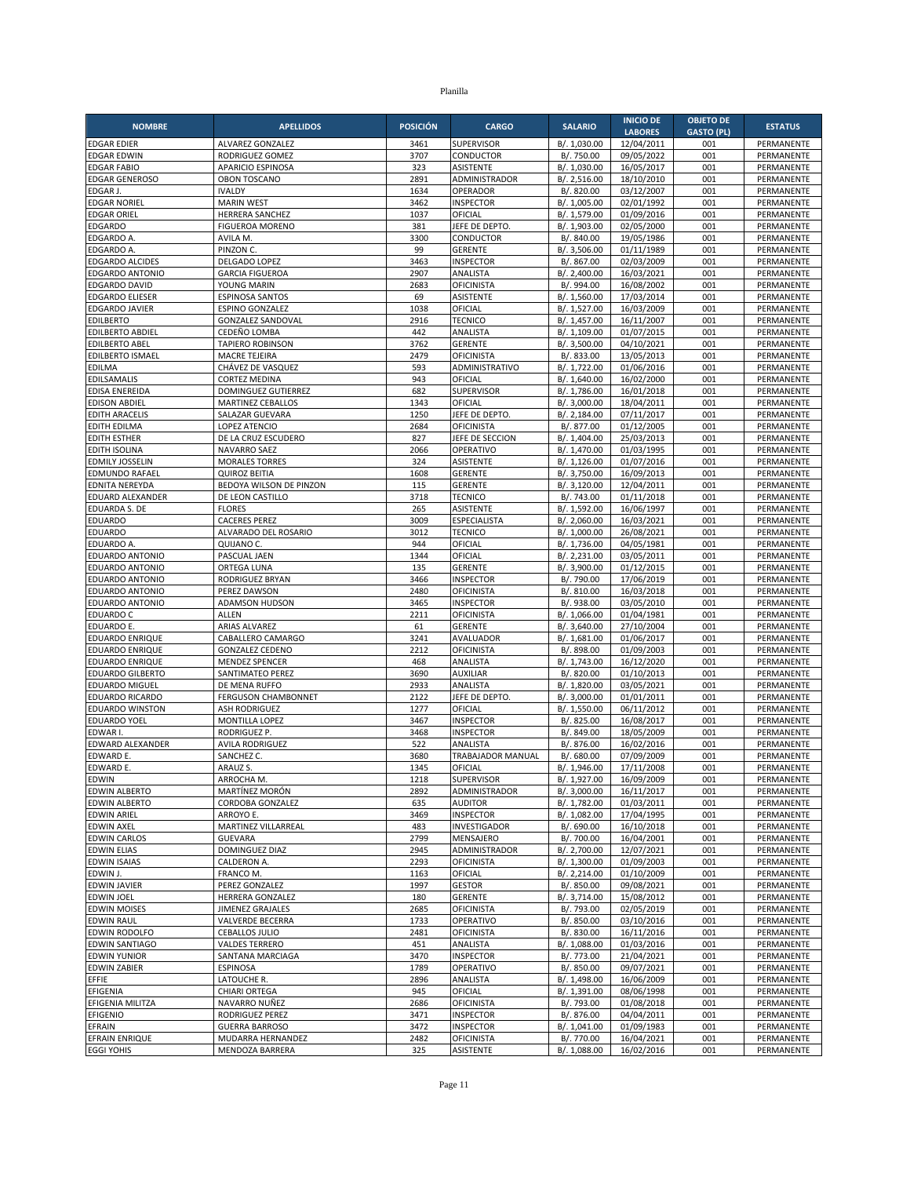| NOMBRE | APELLIDOS | POSICIÓN | CARGO | SALARIO | INICIO DE LABORES | OBJETO DE GASTO (PL) | ESTATUS |
|---|---|---|---|---|---|---|---|
| EDGAR EDIER | ALVAREZ GONZALEZ | 3461 | SUPERVISOR | B/. 1,030.00 | 12/04/2011 | 001 | PERMANENTE |
| EDGAR EDWIN | RODRIGUEZ GOMEZ | 3707 | CONDUCTOR | B/. 750.00 | 09/05/2022 | 001 | PERMANENTE |
| EDGAR FABIO | APARICIO ESPINOSA | 323 | ASISTENTE | B/. 1,030.00 | 16/05/2017 | 001 | PERMANENTE |
| EDGAR GENEROSO | OBON TOSCANO | 2891 | ADMINISTRADOR | B/. 2,516.00 | 18/10/2010 | 001 | PERMANENTE |
| EDGAR J. | IVALDY | 1634 | OPERADOR | B/. 820.00 | 03/12/2007 | 001 | PERMANENTE |
| EDGAR NORIEL | MARIN WEST | 3462 | INSPECTOR | B/. 1,005.00 | 02/01/1992 | 001 | PERMANENTE |
| EDGAR ORIEL | HERRERA SANCHEZ | 1037 | OFICIAL | B/. 1,579.00 | 01/09/2016 | 001 | PERMANENTE |
| EDGARDO | FIGUEROA MORENO | 381 | JEFE DE DEPTO. | B/. 1,903.00 | 02/05/2000 | 001 | PERMANENTE |
| EDGARDO A. | AVILA M. | 3300 | CONDUCTOR | B/. 840.00 | 19/05/1986 | 001 | PERMANENTE |
| EDGARDO A. | PINZON C. | 99 | GERENTE | B/. 3,506.00 | 01/11/1989 | 001 | PERMANENTE |
| EDGARDO ALCIDES | DELGADO LOPEZ | 3463 | INSPECTOR | B/. 867.00 | 02/03/2009 | 001 | PERMANENTE |
| EDGARDO ANTONIO | GARCIA FIGUEROA | 2907 | ANALISTA | B/. 2,400.00 | 16/03/2021 | 001 | PERMANENTE |
| EDGARDO DAVID | YOUNG MARIN | 2683 | OFICINISTA | B/. 994.00 | 16/08/2002 | 001 | PERMANENTE |
| EDGARDO ELIESER | ESPINOSA SANTOS | 69 | ASISTENTE | B/. 1,560.00 | 17/03/2014 | 001 | PERMANENTE |
| EDGARDO JAVIER | ESPINO GONZALEZ | 1038 | OFICIAL | B/. 1,527.00 | 16/03/2009 | 001 | PERMANENTE |
| EDILBERTO | GONZALEZ SANDOVAL | 2916 | TECNICO | B/. 1,457.00 | 16/11/2007 | 001 | PERMANENTE |
| EDILBERTO ABDIEL | CEDEÑO LOMBA | 442 | ANALISTA | B/. 1,109.00 | 01/07/2015 | 001 | PERMANENTE |
| EDILBERTO ABEL | TAPIERO ROBINSON | 3762 | GERENTE | B/. 3,500.00 | 04/10/2021 | 001 | PERMANENTE |
| EDILBERTO ISMAEL | MACRE TEJEIRA | 2479 | OFICINISTA | B/. 833.00 | 13/05/2013 | 001 | PERMANENTE |
| EDILMA | CHÁVEZ DE VASQUEZ | 593 | ADMINISTRATIVO | B/. 1,722.00 | 01/06/2016 | 001 | PERMANENTE |
| EDILSAMALIS | CORTEZ MEDINA | 943 | OFICIAL | B/. 1,640.00 | 16/02/2000 | 001 | PERMANENTE |
| EDISA ENEREIDA | DOMINGUEZ GUTIERREZ | 682 | SUPERVISOR | B/. 1,786.00 | 16/01/2018 | 001 | PERMANENTE |
| EDISON ABDIEL | MARTINEZ CEBALLOS | 1343 | OFICIAL | B/. 3,000.00 | 18/04/2011 | 001 | PERMANENTE |
| EDITH ARACELIS | SALAZAR GUEVARA | 1250 | JEFE DE DEPTO. | B/. 2,184.00 | 07/11/2017 | 001 | PERMANENTE |
| EDITH EDILMA | LOPEZ ATENCIO | 2684 | OFICINISTA | B/. 877.00 | 01/12/2005 | 001 | PERMANENTE |
| EDITH ESTHER | DE LA CRUZ ESCUDERO | 827 | JEFE DE SECCION | B/. 1,404.00 | 25/03/2013 | 001 | PERMANENTE |
| EDITH ISOLINA | NAVARRO SAEZ | 2066 | OPERATIVO | B/. 1,470.00 | 01/03/1995 | 001 | PERMANENTE |
| EDMILY JOSSELIN | MORALES TORRES | 324 | ASISTENTE | B/. 1,126.00 | 01/07/2016 | 001 | PERMANENTE |
| EDMUNDO RAFAEL | QUIROZ BEITIA | 1608 | GERENTE | B/. 3,750.00 | 16/09/2013 | 001 | PERMANENTE |
| EDNITA NEREYDA | BEDOYA WILSON DE PINZON | 115 | GERENTE | B/. 3,120.00 | 12/04/2011 | 001 | PERMANENTE |
| EDUARD ALEXANDER | DE LEON CASTILLO | 3718 | TECNICO | B/. 743.00 | 01/11/2018 | 001 | PERMANENTE |
| EDUARDA S. DE | FLORES | 265 | ASISTENTE | B/. 1,592.00 | 16/06/1997 | 001 | PERMANENTE |
| EDUARDO | CACERES PEREZ | 3009 | ESPECIALISTA | B/. 2,060.00 | 16/03/2021 | 001 | PERMANENTE |
| EDUARDO | ALVARADO DEL ROSARIO | 3012 | TECNICO | B/. 1,000.00 | 26/08/2021 | 001 | PERMANENTE |
| EDUARDO A. | QUIJANO C. | 944 | OFICIAL | B/. 1,736.00 | 04/05/1981 | 001 | PERMANENTE |
| EDUARDO ANTONIO | PASCUAL JAEN | 1344 | OFICIAL | B/. 2,231.00 | 03/05/2011 | 001 | PERMANENTE |
| EDUARDO ANTONIO | ORTEGA LUNA | 135 | GERENTE | B/. 3,900.00 | 01/12/2015 | 001 | PERMANENTE |
| EDUARDO ANTONIO | RODRIGUEZ BRYAN | 3466 | INSPECTOR | B/. 790.00 | 17/06/2019 | 001 | PERMANENTE |
| EDUARDO ANTONIO | PEREZ DAWSON | 2480 | OFICINISTA | B/. 810.00 | 16/03/2018 | 001 | PERMANENTE |
| EDUARDO ANTONIO | ADAMSON HUDSON | 3465 | INSPECTOR | B/. 938.00 | 03/05/2010 | 001 | PERMANENTE |
| EDUARDO C | ALLEN | 2211 | OFICINISTA | B/. 1,066.00 | 01/04/1981 | 001 | PERMANENTE |
| EDUARDO E. | ARIAS ALVAREZ | 61 | GERENTE | B/. 3,640.00 | 27/10/2004 | 001 | PERMANENTE |
| EDUARDO ENRIQUE | CABALLERO CAMARGO | 3241 | AVALUADOR | B/. 1,681.00 | 01/06/2017 | 001 | PERMANENTE |
| EDUARDO ENRIQUE | GONZALEZ CEDENO | 2212 | OFICINISTA | B/. 898.00 | 01/09/2003 | 001 | PERMANENTE |
| EDUARDO ENRIQUE | MENDEZ SPENCER | 468 | ANALISTA | B/. 1,743.00 | 16/12/2020 | 001 | PERMANENTE |
| EDUARDO GILBERTO | SANTIMATEO PEREZ | 3690 | AUXILIAR | B/. 820.00 | 01/10/2013 | 001 | PERMANENTE |
| EDUARDO MIGUEL | DE MENA RUFFO | 2933 | ANALISTA | B/. 1,820.00 | 03/05/2021 | 001 | PERMANENTE |
| EDUARDO RICARDO | FERGUSON CHAMBONNET | 2122 | JEFE DE DEPTO. | B/. 3,000.00 | 01/01/2011 | 001 | PERMANENTE |
| EDUARDO WINSTON | ASH RODRIGUEZ | 1277 | OFICIAL | B/. 1,550.00 | 06/11/2012 | 001 | PERMANENTE |
| EDUARDO YOEL | MONTILLA LOPEZ | 3467 | INSPECTOR | B/. 825.00 | 16/08/2017 | 001 | PERMANENTE |
| EDWAR I. | RODRIGUEZ P. | 3468 | INSPECTOR | B/. 849.00 | 18/05/2009 | 001 | PERMANENTE |
| EDWARD ALEXANDER | AVILA RODRIGUEZ | 522 | ANALISTA | B/. 876.00 | 16/02/2016 | 001 | PERMANENTE |
| EDWARD E. | SANCHEZ C. | 3680 | TRABAJADOR MANUAL | B/. 680.00 | 07/09/2009 | 001 | PERMANENTE |
| EDWARD E. | ARAUZ S. | 1345 | OFICIAL | B/. 1,946.00 | 17/11/2008 | 001 | PERMANENTE |
| EDWIN | ARROCHA M. | 1218 | SUPERVISOR | B/. 1,927.00 | 16/09/2009 | 001 | PERMANENTE |
| EDWIN ALBERTO | MARTÍNEZ MORÓN | 2892 | ADMINISTRADOR | B/. 3,000.00 | 16/11/2017 | 001 | PERMANENTE |
| EDWIN ALBERTO | CORDOBA GONZALEZ | 635 | AUDITOR | B/. 1,782.00 | 01/03/2011 | 001 | PERMANENTE |
| EDWIN ARIEL | ARROYO E. | 3469 | INSPECTOR | B/. 1,082.00 | 17/04/1995 | 001 | PERMANENTE |
| EDWIN AXEL | MARTINEZ VILLARREAL | 483 | INVESTIGADOR | B/. 690.00 | 16/10/2018 | 001 | PERMANENTE |
| EDWIN CARLOS | GUEVARA | 2799 | MENSAJERO | B/. 700.00 | 16/04/2001 | 001 | PERMANENTE |
| EDWIN ELIAS | DOMINGUEZ DIAZ | 2945 | ADMINISTRADOR | B/. 2,700.00 | 12/07/2021 | 001 | PERMANENTE |
| EDWIN ISAIAS | CALDERON A. | 2293 | OFICINISTA | B/. 1,300.00 | 01/09/2003 | 001 | PERMANENTE |
| EDWIN J. | FRANCO M. | 1163 | OFICIAL | B/. 2,214.00 | 01/10/2009 | 001 | PERMANENTE |
| EDWIN JAVIER | PEREZ GONZALEZ | 1997 | GESTOR | B/. 850.00 | 09/08/2021 | 001 | PERMANENTE |
| EDWIN JOEL | HERRERA GONZALEZ | 180 | GERENTE | B/. 3,714.00 | 15/08/2012 | 001 | PERMANENTE |
| EDWIN MOISES | JIMENEZ GRAJALES | 2685 | OFICINISTA | B/. 793.00 | 02/05/2019 | 001 | PERMANENTE |
| EDWIN RAUL | VALVERDE BECERRA | 1733 | OPERATIVO | B/. 850.00 | 03/10/2016 | 001 | PERMANENTE |
| EDWIN RODOLFO | CEBALLOS JULIO | 2481 | OFICINISTA | B/. 830.00 | 16/11/2016 | 001 | PERMANENTE |
| EDWIN SANTIAGO | VALDES TERRERO | 451 | ANALISTA | B/. 1,088.00 | 01/03/2016 | 001 | PERMANENTE |
| EDWIN YUNIOR | SANTANA MARCIAGA | 3470 | INSPECTOR | B/. 773.00 | 21/04/2021 | 001 | PERMANENTE |
| EDWIN ZABIER | ESPINOSA | 1789 | OPERATIVO | B/. 850.00 | 09/07/2021 | 001 | PERMANENTE |
| EFFIE | LATOUCHE R. | 2896 | ANALISTA | B/. 1,498.00 | 16/06/2009 | 001 | PERMANENTE |
| EFIGENIA | CHIARI ORTEGA | 945 | OFICIAL | B/. 1,391.00 | 08/06/1998 | 001 | PERMANENTE |
| EFIGENIA MILITZA | NAVARRO NUÑEZ | 2686 | OFICINISTA | B/. 793.00 | 01/08/2018 | 001 | PERMANENTE |
| EFIGENIO | RODRIGUEZ PEREZ | 3471 | INSPECTOR | B/. 876.00 | 04/04/2011 | 001 | PERMANENTE |
| EFRAIN | GUERRA BARROSO | 3472 | INSPECTOR | B/. 1,041.00 | 01/09/1983 | 001 | PERMANENTE |
| EFRAIN ENRIQUE | MUDARRA HERNANDEZ | 2482 | OFICINISTA | B/. 770.00 | 16/04/2021 | 001 | PERMANENTE |
| EGGI YOHIS | MENDOZA BARRERA | 325 | ASISTENTE | B/. 1,088.00 | 16/02/2016 | 001 | PERMANENTE |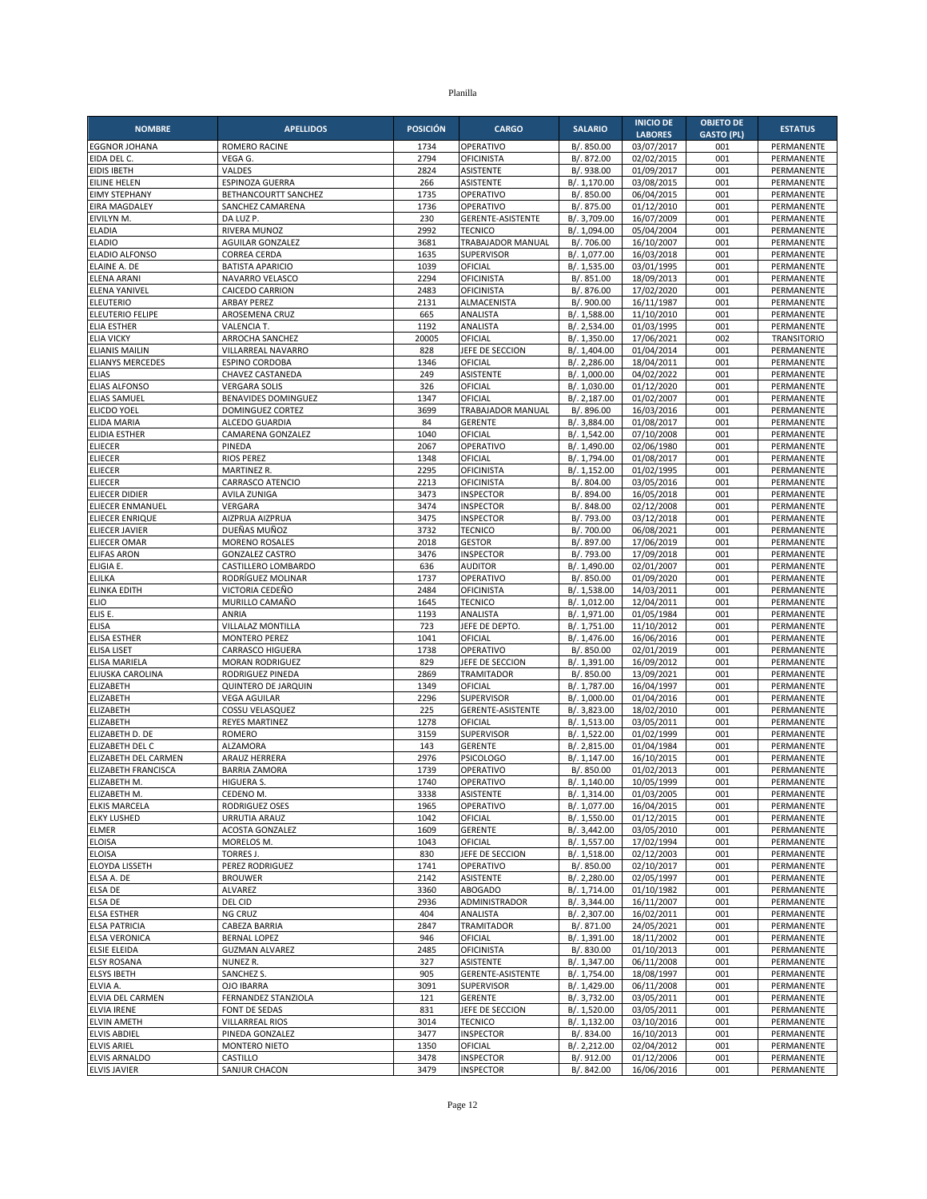| NOMBRE | APELLIDOS | POSICIÓN | CARGO | SALARIO | INICIO DE LABORES | OBJETO DE GASTO (PL) | ESTATUS |
|---|---|---|---|---|---|---|---|
| EGGNOR JOHANA | ROMERO RACINE | 1734 | OPERATIVO | B/. 850.00 | 03/07/2017 | 001 | PERMANENTE |
| EIDA DEL C. | VEGA G. | 2794 | OFICINISTA | B/. 872.00 | 02/02/2015 | 001 | PERMANENTE |
| EIDIS IBETH | VALDES | 2824 | ASISTENTE | B/. 938.00 | 01/09/2017 | 001 | PERMANENTE |
| EILINE HELEN | ESPINOZA GUERRA | 266 | ASISTENTE | B/. 1,170.00 | 03/08/2015 | 001 | PERMANENTE |
| EIMY STEPHANY | BETHANCOURTT SANCHEZ | 1735 | OPERATIVO | B/. 850.00 | 06/04/2015 | 001 | PERMANENTE |
| EIRA MAGDALEY | SANCHEZ CAMARENA | 1736 | OPERATIVO | B/. 875.00 | 01/12/2010 | 001 | PERMANENTE |
| EIVILYN M. | DA LUZ P. | 230 | GERENTE-ASISTENTE | B/. 3,709.00 | 16/07/2009 | 001 | PERMANENTE |
| ELADIA | RIVERA MUNOZ | 2992 | TECNICO | B/. 1,094.00 | 05/04/2004 | 001 | PERMANENTE |
| ELADIO | AGUILAR GONZALEZ | 3681 | TRABAJADOR MANUAL | B/. 706.00 | 16/10/2007 | 001 | PERMANENTE |
| ELADIO ALFONSO | CORREA CERDA | 1635 | SUPERVISOR | B/. 1,077.00 | 16/03/2018 | 001 | PERMANENTE |
| ELAINE A. DE | BATISTA APARICIO | 1039 | OFICIAL | B/. 1,535.00 | 03/01/1995 | 001 | PERMANENTE |
| ELENA ARANI | NAVARRO VELASCO | 2294 | OFICINISTA | B/. 851.00 | 18/09/2013 | 001 | PERMANENTE |
| ELENA YANIVEL | CAICEDO CARRION | 2483 | OFICINISTA | B/. 876.00 | 17/02/2020 | 001 | PERMANENTE |
| ELEUTERIO | ARBAY PEREZ | 2131 | ALMACENISTA | B/. 900.00 | 16/11/1987 | 001 | PERMANENTE |
| ELEUTERIO FELIPE | AROSEMENA CRUZ | 665 | ANALISTA | B/. 1,588.00 | 11/10/2010 | 001 | PERMANENTE |
| ELIA ESTHER | VALENCIA T. | 1192 | ANALISTA | B/. 2,534.00 | 01/03/1995 | 001 | PERMANENTE |
| ELIA VICKY | ARROCHA SANCHEZ | 20005 | OFICIAL | B/. 1,350.00 | 17/06/2021 | 002 | TRANSITORIO |
| ELIANIS MAILIN | VILLARREAL NAVARRO | 828 | JEFE DE SECCION | B/. 1,404.00 | 01/04/2014 | 001 | PERMANENTE |
| ELIANYS MERCEDES | ESPINO CORDOBA | 1346 | OFICIAL | B/. 2,286.00 | 18/04/2011 | 001 | PERMANENTE |
| ELIAS | CHAVEZ CASTANEDA | 249 | ASISTENTE | B/. 1,000.00 | 04/02/2022 | 001 | PERMANENTE |
| ELIAS ALFONSO | VERGARA SOLIS | 326 | OFICIAL | B/. 1,030.00 | 01/12/2020 | 001 | PERMANENTE |
| ELIAS SAMUEL | BENAVIDES DOMINGUEZ | 1347 | OFICIAL | B/. 2,187.00 | 01/02/2007 | 001 | PERMANENTE |
| ELICDO YOEL | DOMINGUEZ CORTEZ | 3699 | TRABAJADOR MANUAL | B/. 896.00 | 16/03/2016 | 001 | PERMANENTE |
| ELIDA MARIA | ALCEDO GUARDIA | 84 | GERENTE | B/. 3,884.00 | 01/08/2017 | 001 | PERMANENTE |
| ELIDIA ESTHER | CAMARENA GONZALEZ | 1040 | OFICIAL | B/. 1,542.00 | 07/10/2008 | 001 | PERMANENTE |
| ELIECER | PINEDA | 2067 | OPERATIVO | B/. 1,490.00 | 02/06/1980 | 001 | PERMANENTE |
| ELIECER | RIOS PEREZ | 1348 | OFICIAL | B/. 1,794.00 | 01/08/2017 | 001 | PERMANENTE |
| ELIECER | MARTINEZ R. | 2295 | OFICINISTA | B/. 1,152.00 | 01/02/1995 | 001 | PERMANENTE |
| ELIECER | CARRASCO ATENCIO | 2213 | OFICINISTA | B/. 804.00 | 03/05/2016 | 001 | PERMANENTE |
| ELIECER DIDIER | AVILA ZUNIGA | 3473 | INSPECTOR | B/. 894.00 | 16/05/2018 | 001 | PERMANENTE |
| ELIECER ENMANUEL | VERGARA | 3474 | INSPECTOR | B/. 848.00 | 02/12/2008 | 001 | PERMANENTE |
| ELIECER ENRIQUE | AIZPRUA AIZPRUA | 3475 | INSPECTOR | B/. 793.00 | 03/12/2018 | 001 | PERMANENTE |
| ELIECER JAVIER | DUEÑAS MUÑOZ | 3732 | TECNICO | B/. 700.00 | 06/08/2021 | 001 | PERMANENTE |
| ELIECER OMAR | MORENO ROSALES | 2018 | GESTOR | B/. 897.00 | 17/06/2019 | 001 | PERMANENTE |
| ELIFAS ARON | GONZALEZ CASTRO | 3476 | INSPECTOR | B/. 793.00 | 17/09/2018 | 001 | PERMANENTE |
| ELIGIA E. | CASTILLERO LOMBARDO | 636 | AUDITOR | B/. 1,490.00 | 02/01/2007 | 001 | PERMANENTE |
| ELILKA | RODRÍGUEZ MOLINAR | 1737 | OPERATIVO | B/. 850.00 | 01/09/2020 | 001 | PERMANENTE |
| ELINKA EDITH | VICTORIA CEDEÑO | 2484 | OFICINISTA | B/. 1,538.00 | 14/03/2011 | 001 | PERMANENTE |
| ELIO | MURILLO CAMAÑO | 1645 | TECNICO | B/. 1,012.00 | 12/04/2011 | 001 | PERMANENTE |
| ELIS E. | ANRIA | 1193 | ANALISTA | B/. 1,971.00 | 01/05/1984 | 001 | PERMANENTE |
| ELISA | VILLALAZ MONTILLA | 723 | JEFE DE DEPTO. | B/. 1,751.00 | 11/10/2012 | 001 | PERMANENTE |
| ELISA ESTHER | MONTERO PEREZ | 1041 | OFICIAL | B/. 1,476.00 | 16/06/2016 | 001 | PERMANENTE |
| ELISA LISET | CARRASCO HIGUERA | 1738 | OPERATIVO | B/. 850.00 | 02/01/2019 | 001 | PERMANENTE |
| ELISA MARIELA | MORAN RODRIGUEZ | 829 | JEFE DE SECCION | B/. 1,391.00 | 16/09/2012 | 001 | PERMANENTE |
| ELIUSKA CAROLINA | RODRIGUEZ PINEDA | 2869 | TRAMITADOR | B/. 850.00 | 13/09/2021 | 001 | PERMANENTE |
| ELIZABETH | QUINTERO DE JARQUIN | 1349 | OFICIAL | B/. 1,787.00 | 16/04/1997 | 001 | PERMANENTE |
| ELIZABETH | VEGA AGUILAR | 2296 | SUPERVISOR | B/. 1,000.00 | 01/04/2016 | 001 | PERMANENTE |
| ELIZABETH | COSSU VELASQUEZ | 225 | GERENTE-ASISTENTE | B/. 3,823.00 | 18/02/2010 | 001 | PERMANENTE |
| ELIZABETH | REYES MARTINEZ | 1278 | OFICIAL | B/. 1,513.00 | 03/05/2011 | 001 | PERMANENTE |
| ELIZABETH D. DE | ROMERO | 3159 | SUPERVISOR | B/. 1,522.00 | 01/02/1999 | 001 | PERMANENTE |
| ELIZABETH DEL C | ALZAMORA | 143 | GERENTE | B/. 2,815.00 | 01/04/1984 | 001 | PERMANENTE |
| ELIZABETH DEL CARMEN | ARAUZ HERRERA | 2976 | PSICOLOGO | B/. 1,147.00 | 16/10/2015 | 001 | PERMANENTE |
| ELIZABETH FRANCISCA | BARRIA ZAMORA | 1739 | OPERATIVO | B/. 850.00 | 01/02/2013 | 001 | PERMANENTE |
| ELIZABETH M. | HIGUERA S. | 1740 | OPERATIVO | B/. 1,140.00 | 10/05/1999 | 001 | PERMANENTE |
| ELIZABETH M. | CEDENO M. | 3338 | ASISTENTE | B/. 1,314.00 | 01/03/2005 | 001 | PERMANENTE |
| ELKIS MARCELA | RODRIGUEZ OSES | 1965 | OPERATIVO | B/. 1,077.00 | 16/04/2015 | 001 | PERMANENTE |
| ELKY LUSHED | URRUTIA ARAUZ | 1042 | OFICIAL | B/. 1,550.00 | 01/12/2015 | 001 | PERMANENTE |
| ELMER | ACOSTA GONZALEZ | 1609 | GERENTE | B/. 3,442.00 | 03/05/2010 | 001 | PERMANENTE |
| ELOISA | MORELOS M. | 1043 | OFICIAL | B/. 1,557.00 | 17/02/1994 | 001 | PERMANENTE |
| ELOISA | TORRES J. | 830 | JEFE DE SECCION | B/. 1,518.00 | 02/12/2003 | 001 | PERMANENTE |
| ELOYDA LISSETH | PEREZ RODRIGUEZ | 1741 | OPERATIVO | B/. 850.00 | 02/10/2017 | 001 | PERMANENTE |
| ELSA A. DE | BROUWER | 2142 | ASISTENTE | B/. 2,280.00 | 02/05/1997 | 001 | PERMANENTE |
| ELSA DE | ALVAREZ | 3360 | ABOGADO | B/. 1,714.00 | 01/10/1982 | 001 | PERMANENTE |
| ELSA DE | DEL CID | 2936 | ADMINISTRADOR | B/. 3,344.00 | 16/11/2007 | 001 | PERMANENTE |
| ELSA ESTHER | NG CRUZ | 404 | ANALISTA | B/. 2,307.00 | 16/02/2011 | 001 | PERMANENTE |
| ELSA PATRICIA | CABEZA BARRIA | 2847 | TRAMITADOR | B/. 871.00 | 24/05/2021 | 001 | PERMANENTE |
| ELSA VERONICA | BERNAL LOPEZ | 946 | OFICIAL | B/. 1,391.00 | 18/11/2002 | 001 | PERMANENTE |
| ELSIE ELEIDA | GUZMAN ALVAREZ | 2485 | OFICINISTA | B/. 830.00 | 01/10/2013 | 001 | PERMANENTE |
| ELSY ROSANA | NUNEZ R. | 327 | ASISTENTE | B/. 1,347.00 | 06/11/2008 | 001 | PERMANENTE |
| ELSYS IBETH | SANCHEZ S. | 905 | GERENTE-ASISTENTE | B/. 1,754.00 | 18/08/1997 | 001 | PERMANENTE |
| ELVIA A. | OJO IBARRA | 3091 | SUPERVISOR | B/. 1,429.00 | 06/11/2008 | 001 | PERMANENTE |
| ELVIA DEL CARMEN | FERNANDEZ STANZIOLA | 121 | GERENTE | B/. 3,732.00 | 03/05/2011 | 001 | PERMANENTE |
| ELVIA IRENE | FONT DE SEDAS | 831 | JEFE DE SECCION | B/. 1,520.00 | 03/05/2011 | 001 | PERMANENTE |
| ELVIN AMETH | VILLARREAL RIOS | 3014 | TECNICO | B/. 1,132.00 | 03/10/2016 | 001 | PERMANENTE |
| ELVIS ABDIEL | PINEDA GONZALEZ | 3477 | INSPECTOR | B/. 834.00 | 16/10/2013 | 001 | PERMANENTE |
| ELVIS ARIEL | MONTERO NIETO | 1350 | OFICIAL | B/. 2,212.00 | 02/04/2012 | 001 | PERMANENTE |
| ELVIS ARNALDO | CASTILLO | 3478 | INSPECTOR | B/. 912.00 | 01/12/2006 | 001 | PERMANENTE |
| ELVIS JAVIER | SANJUR CHACON | 3479 | INSPECTOR | B/. 842.00 | 16/06/2016 | 001 | PERMANENTE |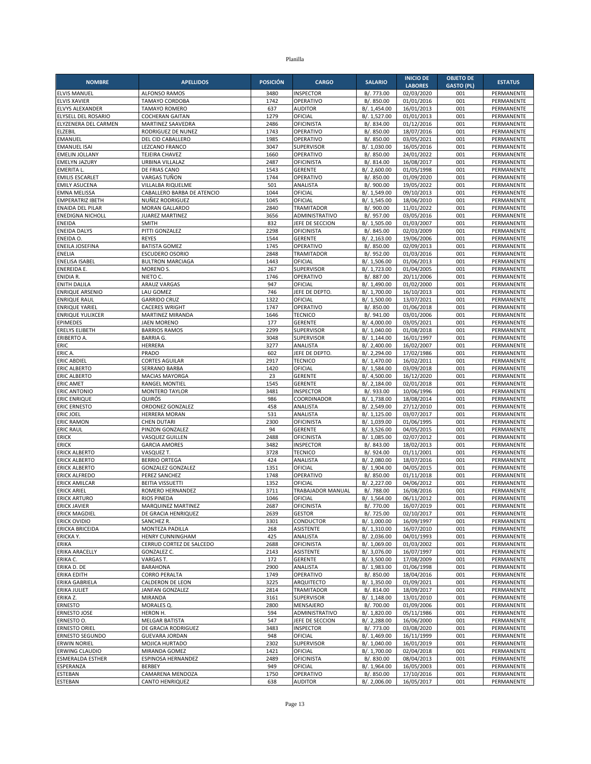| NOMBRE | APELLIDOS | POSICIÓN | CARGO | SALARIO | INICIO DE LABORES | OBJETO DE GASTO (PL) | ESTATUS |
|---|---|---|---|---|---|---|---|
| ELVIS MANUEL | ALFONSO RAMOS | 3480 | INSPECTOR | B/. 773.00 | 02/03/2020 | 001 | PERMANENTE |
| ELVIS XAVIER | TAMAYO CORDOBA | 1742 | OPERATIVO | B/. 850.00 | 01/01/2016 | 001 | PERMANENTE |
| ELVYS ALEXANDER | TAMAYO ROMERO | 637 | AUDITOR | B/. 1,454.00 | 16/01/2013 | 001 | PERMANENTE |
| ELYSELL DEL ROSARIO | COCHERAN GAITAN | 1279 | OFICIAL | B/. 1,527.00 | 01/01/2013 | 001 | PERMANENTE |
| ELYZENERA DEL CARMEN | MARTINEZ SAAVEDRA | 2486 | OFICINISTA | B/. 834.00 | 01/12/2016 | 001 | PERMANENTE |
| ELZEBIL | RODRIGUEZ DE NUNEZ | 1743 | OPERATIVO | B/. 850.00 | 18/07/2016 | 001 | PERMANENTE |
| EMANUEL | DEL CID CABALLERO | 1985 | OPERATIVO | B/. 850.00 | 03/05/2021 | 001 | PERMANENTE |
| EMANUEL ISAI | LEZCANO FRANCO | 3047 | SUPERVISOR | B/. 1,030.00 | 16/05/2016 | 001 | PERMANENTE |
| EMELIN JOLLANY | TEJEIRA CHAVEZ | 1660 | OPERATIVO | B/. 850.00 | 24/01/2022 | 001 | PERMANENTE |
| EMELYN JAZURY | URBINA VILLALAZ | 2487 | OFICINISTA | B/. 814.00 | 16/08/2017 | 001 | PERMANENTE |
| EMERITA L. | DE FRIAS CANO | 1543 | GERENTE | B/. 2,600.00 | 01/05/1998 | 001 | PERMANENTE |
| EMILIS ESCARLET | VARGAS TUÑON | 1744 | OPERATIVO | B/. 850.00 | 01/09/2020 | 001 | PERMANENTE |
| EMILY ASUCENA | VILLALBA RIQUELME | 501 | ANALISTA | B/. 900.00 | 19/05/2022 | 001 | PERMANENTE |
| EMNA MELISSA | CABALLERO BARBA DE ATENCIO | 1044 | OFICIAL | B/. 1,549.00 | 09/10/2013 | 001 | PERMANENTE |
| EMPERATRIZ IBETH | NUÑEZ RODRIGUEZ | 1045 | OFICIAL | B/. 1,545.00 | 18/06/2010 | 001 | PERMANENTE |
| ENAIDA DEL PILAR | MORAN GALLARDO | 2840 | TRAMITADOR | B/. 900.00 | 11/01/2022 | 001 | PERMANENTE |
| ENEDIGNA NICHOLL | JUAREZ MARTINEZ | 3656 | ADMINISTRATIVO | B/. 957.00 | 03/05/2016 | 001 | PERMANENTE |
| ENEIDA | SMITH | 832 | JEFE DE SECCION | B/. 1,505.00 | 01/03/2007 | 001 | PERMANENTE |
| ENEIDA DALYS | PITTI GONZALEZ | 2298 | OFICINISTA | B/. 845.00 | 02/03/2009 | 001 | PERMANENTE |
| ENEIDA O. | REYES | 1544 | GERENTE | B/. 2,163.00 | 19/06/2006 | 001 | PERMANENTE |
| ENEILA JOSEFINA | BATISTA GOMEZ | 1745 | OPERATIVO | B/. 850.00 | 02/09/2013 | 001 | PERMANENTE |
| ENELIA | ESCUDERO OSORIO | 2848 | TRAMITADOR | B/. 952.00 | 01/03/2016 | 001 | PERMANENTE |
| ENELISA ISABEL | BULTRON MARCIAGA | 1443 | OFICIAL | B/. 1,506.00 | 01/06/2013 | 001 | PERMANENTE |
| ENEREIDA E. | MORENO S. | 267 | SUPERVISOR | B/. 1,723.00 | 01/04/2005 | 001 | PERMANENTE |
| ENIDIA R. | NIETO C. | 1746 | OPERATIVO | B/. 887.00 | 20/11/2006 | 001 | PERMANENTE |
| ENITH DALILA | ARAUZ VARGAS | 947 | OFICIAL | B/. 1,490.00 | 01/02/2000 | 001 | PERMANENTE |
| ENRIQUE ARSENIO | LAU GOMEZ | 746 | JEFE DE DEPTO. | B/. 1,700.00 | 16/10/2013 | 001 | PERMANENTE |
| ENRIQUE RAUL | GARRIDO CRUZ | 1322 | OFICIAL | B/. 1,500.00 | 13/07/2021 | 001 | PERMANENTE |
| ENRIQUE YARIEL | CACERES WRIGHT | 1747 | OPERATIVO | B/. 850.00 | 01/06/2018 | 001 | PERMANENTE |
| ENRIQUE YULIXCER | MARTINEZ MIRANDA | 1646 | TECNICO | B/. 941.00 | 03/01/2006 | 001 | PERMANENTE |
| EPIMEDES | JAEN MORENO | 177 | GERENTE | B/. 4,000.00 | 03/05/2021 | 001 | PERMANENTE |
| ERELYS ELIBETH | BARRIOS RAMOS | 2299 | SUPERVISOR | B/. 1,040.00 | 01/08/2018 | 001 | PERMANENTE |
| ERIBERTO A. | BARRIA G. | 3048 | SUPERVISOR | B/. 1,144.00 | 16/01/1997 | 001 | PERMANENTE |
| ERIC | HERRERA | 3277 | ANALISTA | B/. 2,400.00 | 16/02/2007 | 001 | PERMANENTE |
| ERIC A. | PRADO | 602 | JEFE DE DEPTO. | B/. 2,294.00 | 17/02/1986 | 001 | PERMANENTE |
| ERIC ABDIEL | CORTES AGUILAR | 2917 | TECNICO | B/. 1,470.00 | 16/02/2011 | 001 | PERMANENTE |
| ERIC ALBERTO | SERRANO BARBA | 1420 | OFICIAL | B/. 1,584.00 | 03/09/2018 | 001 | PERMANENTE |
| ERIC ALBERTO | MACIAS MAYORGA | 23 | GERENTE | B/. 4,500.00 | 16/12/2020 | 001 | PERMANENTE |
| ERIC AMET | RANGEL MONTIEL | 1545 | GERENTE | B/. 2,184.00 | 02/01/2018 | 001 | PERMANENTE |
| ERIC ANTONIO | MONTERO TAYLOR | 3481 | INSPECTOR | B/. 933.00 | 10/06/1996 | 001 | PERMANENTE |
| ERIC ENRIQUE | QUIRÓS | 986 | COORDINADOR | B/. 1,738.00 | 18/08/2014 | 001 | PERMANENTE |
| ERIC ERNESTO | ORDONEZ GONZALEZ | 458 | ANALISTA | B/. 2,549.00 | 27/12/2010 | 001 | PERMANENTE |
| ERIC JOEL | HERRERA MORAN | 531 | ANALISTA | B/. 1,125.00 | 03/07/2017 | 001 | PERMANENTE |
| ERIC RAMON | CHEN DUTARI | 2300 | OFICINISTA | B/. 1,039.00 | 01/06/1995 | 001 | PERMANENTE |
| ERIC RAUL | PINZON GONZALEZ | 94 | GERENTE | B/. 3,526.00 | 04/05/2015 | 001 | PERMANENTE |
| ERICK | VASQUEZ GUILLEN | 2488 | OFICINISTA | B/. 1,085.00 | 02/07/2012 | 001 | PERMANENTE |
| ERICK | GARCIA AMORES | 3482 | INSPECTOR | B/. 843.00 | 18/02/2013 | 001 | PERMANENTE |
| ERICK ALBERTO | VASQUEZ T. | 3728 | TECNICO | B/. 924.00 | 01/11/2001 | 001 | PERMANENTE |
| ERICK ALBERTO | BERRIO ORTEGA | 424 | ANALISTA | B/. 2,080.00 | 18/07/2016 | 001 | PERMANENTE |
| ERICK ALBERTO | GONZALEZ GONZALEZ | 1351 | OFICIAL | B/. 1,904.00 | 04/05/2015 | 001 | PERMANENTE |
| ERICK ALFREDO | PEREZ SANCHEZ | 1748 | OPERATIVO | B/. 850.00 | 01/11/2018 | 001 | PERMANENTE |
| ERICK AMILCAR | BEITIA VISSUETTI | 1352 | OFICIAL | B/. 2,227.00 | 04/06/2012 | 001 | PERMANENTE |
| ERICK ARIEL | ROMERO HERNANDEZ | 3711 | TRABAJADOR MANUAL | B/. 788.00 | 16/08/2016 | 001 | PERMANENTE |
| ERICK ARTURO | RIOS PINEDA | 1046 | OFICIAL | B/. 1,564.00 | 06/11/2012 | 001 | PERMANENTE |
| ERICK JAVIER | MARQUINEZ MARTINEZ | 2687 | OFICINISTA | B/. 770.00 | 16/07/2019 | 001 | PERMANENTE |
| ERICK MAGDIEL | DE GRACIA HENRIQUEZ | 2639 | GESTOR | B/. 725.00 | 02/10/2017 | 001 | PERMANENTE |
| ERICK OVIDIO | SANCHEZ R. | 3301 | CONDUCTOR | B/. 1,000.00 | 16/09/1997 | 001 | PERMANENTE |
| ERICKA BRICEIDA | MONTEZA PADILLA | 268 | ASISTENTE | B/. 1,310.00 | 16/07/2010 | 001 | PERMANENTE |
| ERICKA Y. | HENRY CUNNINGHAM | 425 | ANALISTA | B/. 2,036.00 | 04/01/1993 | 001 | PERMANENTE |
| ERIKA | CERRUD CORTEZ DE SALCEDO | 2688 | OFICINISTA | B/. 1,069.00 | 01/03/2002 | 001 | PERMANENTE |
| ERIKA ARACELLY | GONZALEZ C. | 2143 | ASISTENTE | B/. 3,076.00 | 16/07/1997 | 001 | PERMANENTE |
| ERIKA C. | VARGAS T. | 172 | GERENTE | B/. 3,500.00 | 17/08/2009 | 001 | PERMANENTE |
| ERIKA D. DE | BARAHONA | 2900 | ANALISTA | B/. 1,983.00 | 01/06/1998 | 001 | PERMANENTE |
| ERIKA EDITH | CORRO PERALTA | 1749 | OPERATIVO | B/. 850.00 | 18/04/2016 | 001 | PERMANENTE |
| ERIKA GABRIELA | CALDERON DE LEON | 3225 | ARQUITECTO | B/. 1,350.00 | 01/09/2021 | 001 | PERMANENTE |
| ERIKA JULIET | JANFAN GONZALEZ | 2814 | TRAMITADOR | B/. 814.00 | 18/09/2017 | 001 | PERMANENTE |
| ERIKA Z. | MIRANDA | 3161 | SUPERVISOR | B/. 1,148.00 | 13/01/2010 | 001 | PERMANENTE |
| ERNESTO | MORALES Q. | 2800 | MENSAJERO | B/. 700.00 | 01/09/2006 | 001 | PERMANENTE |
| ERNESTO JOSE | HERON H. | 594 | ADMINISTRATIVO | B/. 1,820.00 | 05/11/1986 | 001 | PERMANENTE |
| ERNESTO O. | MELGAR BATISTA | 547 | JEFE DE SECCION | B/. 2,288.00 | 16/06/2000 | 001 | PERMANENTE |
| ERNESTO ORIEL | DE GRACIA RODRIGUEZ | 3483 | INSPECTOR | B/. 773.00 | 03/08/2020 | 001 | PERMANENTE |
| ERNESTO SEGUNDO | GUEVARA JORDAN | 948 | OFICIAL | B/. 1,469.00 | 16/11/1999 | 001 | PERMANENTE |
| ERWIN NORIEL | MOJICA HURTADO | 2302 | SUPERVISOR | B/. 1,040.00 | 16/01/2019 | 001 | PERMANENTE |
| ERWING CLAUDIO | MIRANDA GOMEZ | 1421 | OFICIAL | B/. 1,700.00 | 02/04/2018 | 001 | PERMANENTE |
| ESMERALDA ESTHER | ESPINOSA HERNANDEZ | 2489 | OFICINISTA | B/. 830.00 | 08/04/2013 | 001 | PERMANENTE |
| ESPERANZA | BERBEY | 949 | OFICIAL | B/. 1,964.00 | 16/05/2003 | 001 | PERMANENTE |
| ESTEBAN | CAMARENA MENDOZA | 1750 | OPERATIVO | B/. 850.00 | 17/10/2016 | 001 | PERMANENTE |
| ESTEBAN | CANTO HENRIQUEZ | 638 | AUDITOR | B/. 2,006.00 | 16/05/2017 | 001 | PERMANENTE |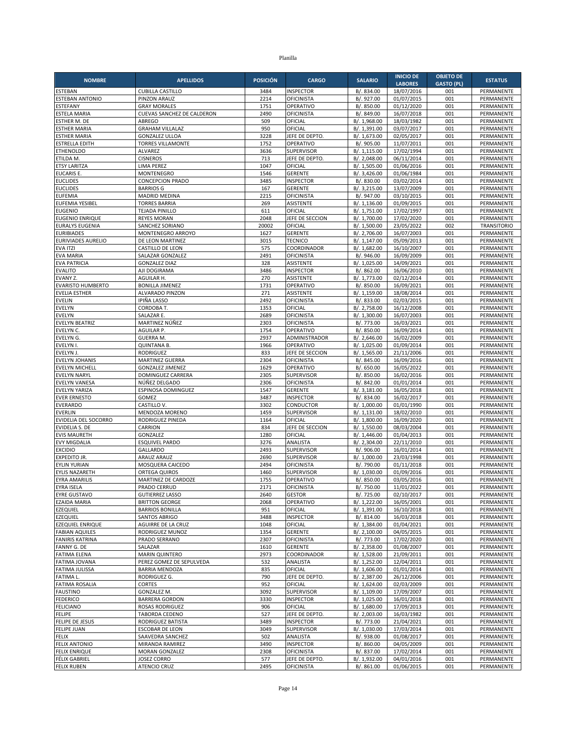| NOMBRE | APELLIDOS | POSICIÓN | CARGO | SALARIO | INICIO DE LABORES | OBJETO DE GASTO (PL) | ESTATUS |
|---|---|---|---|---|---|---|---|
| ESTEBAN | CUBILLA CASTILLO | 3484 | INSPECTOR | B/. 834.00 | 18/07/2016 | 001 | PERMANENTE |
| ESTEBAN ANTONIO | PINZON ARAUZ | 2214 | OFICINISTA | B/. 927.00 | 01/07/2015 | 001 | PERMANENTE |
| ESTEFANY | GRAY MORALES | 1751 | OPERATIVO | B/. 850.00 | 01/12/2020 | 001 | PERMANENTE |
| ESTELA MARIA | CUEVAS SANCHEZ DE CALDERON | 2490 | OFICINISTA | B/. 849.00 | 16/07/2018 | 001 | PERMANENTE |
| ESTHER M. DE | ABREGO | 509 | OFICIAL | B/. 1,968.00 | 18/03/1982 | 001 | PERMANENTE |
| ESTHER MARIA | GRAHAM VILLALAZ | 950 | OFICIAL | B/. 1,391.00 | 03/07/2017 | 001 | PERMANENTE |
| ESTHER MARIA | GONZALEZ ULLOA | 3228 | JEFE DE DEPTO. | B/. 1,673.00 | 02/05/2017 | 001 | PERMANENTE |
| ESTRELLA EDITH | TORRES VILLAMONTE | 1752 | OPERATIVO | B/. 905.00 | 11/07/2011 | 001 | PERMANENTE |
| ETHENOLDO | ALVAREZ | 3636 | SUPERVISOR | B/. 1,115.00 | 17/02/1994 | 001 | PERMANENTE |
| ETILDA M. | CISNEROS | 713 | JEFE DE DEPTO. | B/. 2,048.00 | 06/11/2014 | 001 | PERMANENTE |
| ETSY LARITZA | LIMA PEREZ | 1047 | OFICIAL | B/. 1,505.00 | 01/06/2016 | 001 | PERMANENTE |
| EUCARIS E. | MONTENEGRO | 1546 | GERENTE | B/. 3,426.00 | 01/06/1984 | 001 | PERMANENTE |
| EUCLIDES | CONCEPCION PRADO | 3485 | INSPECTOR | B/. 830.00 | 03/02/2014 | 001 | PERMANENTE |
| EUCLIDES | BARRIOS G | 167 | GERENTE | B/. 3,215.00 | 13/07/2009 | 001 | PERMANENTE |
| EUFEMIA | MADRID MEDINA | 2215 | OFICINISTA | B/. 947.00 | 03/10/2015 | 001 | PERMANENTE |
| EUFEMIA YESIBEL | TORRES BARRIA | 269 | ASISTENTE | B/. 1,136.00 | 01/09/2015 | 001 | PERMANENTE |
| EUGENIO | TEJADA PINILLO | 611 | OFICIAL | B/. 1,751.00 | 17/02/1997 | 001 | PERMANENTE |
| EUGENIO ENRIQUE | REYES MORAN | 2048 | JEFE DE SECCION | B/. 1,700.00 | 17/02/2020 | 001 | PERMANENTE |
| EURALYS EUGENIA | SANCHEZ SORIANO | 20002 | OFICIAL | B/. 1,500.00 | 23/05/2022 | 002 | TRANSITORIO |
| EURIBIADES | MONTENEGRO ARROYO | 1627 | GERENTE | B/. 2,706.00 | 16/07/2003 | 001 | PERMANENTE |
| EURIVIADES AURELIO | DE LEON MARTINEZ | 3015 | TECNICO | B/. 1,147.00 | 05/09/2013 | 001 | PERMANENTE |
| EVA ITZI | CASTILLO DE LEON | 575 | COORDINADOR | B/. 1,682.00 | 16/10/2007 | 001 | PERMANENTE |
| EVA MARIA | SALAZAR GONZALEZ | 2491 | OFICINISTA | B/. 946.00 | 16/09/2009 | 001 | PERMANENTE |
| EVA PATRICIA | GONZALEZ DIAZ | 328 | ASISTENTE | B/. 1,025.00 | 14/09/2021 | 001 | PERMANENTE |
| EVALITO | AJI DOGIRAMA | 3486 | INSPECTOR | B/. 862.00 | 16/06/2010 | 001 | PERMANENTE |
| EVANY Z. | AGUILAR H. | 270 | ASISTENTE | B/. 1,773.00 | 02/12/2014 | 001 | PERMANENTE |
| EVARISTO HUMBERTO | BONILLA JIMENEZ | 1731 | OPERATIVO | B/. 850.00 | 16/09/2021 | 001 | PERMANENTE |
| EVELIA ESTHER | ALVARADO PINZON | 271 | ASISTENTE | B/. 1,159.00 | 18/08/2014 | 001 | PERMANENTE |
| EVELIN | IPIÑA LASSO | 2492 | OFICINISTA | B/. 833.00 | 02/03/2015 | 001 | PERMANENTE |
| EVELYN | CORDOBA T. | 1353 | OFICIAL | B/. 2,758.00 | 16/12/2008 | 001 | PERMANENTE |
| EVELYN | SALAZAR E. | 2689 | OFICINISTA | B/. 1,300.00 | 16/07/2003 | 001 | PERMANENTE |
| EVELYN BEATRIZ | MARTINEZ NÚÑEZ | 2303 | OFICINISTA | B/. 773.00 | 16/03/2021 | 001 | PERMANENTE |
| EVELYN C. | AGUILAR P. | 1754 | OPERATIVO | B/. 850.00 | 16/09/2014 | 001 | PERMANENTE |
| EVELYN G. | GUERRA M. | 2937 | ADMINISTRADOR | B/. 2,646.00 | 16/02/2009 | 001 | PERMANENTE |
| EVELYN I. | QUINTANA B. | 1966 | OPERATIVO | B/. 1,025.00 | 01/09/2014 | 001 | PERMANENTE |
| EVELYN J. | RODRIGUEZ | 833 | JEFE DE SECCION | B/. 1,565.00 | 21/11/2006 | 001 | PERMANENTE |
| EVELYN JOHANIS | MARTINEZ GUERRA | 2304 | OFICINISTA | B/. 845.00 | 16/09/2016 | 001 | PERMANENTE |
| EVELYN MICHELL | GONZALEZ JIMENEZ | 1629 | OPERATIVO | B/. 650.00 | 16/05/2022 | 001 | PERMANENTE |
| EVELYN NARYL | DOMINGUEZ CARRERA | 2305 | SUPERVISOR | B/. 850.00 | 16/02/2016 | 001 | PERMANENTE |
| EVELYN VANESA | NÚÑEZ DELGADO | 2306 | OFICINISTA | B/. 842.00 | 01/01/2014 | 001 | PERMANENTE |
| EVELYN YARIZA | ESPINOSA DOMINGUEZ | 1547 | GERENTE | B/. 3,181.00 | 16/05/2018 | 001 | PERMANENTE |
| EVER ERNESTO | GOMEZ | 3487 | INSPECTOR | B/. 834.00 | 16/02/2017 | 001 | PERMANENTE |
| EVERARDO | CASTILLO V. | 3302 | CONDUCTOR | B/. 1,000.00 | 01/01/1990 | 001 | PERMANENTE |
| EVERLIN | MENDOZA MORENO | 1459 | SUPERVISOR | B/. 1,131.00 | 18/02/2010 | 001 | PERMANENTE |
| EVIDELIA DEL SOCORRO | RODRIGUEZ PINEDA | 1164 | OFICIAL | B/. 1,800.00 | 16/09/2020 | 001 | PERMANENTE |
| EVIDELIA S. DE | CARRION | 834 | JEFE DE SECCION | B/. 1,550.00 | 08/03/2004 | 001 | PERMANENTE |
| EVIS MAURETH | GONZALEZ | 1280 | OFICIAL | B/. 1,446.00 | 01/04/2013 | 001 | PERMANENTE |
| EVY MIGDALIA | ESQUIVEL PARDO | 3276 | ANALISTA | B/. 2,304.00 | 22/11/2010 | 001 | PERMANENTE |
| EXCIDIO | GALLARDO | 2493 | SUPERVISOR | B/. 906.00 | 16/01/2014 | 001 | PERMANENTE |
| EXPEDITO JR. | ARAUZ ARAUZ | 2690 | SUPERVISOR | B/. 1,000.00 | 23/03/1998 | 001 | PERMANENTE |
| EYLIN YURIAN | MOSQUERA CAICEDO | 2494 | OFICINISTA | B/. 790.00 | 01/11/2018 | 001 | PERMANENTE |
| EYLIS NAZARETH | ORTEGA QUIROS | 1460 | SUPERVISOR | B/. 1,030.00 | 01/09/2016 | 001 | PERMANENTE |
| EYRA AMARILIS | MARTINEZ DE CARDOZE | 1755 | OPERATIVO | B/. 850.00 | 03/05/2016 | 001 | PERMANENTE |
| EYRA ISELA | PRADO CERRUD | 2171 | OFICINISTA | B/. 750.00 | 11/01/2022 | 001 | PERMANENTE |
| EYRE GUSTAVO | GUTIERREZ LASSO | 2640 | GESTOR | B/. 725.00 | 02/10/2017 | 001 | PERMANENTE |
| EZAIDA MARIA | BRITTON GEORGE | 2068 | OPERATIVO | B/. 1,222.00 | 16/05/2001 | 001 | PERMANENTE |
| EZEQUIEL | BARRIOS BONILLA | 951 | OFICIAL | B/. 1,391.00 | 16/10/2018 | 001 | PERMANENTE |
| EZEQUIEL | SANTOS ABRIGO | 3488 | INSPECTOR | B/. 814.00 | 16/03/2018 | 001 | PERMANENTE |
| EZEQUIEL ENRIQUE | AGUIRRE DE LA CRUZ | 1048 | OFICIAL | B/. 1,384.00 | 01/04/2021 | 001 | PERMANENTE |
| FABIAN AQUILES | RODRIGUEZ MUNOZ | 1354 | GERENTE | B/. 2,100.00 | 04/05/2015 | 001 | PERMANENTE |
| FANIRIS KATRINA | PRADO SERRANO | 2307 | OFICINISTA | B/. 773.00 | 17/02/2020 | 001 | PERMANENTE |
| FANNY G. DE | SALAZAR | 1610 | GERENTE | B/. 2,358.00 | 01/08/2007 | 001 | PERMANENTE |
| FATIMA ELENA | MARIN QUINTERO | 2973 | COORDINADOR | B/. 1,528.00 | 21/09/2011 | 001 | PERMANENTE |
| FATIMA JOVANA | PEREZ GOMEZ DE SEPULVEDA | 532 | ANALISTA | B/. 1,252.00 | 12/04/2011 | 001 | PERMANENTE |
| FATIMA JULISSA | BARRIA MENDOZA | 835 | OFICIAL | B/. 1,606.00 | 01/01/2014 | 001 | PERMANENTE |
| FATIMA L. | RODRIGUEZ G. | 790 | JEFE DE DEPTO. | B/. 2,387.00 | 26/12/2006 | 001 | PERMANENTE |
| FATIMA ROSALIA | CORTES | 952 | OFICIAL | B/. 1,624.00 | 02/03/2009 | 001 | PERMANENTE |
| FAUSTINO | GONZALEZ M. | 3092 | SUPERVISOR | B/. 1,109.00 | 17/09/2007 | 001 | PERMANENTE |
| FEDERICO | BARRERA GORDON | 3330 | INSPECTOR | B/. 1,025.00 | 16/01/2018 | 001 | PERMANENTE |
| FELICIANO | ROSAS RODRIGUEZ | 906 | OFICIAL | B/. 1,680.00 | 17/09/2013 | 001 | PERMANENTE |
| FELIPE | TABORDA CEDENO | 527 | JEFE DE DEPTO. | B/. 2,003.00 | 16/03/1982 | 001 | PERMANENTE |
| FELIPE DE JESUS | RODRIGUEZ BATISTA | 3489 | INSPECTOR | B/. 773.00 | 21/04/2021 | 001 | PERMANENTE |
| FELIPE JUAN | ESCOBAR DE LEON | 3049 | SUPERVISOR | B/. 1,030.00 | 17/03/2014 | 001 | PERMANENTE |
| FELIX | SAAVEDRA SANCHEZ | 502 | ANALISTA | B/. 938.00 | 01/08/2017 | 001 | PERMANENTE |
| FELIX ANTONIO | MIRANDA RAMIREZ | 3490 | INSPECTOR | B/. 860.00 | 04/05/2009 | 001 | PERMANENTE |
| FELIX ENRIQUE | MORAN GONZALEZ | 2308 | OFICINISTA | B/. 837.00 | 17/02/2014 | 001 | PERMANENTE |
| FÉLIX GABRIEL | JOSEZ CORRO | 577 | JEFE DE DEPTO. | B/. 1,932.00 | 04/01/2016 | 001 | PERMANENTE |
| FELIX RUBEN | ATENCIO CRUZ | 2495 | OFICINISTA | B/. 861.00 | 01/06/2015 | 001 | PERMANENTE |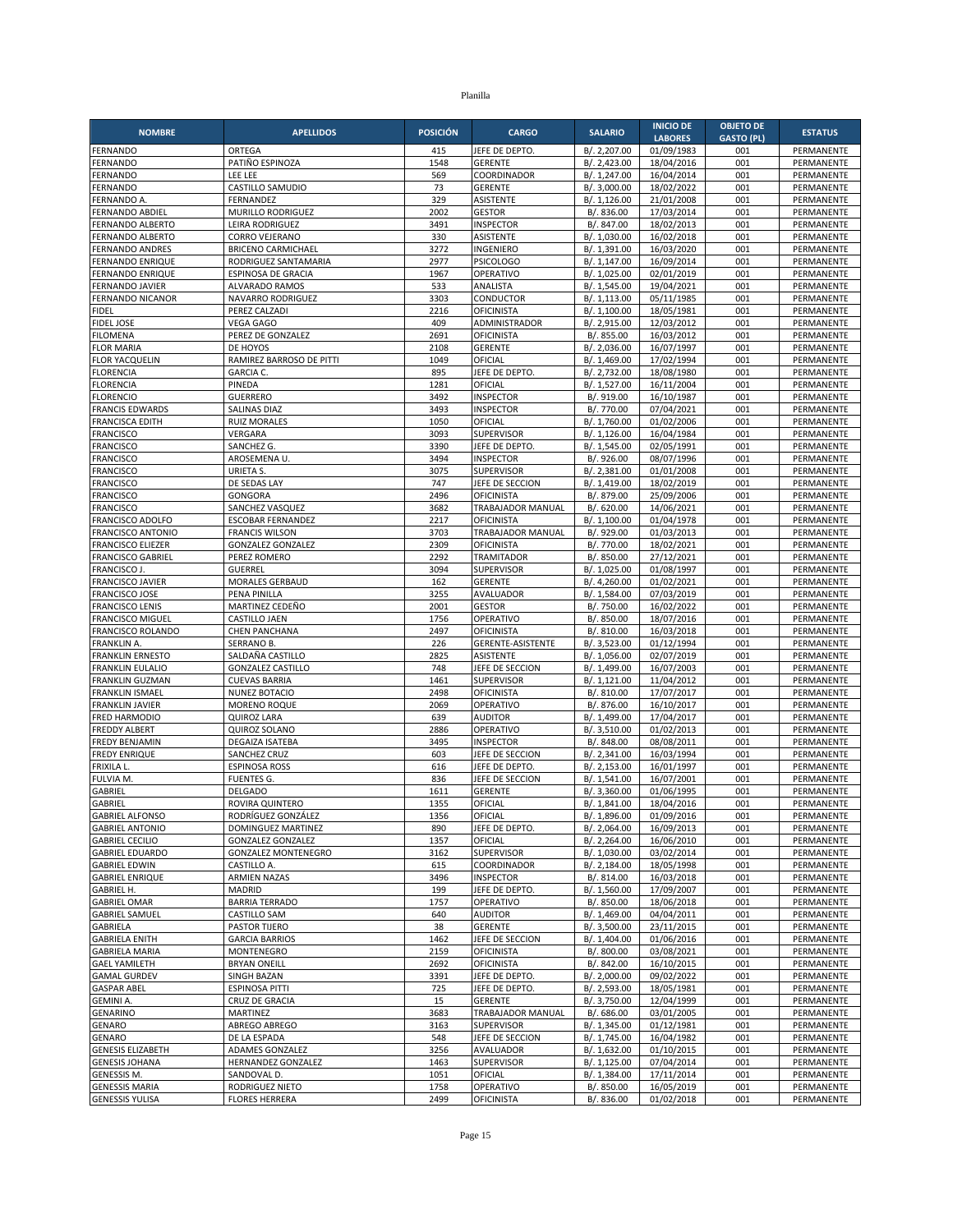| NOMBRE | APELLIDOS | POSICIÓN | CARGO | SALARIO | INICIO DE LABORES | OBJETO DE GASTO (PL) | ESTATUS |
|---|---|---|---|---|---|---|---|
| FERNANDO | ORTEGA | 415 | JEFE DE DEPTO. | B/. 2,207.00 | 01/09/1983 | 001 | PERMANENTE |
| FERNANDO | PATIÑO ESPINOZA | 1548 | GERENTE | B/. 2,423.00 | 18/04/2016 | 001 | PERMANENTE |
| FERNANDO | LEE LEE | 569 | COORDINADOR | B/. 1,247.00 | 16/04/2014 | 001 | PERMANENTE |
| FERNANDO | CASTILLO SAMUDIO | 73 | GERENTE | B/. 3,000.00 | 18/02/2022 | 001 | PERMANENTE |
| FERNANDO A. | FERNANDEZ | 329 | ASISTENTE | B/. 1,126.00 | 21/01/2008 | 001 | PERMANENTE |
| FERNANDO ABDIEL | MURILLO RODRIGUEZ | 2002 | GESTOR | B/. 836.00 | 17/03/2014 | 001 | PERMANENTE |
| FERNANDO ALBERTO | LEIRA RODRIGUEZ | 3491 | INSPECTOR | B/. 847.00 | 18/02/2013 | 001 | PERMANENTE |
| FERNANDO ALBERTO | CORRO VEJERANO | 330 | ASISTENTE | B/. 1,030.00 | 16/02/2018 | 001 | PERMANENTE |
| FERNANDO ANDRES | BRICENO CARMICHAEL | 3272 | INGENIERO | B/. 1,391.00 | 16/03/2020 | 001 | PERMANENTE |
| FERNANDO ENRIQUE | RODRIGUEZ SANTAMARIA | 2977 | PSICOLOGO | B/. 1,147.00 | 16/09/2014 | 001 | PERMANENTE |
| FERNANDO ENRIQUE | ESPINOSA DE GRACIA | 1967 | OPERATIVO | B/. 1,025.00 | 02/01/2019 | 001 | PERMANENTE |
| FERNANDO JAVIER | ALVARADO RAMOS | 533 | ANALISTA | B/. 1,545.00 | 19/04/2021 | 001 | PERMANENTE |
| FERNANDO NICANOR | NAVARRO RODRIGUEZ | 3303 | CONDUCTOR | B/. 1,113.00 | 05/11/1985 | 001 | PERMANENTE |
| FIDEL | PEREZ CALZADI | 2216 | OFICINISTA | B/. 1,100.00 | 18/05/1981 | 001 | PERMANENTE |
| FIDEL JOSE | VEGA GAGO | 409 | ADMINISTRADOR | B/. 2,915.00 | 12/03/2012 | 001 | PERMANENTE |
| FILOMENA | PEREZ DE GONZALEZ | 2691 | OFICINISTA | B/. 855.00 | 16/03/2012 | 001 | PERMANENTE |
| FLOR MARIA | DE HOYOS | 2108 | GERENTE | B/. 2,036.00 | 16/07/1997 | 001 | PERMANENTE |
| FLOR YACQUELIN | RAMIREZ BARROSO DE PITTI | 1049 | OFICIAL | B/. 1,469.00 | 17/02/1994 | 001 | PERMANENTE |
| FLORENCIA | GARCIA C. | 895 | JEFE DE DEPTO. | B/. 2,732.00 | 18/08/1980 | 001 | PERMANENTE |
| FLORENCIA | PINEDA | 1281 | OFICIAL | B/. 1,527.00 | 16/11/2004 | 001 | PERMANENTE |
| FLORENCIO | GUERRERO | 3492 | INSPECTOR | B/. 919.00 | 16/10/1987 | 001 | PERMANENTE |
| FRANCIS EDWARDS | SALINAS DIAZ | 3493 | INSPECTOR | B/. 770.00 | 07/04/2021 | 001 | PERMANENTE |
| FRANCISCA EDITH | RUIZ MORALES | 1050 | OFICIAL | B/. 1,760.00 | 01/02/2006 | 001 | PERMANENTE |
| FRANCISCO | VERGARA | 3093 | SUPERVISOR | B/. 1,126.00 | 16/04/1984 | 001 | PERMANENTE |
| FRANCISCO | SANCHEZ G. | 3390 | JEFE DE DEPTO. | B/. 1,545.00 | 02/05/1991 | 001 | PERMANENTE |
| FRANCISCO | AROSEMENA U. | 3494 | INSPECTOR | B/. 926.00 | 08/07/1996 | 001 | PERMANENTE |
| FRANCISCO | URIETA S. | 3075 | SUPERVISOR | B/. 2,381.00 | 01/01/2008 | 001 | PERMANENTE |
| FRANCISCO | DE SEDAS LAY | 747 | JEFE DE SECCION | B/. 1,419.00 | 18/02/2019 | 001 | PERMANENTE |
| FRANCISCO | GONGORA | 2496 | OFICINISTA | B/. 879.00 | 25/09/2006 | 001 | PERMANENTE |
| FRANCISCO | SANCHEZ VASQUEZ | 3682 | TRABAJADOR MANUAL | B/. 620.00 | 14/06/2021 | 001 | PERMANENTE |
| FRANCISCO ADOLFO | ESCOBAR FERNANDEZ | 2217 | OFICINISTA | B/. 1,100.00 | 01/04/1978 | 001 | PERMANENTE |
| FRANCISCO ANTONIO | FRANCIS WILSON | 3703 | TRABAJADOR MANUAL | B/. 929.00 | 01/03/2013 | 001 | PERMANENTE |
| FRANCISCO ELIEZER | GONZALEZ GONZALEZ | 2309 | OFICINISTA | B/. 770.00 | 18/02/2021 | 001 | PERMANENTE |
| FRANCISCO GABRIEL | PEREZ ROMERO | 2292 | TRAMITADOR | B/. 850.00 | 27/12/2021 | 001 | PERMANENTE |
| FRANCISCO J. | GUERREL | 3094 | SUPERVISOR | B/. 1,025.00 | 01/08/1997 | 001 | PERMANENTE |
| FRANCISCO JAVIER | MORALES GERBAUD | 162 | GERENTE | B/. 4,260.00 | 01/02/2021 | 001 | PERMANENTE |
| FRANCISCO JOSE | PENA PINILLA | 3255 | AVALUADOR | B/. 1,584.00 | 07/03/2019 | 001 | PERMANENTE |
| FRANCISCO LENIS | MARTINEZ CEDEÑO | 2001 | GESTOR | B/. 750.00 | 16/02/2022 | 001 | PERMANENTE |
| FRANCISCO MIGUEL | CASTILLO JAEN | 1756 | OPERATIVO | B/. 850.00 | 18/07/2016 | 001 | PERMANENTE |
| FRANCISCO ROLANDO | CHEN PANCHANA | 2497 | OFICINISTA | B/. 810.00 | 16/03/2018 | 001 | PERMANENTE |
| FRANKLIN A. | SERRANO B. | 226 | GERENTE-ASISTENTE | B/. 3,523.00 | 01/12/1994 | 001 | PERMANENTE |
| FRANKLIN ERNESTO | SALDAÑA CASTILLO | 2825 | ASISTENTE | B/. 1,056.00 | 02/07/2019 | 001 | PERMANENTE |
| FRANKLIN EULALIO | GONZALEZ CASTILLO | 748 | JEFE DE SECCION | B/. 1,499.00 | 16/07/2003 | 001 | PERMANENTE |
| FRANKLIN GUZMAN | CUEVAS BARRIA | 1461 | SUPERVISOR | B/. 1,121.00 | 11/04/2012 | 001 | PERMANENTE |
| FRANKLIN ISMAEL | NUNEZ BOTACIO | 2498 | OFICINISTA | B/. 810.00 | 17/07/2017 | 001 | PERMANENTE |
| FRANKLIN JAVIER | MORENO ROQUE | 2069 | OPERATIVO | B/. 876.00 | 16/10/2017 | 001 | PERMANENTE |
| FRED HARMODIO | QUIROZ LARA | 639 | AUDITOR | B/. 1,499.00 | 17/04/2017 | 001 | PERMANENTE |
| FREDDY ALBERT | QUIROZ SOLANO | 2886 | OPERATIVO | B/. 3,510.00 | 01/02/2013 | 001 | PERMANENTE |
| FREDY BENJAMIN | DEGAIZA ISATEBA | 3495 | INSPECTOR | B/. 848.00 | 08/08/2011 | 001 | PERMANENTE |
| FREDY ENRIQUE | SANCHEZ CRUZ | 603 | JEFE DE SECCION | B/. 2,341.00 | 16/03/1994 | 001 | PERMANENTE |
| FRIXILA L. | ESPINOSA ROSS | 616 | JEFE DE DEPTO. | B/. 2,153.00 | 16/01/1997 | 001 | PERMANENTE |
| FULVIA M. | FUENTES G. | 836 | JEFE DE SECCION | B/. 1,541.00 | 16/07/2001 | 001 | PERMANENTE |
| GABRIEL | DELGADO | 1611 | GERENTE | B/. 3,360.00 | 01/06/1995 | 001 | PERMANENTE |
| GABRIEL | ROVIRA QUINTERO | 1355 | OFICIAL | B/. 1,841.00 | 18/04/2016 | 001 | PERMANENTE |
| GABRIEL ALFONSO | RODRÍGUEZ GONZÁLEZ | 1356 | OFICIAL | B/. 1,896.00 | 01/09/2016 | 001 | PERMANENTE |
| GABRIEL ANTONIO | DOMINGUEZ MARTINEZ | 890 | JEFE DE DEPTO. | B/. 2,064.00 | 16/09/2013 | 001 | PERMANENTE |
| GABRIEL CECILIO | GONZALEZ GONZALEZ | 1357 | OFICIAL | B/. 2,264.00 | 16/06/2010 | 001 | PERMANENTE |
| GABRIEL EDUARDO | GONZALEZ MONTENEGRO | 3162 | SUPERVISOR | B/. 1,030.00 | 03/02/2014 | 001 | PERMANENTE |
| GABRIEL EDWIN | CASTILLO A. | 615 | COORDINADOR | B/. 2,184.00 | 18/05/1998 | 001 | PERMANENTE |
| GABRIEL ENRIQUE | ARMIEN NAZAS | 3496 | INSPECTOR | B/. 814.00 | 16/03/2018 | 001 | PERMANENTE |
| GABRIEL H. | MADRID | 199 | JEFE DE DEPTO. | B/. 1,560.00 | 17/09/2007 | 001 | PERMANENTE |
| GABRIEL OMAR | BARRIA TERRADO | 1757 | OPERATIVO | B/. 850.00 | 18/06/2018 | 001 | PERMANENTE |
| GABRIEL SAMUEL | CASTILLO SAM | 640 | AUDITOR | B/. 1,469.00 | 04/04/2011 | 001 | PERMANENTE |
| GABRIELA | PASTOR TIJERO | 38 | GERENTE | B/. 3,500.00 | 23/11/2015 | 001 | PERMANENTE |
| GABRIELA ENITH | GARCIA BARRIOS | 1462 | JEFE DE SECCION | B/. 1,404.00 | 01/06/2016 | 001 | PERMANENTE |
| GABRIELA MARIA | MONTENEGRO | 2159 | OFICINISTA | B/. 800.00 | 03/08/2021 | 001 | PERMANENTE |
| GAEL YAMILETH | BRYAN ONEILL | 2692 | OFICINISTA | B/. 842.00 | 16/10/2015 | 001 | PERMANENTE |
| GAMAL GURDEV | SINGH BAZAN | 3391 | JEFE DE DEPTO. | B/. 2,000.00 | 09/02/2022 | 001 | PERMANENTE |
| GASPAR ABEL | ESPINOSA PITTI | 725 | JEFE DE DEPTO. | B/. 2,593.00 | 18/05/1981 | 001 | PERMANENTE |
| GEMINI A. | CRUZ DE GRACIA | 15 | GERENTE | B/. 3,750.00 | 12/04/1999 | 001 | PERMANENTE |
| GENARINO | MARTINEZ | 3683 | TRABAJADOR MANUAL | B/. 686.00 | 03/01/2005 | 001 | PERMANENTE |
| GENARO | ABREGO ABREGO | 3163 | SUPERVISOR | B/. 1,345.00 | 01/12/1981 | 001 | PERMANENTE |
| GENARO | DE LA ESPADA | 548 | JEFE DE SECCION | B/. 1,745.00 | 16/04/1982 | 001 | PERMANENTE |
| GENESIS ELIZABETH | ADAMES GONZALEZ | 3256 | AVALUADOR | B/. 1,632.00 | 01/10/2015 | 001 | PERMANENTE |
| GENESIS JOHANA | HERNANDEZ GONZALEZ | 1463 | SUPERVISOR | B/. 1,125.00 | 07/04/2014 | 001 | PERMANENTE |
| GENESSIS M. | SANDOVAL D. | 1051 | OFICIAL | B/. 1,384.00 | 17/11/2014 | 001 | PERMANENTE |
| GENESSIS MARIA | RODRIGUEZ NIETO | 1758 | OPERATIVO | B/. 850.00 | 16/05/2019 | 001 | PERMANENTE |
| GENESSIS YULISA | FLORES HERRERA | 2499 | OFICINISTA | B/. 836.00 | 01/02/2018 | 001 | PERMANENTE |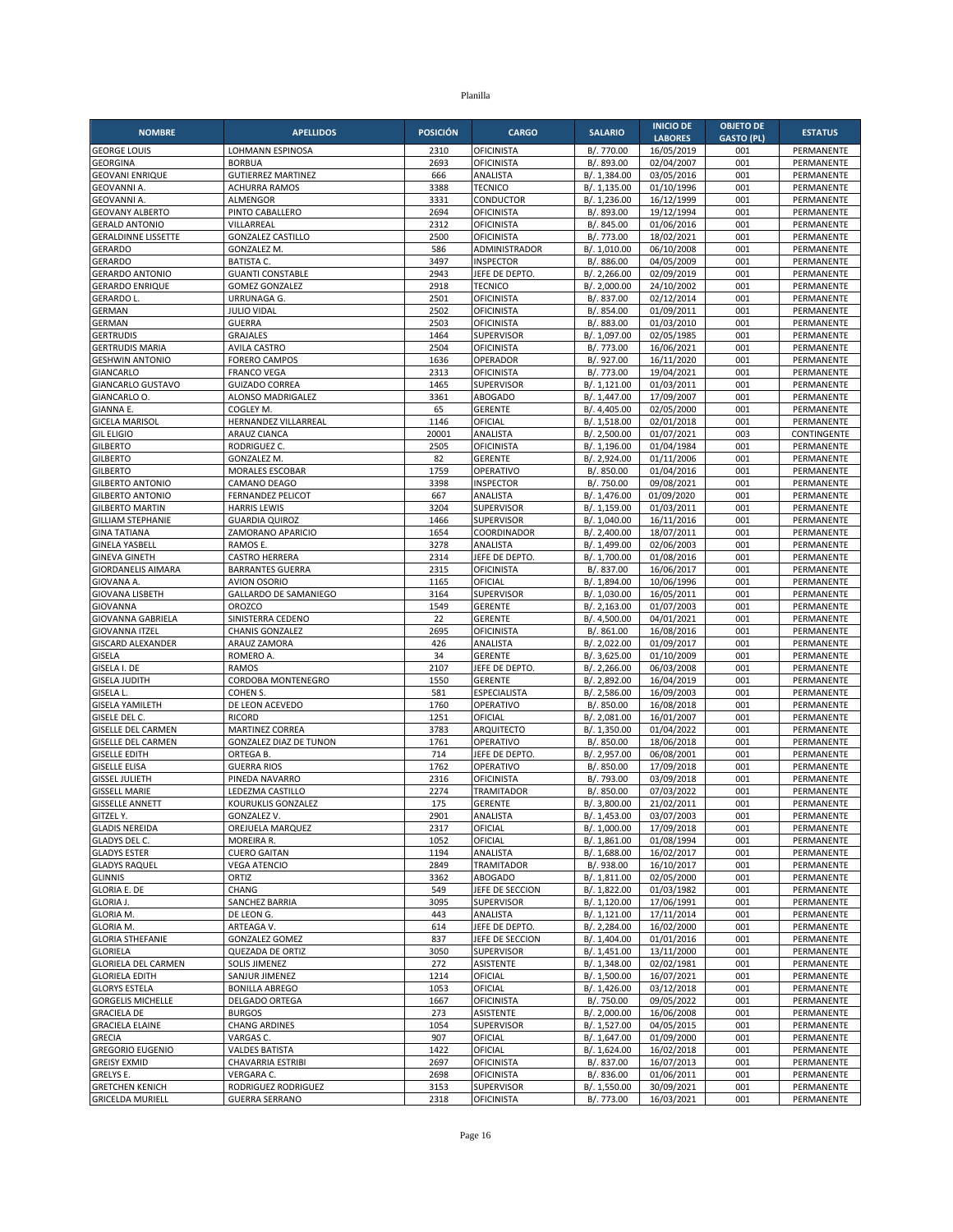| NOMBRE | APELLIDOS | POSICIÓN | CARGO | SALARIO | INICIO DE LABORES | OBJETO DE GASTO (PL) | ESTATUS |
|---|---|---|---|---|---|---|---|
| GEORGE LOUIS | LOHMANN ESPINOSA | 2310 | OFICINISTA | B/. 770.00 | 16/05/2019 | 001 | PERMANENTE |
| GEORGINA | BORBUA | 2693 | OFICINISTA | B/. 893.00 | 02/04/2007 | 001 | PERMANENTE |
| GEOVANI ENRIQUE | GUTIERREZ MARTINEZ | 666 | ANALISTA | B/. 1,384.00 | 03/05/2016 | 001 | PERMANENTE |
| GEOVANNI A. | ACHURRA RAMOS | 3388 | TECNICO | B/. 1,135.00 | 01/10/1996 | 001 | PERMANENTE |
| GEOVANNI A. | ALMENGOR | 3331 | CONDUCTOR | B/. 1,236.00 | 16/12/1999 | 001 | PERMANENTE |
| GEOVANY ALBERTO | PINTO CABALLERO | 2694 | OFICINISTA | B/. 893.00 | 19/12/1994 | 001 | PERMANENTE |
| GERALD ANTONIO | VILLARREAL | 2312 | OFICINISTA | B/. 845.00 | 01/06/2016 | 001 | PERMANENTE |
| GERALDINNE LISSETTE | GONZALEZ CASTILLO | 2500 | OFICINISTA | B/. 773.00 | 18/02/2021 | 001 | PERMANENTE |
| GERARDO | GONZALEZ M. | 586 | ADMINISTRADOR | B/. 1,010.00 | 06/10/2008 | 001 | PERMANENTE |
| GERARDO | BATISTA C. | 3497 | INSPECTOR | B/. 886.00 | 04/05/2009 | 001 | PERMANENTE |
| GERARDO ANTONIO | GUANTI CONSTABLE | 2943 | JEFE DE DEPTO. | B/. 2,266.00 | 02/09/2019 | 001 | PERMANENTE |
| GERARDO ENRIQUE | GOMEZ GONZALEZ | 2918 | TECNICO | B/. 2,000.00 | 24/10/2002 | 001 | PERMANENTE |
| GERARDO L. | URRUNAGA G. | 2501 | OFICINISTA | B/. 837.00 | 02/12/2014 | 001 | PERMANENTE |
| GERMAN | JULIO VIDAL | 2502 | OFICINISTA | B/. 854.00 | 01/09/2011 | 001 | PERMANENTE |
| GERMAN | GUERRA | 2503 | OFICINISTA | B/. 883.00 | 01/03/2010 | 001 | PERMANENTE |
| GERTRUDIS | GRAJALES | 1464 | SUPERVISOR | B/. 1,097.00 | 02/05/1985 | 001 | PERMANENTE |
| GERTRUDIS MARIA | AVILA CASTRO | 2504 | OFICINISTA | B/. 773.00 | 16/06/2021 | 001 | PERMANENTE |
| GESHWIN ANTONIO | FORERO CAMPOS | 1636 | OPERADOR | B/. 927.00 | 16/11/2020 | 001 | PERMANENTE |
| GIANCARLO | FRANCO VEGA | 2313 | OFICINISTA | B/. 773.00 | 19/04/2021 | 001 | PERMANENTE |
| GIANCARLO GUSTAVO | GUIZADO CORREA | 1465 | SUPERVISOR | B/. 1,121.00 | 01/03/2011 | 001 | PERMANENTE |
| GIANCARLO O. | ALONSO MADRIGALEZ | 3361 | ABOGADO | B/. 1,447.00 | 17/09/2007 | 001 | PERMANENTE |
| GIANNA E. | COGLEY M. | 65 | GERENTE | B/. 4,405.00 | 02/05/2000 | 001 | PERMANENTE |
| GICELA MARISOL | HERNANDEZ VILLARREAL | 1146 | OFICIAL | B/. 1,518.00 | 02/01/2018 | 001 | PERMANENTE |
| GIL ELIGIO | ARAUZ CIANCA | 20001 | ANALISTA | B/. 2,500.00 | 01/07/2021 | 003 | CONTINGENTE |
| GILBERTO | RODRIGUEZ C. | 2505 | OFICINISTA | B/. 1,196.00 | 01/04/1984 | 001 | PERMANENTE |
| GILBERTO | GONZALEZ M. | 82 | GERENTE | B/. 2,924.00 | 01/11/2006 | 001 | PERMANENTE |
| GILBERTO | MORALES ESCOBAR | 1759 | OPERATIVO | B/. 850.00 | 01/04/2016 | 001 | PERMANENTE |
| GILBERTO ANTONIO | CAMANO DEAGO | 3398 | INSPECTOR | B/. 750.00 | 09/08/2021 | 001 | PERMANENTE |
| GILBERTO ANTONIO | FERNANDEZ PELICOT | 667 | ANALISTA | B/. 1,476.00 | 01/09/2020 | 001 | PERMANENTE |
| GILBERTO MARTIN | HARRIS LEWIS | 3204 | SUPERVISOR | B/. 1,159.00 | 01/03/2011 | 001 | PERMANENTE |
| GILLIAM STEPHANIE | GUARDIA QUIROZ | 1466 | SUPERVISOR | B/. 1,040.00 | 16/11/2016 | 001 | PERMANENTE |
| GINA TATIANA | ZAMORANO APARICIO | 1654 | COORDINADOR | B/. 2,400.00 | 18/07/2011 | 001 | PERMANENTE |
| GINELA YASBELL | RAMOS E. | 3278 | ANALISTA | B/. 1,499.00 | 02/06/2003 | 001 | PERMANENTE |
| GINEVA GINETH | CASTRO HERRERA | 2314 | JEFE DE DEPTO. | B/. 1,700.00 | 01/08/2016 | 001 | PERMANENTE |
| GIORDANELIS AIMARA | BARRANTES GUERRA | 2315 | OFICINISTA | B/. 837.00 | 16/06/2017 | 001 | PERMANENTE |
| GIOVANA A. | AVION OSORIO | 1165 | OFICIAL | B/. 1,894.00 | 10/06/1996 | 001 | PERMANENTE |
| GIOVANA LISBETH | GALLARDO DE SAMANIEGO | 3164 | SUPERVISOR | B/. 1,030.00 | 16/05/2011 | 001 | PERMANENTE |
| GIOVANNA | OROZCO | 1549 | GERENTE | B/. 2,163.00 | 01/07/2003 | 001 | PERMANENTE |
| GIOVANNA GABRIELA | SINISTERRA CEDENO | 22 | GERENTE | B/. 4,500.00 | 04/01/2021 | 001 | PERMANENTE |
| GIOVANNA ITZEL | CHANIS GONZALEZ | 2695 | OFICINISTA | B/. 861.00 | 16/08/2016 | 001 | PERMANENTE |
| GISCARD ALEXANDER | ARAUZ ZAMORA | 426 | ANALISTA | B/. 2,022.00 | 01/09/2017 | 001 | PERMANENTE |
| GISELA | ROMERO A. | 34 | GERENTE | B/. 3,625.00 | 01/10/2009 | 001 | PERMANENTE |
| GISELA I. DE | RAMOS | 2107 | JEFE DE DEPTO. | B/. 2,266.00 | 06/03/2008 | 001 | PERMANENTE |
| GISELA JUDITH | CORDOBA MONTENEGRO | 1550 | GERENTE | B/. 2,892.00 | 16/04/2019 | 001 | PERMANENTE |
| GISELA L. | COHEN S. | 581 | ESPECIALISTA | B/. 2,586.00 | 16/09/2003 | 001 | PERMANENTE |
| GISELA YAMILETH | DE LEON ACEVEDO | 1760 | OPERATIVO | B/. 850.00 | 16/08/2018 | 001 | PERMANENTE |
| GISELE DEL C. | RICORD | 1251 | OFICIAL | B/. 2,081.00 | 16/01/2007 | 001 | PERMANENTE |
| GISELLE DEL CARMEN | MARTINEZ CORREA | 3783 | ARQUITECTO | B/. 1,350.00 | 01/04/2022 | 001 | PERMANENTE |
| GISELLE DEL CARMEN | GONZALEZ DIAZ DE TUNON | 1761 | OPERATIVO | B/. 850.00 | 18/06/2018 | 001 | PERMANENTE |
| GISELLE EDITH | ORTEGA B. | 714 | JEFE DE DEPTO. | B/. 2,957.00 | 06/08/2001 | 001 | PERMANENTE |
| GISELLE ELISA | GUERRA RIOS | 1762 | OPERATIVO | B/. 850.00 | 17/09/2018 | 001 | PERMANENTE |
| GISSEL JULIETH | PINEDA NAVARRO | 2316 | OFICINISTA | B/. 793.00 | 03/09/2018 | 001 | PERMANENTE |
| GISSELL MARIE | LEDEZMA CASTILLO | 2274 | TRAMITADOR | B/. 850.00 | 07/03/2022 | 001 | PERMANENTE |
| GISSELLE ANNETT | KOURUKLIS GONZALEZ | 175 | GERENTE | B/. 3,800.00 | 21/02/2011 | 001 | PERMANENTE |
| GITZEL Y. | GONZALEZ V. | 2901 | ANALISTA | B/. 1,453.00 | 03/07/2003 | 001 | PERMANENTE |
| GLADIS NEREIDA | OREJUELA MARQUEZ | 2317 | OFICIAL | B/. 1,000.00 | 17/09/2018 | 001 | PERMANENTE |
| GLADYS DEL C. | MOREIRA R. | 1052 | OFICIAL | B/. 1,861.00 | 01/08/1994 | 001 | PERMANENTE |
| GLADYS ESTER | CUERO GAITAN | 1194 | ANALISTA | B/. 1,688.00 | 16/02/2017 | 001 | PERMANENTE |
| GLADYS RAQUEL | VEGA ATENCIO | 2849 | TRAMITADOR | B/. 938.00 | 16/10/2017 | 001 | PERMANENTE |
| GLINNIS | ORTIZ | 3362 | ABOGADO | B/. 1,811.00 | 02/05/2000 | 001 | PERMANENTE |
| GLORIA E. DE | CHANG | 549 | JEFE DE SECCION | B/. 1,822.00 | 01/03/1982 | 001 | PERMANENTE |
| GLORIA J. | SANCHEZ BARRIA | 3095 | SUPERVISOR | B/. 1,120.00 | 17/06/1991 | 001 | PERMANENTE |
| GLORIA M. | DE LEON G. | 443 | ANALISTA | B/. 1,121.00 | 17/11/2014 | 001 | PERMANENTE |
| GLORIA M. | ARTEAGA V. | 614 | JEFE DE DEPTO. | B/. 2,284.00 | 16/02/2000 | 001 | PERMANENTE |
| GLORIA STHEFANIE | GONZALEZ GOMEZ | 837 | JEFE DE SECCION | B/. 1,404.00 | 01/01/2016 | 001 | PERMANENTE |
| GLORIELA | QUEZADA DE ORTIZ | 3050 | SUPERVISOR | B/. 1,451.00 | 13/11/2000 | 001 | PERMANENTE |
| GLORIELA DEL CARMEN | SOLIS JIMENEZ | 272 | ASISTENTE | B/. 1,348.00 | 02/02/1981 | 001 | PERMANENTE |
| GLORIELA EDITH | SANJUR JIMENEZ | 1214 | OFICIAL | B/. 1,500.00 | 16/07/2021 | 001 | PERMANENTE |
| GLORYS ESTELA | BONILLA ABREGO | 1053 | OFICIAL | B/. 1,426.00 | 03/12/2018 | 001 | PERMANENTE |
| GORGELIS MICHELLE | DELGADO ORTEGA | 1667 | OFICINISTA | B/. 750.00 | 09/05/2022 | 001 | PERMANENTE |
| GRACIELA DE | BURGOS | 273 | ASISTENTE | B/. 2,000.00 | 16/06/2008 | 001 | PERMANENTE |
| GRACIELA ELAINE | CHANG ARDINES | 1054 | SUPERVISOR | B/. 1,527.00 | 04/05/2015 | 001 | PERMANENTE |
| GRECIA | VARGAS C. | 907 | OFICIAL | B/. 1,647.00 | 01/09/2000 | 001 | PERMANENTE |
| GREGORIO EUGENIO | VALDES BATISTA | 1422 | OFICIAL | B/. 1,624.00 | 16/02/2018 | 001 | PERMANENTE |
| GREISY EXMID | CHAVARRIA ESTRIBI | 2697 | OFICINISTA | B/. 837.00 | 16/07/2013 | 001 | PERMANENTE |
| GRELYS E. | VERGARA C. | 2698 | OFICINISTA | B/. 836.00 | 01/06/2011 | 001 | PERMANENTE |
| GRETCHEN KENICH | RODRIGUEZ RODRIGUEZ | 3153 | SUPERVISOR | B/. 1,550.00 | 30/09/2021 | 001 | PERMANENTE |
| GRICELDA MURIELL | GUERRA SERRANO | 2318 | OFICINISTA | B/. 773.00 | 16/03/2021 | 001 | PERMANENTE |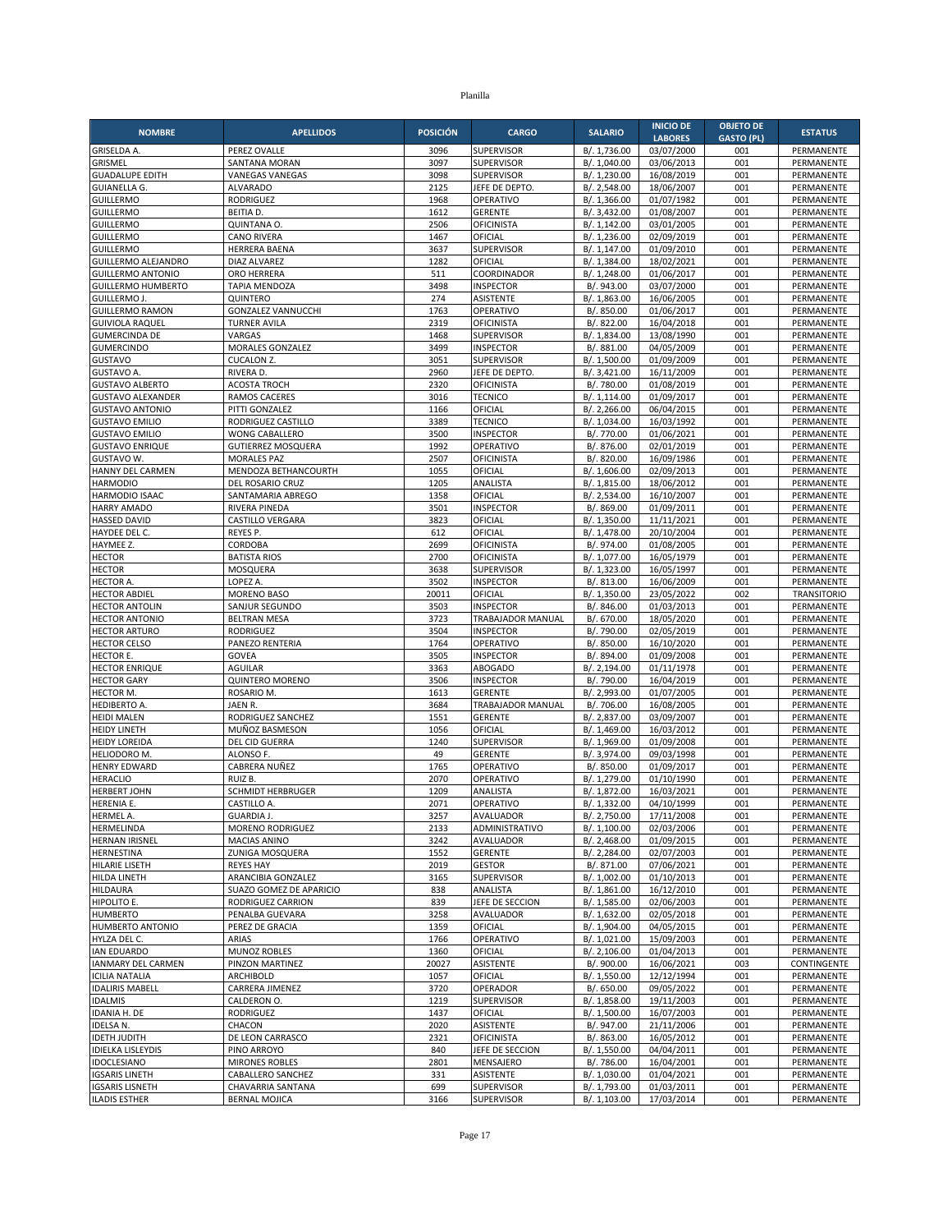| NOMBRE | APELLIDOS | POSICIÓN | CARGO | SALARIO | INICIO DE LABORES | OBJETO DE GASTO (PL) | ESTATUS |
|---|---|---|---|---|---|---|---|
| GRISELDA A. | PEREZ OVALLE | 3096 | SUPERVISOR | B/. 1,736.00 | 03/07/2000 | 001 | PERMANENTE |
| GRISMEL | SANTANA MORAN | 3097 | SUPERVISOR | B/. 1,040.00 | 03/06/2013 | 001 | PERMANENTE |
| GUADALUPE EDITH | VANEGAS VANEGAS | 3098 | SUPERVISOR | B/. 1,230.00 | 16/08/2019 | 001 | PERMANENTE |
| GUIANELLA G. | ALVARADO | 2125 | JEFE DE DEPTO. | B/. 2,548.00 | 18/06/2007 | 001 | PERMANENTE |
| GUILLERMO | RODRIGUEZ | 1968 | OPERATIVO | B/. 1,366.00 | 01/07/1982 | 001 | PERMANENTE |
| GUILLERMO | BEITIA D. | 1612 | GERENTE | B/. 3,432.00 | 01/08/2007 | 001 | PERMANENTE |
| GUILLERMO | QUINTANA O. | 2506 | OFICINISTA | B/. 1,142.00 | 03/01/2005 | 001 | PERMANENTE |
| GUILLERMO | CANO RIVERA | 1467 | OFICIAL | B/. 1,236.00 | 02/09/2019 | 001 | PERMANENTE |
| GUILLERMO | HERRERA BAENA | 3637 | SUPERVISOR | B/. 1,147.00 | 01/09/2010 | 001 | PERMANENTE |
| GUILLERMO ALEJANDRO | DIAZ ALVAREZ | 1282 | OFICIAL | B/. 1,384.00 | 18/02/2021 | 001 | PERMANENTE |
| GUILLERMO ANTONIO | ORO HERRERA | 511 | COORDINADOR | B/. 1,248.00 | 01/06/2017 | 001 | PERMANENTE |
| GUILLERMO HUMBERTO | TAPIA MENDOZA | 3498 | INSPECTOR | B/. 943.00 | 03/07/2000 | 001 | PERMANENTE |
| GUILLERMO J. | QUINTERO | 274 | ASISTENTE | B/. 1,863.00 | 16/06/2005 | 001 | PERMANENTE |
| GUILLERMO RAMON | GONZALEZ VANNUCCHI | 1763 | OPERATIVO | B/. 850.00 | 01/06/2017 | 001 | PERMANENTE |
| GUIVIOLA RAQUEL | TURNER AVILA | 2319 | OFICINISTA | B/. 822.00 | 16/04/2018 | 001 | PERMANENTE |
| GUMERCINDA DE | VARGAS | 1468 | SUPERVISOR | B/. 1,834.00 | 13/08/1990 | 001 | PERMANENTE |
| GUMERCINDO | MORALES GONZALEZ | 3499 | INSPECTOR | B/. 881.00 | 04/05/2009 | 001 | PERMANENTE |
| GUSTAVO | CUCALON Z. | 3051 | SUPERVISOR | B/. 1,500.00 | 01/09/2009 | 001 | PERMANENTE |
| GUSTAVO A. | RIVERA D. | 2960 | JEFE DE DEPTO. | B/. 3,421.00 | 16/11/2009 | 001 | PERMANENTE |
| GUSTAVO ALBERTO | ACOSTA TROCH | 2320 | OFICINISTA | B/. 780.00 | 01/08/2019 | 001 | PERMANENTE |
| GUSTAVO ALEXANDER | RAMOS CACERES | 3016 | TECNICO | B/. 1,114.00 | 01/09/2017 | 001 | PERMANENTE |
| GUSTAVO ANTONIO | PITTI GONZALEZ | 1166 | OFICIAL | B/. 2,266.00 | 06/04/2015 | 001 | PERMANENTE |
| GUSTAVO EMILIO | RODRIGUEZ CASTILLO | 3389 | TECNICO | B/. 1,034.00 | 16/03/1992 | 001 | PERMANENTE |
| GUSTAVO EMILIO | WONG CABALLERO | 3500 | INSPECTOR | B/. 770.00 | 01/06/2021 | 001 | PERMANENTE |
| GUSTAVO ENRIQUE | GUTIERREZ MOSQUERA | 1992 | OPERATIVO | B/. 876.00 | 02/01/2019 | 001 | PERMANENTE |
| GUSTAVO W. | MORALES PAZ | 2507 | OFICINISTA | B/. 820.00 | 16/09/1986 | 001 | PERMANENTE |
| HANNY DEL CARMEN | MENDOZA BETHANCOURTH | 1055 | OFICIAL | B/. 1,606.00 | 02/09/2013 | 001 | PERMANENTE |
| HARMODIO | DEL ROSARIO CRUZ | 1205 | ANALISTA | B/. 1,815.00 | 18/06/2012 | 001 | PERMANENTE |
| HARMODIO ISAAC | SANTAMARIA ABREGO | 1358 | OFICIAL | B/. 2,534.00 | 16/10/2007 | 001 | PERMANENTE |
| HARRY AMADO | RIVERA PINEDA | 3501 | INSPECTOR | B/. 869.00 | 01/09/2011 | 001 | PERMANENTE |
| HASSED DAVID | CASTILLO VERGARA | 3823 | OFICIAL | B/. 1,350.00 | 11/11/2021 | 001 | PERMANENTE |
| HAYDEE DEL C. | REYES P. | 612 | OFICIAL | B/. 1,478.00 | 20/10/2004 | 001 | PERMANENTE |
| HAYMEE Z. | CORDOBA | 2699 | OFICINISTA | B/. 974.00 | 01/08/2005 | 001 | PERMANENTE |
| HECTOR | BATISTA RIOS | 2700 | OFICINISTA | B/. 1,077.00 | 16/05/1979 | 001 | PERMANENTE |
| HECTOR | MOSQUERA | 3638 | SUPERVISOR | B/. 1,323.00 | 16/05/1997 | 001 | PERMANENTE |
| HECTOR A. | LOPEZ A. | 3502 | INSPECTOR | B/. 813.00 | 16/06/2009 | 001 | PERMANENTE |
| HECTOR ABDIEL | MORENO BASO | 20011 | OFICIAL | B/. 1,350.00 | 23/05/2022 | 002 | TRANSITORIO |
| HECTOR ANTOLIN | SANJUR SEGUNDO | 3503 | INSPECTOR | B/. 846.00 | 01/03/2013 | 001 | PERMANENTE |
| HECTOR ANTONIO | BELTRAN MESA | 3723 | TRABAJADOR MANUAL | B/. 670.00 | 18/05/2020 | 001 | PERMANENTE |
| HECTOR ARTURO | RODRIGUEZ | 3504 | INSPECTOR | B/. 790.00 | 02/05/2019 | 001 | PERMANENTE |
| HECTOR CELSO | PANEZO RENTERIA | 1764 | OPERATIVO | B/. 850.00 | 16/10/2020 | 001 | PERMANENTE |
| HECTOR E. | GOVEA | 3505 | INSPECTOR | B/. 894.00 | 01/09/2008 | 001 | PERMANENTE |
| HECTOR ENRIQUE | AGUILAR | 3363 | ABOGADO | B/. 2,194.00 | 01/11/1978 | 001 | PERMANENTE |
| HECTOR GARY | QUINTERO MORENO | 3506 | INSPECTOR | B/. 790.00 | 16/04/2019 | 001 | PERMANENTE |
| HECTOR M. | ROSARIO M. | 1613 | GERENTE | B/. 2,993.00 | 01/07/2005 | 001 | PERMANENTE |
| HEDIBERTO A. | JAEN R. | 3684 | TRABAJADOR MANUAL | B/. 706.00 | 16/08/2005 | 001 | PERMANENTE |
| HEIDI MALEN | RODRIGUEZ SANCHEZ | 1551 | GERENTE | B/. 2,837.00 | 03/09/2007 | 001 | PERMANENTE |
| HEIDY LINETH | MUÑOZ BASMESON | 1056 | OFICIAL | B/. 1,469.00 | 16/03/2012 | 001 | PERMANENTE |
| HEIDY LOREIDA | DEL CID GUERRA | 1240 | SUPERVISOR | B/. 1,969.00 | 01/09/2008 | 001 | PERMANENTE |
| HELIODORO M. | ALONSO F. | 49 | GERENTE | B/. 3,974.00 | 09/03/1998 | 001 | PERMANENTE |
| HENRY EDWARD | CABRERA NUÑEZ | 1765 | OPERATIVO | B/. 850.00 | 01/09/2017 | 001 | PERMANENTE |
| HERACLIO | RUIZ B. | 2070 | OPERATIVO | B/. 1,279.00 | 01/10/1990 | 001 | PERMANENTE |
| HERBERT JOHN | SCHMIDT HERBRUGER | 1209 | ANALISTA | B/. 1,872.00 | 16/03/2021 | 001 | PERMANENTE |
| HERENIA E. | CASTILLO A. | 2071 | OPERATIVO | B/. 1,332.00 | 04/10/1999 | 001 | PERMANENTE |
| HERMEL A. | GUARDIA J. | 3257 | AVALUADOR | B/. 2,750.00 | 17/11/2008 | 001 | PERMANENTE |
| HERMELINDA | MORENO RODRIGUEZ | 2133 | ADMINISTRATIVO | B/. 1,100.00 | 02/03/2006 | 001 | PERMANENTE |
| HERNAN IRISNEL | MACIAS ANINO | 3242 | AVALUADOR | B/. 2,468.00 | 01/09/2015 | 001 | PERMANENTE |
| HERNESTINA | ZUNIGA MOSQUERA | 1552 | GERENTE | B/. 2,284.00 | 02/07/2003 | 001 | PERMANENTE |
| HILARIE LISETH | REYES HAY | 2019 | GESTOR | B/. 871.00 | 07/06/2021 | 001 | PERMANENTE |
| HILDA LINETH | ARANCIBIA GONZALEZ | 3165 | SUPERVISOR | B/. 1,002.00 | 01/10/2013 | 001 | PERMANENTE |
| HILDAURA | SUAZO GOMEZ DE APARICIO | 838 | ANALISTA | B/. 1,861.00 | 16/12/2010 | 001 | PERMANENTE |
| HIPOLITO E. | RODRIGUEZ CARRION | 839 | JEFE DE SECCION | B/. 1,585.00 | 02/06/2003 | 001 | PERMANENTE |
| HUMBERTO | PENALBA GUEVARA | 3258 | AVALUADOR | B/. 1,632.00 | 02/05/2018 | 001 | PERMANENTE |
| HUMBERTO ANTONIO | PEREZ DE GRACIA | 1359 | OFICIAL | B/. 1,904.00 | 04/05/2015 | 001 | PERMANENTE |
| HYLZA DEL C. | ARIAS | 1766 | OPERATIVO | B/. 1,021.00 | 15/09/2003 | 001 | PERMANENTE |
| IAN EDUARDO | MUNOZ ROBLES | 1360 | OFICIAL | B/. 2,106.00 | 01/04/2013 | 001 | PERMANENTE |
| IANMARY DEL CARMEN | PINZON MARTINEZ | 20027 | ASISTENTE | B/. 900.00 | 16/06/2021 | 003 | CONTINGENTE |
| ICILIA NATALIA | ARCHIBOLD | 1057 | OFICIAL | B/. 1,550.00 | 12/12/1994 | 001 | PERMANENTE |
| IDALIRIS MABELL | CARRERA JIMENEZ | 3720 | OPERADOR | B/. 650.00 | 09/05/2022 | 001 | PERMANENTE |
| IDALMIS | CALDERON O. | 1219 | SUPERVISOR | B/. 1,858.00 | 19/11/2003 | 001 | PERMANENTE |
| IDANIA H. DE | RODRIGUEZ | 1437 | OFICIAL | B/. 1,500.00 | 16/07/2003 | 001 | PERMANENTE |
| IDELSA N. | CHACON | 2020 | ASISTENTE | B/. 947.00 | 21/11/2006 | 001 | PERMANENTE |
| IDETH JUDITH | DE LEON CARRASCO | 2321 | OFICINISTA | B/. 863.00 | 16/05/2012 | 001 | PERMANENTE |
| IDIELKA LISLEYDIS | PINO ARROYO | 840 | JEFE DE SECCION | B/. 1,550.00 | 04/04/2011 | 001 | PERMANENTE |
| IDOCLESIANO | MIRONES ROBLES | 2801 | MENSAJERO | B/. 786.00 | 16/04/2001 | 001 | PERMANENTE |
| IGSARIS LINETH | CABALLERO SANCHEZ | 331 | ASISTENTE | B/. 1,030.00 | 01/04/2021 | 001 | PERMANENTE |
| IGSARIS LISNETH | CHAVARRIA SANTANA | 699 | SUPERVISOR | B/. 1,793.00 | 01/03/2011 | 001 | PERMANENTE |
| ILADIS ESTHER | BERNAL MOJICA | 3166 | SUPERVISOR | B/. 1,103.00 | 17/03/2014 | 001 | PERMANENTE |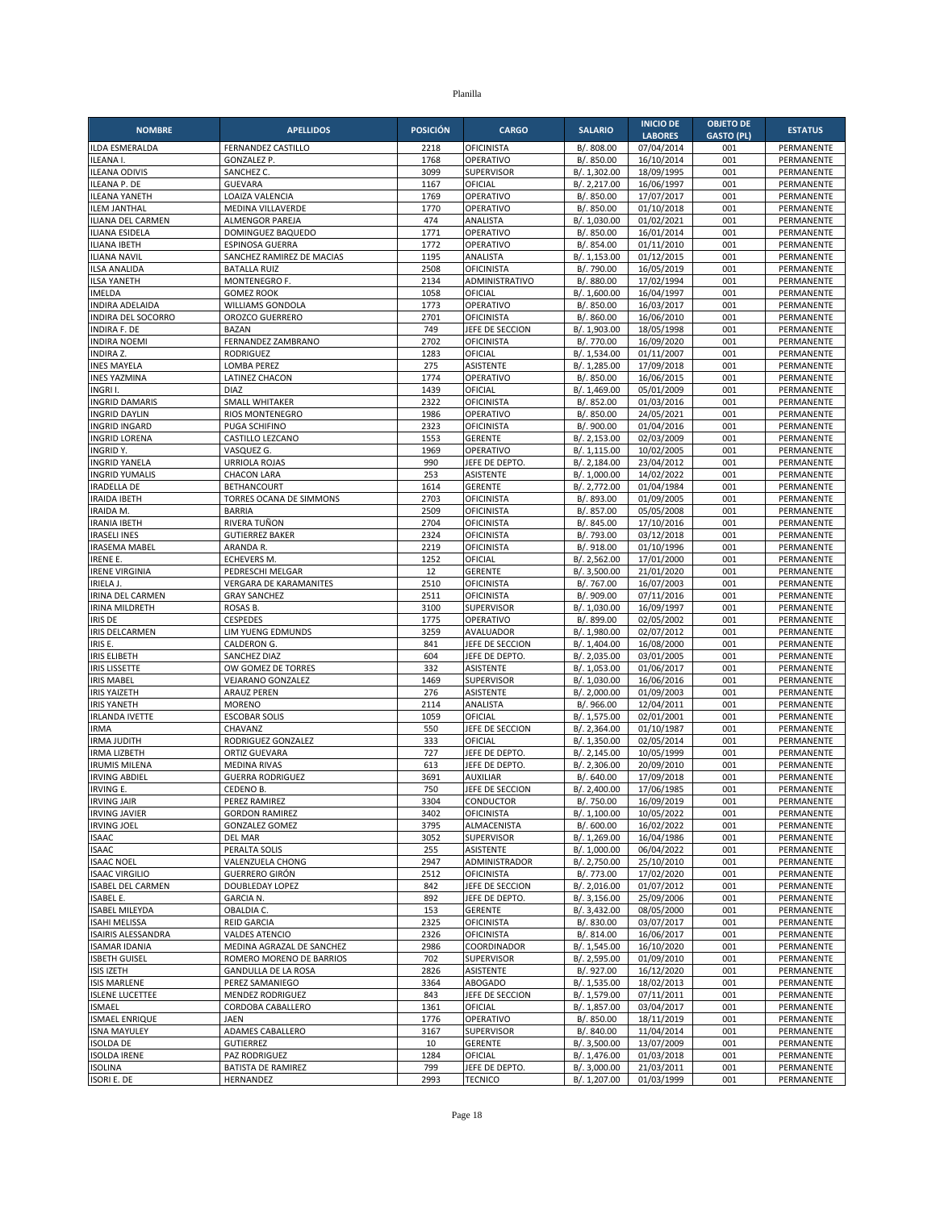Planilla

| NOMBRE | APELLIDOS | POSICIÓN | CARGO | SALARIO | INICIO DE LABORES | OBJETO DE GASTO (PL) | ESTATUS |
|---|---|---|---|---|---|---|---|
| ILDA ESMERALDA | FERNANDEZ CASTILLO | 2218 | OFICINISTA | B/. 808.00 | 07/04/2014 | 001 | PERMANENTE |
| ILEANA I. | GONZALEZ P. | 1768 | OPERATIVO | B/. 850.00 | 16/10/2014 | 001 | PERMANENTE |
| ILEANA ODIVIS | SANCHEZ C. | 3099 | SUPERVISOR | B/. 1,302.00 | 18/09/1995 | 001 | PERMANENTE |
| ILEANA P. DE | GUEVARA | 1167 | OFICIAL | B/. 2,217.00 | 16/06/1997 | 001 | PERMANENTE |
| ILEANA YANETH | LOAIZA VALENCIA | 1769 | OPERATIVO | B/. 850.00 | 17/07/2017 | 001 | PERMANENTE |
| ILEM JANTHAL | MEDINA VILLAVERDE | 1770 | OPERATIVO | B/. 850.00 | 01/10/2018 | 001 | PERMANENTE |
| ILIANA DEL CARMEN | ALMENGOR PAREJA | 474 | ANALISTA | B/. 1,030.00 | 01/02/2021 | 001 | PERMANENTE |
| ILIANA ESIDELA | DOMINGUEZ BAQUEDO | 1771 | OPERATIVO | B/. 850.00 | 16/01/2014 | 001 | PERMANENTE |
| ILIANA IBETH | ESPINOSA GUERRA | 1772 | OPERATIVO | B/. 854.00 | 01/11/2010 | 001 | PERMANENTE |
| ILIANA NAVIL | SANCHEZ RAMIREZ DE MACIAS | 1195 | ANALISTA | B/. 1,153.00 | 01/12/2015 | 001 | PERMANENTE |
| ILSA ANALIDA | BATALLA RUIZ | 2508 | OFICINISTA | B/. 790.00 | 16/05/2019 | 001 | PERMANENTE |
| ILSA YANETH | MONTENEGRO F. | 2134 | ADMINISTRATIVO | B/. 880.00 | 17/02/1994 | 001 | PERMANENTE |
| IMELDA | GOMEZ ROOK | 1058 | OFICIAL | B/. 1,600.00 | 16/04/1997 | 001 | PERMANENTE |
| INDIRA ADELAIDA | WILLIAMS GONDOLA | 1773 | OPERATIVO | B/. 850.00 | 16/03/2017 | 001 | PERMANENTE |
| INDIRA DEL SOCORRO | OROZCO GUERRERO | 2701 | OFICINISTA | B/. 860.00 | 16/06/2010 | 001 | PERMANENTE |
| INDIRA F. DE | BAZAN | 749 | JEFE DE SECCION | B/. 1,903.00 | 18/05/1998 | 001 | PERMANENTE |
| INDIRA NOEMI | FERNANDEZ ZAMBRANO | 2702 | OFICINISTA | B/. 770.00 | 16/09/2020 | 001 | PERMANENTE |
| INDIRA Z. | RODRIGUEZ | 1283 | OFICIAL | B/. 1,534.00 | 01/11/2007 | 001 | PERMANENTE |
| INES MAYELA | LOMBA PEREZ | 275 | ASISTENTE | B/. 1,285.00 | 17/09/2018 | 001 | PERMANENTE |
| INES YAZMINA | LATINEZ CHACON | 1774 | OPERATIVO | B/. 850.00 | 16/06/2015 | 001 | PERMANENTE |
| INGRI I. | DIAZ | 1439 | OFICIAL | B/. 1,469.00 | 05/01/2009 | 001 | PERMANENTE |
| INGRID DAMARIS | SMALL WHITAKER | 2322 | OFICINISTA | B/. 852.00 | 01/03/2016 | 001 | PERMANENTE |
| INGRID DAYLIN | RIOS MONTENEGRO | 1986 | OPERATIVO | B/. 850.00 | 24/05/2021 | 001 | PERMANENTE |
| INGRID INGARD | PUGA SCHIFINO | 2323 | OFICINISTA | B/. 900.00 | 01/04/2016 | 001 | PERMANENTE |
| INGRID LORENA | CASTILLO LEZCANO | 1553 | GERENTE | B/. 2,153.00 | 02/03/2009 | 001 | PERMANENTE |
| INGRID Y. | VASQUEZ G. | 1969 | OPERATIVO | B/. 1,115.00 | 10/02/2005 | 001 | PERMANENTE |
| INGRID YANELA | URRIOLA ROJAS | 990 | JEFE DE DEPTO. | B/. 2,184.00 | 23/04/2012 | 001 | PERMANENTE |
| INGRID YUMALIS | CHACON LARA | 253 | ASISTENTE | B/. 1,000.00 | 14/02/2022 | 001 | PERMANENTE |
| IRADELLA DE | BETHANCOURT | 1614 | GERENTE | B/. 2,772.00 | 01/04/1984 | 001 | PERMANENTE |
| IRAIDA IBETH | TORRES OCANA DE SIMMONS | 2703 | OFICINISTA | B/. 893.00 | 01/09/2005 | 001 | PERMANENTE |
| IRAIDA M. | BARRIA | 2509 | OFICINISTA | B/. 857.00 | 05/05/2008 | 001 | PERMANENTE |
| IRANIA IBETH | RIVERA TUÑON | 2704 | OFICINISTA | B/. 845.00 | 17/10/2016 | 001 | PERMANENTE |
| IRASELI INES | GUTIERREZ BAKER | 2324 | OFICINISTA | B/. 793.00 | 03/12/2018 | 001 | PERMANENTE |
| IRASEMA MABEL | ARANDA R. | 2219 | OFICINISTA | B/. 918.00 | 01/10/1996 | 001 | PERMANENTE |
| IRENE E. | ECHEVERS M. | 1252 | OFICIAL | B/. 2,562.00 | 17/01/2000 | 001 | PERMANENTE |
| IRENE VIRGINIA | PEDRESCHI MELGAR | 12 | GERENTE | B/. 3,500.00 | 21/01/2020 | 001 | PERMANENTE |
| IRIELA J. | VERGARA DE KARAMANITES | 2510 | OFICINISTA | B/. 767.00 | 16/07/2003 | 001 | PERMANENTE |
| IRINA DEL CARMEN | GRAY SANCHEZ | 2511 | OFICINISTA | B/. 909.00 | 07/11/2016 | 001 | PERMANENTE |
| IRINA MILDRETH | ROSAS B. | 3100 | SUPERVISOR | B/. 1,030.00 | 16/09/1997 | 001 | PERMANENTE |
| IRIS DE | CESPEDES | 1775 | OPERATIVO | B/. 899.00 | 02/05/2002 | 001 | PERMANENTE |
| IRIS DELCARMEN | LIM YUENG EDMUNDS | 3259 | AVALUADOR | B/. 1,980.00 | 02/07/2012 | 001 | PERMANENTE |
| IRIS E. | CALDERON G. | 841 | JEFE DE SECCION | B/. 1,404.00 | 16/08/2000 | 001 | PERMANENTE |
| IRIS ELIBETH | SANCHEZ DIAZ | 604 | JEFE DE DEPTO. | B/. 2,035.00 | 03/01/2005 | 001 | PERMANENTE |
| IRIS LISSETTE | OW GOMEZ DE TORRES | 332 | ASISTENTE | B/. 1,053.00 | 01/06/2017 | 001 | PERMANENTE |
| IRIS MABEL | VEJARANO GONZALEZ | 1469 | SUPERVISOR | B/. 1,030.00 | 16/06/2016 | 001 | PERMANENTE |
| IRIS YAIZETH | ARAUZ PEREN | 276 | ASISTENTE | B/. 2,000.00 | 01/09/2003 | 001 | PERMANENTE |
| IRIS YANETH | MORENO | 2114 | ANALISTA | B/. 966.00 | 12/04/2011 | 001 | PERMANENTE |
| IRLANDA IVETTE | ESCOBAR SOLIS | 1059 | OFICIAL | B/. 1,575.00 | 02/01/2001 | 001 | PERMANENTE |
| IRMA | CHAVANZ | 550 | JEFE DE SECCION | B/. 2,364.00 | 01/10/1987 | 001 | PERMANENTE |
| IRMA JUDITH | RODRIGUEZ GONZALEZ | 333 | OFICIAL | B/. 1,350.00 | 02/05/2014 | 001 | PERMANENTE |
| IRMA LIZBETH | ORTIZ GUEVARA | 727 | JEFE DE DEPTO. | B/. 2,145.00 | 10/05/1999 | 001 | PERMANENTE |
| IRUMIS MILENA | MEDINA RIVAS | 613 | JEFE DE DEPTO. | B/. 2,306.00 | 20/09/2010 | 001 | PERMANENTE |
| IRVING ABDIEL | GUERRA RODRIGUEZ | 3691 | AUXILIAR | B/. 640.00 | 17/09/2018 | 001 | PERMANENTE |
| IRVING E. | CEDENO B. | 750 | JEFE DE SECCION | B/. 2,400.00 | 17/06/1985 | 001 | PERMANENTE |
| IRVING JAIR | PEREZ RAMIREZ | 3304 | CONDUCTOR | B/. 750.00 | 16/09/2019 | 001 | PERMANENTE |
| IRVING JAVIER | GORDON RAMIREZ | 3402 | OFICINISTA | B/. 1,100.00 | 10/05/2022 | 001 | PERMANENTE |
| IRVING JOEL | GONZALEZ GOMEZ | 3795 | ALMACENISTA | B/. 600.00 | 16/02/2022 | 001 | PERMANENTE |
| ISAAC | DEL MAR | 3052 | SUPERVISOR | B/. 1,269.00 | 16/04/1986 | 001 | PERMANENTE |
| ISAAC | PERALTA SOLIS | 255 | ASISTENTE | B/. 1,000.00 | 06/04/2022 | 001 | PERMANENTE |
| ISAAC NOEL | VALENZUELA CHONG | 2947 | ADMINISTRADOR | B/. 2,750.00 | 25/10/2010 | 001 | PERMANENTE |
| ISAAC VIRGILIO | GUERRERO GIRÓN | 2512 | OFICINISTA | B/. 773.00 | 17/02/2020 | 001 | PERMANENTE |
| ISABEL DEL CARMEN | DOUBLEDAY LOPEZ | 842 | JEFE DE SECCION | B/. 2,016.00 | 01/07/2012 | 001 | PERMANENTE |
| ISABEL E. | GARCIA N. | 892 | JEFE DE DEPTO. | B/. 3,156.00 | 25/09/2006 | 001 | PERMANENTE |
| ISABEL MILEYDA | OBALDIA C. | 153 | GERENTE | B/. 3,432.00 | 08/05/2000 | 001 | PERMANENTE |
| ISAHI MELISSA | REID GARCIA | 2325 | OFICINISTA | B/. 830.00 | 03/07/2017 | 001 | PERMANENTE |
| ISAIRIS ALESSANDRA | VALDES ATENCIO | 2326 | OFICINISTA | B/. 814.00 | 16/06/2017 | 001 | PERMANENTE |
| ISAMAR IDANIA | MEDINA AGRAZAL DE SANCHEZ | 2986 | COORDINADOR | B/. 1,545.00 | 16/10/2020 | 001 | PERMANENTE |
| ISBETH GUISEL | ROMERO MORENO DE BARRIOS | 702 | SUPERVISOR | B/. 2,595.00 | 01/09/2010 | 001 | PERMANENTE |
| ISIS IZETH | GANDULLA DE LA ROSA | 2826 | ASISTENTE | B/. 927.00 | 16/12/2020 | 001 | PERMANENTE |
| ISIS MARLENE | PEREZ SAMANIEGO | 3364 | ABOGADO | B/. 1,535.00 | 18/02/2013 | 001 | PERMANENTE |
| ISLENE LUCETTEE | MENDEZ RODRIGUEZ | 843 | JEFE DE SECCION | B/. 1,579.00 | 07/11/2011 | 001 | PERMANENTE |
| ISMAEL | CORDOBA CABALLERO | 1361 | OFICIAL | B/. 1,857.00 | 03/04/2017 | 001 | PERMANENTE |
| ISMAEL ENRIQUE | JAEN | 1776 | OPERATIVO | B/. 850.00 | 18/11/2019 | 001 | PERMANENTE |
| ISNA MAYULEY | ADAMES CABALLERO | 3167 | SUPERVISOR | B/. 840.00 | 11/04/2014 | 001 | PERMANENTE |
| ISOLDA DE | GUTIERREZ | 10 | GERENTE | B/. 3,500.00 | 13/07/2009 | 001 | PERMANENTE |
| ISOLDA IRENE | PAZ RODRIGUEZ | 1284 | OFICIAL | B/. 1,476.00 | 01/03/2018 | 001 | PERMANENTE |
| ISOLINA | BATISTA DE RAMIREZ | 799 | JEFE DE DEPTO. | B/. 3,000.00 | 21/03/2011 | 001 | PERMANENTE |
| ISORI E. DE | HERNANDEZ | 2993 | TECNICO | B/. 1,207.00 | 01/03/1999 | 001 | PERMANENTE |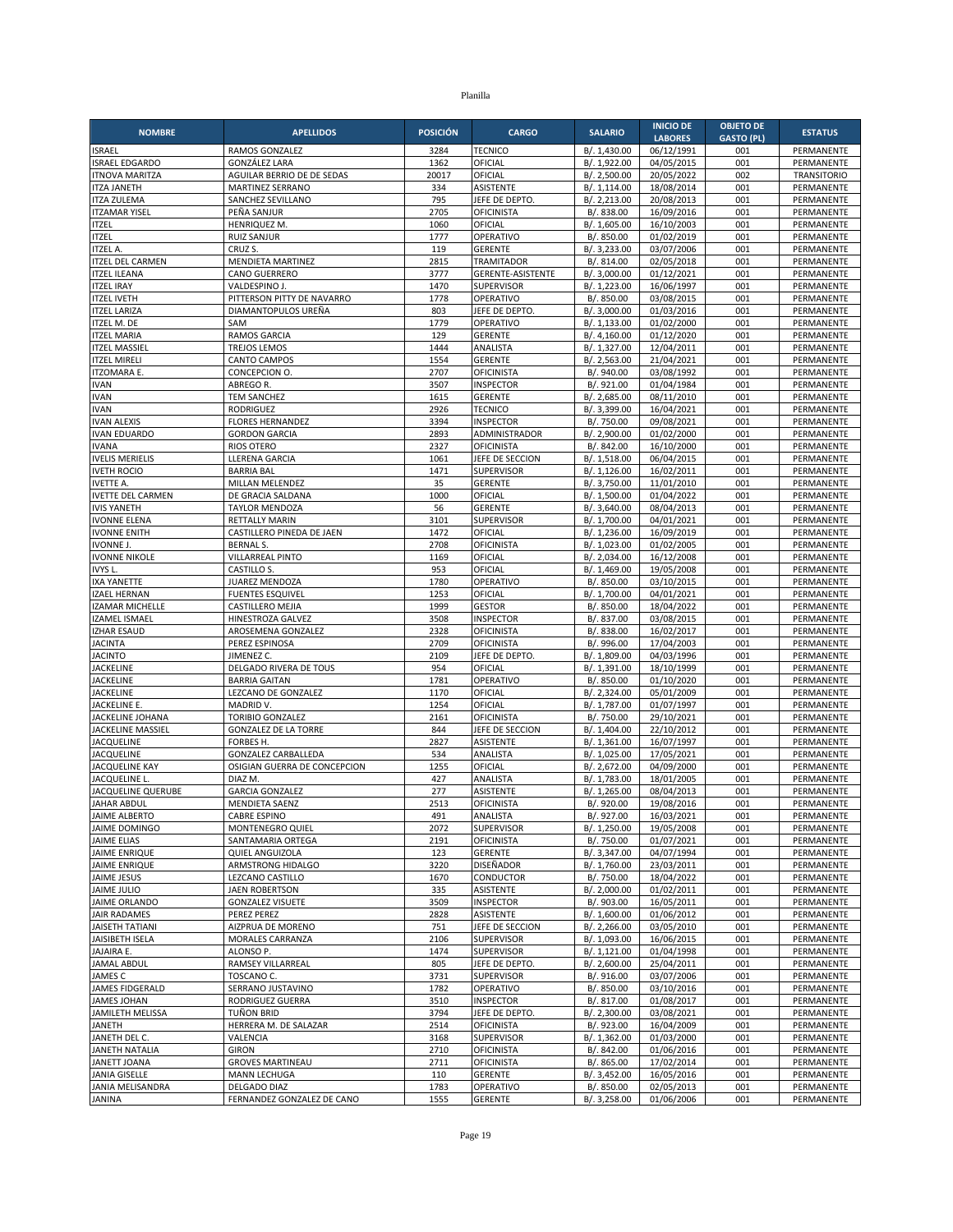| NOMBRE | APELLIDOS | POSICIÓN | CARGO | SALARIO | INICIO DE LABORES | OBJETO DE GASTO (PL) | ESTATUS |
|---|---|---|---|---|---|---|---|
| ISRAEL | RAMOS GONZALEZ | 3284 | TECNICO | B/. 1,430.00 | 06/12/1991 | 001 | PERMANENTE |
| ISRAEL EDGARDO | GONZÁLEZ LARA | 1362 | OFICIAL | B/. 1,922.00 | 04/05/2015 | 001 | PERMANENTE |
| ITNOVA MARITZA | AGUILAR BERRIO DE DE SEDAS | 20017 | OFICIAL | B/. 2,500.00 | 20/05/2022 | 002 | TRANSITORIO |
| ITZA JANETH | MARTINEZ SERRANO | 334 | ASISTENTE | B/. 1,114.00 | 18/08/2014 | 001 | PERMANENTE |
| ITZA ZULEMA | SANCHEZ SEVILLANO | 795 | JEFE DE DEPTO. | B/. 2,213.00 | 20/08/2013 | 001 | PERMANENTE |
| ITZAMAR YISEL | PEÑA SANJUR | 2705 | OFICINISTA | B/. 838.00 | 16/09/2016 | 001 | PERMANENTE |
| ITZEL | HENRIQUEZ M. | 1060 | OFICIAL | B/. 1,605.00 | 16/10/2003 | 001 | PERMANENTE |
| ITZEL | RUIZ SANJUR | 1777 | OPERATIVO | B/. 850.00 | 01/02/2019 | 001 | PERMANENTE |
| ITZEL A. | CRUZ S. | 119 | GERENTE | B/. 3,233.00 | 03/07/2006 | 001 | PERMANENTE |
| ITZEL DEL CARMEN | MENDIETA MARTINEZ | 2815 | TRAMITADOR | B/. 814.00 | 02/05/2018 | 001 | PERMANENTE |
| ITZEL ILEANA | CANO GUERRERO | 3777 | GERENTE-ASISTENTE | B/. 3,000.00 | 01/12/2021 | 001 | PERMANENTE |
| ITZEL IRAY | VALDESPINO J. | 1470 | SUPERVISOR | B/. 1,223.00 | 16/06/1997 | 001 | PERMANENTE |
| ITZEL IVETH | PITTERSON PITTY DE NAVARRO | 1778 | OPERATIVO | B/. 850.00 | 03/08/2015 | 001 | PERMANENTE |
| ITZEL LARIZA | DIAMANTOPULOS UREÑA | 803 | JEFE DE DEPTO. | B/. 3,000.00 | 01/03/2016 | 001 | PERMANENTE |
| ITZEL M. DE | SAM | 1779 | OPERATIVO | B/. 1,133.00 | 01/02/2000 | 001 | PERMANENTE |
| ITZEL MARIA | RAMOS GARCIA | 129 | GERENTE | B/. 4,160.00 | 01/12/2020 | 001 | PERMANENTE |
| ITZEL MASSIEL | TREJOS LEMOS | 1444 | ANALISTA | B/. 1,327.00 | 12/04/2011 | 001 | PERMANENTE |
| ITZEL MIRELI | CANTO CAMPOS | 1554 | GERENTE | B/. 2,563.00 | 21/04/2021 | 001 | PERMANENTE |
| ITZOMARA E. | CONCEPCION O. | 2707 | OFICINISTA | B/. 940.00 | 03/08/1992 | 001 | PERMANENTE |
| IVAN | ABREGO R. | 3507 | INSPECTOR | B/. 921.00 | 01/04/1984 | 001 | PERMANENTE |
| IVAN | TEM SANCHEZ | 1615 | GERENTE | B/. 2,685.00 | 08/11/2010 | 001 | PERMANENTE |
| IVAN | RODRIGUEZ | 2926 | TECNICO | B/. 3,399.00 | 16/04/2021 | 001 | PERMANENTE |
| IVAN ALEXIS | FLORES HERNANDEZ | 3394 | INSPECTOR | B/. 750.00 | 09/08/2021 | 001 | PERMANENTE |
| IVAN EDUARDO | GORDON GARCIA | 2893 | ADMINISTRADOR | B/. 2,900.00 | 01/02/2000 | 001 | PERMANENTE |
| IVANA | RIOS OTERO | 2327 | OFICINISTA | B/. 842.00 | 16/10/2000 | 001 | PERMANENTE |
| IVELIS MERIELIS | LLERENA GARCIA | 1061 | JEFE DE SECCION | B/. 1,518.00 | 06/04/2015 | 001 | PERMANENTE |
| IVETH ROCIO | BARRIA BAL | 1471 | SUPERVISOR | B/. 1,126.00 | 16/02/2011 | 001 | PERMANENTE |
| IVETTE A. | MILLAN MELENDEZ | 35 | GERENTE | B/. 3,750.00 | 11/01/2010 | 001 | PERMANENTE |
| IVETTE DEL CARMEN | DE GRACIA SALDANA | 1000 | OFICIAL | B/. 1,500.00 | 01/04/2022 | 001 | PERMANENTE |
| IVIS YANETH | TAYLOR MENDOZA | 56 | GERENTE | B/. 3,640.00 | 08/04/2013 | 001 | PERMANENTE |
| IVONNE ELENA | RETTALLY MARIN | 3101 | SUPERVISOR | B/. 1,700.00 | 04/01/2021 | 001 | PERMANENTE |
| IVONNE ENITH | CASTILLERO PINEDA DE JAEN | 1472 | OFICIAL | B/. 1,236.00 | 16/09/2019 | 001 | PERMANENTE |
| IVONNE J. | BERNAL S. | 2708 | OFICINISTA | B/. 1,023.00 | 01/02/2005 | 001 | PERMANENTE |
| IVONNE NIKOLE | VILLARREAL PINTO | 1169 | OFICIAL | B/. 2,034.00 | 16/12/2008 | 001 | PERMANENTE |
| IVYS L. | CASTILLO S. | 953 | OFICIAL | B/. 1,469.00 | 19/05/2008 | 001 | PERMANENTE |
| IXA YANETTE | JUAREZ MENDOZA | 1780 | OPERATIVO | B/. 850.00 | 03/10/2015 | 001 | PERMANENTE |
| IZAEL HERNAN | FUENTES ESQUIVEL | 1253 | OFICIAL | B/. 1,700.00 | 04/01/2021 | 001 | PERMANENTE |
| IZAMAR MICHELLE | CASTILLERO MEJIA | 1999 | GESTOR | B/. 850.00 | 18/04/2022 | 001 | PERMANENTE |
| IZAMEL ISMAEL | HINESTROZA GALVEZ | 3508 | INSPECTOR | B/. 837.00 | 03/08/2015 | 001 | PERMANENTE |
| IZHAR ESAUD | AROSEMENA GONZALEZ | 2328 | OFICINISTA | B/. 838.00 | 16/02/2017 | 001 | PERMANENTE |
| JACINTA | PEREZ ESPINOSA | 2709 | OFICINISTA | B/. 996.00 | 17/04/2003 | 001 | PERMANENTE |
| JACINTO | JIMENEZ C. | 2109 | JEFE DE DEPTO. | B/. 1,809.00 | 04/03/1996 | 001 | PERMANENTE |
| JACKELINE | DELGADO RIVERA DE TOUS | 954 | OFICIAL | B/. 1,391.00 | 18/10/1999 | 001 | PERMANENTE |
| JACKELINE | BARRIA GAITAN | 1781 | OPERATIVO | B/. 850.00 | 01/10/2020 | 001 | PERMANENTE |
| JACKELINE | LEZCANO DE GONZALEZ | 1170 | OFICIAL | B/. 2,324.00 | 05/01/2009 | 001 | PERMANENTE |
| JACKELINE E. | MADRID V. | 1254 | OFICIAL | B/. 1,787.00 | 01/07/1997 | 001 | PERMANENTE |
| JACKELINE JOHANA | TORIBIO GONZALEZ | 2161 | OFICINISTA | B/. 750.00 | 29/10/2021 | 001 | PERMANENTE |
| JACKELINE MASSIEL | GONZALEZ DE LA TORRE | 844 | JEFE DE SECCION | B/. 1,404.00 | 22/10/2012 | 001 | PERMANENTE |
| JACQUELINE | FORBES H. | 2827 | ASISTENTE | B/. 1,361.00 | 16/07/1997 | 001 | PERMANENTE |
| JACQUELINE | GONZALEZ CARBALLEDA | 534 | ANALISTA | B/. 1,025.00 | 17/05/2021 | 001 | PERMANENTE |
| JACQUELINE KAY | OSIGIAN GUERRA DE CONCEPCION | 1255 | OFICIAL | B/. 2,672.00 | 04/09/2000 | 001 | PERMANENTE |
| JACQUELINE L. | DIAZ M. | 427 | ANALISTA | B/. 1,783.00 | 18/01/2005 | 001 | PERMANENTE |
| JACQUELINE QUERUBE | GARCIA GONZALEZ | 277 | ASISTENTE | B/. 1,265.00 | 08/04/2013 | 001 | PERMANENTE |
| JAHAR ABDUL | MENDIETA SAENZ | 2513 | OFICINISTA | B/. 920.00 | 19/08/2016 | 001 | PERMANENTE |
| JAIME ALBERTO | CABRE ESPINO | 491 | ANALISTA | B/. 927.00 | 16/03/2021 | 001 | PERMANENTE |
| JAIME DOMINGO | MONTENEGRO QUIEL | 2072 | SUPERVISOR | B/. 1,250.00 | 19/05/2008 | 001 | PERMANENTE |
| JAIME ELIAS | SANTAMARIA ORTEGA | 2191 | OFICINISTA | B/. 750.00 | 01/07/2021 | 001 | PERMANENTE |
| JAIME ENRIQUE | QUIEL ANGUIZOLA | 123 | GERENTE | B/. 3,347.00 | 04/07/1994 | 001 | PERMANENTE |
| JAIME ENRIQUE | ARMSTRONG HIDALGO | 3220 | DISEÑADOR | B/. 1,760.00 | 23/03/2011 | 001 | PERMANENTE |
| JAIME JESUS | LEZCANO CASTILLO | 1670 | CONDUCTOR | B/. 750.00 | 18/04/2022 | 001 | PERMANENTE |
| JAIME JULIO | JAEN ROBERTSON | 335 | ASISTENTE | B/. 2,000.00 | 01/02/2011 | 001 | PERMANENTE |
| JAIME ORLANDO | GONZALEZ VISUETE | 3509 | INSPECTOR | B/. 903.00 | 16/05/2011 | 001 | PERMANENTE |
| JAIR RADAMES | PEREZ PEREZ | 2828 | ASISTENTE | B/. 1,600.00 | 01/06/2012 | 001 | PERMANENTE |
| JAISETH TATIANI | AIZPRUA DE MORENO | 751 | JEFE DE SECCION | B/. 2,266.00 | 03/05/2010 | 001 | PERMANENTE |
| JAISIBETH ISELA | MORALES CARRANZA | 2106 | SUPERVISOR | B/. 1,093.00 | 16/06/2015 | 001 | PERMANENTE |
| JAJAIRA E. | ALONSO P. | 1474 | SUPERVISOR | B/. 1,121.00 | 01/04/1998 | 001 | PERMANENTE |
| JAMAL ABDUL | RAMSEY VILLARREAL | 805 | JEFE DE DEPTO. | B/. 2,600.00 | 25/04/2011 | 001 | PERMANENTE |
| JAMES C | TOSCANO C. | 3731 | SUPERVISOR | B/. 916.00 | 03/07/2006 | 001 | PERMANENTE |
| JAMES FIDGERALD | SERRANO JUSTAVINO | 1782 | OPERATIVO | B/. 850.00 | 03/10/2016 | 001 | PERMANENTE |
| JAMES JOHAN | RODRIGUEZ GUERRA | 3510 | INSPECTOR | B/. 817.00 | 01/08/2017 | 001 | PERMANENTE |
| JAMILETH MELISSA | TUÑON BRID | 3794 | JEFE DE DEPTO. | B/. 2,300.00 | 03/08/2021 | 001 | PERMANENTE |
| JANETH | HERRERA M. DE SALAZAR | 2514 | OFICINISTA | B/. 923.00 | 16/04/2009 | 001 | PERMANENTE |
| JANETH DEL C. | VALENCIA | 3168 | SUPERVISOR | B/. 1,362.00 | 01/03/2000 | 001 | PERMANENTE |
| JANETH NATALIA | GIRON | 2710 | OFICINISTA | B/. 842.00 | 01/06/2016 | 001 | PERMANENTE |
| JANETT JOANA | GROVES MARTINEAU | 2711 | OFICINISTA | B/. 865.00 | 17/02/2014 | 001 | PERMANENTE |
| JANIA GISELLE | MANN LECHUGA | 110 | GERENTE | B/. 3,452.00 | 16/05/2016 | 001 | PERMANENTE |
| JANIA MELISANDRA | DELGADO DIAZ | 1783 | OPERATIVO | B/. 850.00 | 02/05/2013 | 001 | PERMANENTE |
| JANINA | FERNANDEZ GONZALEZ DE CANO | 1555 | GERENTE | B/. 3,258.00 | 01/06/2006 | 001 | PERMANENTE |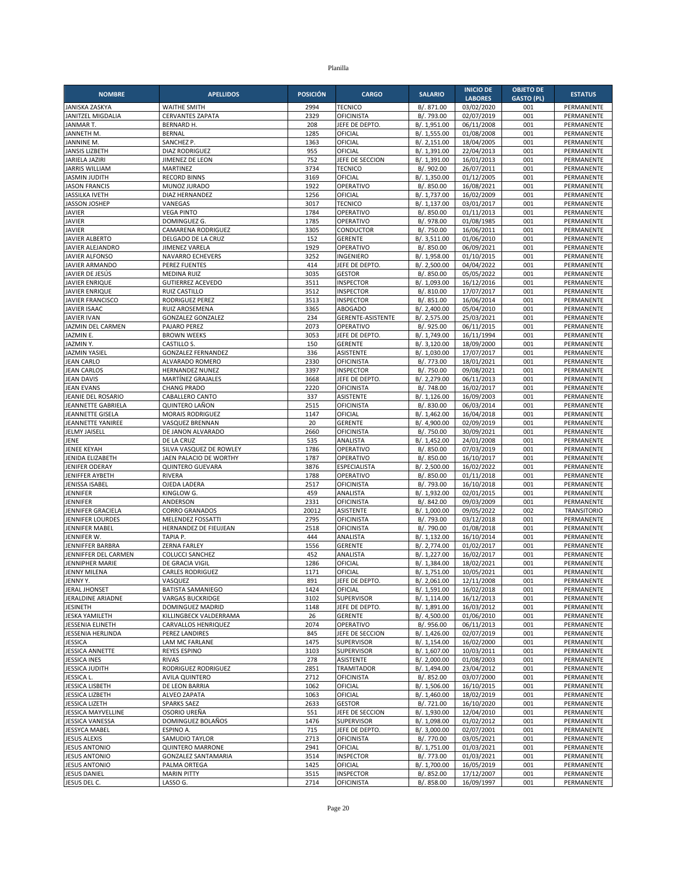| NOMBRE | APELLIDOS | POSICIÓN | CARGO | SALARIO | INICIO DE LABORES | OBJETO DE GASTO (PL) | ESTATUS |
|---|---|---|---|---|---|---|---|
| JANISKA ZASKYA | WAITHE SMITH | 2994 | TECNICO | B/. 871.00 | 03/02/2020 | 001 | PERMANENTE |
| JANITZEL MIGDALIA | CERVANTES ZAPATA | 2329 | OFICINISTA | B/. 793.00 | 02/07/2019 | 001 | PERMANENTE |
| JANMAR T. | BERNARD H. | 208 | JEFE DE DEPTO. | B/. 1,951.00 | 06/11/2008 | 001 | PERMANENTE |
| JANNETH M. | BERNAL | 1285 | OFICIAL | B/. 1,555.00 | 01/08/2008 | 001 | PERMANENTE |
| JANNINE M. | SANCHEZ P. | 1363 | OFICIAL | B/. 2,151.00 | 18/04/2005 | 001 | PERMANENTE |
| JANSIS LIZBETH | DIAZ RODRIGUEZ | 955 | OFICIAL | B/. 1,391.00 | 22/04/2013 | 001 | PERMANENTE |
| JARIELA JAZIRI | JIMENEZ DE LEON | 752 | JEFE DE SECCION | B/. 1,391.00 | 16/01/2013 | 001 | PERMANENTE |
| JARRIS WILLIAM | MARTINEZ | 3734 | TECNICO | B/. 902.00 | 26/07/2011 | 001 | PERMANENTE |
| JASMIN JUDITH | RECORD BINNS | 3169 | OFICIAL | B/. 1,350.00 | 01/12/2005 | 001 | PERMANENTE |
| JASON FRANCIS | MUNOZ JURADO | 1922 | OPERATIVO | B/. 850.00 | 16/08/2021 | 001 | PERMANENTE |
| JASSILKA IVETH | DIAZ HERNANDEZ | 1256 | OFICIAL | B/. 1,737.00 | 16/02/2009 | 001 | PERMANENTE |
| JASSON JOSHEP | VANEGAS | 3017 | TECNICO | B/. 1,137.00 | 03/01/2017 | 001 | PERMANENTE |
| JAVIER | VEGA PINTO | 1784 | OPERATIVO | B/. 850.00 | 01/11/2013 | 001 | PERMANENTE |
| JAVIER | DOMINGUEZ G. | 1785 | OPERATIVO | B/. 978.00 | 01/08/1985 | 001 | PERMANENTE |
| JAVIER | CAMARENA RODRIGUEZ | 3305 | CONDUCTOR | B/. 750.00 | 16/06/2011 | 001 | PERMANENTE |
| JAVIER ALBERTO | DELGADO DE LA CRUZ | 152 | GERENTE | B/. 3,511.00 | 01/06/2010 | 001 | PERMANENTE |
| JAVIER ALEJANDRO | JIMENEZ VARELA | 1929 | OPERATIVO | B/. 850.00 | 06/09/2021 | 001 | PERMANENTE |
| JAVIER ALFONSO | NAVARRO ECHEVERS | 3252 | INGENIERO | B/. 1,958.00 | 01/10/2015 | 001 | PERMANENTE |
| JAVIER ARMANDO | PEREZ FUENTES | 414 | JEFE DE DEPTO. | B/. 2,500.00 | 04/04/2022 | 001 | PERMANENTE |
| JAVIER DE JESÚS | MEDINA RUIZ | 3035 | GESTOR | B/. 850.00 | 05/05/2022 | 001 | PERMANENTE |
| JAVIER ENRIQUE | GUTIERREZ ACEVEDO | 3511 | INSPECTOR | B/. 1,093.00 | 16/12/2016 | 001 | PERMANENTE |
| JAVIER ENRIQUE | RUIZ CASTILLO | 3512 | INSPECTOR | B/. 810.00 | 17/07/2017 | 001 | PERMANENTE |
| JAVIER FRANCISCO | RODRIGUEZ PEREZ | 3513 | INSPECTOR | B/. 851.00 | 16/06/2014 | 001 | PERMANENTE |
| JAVIER ISAAC | RUIZ AROSEMENA | 3365 | ABOGADO | B/. 2,400.00 | 05/04/2010 | 001 | PERMANENTE |
| JAVIER IVAN | GONZALEZ GONZALEZ | 234 | GERENTE-ASISTENTE | B/. 2,575.00 | 25/03/2021 | 001 | PERMANENTE |
| JAZMIN DEL CARMEN | PAJARO PEREZ | 2073 | OPERATIVO | B/. 925.00 | 06/11/2015 | 001 | PERMANENTE |
| JAZMIN E. | BROWN WEEKS | 3053 | JEFE DE DEPTO. | B/. 1,749.00 | 16/11/1994 | 001 | PERMANENTE |
| JAZMIN Y. | CASTILLO S. | 150 | GERENTE | B/. 3,120.00 | 18/09/2000 | 001 | PERMANENTE |
| JAZMIN YASIEL | GONZALEZ FERNANDEZ | 336 | ASISTENTE | B/. 1,030.00 | 17/07/2017 | 001 | PERMANENTE |
| JEAN CARLO | ALVARADO ROMERO | 2330 | OFICINISTA | B/. 773.00 | 18/01/2021 | 001 | PERMANENTE |
| JEAN CARLOS | HERNANDEZ NUNEZ | 3397 | INSPECTOR | B/. 750.00 | 09/08/2021 | 001 | PERMANENTE |
| JEAN DAVIS | MARTÍNEZ GRAJALES | 3668 | JEFE DE DEPTO. | B/. 2,279.00 | 06/11/2013 | 001 | PERMANENTE |
| JEAN EVANS | CHANG PRADO | 2220 | OFICINISTA | B/. 748.00 | 16/02/2017 | 001 | PERMANENTE |
| JEANIE DEL ROSARIO | CABALLERO CANTO | 337 | ASISTENTE | B/. 1,126.00 | 16/09/2003 | 001 | PERMANENTE |
| JEANNETTE GABRIELA | QUINTERO LAÑON | 2515 | OFICINISTA | B/. 830.00 | 06/03/2014 | 001 | PERMANENTE |
| JEANNETTE GISELA | MORAIS RODRIGUEZ | 1147 | OFICIAL | B/. 1,462.00 | 16/04/2018 | 001 | PERMANENTE |
| JEANNETTE YANIREE | VASQUEZ BRENNAN | 20 | GERENTE | B/. 4,900.00 | 02/09/2019 | 001 | PERMANENTE |
| JELMY JAISELL | DE JANON ALVARADO | 2660 | OFICINISTA | B/. 750.00 | 30/09/2021 | 001 | PERMANENTE |
| JENE | DE LA CRUZ | 535 | ANALISTA | B/. 1,452.00 | 24/01/2008 | 001 | PERMANENTE |
| JENEE KEYAH | SILVA VASQUEZ DE ROWLEY | 1786 | OPERATIVO | B/. 850.00 | 07/03/2019 | 001 | PERMANENTE |
| JENIDA ELIZABETH | JAEN PALACIO DE WORTHY | 1787 | OPERATIVO | B/. 850.00 | 16/10/2017 | 001 | PERMANENTE |
| JENIFER ODERAY | QUINTERO GUEVARA | 3876 | ESPECIALISTA | B/. 2,500.00 | 16/02/2022 | 001 | PERMANENTE |
| JENIFFER AYBETH | RIVERA | 1788 | OPERATIVO | B/. 850.00 | 01/11/2018 | 001 | PERMANENTE |
| JENISSA ISABEL | OJEDA LADERA | 2517 | OFICINISTA | B/. 793.00 | 16/10/2018 | 001 | PERMANENTE |
| JENNIFER | KINGLOW G. | 459 | ANALISTA | B/. 1,932.00 | 02/01/2015 | 001 | PERMANENTE |
| JENNIFER | ANDERSON | 2331 | OFICINISTA | B/. 842.00 | 09/03/2009 | 001 | PERMANENTE |
| JENNIFER GRACIELA | CORRO GRANADOS | 20012 | ASISTENTE | B/. 1,000.00 | 09/05/2022 | 002 | TRANSITORIO |
| JENNIFER LOURDES | MELENDEZ FOSSATTI | 2795 | OFICINISTA | B/. 793.00 | 03/12/2018 | 001 | PERMANENTE |
| JENNIFER MABEL | HERNANDEZ DE FIEUJEAN | 2518 | OFICINISTA | B/. 790.00 | 01/08/2018 | 001 | PERMANENTE |
| JENNIFER W. | TAPIA P. | 444 | ANALISTA | B/. 1,132.00 | 16/10/2014 | 001 | PERMANENTE |
| JENNIFFER BARBRA | ZERNA FARLEY | 1556 | GERENTE | B/. 2,774.00 | 01/02/2017 | 001 | PERMANENTE |
| JENNIFFER DEL CARMEN | COLUCCI SANCHEZ | 452 | ANALISTA | B/. 1,227.00 | 16/02/2017 | 001 | PERMANENTE |
| JENNIPHER MARIE | DE GRACIA VIGIL | 1286 | OFICIAL | B/. 1,384.00 | 18/02/2021 | 001 | PERMANENTE |
| JENNY MILENA | CARLES RODRIGUEZ | 1171 | OFICIAL | B/. 1,751.00 | 10/05/2021 | 001 | PERMANENTE |
| JENNY Y. | VASQUEZ | 891 | JEFE DE DEPTO. | B/. 2,061.00 | 12/11/2008 | 001 | PERMANENTE |
| JERAL JHONSET | BATISTA SAMANIEGO | 1424 | OFICIAL | B/. 1,591.00 | 16/02/2018 | 001 | PERMANENTE |
| JERALDINE ARIADNE | VARGAS BUCKRIDGE | 3102 | SUPERVISOR | B/. 1,114.00 | 16/12/2013 | 001 | PERMANENTE |
| JESINETH | DOMINGUEZ MADRID | 1148 | JEFE DE DEPTO. | B/. 1,891.00 | 16/03/2012 | 001 | PERMANENTE |
| JESKA YAMILETH | KILLINGBECK VALDERRAMA | 26 | GERENTE | B/. 4,500.00 | 01/06/2010 | 001 | PERMANENTE |
| JESSENIA ELINETH | CARVALLOS HENRIQUEZ | 2074 | OPERATIVO | B/. 956.00 | 06/11/2013 | 001 | PERMANENTE |
| JESSENIA HERLINDA | PEREZ LANDIRES | 845 | JEFE DE SECCION | B/. 1,426.00 | 02/07/2019 | 001 | PERMANENTE |
| JESSICA | LAM MC FARLANE | 1475 | SUPERVISOR | B/. 1,154.00 | 16/02/2000 | 001 | PERMANENTE |
| JESSICA ANNETTE | REYES ESPINO | 3103 | SUPERVISOR | B/. 1,607.00 | 10/03/2011 | 001 | PERMANENTE |
| JESSICA INES | RIVAS | 278 | ASISTENTE | B/. 2,000.00 | 01/08/2003 | 001 | PERMANENTE |
| JESSICA JUDITH | RODRIGUEZ RODRIGUEZ | 2851 | TRAMITADOR | B/. 1,494.00 | 23/04/2012 | 001 | PERMANENTE |
| JESSICA L. | AVILA QUINTERO | 2712 | OFICINISTA | B/. 852.00 | 03/07/2000 | 001 | PERMANENTE |
| JESSICA LISBETH | DE LEON BARRIA | 1062 | OFICIAL | B/. 1,506.00 | 16/10/2015 | 001 | PERMANENTE |
| JESSICA LIZBETH | ALVEO ZAPATA | 1063 | OFICIAL | B/. 1,460.00 | 18/02/2019 | 001 | PERMANENTE |
| JESSICA LIZETH | SPARKS SAEZ | 2633 | GESTOR | B/. 721.00 | 16/10/2020 | 001 | PERMANENTE |
| JESSICA MAYVELLINE | OSORIO UREÑA | 551 | JEFE DE SECCION | B/. 1,930.00 | 12/04/2010 | 001 | PERMANENTE |
| JESSICA VANESSA | DOMINGUEZ BOLAÑOS | 1476 | SUPERVISOR | B/. 1,098.00 | 01/02/2012 | 001 | PERMANENTE |
| JESSYCA MABEL | ESPINO A. | 715 | JEFE DE DEPTO. | B/. 3,000.00 | 02/07/2001 | 001 | PERMANENTE |
| JESUS ALEXIS | SAMUDIO TAYLOR | 2713 | OFICINISTA | B/. 770.00 | 03/05/2021 | 001 | PERMANENTE |
| JESUS ANTONIO | QUINTERO MARRONE | 2941 | OFICIAL | B/. 1,751.00 | 01/03/2021 | 001 | PERMANENTE |
| JESUS ANTONIO | GONZALEZ SANTAMARIA | 3514 | INSPECTOR | B/. 773.00 | 01/03/2021 | 001 | PERMANENTE |
| JESUS ANTONIO | PALMA ORTEGA | 1425 | OFICIAL | B/. 1,700.00 | 16/05/2019 | 001 | PERMANENTE |
| JESUS DANIEL | MARIN PITTY | 3515 | INSPECTOR | B/. 852.00 | 17/12/2007 | 001 | PERMANENTE |
| JESUS DEL C. | LASSO G. | 2714 | OFICINISTA | B/. 858.00 | 16/09/1997 | 001 | PERMANENTE |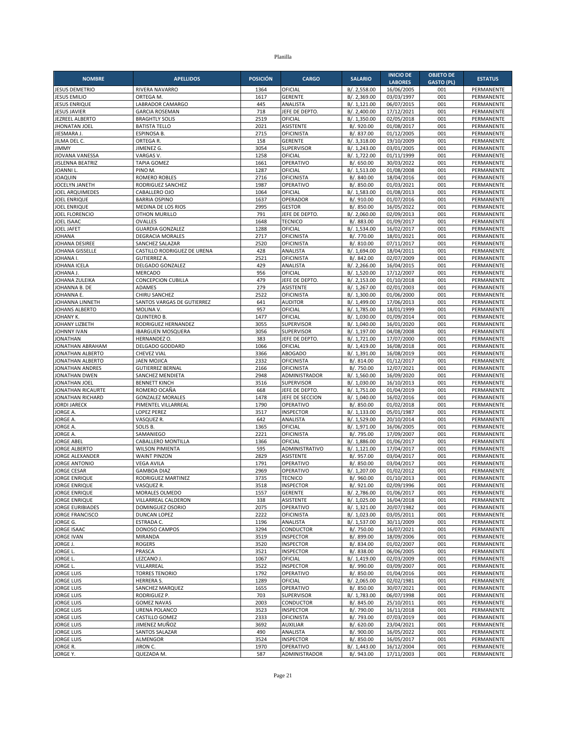| NOMBRE | APELLIDOS | POSICIÓN | CARGO | SALARIO | INICIO DE LABORES | OBJETO DE GASTO (PL) | ESTATUS |
|---|---|---|---|---|---|---|---|
| JESUS DEMETRIO | RIVERA NAVARRO | 1364 | OFICIAL | B/. 2,558.00 | 16/06/2005 | 001 | PERMANENTE |
| JESUS EMILIO | ORTEGA M. | 1617 | GERENTE | B/. 2,369.00 | 03/03/1997 | 001 | PERMANENTE |
| JESUS ENRIQUE | LABRADOR CAMARGO | 445 | ANALISTA | B/. 1,121.00 | 06/07/2015 | 001 | PERMANENTE |
| JESUS JAVIER | GARCIA ROSEMAN | 718 | JEFE DE DEPTO. | B/. 2,400.00 | 17/12/2021 | 001 | PERMANENTE |
| JEZREEL ALBERTO | BRAGHTLY SOLIS | 2519 | OFICIAL | B/. 1,350.00 | 02/05/2018 | 001 | PERMANENTE |
| JHONATAN JOEL | BATISTA TELLO | 2021 | ASISTENTE | B/. 920.00 | 01/08/2017 | 001 | PERMANENTE |
| JIESMARA J. | ESPINOSA B. | 2715 | OFICINISTA | B/. 837.00 | 01/12/2005 | 001 | PERMANENTE |
| JILMA DEL C. | ORTEGA R. | 158 | GERENTE | B/. 3,318.00 | 19/10/2009 | 001 | PERMANENTE |
| JIMMY | JIMENEZ G. | 3054 | SUPERVISOR | B/. 1,243.00 | 03/01/2005 | 001 | PERMANENTE |
| JIOVANA VANESSA | VARGAS V. | 1258 | OFICIAL | B/. 1,722.00 | 01/11/1999 | 001 | PERMANENTE |
| JISLENNA BEATRIZ | TAPIA GOMEZ | 1661 | OPERATIVO | B/. 650.00 | 30/03/2022 | 001 | PERMANENTE |
| JOANNI L. | PINO M. | 1287 | OFICIAL | B/. 1,513.00 | 01/08/2008 | 001 | PERMANENTE |
| JOAQUIN | ROMERO ROBLES | 2716 | OFICINISTA | B/. 840.00 | 18/04/2016 | 001 | PERMANENTE |
| JOCELYN JANETH | RODRIGUEZ SANCHEZ | 1987 | OPERATIVO | B/. 850.00 | 01/03/2021 | 001 | PERMANENTE |
| JOEL ARQUIMEDES | CABALLERO OJO | 1064 | OFICIAL | B/. 1,583.00 | 01/08/2013 | 001 | PERMANENTE |
| JOEL ENRIQUE | BARRIA OSPINO | 1637 | OPERADOR | B/. 910.00 | 01/07/2016 | 001 | PERMANENTE |
| JOEL ENRIQUE | MEDINA DE LOS RIOS | 2995 | GESTOR | B/. 850.00 | 16/05/2022 | 001 | PERMANENTE |
| JOEL FLORENCIO | OTHON MURILLO | 791 | JEFE DE DEPTO. | B/. 2,060.00 | 02/09/2013 | 001 | PERMANENTE |
| JOEL ISAAC | OVALLES | 1648 | TECNICO | B/. 883.00 | 01/09/2017 | 001 | PERMANENTE |
| JOEL JAFET | GUARDIA GONZALEZ | 1288 | OFICIAL | B/. 1,534.00 | 16/02/2017 | 001 | PERMANENTE |
| JOHANA | DEGRACIA MORALES | 2717 | OFICINISTA | B/. 770.00 | 18/01/2021 | 001 | PERMANENTE |
| JOHANA DESIREE | SANCHEZ SALAZAR | 2520 | OFICINISTA | B/. 810.00 | 07/11/2017 | 001 | PERMANENTE |
| JOHANA GISSELLE | CASTILLO RODRIGUEZ DE URENA | 428 | ANALISTA | B/. 1,694.00 | 18/04/2011 | 001 | PERMANENTE |
| JOHANA I. | GUTIERREZ A. | 2521 | OFICINISTA | B/. 842.00 | 02/07/2009 | 001 | PERMANENTE |
| JOHANA ICELA | DELGADO GONZALEZ | 429 | ANALISTA | B/. 2,266.00 | 16/04/2015 | 001 | PERMANENTE |
| JOHANA J. | MERCADO | 956 | OFICIAL | B/. 1,520.00 | 17/12/2007 | 001 | PERMANENTE |
| JOHANA ZULEIKA | CONCEPCION CUBILLA | 479 | JEFE DE DEPTO. | B/. 2,153.00 | 01/10/2018 | 001 | PERMANENTE |
| JOHANNA B. DE | ADAMES | 279 | ASISTENTE | B/. 1,267.00 | 02/01/2003 | 001 | PERMANENTE |
| JOHANNA E. | CHIRU SANCHEZ | 2522 | OFICINISTA | B/. 1,300.00 | 01/06/2000 | 001 | PERMANENTE |
| JOHANNA LINNETH | SANTOS VARGAS DE GUTIERREZ | 641 | AUDITOR | B/. 1,499.00 | 17/06/2013 | 001 | PERMANENTE |
| JOHANS ALBERTO | MOLINA V. | 957 | OFICIAL | B/. 1,785.00 | 18/01/1999 | 001 | PERMANENTE |
| JOHANY K. | QUINTERO B. | 1477 | OFICIAL | B/. 1,030.00 | 01/09/2014 | 001 | PERMANENTE |
| JOHANY LIZBETH | RODRIGUEZ HERNANDEZ | 3055 | SUPERVISOR | B/. 1,040.00 | 16/01/2020 | 001 | PERMANENTE |
| JOHNNY IVAN | IBARGUEN MOSQUERA | 3056 | SUPERVISOR | B/. 1,197.00 | 04/08/2008 | 001 | PERMANENTE |
| JONATHAN | HERNANDEZ O. | 383 | JEFE DE DEPTO. | B/. 1,721.00 | 17/07/2000 | 001 | PERMANENTE |
| JONATHAN ABRAHAM | DELGADO GODDARD | 1066 | OFICIAL | B/. 1,419.00 | 16/08/2018 | 001 | PERMANENTE |
| JONATHAN ALBERTO | CHEVEZ VIAL | 3366 | ABOGADO | B/. 1,391.00 | 16/08/2019 | 001 | PERMANENTE |
| JONATHAN ALBERTO | JAEN MOJICA | 2332 | OFICINISTA | B/. 814.00 | 01/12/2017 | 001 | PERMANENTE |
| JONATHAN ANDRES | GUTIERREZ BERNAL | 2166 | OFICINISTA | B/. 750.00 | 12/07/2021 | 001 | PERMANENTE |
| JONATHAN DWEN | SANCHEZ MENDIETA | 2948 | ADMINISTRADOR | B/. 1,560.00 | 16/09/2020 | 001 | PERMANENTE |
| JONATHAN JOEL | BENNETT KINCH | 3516 | SUPERVISOR | B/. 1,030.00 | 16/10/2013 | 001 | PERMANENTE |
| JONATHAN RICAURTE | ROMERO OCAÑA | 668 | JEFE DE DEPTO. | B/. 1,751.00 | 01/04/2019 | 001 | PERMANENTE |
| JONATHAN RICHARD | GONZALEZ MORALES | 1478 | JEFE DE SECCION | B/. 1,040.00 | 16/02/2016 | 001 | PERMANENTE |
| JORDI JARECK | PIMENTEL VILLARREAL | 1790 | OPERATIVO | B/. 850.00 | 01/02/2018 | 001 | PERMANENTE |
| JORGE A. | LOPEZ PEREZ | 3517 | INSPECTOR | B/. 1,133.00 | 05/01/1987 | 001 | PERMANENTE |
| JORGE A. | VASQUEZ R. | 642 | ANALISTA | B/. 1,529.00 | 20/10/2014 | 001 | PERMANENTE |
| JORGE A. | SOLIS B. | 1365 | OFICIAL | B/. 1,971.00 | 16/06/2005 | 001 | PERMANENTE |
| JORGE A. | SAMANIEGO | 2221 | OFICINISTA | B/. 795.00 | 17/09/2007 | 001 | PERMANENTE |
| JORGE ABEL | CABALLERO MONTILLA | 1366 | OFICIAL | B/. 1,886.00 | 01/06/2017 | 001 | PERMANENTE |
| JORGE ALBERTO | WILSON PIMIENTA | 595 | ADMINISTRATIVO | B/. 1,121.00 | 17/04/2017 | 001 | PERMANENTE |
| JORGE ALEXANDER | WAINT PINZON | 2829 | ASISTENTE | B/. 957.00 | 03/04/2017 | 001 | PERMANENTE |
| JORGE ANTONIO | VEGA AVILA | 1791 | OPERATIVO | B/. 850.00 | 03/04/2017 | 001 | PERMANENTE |
| JORGE CESAR | GAMBOA DIAZ | 2969 | OPERATIVO | B/. 1,207.00 | 01/02/2012 | 001 | PERMANENTE |
| JORGE ENRIQUE | RODRIGUEZ MARTINEZ | 3735 | TECNICO | B/. 960.00 | 01/10/2013 | 001 | PERMANENTE |
| JORGE ENRIQUE | VASQUEZ R. | 3518 | INSPECTOR | B/. 921.00 | 02/09/1996 | 001 | PERMANENTE |
| JORGE ENRIQUE | MORALES OLMEDO | 1557 | GERENTE | B/. 2,786.00 | 01/06/2017 | 001 | PERMANENTE |
| JORGE ENRIQUE | VILLARREAL CALDERON | 338 | ASISTENTE | B/. 1,025.00 | 16/04/2018 | 001 | PERMANENTE |
| JORGE EURIBIADES | DOMINGUEZ OSORIO | 2075 | OPERATIVO | B/. 1,321.00 | 20/07/1982 | 001 | PERMANENTE |
| JORGE FRANCISCO | DUNCAN LOPEZ | 2222 | OFICINISTA | B/. 1,023.00 | 03/05/2011 | 001 | PERMANENTE |
| JORGE G. | ESTRADA C. | 1196 | ANALISTA | B/. 1,537.00 | 30/11/2009 | 001 | PERMANENTE |
| JORGE ISAAC | DONOSO CAMPOS | 3294 | CONDUCTOR | B/. 750.00 | 16/07/2021 | 001 | PERMANENTE |
| JORGE IVAN | MIRANDA | 3519 | INSPECTOR | B/. 899.00 | 18/09/2006 | 001 | PERMANENTE |
| JORGE J. | ROGERS | 3520 | INSPECTOR | B/. 834.00 | 01/02/2007 | 001 | PERMANENTE |
| JORGE L. | PRASCA | 3521 | INSPECTOR | B/. 838.00 | 06/06/2005 | 001 | PERMANENTE |
| JORGE L. | LEZCANO J. | 1067 | OFICIAL | B/. 1,419.00 | 02/03/2009 | 001 | PERMANENTE |
| JORGE L. | VILLARREAL | 3522 | INSPECTOR | B/. 990.00 | 03/09/2007 | 001 | PERMANENTE |
| JORGE LUIS | TORRES TENORIO | 1792 | OPERATIVO | B/. 850.00 | 01/04/2016 | 001 | PERMANENTE |
| JORGE LUIS | HERRERA S. | 1289 | OFICIAL | B/. 2,065.00 | 02/02/1981 | 001 | PERMANENTE |
| JORGE LUIS | SANCHEZ MARQUEZ | 1655 | OPERATIVO | B/. 850.00 | 30/07/2021 | 001 | PERMANENTE |
| JORGE LUIS | RODRIGUEZ P. | 703 | SUPERVISOR | B/. 1,783.00 | 06/07/1998 | 001 | PERMANENTE |
| JORGE LUIS | GOMEZ NAVAS | 2003 | CONDUCTOR | B/. 845.00 | 25/10/2011 | 001 | PERMANENTE |
| JORGE LUIS | URENA POLANCO | 3523 | INSPECTOR | B/. 790.00 | 16/11/2018 | 001 | PERMANENTE |
| JORGE LUIS | CASTILLO GOMEZ | 2333 | OFICINISTA | B/. 793.00 | 07/03/2019 | 001 | PERMANENTE |
| JORGE LUIS | JIMENEZ MUÑOZ | 3692 | AUXILIAR | B/. 620.00 | 23/04/2021 | 001 | PERMANENTE |
| JORGE LUIS | SANTOS SALAZAR | 490 | ANALISTA | B/. 900.00 | 16/05/2022 | 001 | PERMANENTE |
| JORGE LUIS | ALMENGOR | 3524 | INSPECTOR | B/. 850.00 | 16/05/2017 | 001 | PERMANENTE |
| JORGE R. | JIRON C. | 1970 | OPERATIVO | B/. 1,443.00 | 16/12/2004 | 001 | PERMANENTE |
| JORGE Y. | QUEZADA M. | 587 | ADMINISTRADOR | B/. 943.00 | 17/11/2003 | 001 | PERMANENTE |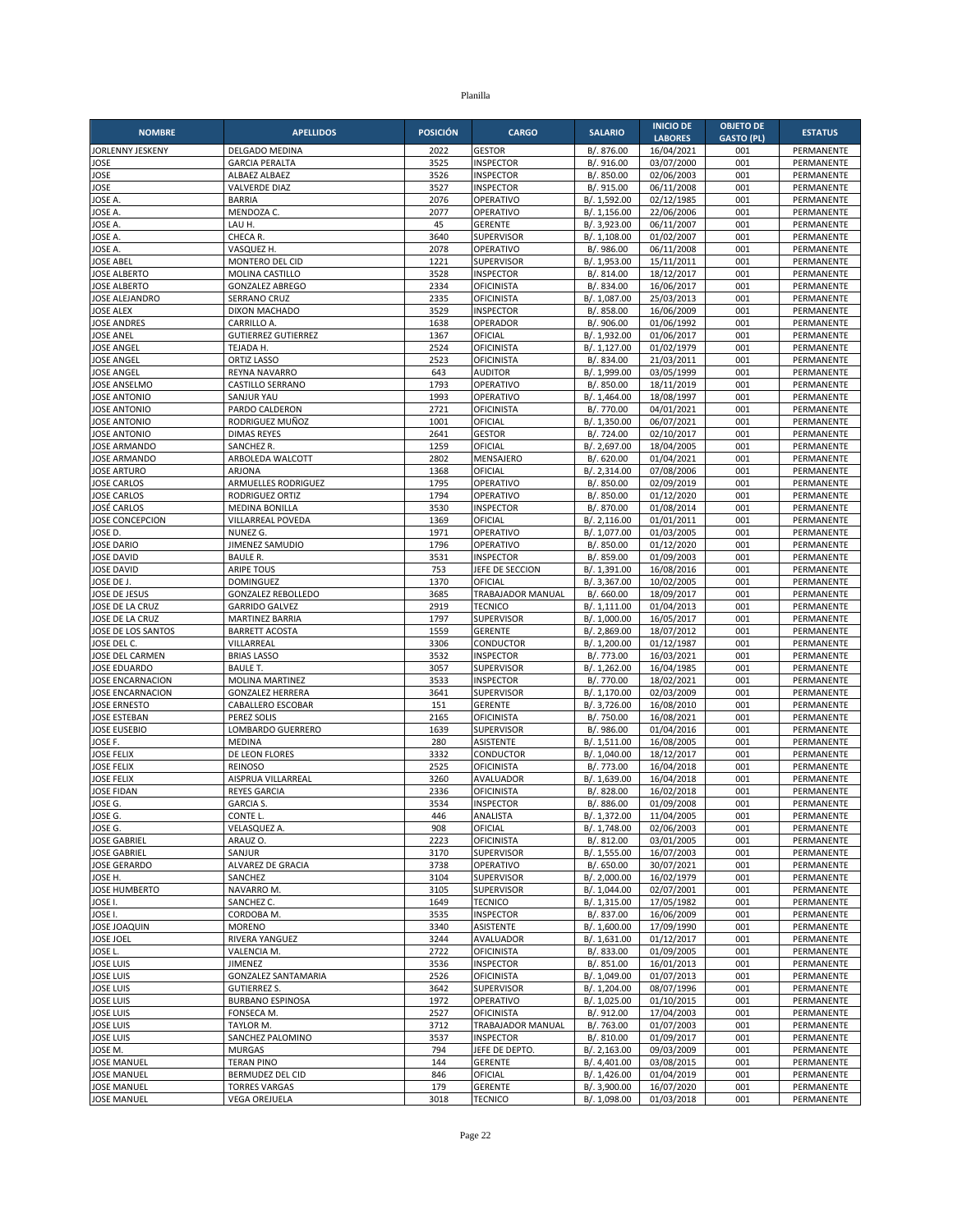| NOMBRE | APELLIDOS | POSICIÓN | CARGO | SALARIO | INICIO DE LABORES | OBJETO DE GASTO (PL) | ESTATUS |
|---|---|---|---|---|---|---|---|
| JORLENNY JESKENY | DELGADO MEDINA | 2022 | GESTOR | B/. 876.00 | 16/04/2021 | 001 | PERMANENTE |
| JOSE | GARCIA PERALTA | 3525 | INSPECTOR | B/. 916.00 | 03/07/2000 | 001 | PERMANENTE |
| JOSE | ALBAEZ ALBAEZ | 3526 | INSPECTOR | B/. 850.00 | 02/06/2003 | 001 | PERMANENTE |
| JOSE | VALVERDE DIAZ | 3527 | INSPECTOR | B/. 915.00 | 06/11/2008 | 001 | PERMANENTE |
| JOSE A. | BARRIA | 2076 | OPERATIVO | B/. 1,592.00 | 02/12/1985 | 001 | PERMANENTE |
| JOSE A. | MENDOZA C. | 2077 | OPERATIVO | B/. 1,156.00 | 22/06/2006 | 001 | PERMANENTE |
| JOSE A. | LAU H. | 45 | GERENTE | B/. 3,923.00 | 06/11/2007 | 001 | PERMANENTE |
| JOSE A. | CHECA R. | 3640 | SUPERVISOR | B/. 1,108.00 | 01/02/2007 | 001 | PERMANENTE |
| JOSE A. | VASQUEZ H. | 2078 | OPERATIVO | B/. 986.00 | 06/11/2008 | 001 | PERMANENTE |
| JOSE ABEL | MONTERO DEL CID | 1221 | SUPERVISOR | B/. 1,953.00 | 15/11/2011 | 001 | PERMANENTE |
| JOSE ALBERTO | MOLINA CASTILLO | 3528 | INSPECTOR | B/. 814.00 | 18/12/2017 | 001 | PERMANENTE |
| JOSE ALBERTO | GONZALEZ ABREGO | 2334 | OFICINISTA | B/. 834.00 | 16/06/2017 | 001 | PERMANENTE |
| JOSE ALEJANDRO | SERRANO CRUZ | 2335 | OFICINISTA | B/. 1,087.00 | 25/03/2013 | 001 | PERMANENTE |
| JOSE ALEX | DIXON MACHADO | 3529 | INSPECTOR | B/. 858.00 | 16/06/2009 | 001 | PERMANENTE |
| JOSE ANDRES | CARRILLO A. | 1638 | OPERADOR | B/. 906.00 | 01/06/1992 | 001 | PERMANENTE |
| JOSE ANEL | GUTIERREZ GUTIERREZ | 1367 | OFICIAL | B/. 1,932.00 | 01/06/2017 | 001 | PERMANENTE |
| JOSE ANGEL | TEJADA H. | 2524 | OFICINISTA | B/. 1,127.00 | 01/02/1979 | 001 | PERMANENTE |
| JOSE ANGEL | ORTIZ LASSO | 2523 | OFICINISTA | B/. 834.00 | 21/03/2011 | 001 | PERMANENTE |
| JOSE ANGEL | REYNA NAVARRO | 643 | AUDITOR | B/. 1,999.00 | 03/05/1999 | 001 | PERMANENTE |
| JOSE ANSELMO | CASTILLO SERRANO | 1793 | OPERATIVO | B/. 850.00 | 18/11/2019 | 001 | PERMANENTE |
| JOSE ANTONIO | SANJUR YAU | 1993 | OPERATIVO | B/. 1,464.00 | 18/08/1997 | 001 | PERMANENTE |
| JOSE ANTONIO | PARDO CALDERON | 2721 | OFICINISTA | B/. 770.00 | 04/01/2021 | 001 | PERMANENTE |
| JOSE ANTONIO | RODRIGUEZ MUÑOZ | 1001 | OFICIAL | B/. 1,350.00 | 06/07/2021 | 001 | PERMANENTE |
| JOSE ANTONIO | DIMAS REYES | 2641 | GESTOR | B/. 724.00 | 02/10/2017 | 001 | PERMANENTE |
| JOSE ARMANDO | SANCHEZ R. | 1259 | OFICIAL | B/. 2,697.00 | 18/04/2005 | 001 | PERMANENTE |
| JOSE ARMANDO | ARBOLEDA WALCOTT | 2802 | MENSAJERO | B/. 620.00 | 01/04/2021 | 001 | PERMANENTE |
| JOSE ARTURO | ARJONA | 1368 | OFICIAL | B/. 2,314.00 | 07/08/2006 | 001 | PERMANENTE |
| JOSE CARLOS | ARMUELLES RODRIGUEZ | 1795 | OPERATIVO | B/. 850.00 | 02/09/2019 | 001 | PERMANENTE |
| JOSE CARLOS | RODRIGUEZ ORTIZ | 1794 | OPERATIVO | B/. 850.00 | 01/12/2020 | 001 | PERMANENTE |
| JOSÉ CARLOS | MEDINA BONILLA | 3530 | INSPECTOR | B/. 870.00 | 01/08/2014 | 001 | PERMANENTE |
| JOSE CONCEPCION | VILLARREAL POVEDA | 1369 | OFICIAL | B/. 2,116.00 | 01/01/2011 | 001 | PERMANENTE |
| JOSE D. | NUNEZ G. | 1971 | OPERATIVO | B/. 1,077.00 | 01/03/2005 | 001 | PERMANENTE |
| JOSE DARIO | JIMENEZ SAMUDIO | 1796 | OPERATIVO | B/. 850.00 | 01/12/2020 | 001 | PERMANENTE |
| JOSE DAVID | BAULE R. | 3531 | INSPECTOR | B/. 859.00 | 01/09/2003 | 001 | PERMANENTE |
| JOSE DAVID | ARIPE TOUS | 753 | JEFE DE SECCION | B/. 1,391.00 | 16/08/2016 | 001 | PERMANENTE |
| JOSE DE J. | DOMINGUEZ | 1370 | OFICIAL | B/. 3,367.00 | 10/02/2005 | 001 | PERMANENTE |
| JOSE DE JESUS | GONZALEZ REBOLLEDO | 3685 | TRABAJADOR MANUAL | B/. 660.00 | 18/09/2017 | 001 | PERMANENTE |
| JOSE DE LA CRUZ | GARRIDO GALVEZ | 2919 | TECNICO | B/. 1,111.00 | 01/04/2013 | 001 | PERMANENTE |
| JOSE DE LA CRUZ | MARTINEZ BARRIA | 1797 | SUPERVISOR | B/. 1,000.00 | 16/05/2017 | 001 | PERMANENTE |
| JOSE DE LOS SANTOS | BARRETT ACOSTA | 1559 | GERENTE | B/. 2,869.00 | 18/07/2012 | 001 | PERMANENTE |
| JOSE DEL C. | VILLARREAL | 3306 | CONDUCTOR | B/. 1,200.00 | 01/12/1987 | 001 | PERMANENTE |
| JOSE DEL CARMEN | BRIAS LASSO | 3532 | INSPECTOR | B/. 773.00 | 16/03/2021 | 001 | PERMANENTE |
| JOSE EDUARDO | BAULE T. | 3057 | SUPERVISOR | B/. 1,262.00 | 16/04/1985 | 001 | PERMANENTE |
| JOSE ENCARNACION | MOLINA MARTINEZ | 3533 | INSPECTOR | B/. 770.00 | 18/02/2021 | 001 | PERMANENTE |
| JOSE ENCARNACION | GONZALEZ HERRERA | 3641 | SUPERVISOR | B/. 1,170.00 | 02/03/2009 | 001 | PERMANENTE |
| JOSE ERNESTO | CABALLERO ESCOBAR | 151 | GERENTE | B/. 3,726.00 | 16/08/2010 | 001 | PERMANENTE |
| JOSE ESTEBAN | PEREZ SOLIS | 2165 | OFICINISTA | B/. 750.00 | 16/08/2021 | 001 | PERMANENTE |
| JOSE EUSEBIO | LOMBARDO GUERRERO | 1639 | SUPERVISOR | B/. 986.00 | 01/04/2016 | 001 | PERMANENTE |
| JOSE F. | MEDINA | 280 | ASISTENTE | B/. 1,511.00 | 16/08/2005 | 001 | PERMANENTE |
| JOSE FELIX | DE LEON FLORES | 3332 | CONDUCTOR | B/. 1,040.00 | 18/12/2017 | 001 | PERMANENTE |
| JOSE FELIX | REINOSO | 2525 | OFICINISTA | B/. 773.00 | 16/04/2018 | 001 | PERMANENTE |
| JOSE FELIX | AISPRUA VILLARREAL | 3260 | AVALUADOR | B/. 1,639.00 | 16/04/2018 | 001 | PERMANENTE |
| JOSE FIDAN | REYES GARCIA | 2336 | OFICINISTA | B/. 828.00 | 16/02/2018 | 001 | PERMANENTE |
| JOSE G. | GARCIA S. | 3534 | INSPECTOR | B/. 886.00 | 01/09/2008 | 001 | PERMANENTE |
| JOSE G. | CONTE L. | 446 | ANALISTA | B/. 1,372.00 | 11/04/2005 | 001 | PERMANENTE |
| JOSE G. | VELASQUEZ A. | 908 | OFICIAL | B/. 1,748.00 | 02/06/2003 | 001 | PERMANENTE |
| JOSE GABRIEL | ARAUZ O. | 2223 | OFICINISTA | B/. 812.00 | 03/01/2005 | 001 | PERMANENTE |
| JOSE GABRIEL | SANJUR | 3170 | SUPERVISOR | B/. 1,555.00 | 16/07/2003 | 001 | PERMANENTE |
| JOSE GERARDO | ALVAREZ DE GRACIA | 3738 | OPERATIVO | B/. 650.00 | 30/07/2021 | 001 | PERMANENTE |
| JOSE H. | SANCHEZ | 3104 | SUPERVISOR | B/. 2,000.00 | 16/02/1979 | 001 | PERMANENTE |
| JOSE HUMBERTO | NAVARRO M. | 3105 | SUPERVISOR | B/. 1,044.00 | 02/07/2001 | 001 | PERMANENTE |
| JOSE I. | SANCHEZ C. | 1649 | TECNICO | B/. 1,315.00 | 17/05/1982 | 001 | PERMANENTE |
| JOSE I. | CORDOBA M. | 3535 | INSPECTOR | B/. 837.00 | 16/06/2009 | 001 | PERMANENTE |
| JOSE JOAQUIN | MORENO | 3340 | ASISTENTE | B/. 1,600.00 | 17/09/1990 | 001 | PERMANENTE |
| JOSE JOEL | RIVERA YANGUEZ | 3244 | AVALUADOR | B/. 1,631.00 | 01/12/2017 | 001 | PERMANENTE |
| JOSE L. | VALENCIA M. | 2722 | OFICINISTA | B/. 833.00 | 01/09/2005 | 001 | PERMANENTE |
| JOSE LUIS | JIMENEZ | 3536 | INSPECTOR | B/. 851.00 | 16/01/2013 | 001 | PERMANENTE |
| JOSE LUIS | GONZALEZ SANTAMARIA | 2526 | OFICINISTA | B/. 1,049.00 | 01/07/2013 | 001 | PERMANENTE |
| JOSE LUIS | GUTIERREZ S. | 3642 | SUPERVISOR | B/. 1,204.00 | 08/07/1996 | 001 | PERMANENTE |
| JOSE LUIS | BURBANO ESPINOSA | 1972 | OPERATIVO | B/. 1,025.00 | 01/10/2015 | 001 | PERMANENTE |
| JOSE LUIS | FONSECA M. | 2527 | OFICINISTA | B/. 912.00 | 17/04/2003 | 001 | PERMANENTE |
| JOSE LUIS | TAYLOR M. | 3712 | TRABAJADOR MANUAL | B/. 763.00 | 01/07/2003 | 001 | PERMANENTE |
| JOSE LUIS | SANCHEZ PALOMINO | 3537 | INSPECTOR | B/. 810.00 | 01/09/2017 | 001 | PERMANENTE |
| JOSE M. | MURGAS | 794 | JEFE DE DEPTO. | B/. 2,163.00 | 09/03/2009 | 001 | PERMANENTE |
| JOSE MANUEL | TERAN PINO | 144 | GERENTE | B/. 4,401.00 | 03/08/2015 | 001 | PERMANENTE |
| JOSE MANUEL | BERMUDEZ DEL CID | 846 | OFICIAL | B/. 1,426.00 | 01/04/2019 | 001 | PERMANENTE |
| JOSE MANUEL | TORRES VARGAS | 179 | GERENTE | B/. 3,900.00 | 16/07/2020 | 001 | PERMANENTE |
| JOSE MANUEL | VEGA OREJUELA | 3018 | TECNICO | B/. 1,098.00 | 01/03/2018 | 001 | PERMANENTE |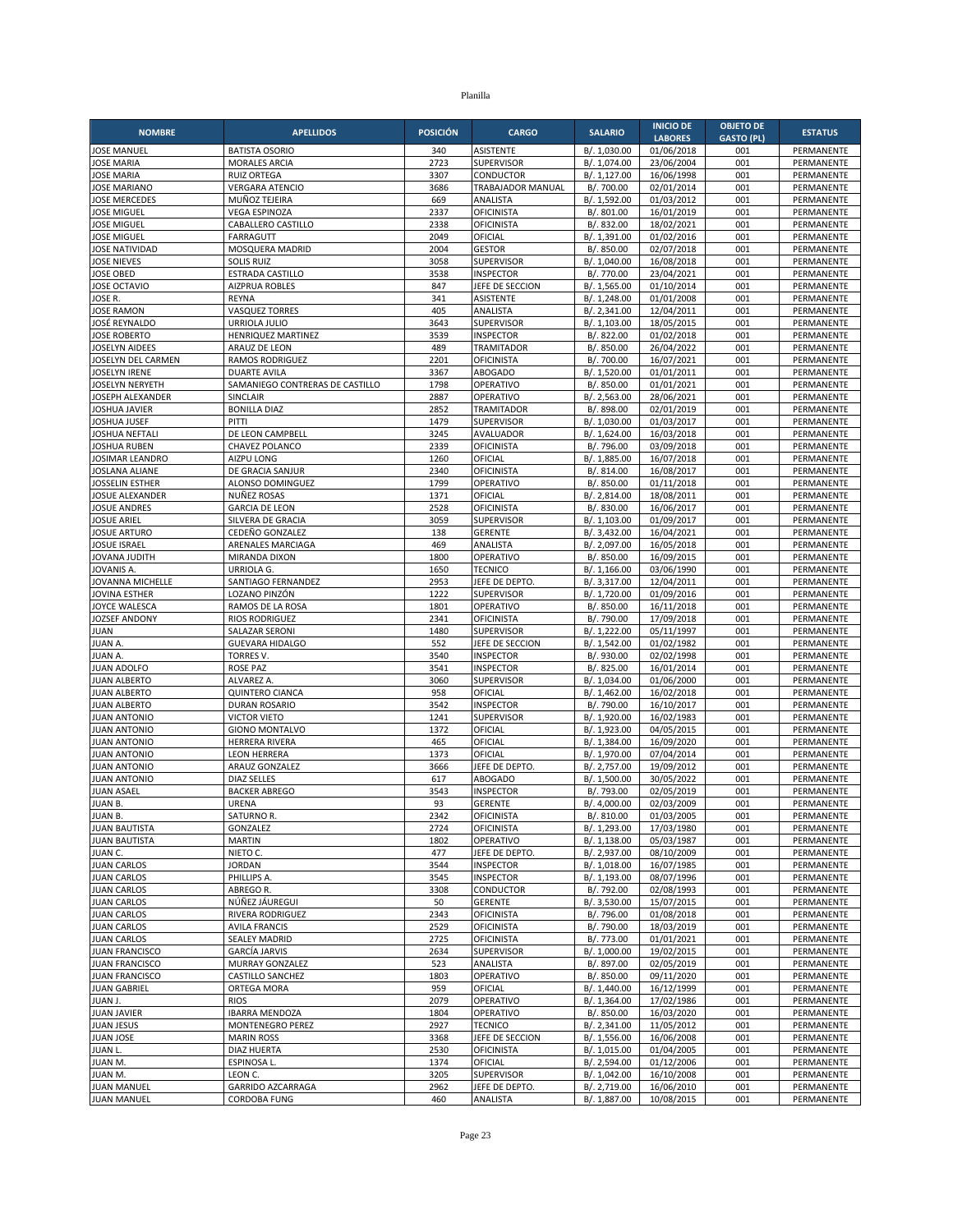| NOMBRE | APELLIDOS | POSICIÓN | CARGO | SALARIO | INICIO DE LABORES | OBJETO DE GASTO (PL) | ESTATUS |
|---|---|---|---|---|---|---|---|
| JOSE MANUEL | BATISTA OSORIO | 340 | ASISTENTE | B/. 1,030.00 | 01/06/2018 | 001 | PERMANENTE |
| JOSE MARIA | MORALES ARCIA | 2723 | SUPERVISOR | B/. 1,074.00 | 23/06/2004 | 001 | PERMANENTE |
| JOSE MARIA | RUIZ ORTEGA | 3307 | CONDUCTOR | B/. 1,127.00 | 16/06/1998 | 001 | PERMANENTE |
| JOSE MARIANO | VERGARA ATENCIO | 3686 | TRABAJADOR MANUAL | B/. 700.00 | 02/01/2014 | 001 | PERMANENTE |
| JOSE MERCEDES | MUÑOZ TEJEIRA | 669 | ANALISTA | B/. 1,592.00 | 01/03/2012 | 001 | PERMANENTE |
| JOSE MIGUEL | VEGA ESPINOZA | 2337 | OFICINISTA | B/. 801.00 | 16/01/2019 | 001 | PERMANENTE |
| JOSE MIGUEL | CABALLERO CASTILLO | 2338 | OFICINISTA | B/. 832.00 | 18/02/2021 | 001 | PERMANENTE |
| JOSE MIGUEL | FARRAGUTT | 2049 | OFICIAL | B/. 1,391.00 | 01/02/2016 | 001 | PERMANENTE |
| JOSE NATIVIDAD | MOSQUERA MADRID | 2004 | GESTOR | B/. 850.00 | 02/07/2018 | 001 | PERMANENTE |
| JOSE NIEVES | SOLIS RUIZ | 3058 | SUPERVISOR | B/. 1,040.00 | 16/08/2018 | 001 | PERMANENTE |
| JOSE OBED | ESTRADA CASTILLO | 3538 | INSPECTOR | B/. 770.00 | 23/04/2021 | 001 | PERMANENTE |
| JOSE OCTAVIO | AIZPRUA ROBLES | 847 | JEFE DE SECCION | B/. 1,565.00 | 01/10/2014 | 001 | PERMANENTE |
| JOSE R. | REYNA | 341 | ASISTENTE | B/. 1,248.00 | 01/01/2008 | 001 | PERMANENTE |
| JOSE RAMON | VASQUEZ TORRES | 405 | ANALISTA | B/. 2,341.00 | 12/04/2011 | 001 | PERMANENTE |
| JOSÉ REYNALDO | URRIOLA JULIO | 3643 | SUPERVISOR | B/. 1,103.00 | 18/05/2015 | 001 | PERMANENTE |
| JOSE ROBERTO | HENRIQUEZ MARTINEZ | 3539 | INSPECTOR | B/. 822.00 | 01/02/2018 | 001 | PERMANENTE |
| JOSELYN AIDEES | ARAUZ DE LEON | 489 | TRAMITADOR | B/. 850.00 | 26/04/2022 | 001 | PERMANENTE |
| JOSELYN DEL CARMEN | RAMOS RODRIGUEZ | 2201 | OFICINISTA | B/. 700.00 | 16/07/2021 | 001 | PERMANENTE |
| JOSELYN IRENE | DUARTE AVILA | 3367 | ABOGADO | B/. 1,520.00 | 01/01/2011 | 001 | PERMANENTE |
| JOSELYN NERYETH | SAMANIEGO CONTRERAS DE CASTILLO | 1798 | OPERATIVO | B/. 850.00 | 01/01/2021 | 001 | PERMANENTE |
| JOSEPH ALEXANDER | SINCLAIR | 2887 | OPERATIVO | B/. 2,563.00 | 28/06/2021 | 001 | PERMANENTE |
| JOSHUA JAVIER | BONILLA DIAZ | 2852 | TRAMITADOR | B/. 898.00 | 02/01/2019 | 001 | PERMANENTE |
| JOSHUA JUSEF | PITTI | 1479 | SUPERVISOR | B/. 1,030.00 | 01/03/2017 | 001 | PERMANENTE |
| JOSHUA NEFTALI | DE LEON CAMPBELL | 3245 | AVALUADOR | B/. 1,624.00 | 16/03/2018 | 001 | PERMANENTE |
| JOSHUA RUBEN | CHAVEZ POLANCO | 2339 | OFICINISTA | B/. 796.00 | 03/09/2018 | 001 | PERMANENTE |
| JOSIMAR LEANDRO | AIZPU LONG | 1260 | OFICIAL | B/. 1,885.00 | 16/07/2018 | 001 | PERMANENTE |
| JOSLANA ALIANE | DE GRACIA SANJUR | 2340 | OFICINISTA | B/. 814.00 | 16/08/2017 | 001 | PERMANENTE |
| JOSSELIN ESTHER | ALONSO DOMINGUEZ | 1799 | OPERATIVO | B/. 850.00 | 01/11/2018 | 001 | PERMANENTE |
| JOSUE ALEXANDER | NUÑEZ ROSAS | 1371 | OFICIAL | B/. 2,814.00 | 18/08/2011 | 001 | PERMANENTE |
| JOSUE ANDRES | GARCIA DE LEON | 2528 | OFICINISTA | B/. 830.00 | 16/06/2017 | 001 | PERMANENTE |
| JOSUE ARIEL | SILVERA DE GRACIA | 3059 | SUPERVISOR | B/. 1,103.00 | 01/09/2017 | 001 | PERMANENTE |
| JOSUE ARTURO | CEDEÑO GONZALEZ | 138 | GERENTE | B/. 3,432.00 | 16/04/2021 | 001 | PERMANENTE |
| JOSUE ISRAEL | ARENALES MARCIAGA | 469 | ANALISTA | B/. 2,097.00 | 16/05/2018 | 001 | PERMANENTE |
| JOVANA JUDITH | MIRANDA DIXON | 1800 | OPERATIVO | B/. 850.00 | 16/09/2015 | 001 | PERMANENTE |
| JOVANIS A. | URRIOLA G. | 1650 | TECNICO | B/. 1,166.00 | 03/06/1990 | 001 | PERMANENTE |
| JOVANNA MICHELLE | SANTIAGO FERNANDEZ | 2953 | JEFE DE DEPTO. | B/. 3,317.00 | 12/04/2011 | 001 | PERMANENTE |
| JOVINA ESTHER | LOZANO PINZÓN | 1222 | SUPERVISOR | B/. 1,720.00 | 01/09/2016 | 001 | PERMANENTE |
| JOYCE WALESCA | RAMOS DE LA ROSA | 1801 | OPERATIVO | B/. 850.00 | 16/11/2018 | 001 | PERMANENTE |
| JOZSEF ANDONY | RIOS RODRIGUEZ | 2341 | OFICINISTA | B/. 790.00 | 17/09/2018 | 001 | PERMANENTE |
| JUAN | SALAZAR SERONI | 1480 | SUPERVISOR | B/. 1,222.00 | 05/11/1997 | 001 | PERMANENTE |
| JUAN A. | GUEVARA HIDALGO | 552 | JEFE DE SECCION | B/. 1,542.00 | 01/02/1982 | 001 | PERMANENTE |
| JUAN A. | TORRES V. | 3540 | INSPECTOR | B/. 930.00 | 02/02/1998 | 001 | PERMANENTE |
| JUAN ADOLFO | ROSE PAZ | 3541 | INSPECTOR | B/. 825.00 | 16/01/2014 | 001 | PERMANENTE |
| JUAN ALBERTO | ALVAREZ A. | 3060 | SUPERVISOR | B/. 1,034.00 | 01/06/2000 | 001 | PERMANENTE |
| JUAN ALBERTO | QUINTERO CIANCA | 958 | OFICIAL | B/. 1,462.00 | 16/02/2018 | 001 | PERMANENTE |
| JUAN ALBERTO | DURAN ROSARIO | 3542 | INSPECTOR | B/. 790.00 | 16/10/2017 | 001 | PERMANENTE |
| JUAN ANTONIO | VICTOR VIETO | 1241 | SUPERVISOR | B/. 1,920.00 | 16/02/1983 | 001 | PERMANENTE |
| JUAN ANTONIO | GIONO MONTALVO | 1372 | OFICIAL | B/. 1,923.00 | 04/05/2015 | 001 | PERMANENTE |
| JUAN ANTONIO | HERRERA RIVERA | 465 | OFICIAL | B/. 1,384.00 | 16/09/2020 | 001 | PERMANENTE |
| JUAN ANTONIO | LEON HERRERA | 1373 | OFICIAL | B/. 1,970.00 | 07/04/2014 | 001 | PERMANENTE |
| JUAN ANTONIO | ARAUZ GONZALEZ | 3666 | JEFE DE DEPTO. | B/. 2,757.00 | 19/09/2012 | 001 | PERMANENTE |
| JUAN ANTONIO | DIAZ SELLES | 617 | ABOGADO | B/. 1,500.00 | 30/05/2022 | 001 | PERMANENTE |
| JUAN ASAEL | BACKER ABREGO | 3543 | INSPECTOR | B/. 793.00 | 02/05/2019 | 001 | PERMANENTE |
| JUAN B. | URENA | 93 | GERENTE | B/. 4,000.00 | 02/03/2009 | 001 | PERMANENTE |
| JUAN B. | SATURNO R. | 2342 | OFICINISTA | B/. 810.00 | 01/03/2005 | 001 | PERMANENTE |
| JUAN BAUTISTA | GONZALEZ | 2724 | OFICINISTA | B/. 1,293.00 | 17/03/1980 | 001 | PERMANENTE |
| JUAN BAUTISTA | MARTIN | 1802 | OPERATIVO | B/. 1,138.00 | 05/03/1987 | 001 | PERMANENTE |
| JUAN C. | NIETO C. | 477 | JEFE DE DEPTO. | B/. 2,937.00 | 08/10/2009 | 001 | PERMANENTE |
| JUAN CARLOS | JORDAN | 3544 | INSPECTOR | B/. 1,018.00 | 16/07/1985 | 001 | PERMANENTE |
| JUAN CARLOS | PHILLIPS A. | 3545 | INSPECTOR | B/. 1,193.00 | 08/07/1996 | 001 | PERMANENTE |
| JUAN CARLOS | ABREGO R. | 3308 | CONDUCTOR | B/. 792.00 | 02/08/1993 | 001 | PERMANENTE |
| JUAN CARLOS | NÚÑEZ JÁUREGUI | 50 | GERENTE | B/. 3,530.00 | 15/07/2015 | 001 | PERMANENTE |
| JUAN CARLOS | RIVERA RODRIGUEZ | 2343 | OFICINISTA | B/. 796.00 | 01/08/2018 | 001 | PERMANENTE |
| JUAN CARLOS | AVILA FRANCIS | 2529 | OFICINISTA | B/. 790.00 | 18/03/2019 | 001 | PERMANENTE |
| JUAN CARLOS | SEALEY MADRID | 2725 | OFICINISTA | B/. 773.00 | 01/01/2021 | 001 | PERMANENTE |
| JUAN FRANCISCO | GARCÍA JARVIS | 2634 | SUPERVISOR | B/. 1,000.00 | 19/02/2015 | 001 | PERMANENTE |
| JUAN FRANCISCO | MURRAY GONZALEZ | 523 | ANALISTA | B/. 897.00 | 02/05/2019 | 001 | PERMANENTE |
| JUAN FRANCISCO | CASTILLO SANCHEZ | 1803 | OPERATIVO | B/. 850.00 | 09/11/2020 | 001 | PERMANENTE |
| JUAN GABRIEL | ORTEGA MORA | 959 | OFICIAL | B/. 1,440.00 | 16/12/1999 | 001 | PERMANENTE |
| JUAN J. | RIOS | 2079 | OPERATIVO | B/. 1,364.00 | 17/02/1986 | 001 | PERMANENTE |
| JUAN JAVIER | IBARRA MENDOZA | 1804 | OPERATIVO | B/. 850.00 | 16/03/2020 | 001 | PERMANENTE |
| JUAN JESUS | MONTENEGRO PEREZ | 2927 | TECNICO | B/. 2,341.00 | 11/05/2012 | 001 | PERMANENTE |
| JUAN JOSE | MARIN ROSS | 3368 | JEFE DE SECCION | B/. 1,556.00 | 16/06/2008 | 001 | PERMANENTE |
| JUAN L. | DIAZ HUERTA | 2530 | OFICINISTA | B/. 1,015.00 | 01/04/2005 | 001 | PERMANENTE |
| JUAN M. | ESPINOSA L. | 1374 | OFICIAL | B/. 2,594.00 | 01/12/2006 | 001 | PERMANENTE |
| JUAN M. | LEON C. | 3205 | SUPERVISOR | B/. 1,042.00 | 16/10/2008 | 001 | PERMANENTE |
| JUAN MANUEL | GARRIDO AZCARRAGA | 2962 | JEFE DE DEPTO. | B/. 2,719.00 | 16/06/2010 | 001 | PERMANENTE |
| JUAN MANUEL | CORDOBA FUNG | 460 | ANALISTA | B/. 1,887.00 | 10/08/2015 | 001 | PERMANENTE |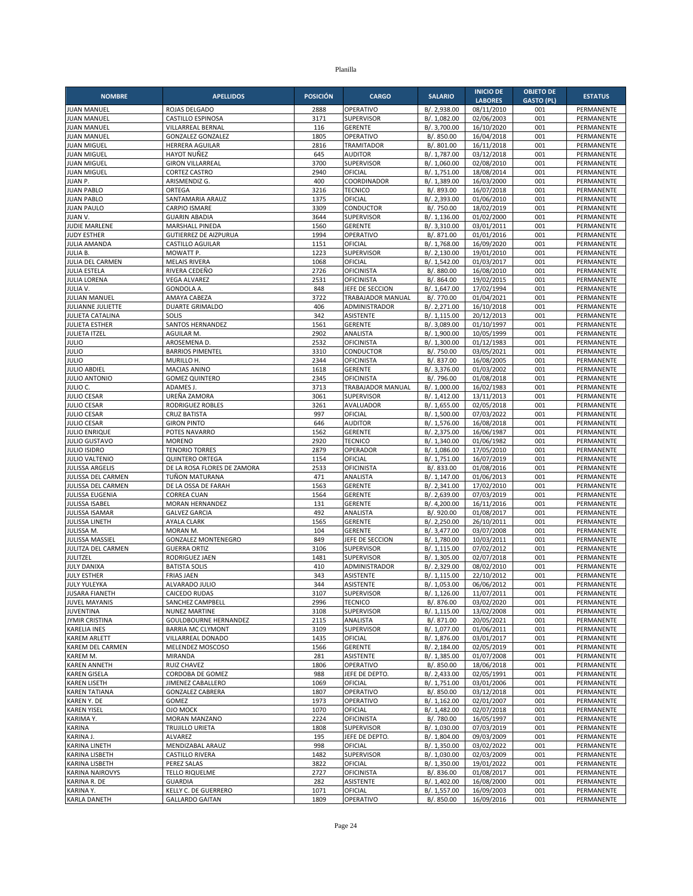| NOMBRE | APELLIDOS | POSICIÓN | CARGO | SALARIO | INICIO DE LABORES | OBJETO DE GASTO (PL) | ESTATUS |
|---|---|---|---|---|---|---|---|
| JUAN MANUEL | ROJAS DELGADO | 2888 | OPERATIVO | B/. 2,938.00 | 08/11/2010 | 001 | PERMANENTE |
| JUAN MANUEL | CASTILLO ESPINOSA | 3171 | SUPERVISOR | B/. 1,082.00 | 02/06/2003 | 001 | PERMANENTE |
| JUAN MANUEL | VILLARREAL BERNAL | 116 | GERENTE | B/. 3,700.00 | 16/10/2020 | 001 | PERMANENTE |
| JUAN MANUEL | GONZALEZ GONZALEZ | 1805 | OPERATIVO | B/. 850.00 | 16/04/2018 | 001 | PERMANENTE |
| JUAN MIGUEL | HERRERA AGUILAR | 2816 | TRAMITADOR | B/. 801.00 | 16/11/2018 | 001 | PERMANENTE |
| JUAN MIGUEL | HAYOT NUÑEZ | 645 | AUDITOR | B/. 1,787.00 | 03/12/2018 | 001 | PERMANENTE |
| JUAN MIGUEL | GIRON VILLARREAL | 3700 | SUPERVISOR | B/. 1,060.00 | 02/08/2010 | 001 | PERMANENTE |
| JUAN MIGUEL | CORTEZ CASTRO | 2940 | OFICIAL | B/. 1,751.00 | 18/08/2014 | 001 | PERMANENTE |
| JUAN P. | ARISMENDIZ G. | 400 | COORDINADOR | B/. 1,389.00 | 16/03/2000 | 001 | PERMANENTE |
| JUAN PABLO | ORTEGA | 3216 | TECNICO | B/. 893.00 | 16/07/2018 | 001 | PERMANENTE |
| JUAN PABLO | SANTAMARIA ARAUZ | 1375 | OFICIAL | B/. 2,393.00 | 01/06/2010 | 001 | PERMANENTE |
| JUAN PAULO | CARPIO ISMARE | 3309 | CONDUCTOR | B/. 750.00 | 18/02/2019 | 001 | PERMANENTE |
| JUAN V. | GUARIN ABADIA | 3644 | SUPERVISOR | B/. 1,136.00 | 01/02/2000 | 001 | PERMANENTE |
| JUDIE MARLENE | MARSHALL PINEDA | 1560 | GERENTE | B/. 3,310.00 | 03/01/2011 | 001 | PERMANENTE |
| JUDY ESTHER | GUTIERREZ DE AIZPURUA | 1994 | OPERATIVO | B/. 871.00 | 01/01/2016 | 001 | PERMANENTE |
| JULIA AMANDA | CASTILLO AGUILAR | 1151 | OFICIAL | B/. 1,768.00 | 16/09/2020 | 001 | PERMANENTE |
| JULIA B. | MOWATT P. | 1223 | SUPERVISOR | B/. 2,130.00 | 19/01/2010 | 001 | PERMANENTE |
| JULIA DEL CARMEN | MELAIS RIVERA | 1068 | OFICIAL | B/. 1,542.00 | 01/03/2017 | 001 | PERMANENTE |
| JULIA ESTELA | RIVERA CEDEÑO | 2726 | OFICINISTA | B/. 880.00 | 16/08/2010 | 001 | PERMANENTE |
| JULIA LORENA | VEGA ALVAREZ | 2531 | OFICINISTA | B/. 864.00 | 19/02/2015 | 001 | PERMANENTE |
| JULIA V. | GONDOLA A. | 848 | JEFE DE SECCION | B/. 1,647.00 | 17/02/1994 | 001 | PERMANENTE |
| JULIAN MANUEL | AMAYA CABEZA | 3722 | TRABAJADOR MANUAL | B/. 770.00 | 01/04/2021 | 001 | PERMANENTE |
| JULIANNE JULIETTE | DUARTE GRIMALDO | 406 | ADMINISTRADOR | B/. 2,271.00 | 16/10/2018 | 001 | PERMANENTE |
| JULIETA CATALINA | SOLIS | 342 | ASISTENTE | B/. 1,115.00 | 20/12/2013 | 001 | PERMANENTE |
| JULIETA ESTHER | SANTOS HERNANDEZ | 1561 | GERENTE | B/. 3,089.00 | 01/10/1997 | 001 | PERMANENTE |
| JULIETA ITZEL | AGUILAR M. | 2902 | ANALISTA | B/. 1,900.00 | 10/05/1999 | 001 | PERMANENTE |
| JULIO | AROSEMENA D. | 2532 | OFICINISTA | B/. 1,300.00 | 01/12/1983 | 001 | PERMANENTE |
| JULIO | BARRIOS PIMENTEL | 3310 | CONDUCTOR | B/. 750.00 | 03/05/2021 | 001 | PERMANENTE |
| JULIO | MURILLO H. | 2344 | OFICINISTA | B/. 837.00 | 16/08/2005 | 001 | PERMANENTE |
| JULIO ABDIEL | MACIAS ANINO | 1618 | GERENTE | B/. 3,376.00 | 01/03/2002 | 001 | PERMANENTE |
| JULIO ANTONIO | GOMEZ QUINTERO | 2345 | OFICINISTA | B/. 796.00 | 01/08/2018 | 001 | PERMANENTE |
| JULIO C. | ADAMES J. | 3713 | TRABAJADOR MANUAL | B/. 1,000.00 | 16/02/1983 | 001 | PERMANENTE |
| JULIO CESAR | UREÑA ZAMORA | 3061 | SUPERVISOR | B/. 1,412.00 | 13/11/2013 | 001 | PERMANENTE |
| JULIO CESAR | RODRIGUEZ ROBLES | 3261 | AVALUADOR | B/. 1,655.00 | 02/05/2018 | 001 | PERMANENTE |
| JULIO CESAR | CRUZ BATISTA | 997 | OFICIAL | B/. 1,500.00 | 07/03/2022 | 001 | PERMANENTE |
| JULIO CESAR | GIRON PINTO | 646 | AUDITOR | B/. 1,576.00 | 16/08/2018 | 001 | PERMANENTE |
| JULIO ENRIQUE | POTES NAVARRO | 1562 | GERENTE | B/. 2,375.00 | 16/06/1987 | 001 | PERMANENTE |
| JULIO GUSTAVO | MORENO | 2920 | TECNICO | B/. 1,340.00 | 01/06/1982 | 001 | PERMANENTE |
| JULIO ISIDRO | TENORIO TORRES | 2879 | OPERADOR | B/. 1,086.00 | 17/05/2010 | 001 | PERMANENTE |
| JULIO VALTENIO | QUINTERO ORTEGA | 1154 | OFICIAL | B/. 1,751.00 | 16/07/2019 | 001 | PERMANENTE |
| JULISSA ARGELIS | DE LA ROSA FLORES DE ZAMORA | 2533 | OFICINISTA | B/. 833.00 | 01/08/2016 | 001 | PERMANENTE |
| JULISSA DEL CARMEN | TUÑON MATURANA | 471 | ANALISTA | B/. 1,147.00 | 01/06/2013 | 001 | PERMANENTE |
| JULISSA DEL CARMEN | DE LA OSSA DE FARAH | 1563 | GERENTE | B/. 2,341.00 | 17/02/2010 | 001 | PERMANENTE |
| JULISSA EUGENIA | CORREA CUAN | 1564 | GERENTE | B/. 2,639.00 | 07/03/2019 | 001 | PERMANENTE |
| JULISSA ISABEL | MORAN HERNANDEZ | 131 | GERENTE | B/. 4,200.00 | 16/11/2016 | 001 | PERMANENTE |
| JULISSA ISAMAR | GALVEZ GARCIA | 492 | ANALISTA | B/. 920.00 | 01/08/2017 | 001 | PERMANENTE |
| JULISSA LINETH | AYALA CLARK | 1565 | GERENTE | B/. 2,250.00 | 26/10/2011 | 001 | PERMANENTE |
| JULISSA M. | MORAN M. | 104 | GERENTE | B/. 3,477.00 | 03/07/2008 | 001 | PERMANENTE |
| JULISSA MASSIEL | GONZALEZ MONTENEGRO | 849 | JEFE DE SECCION | B/. 1,780.00 | 10/03/2011 | 001 | PERMANENTE |
| JULITZA DEL CARMEN | GUERRA ORTIZ | 3106 | SUPERVISOR | B/. 1,115.00 | 07/02/2012 | 001 | PERMANENTE |
| JULITZEL | RODRIGUEZ JAEN | 1481 | SUPERVISOR | B/. 1,305.00 | 02/07/2018 | 001 | PERMANENTE |
| JULY DANIXA | BATISTA SOLIS | 410 | ADMINISTRADOR | B/. 2,329.00 | 08/02/2010 | 001 | PERMANENTE |
| JULY ESTHER | FRIAS JAEN | 343 | ASISTENTE | B/. 1,115.00 | 22/10/2012 | 001 | PERMANENTE |
| JULY YULEYKA | ALVARADO JULIO | 344 | ASISTENTE | B/. 1,053.00 | 06/06/2012 | 001 | PERMANENTE |
| JUSARA FIANETH | CAICEDO RUDAS | 3107 | SUPERVISOR | B/. 1,126.00 | 11/07/2011 | 001 | PERMANENTE |
| JUVEL MAYANIS | SANCHEZ CAMPBELL | 2996 | TECNICO | B/. 876.00 | 03/02/2020 | 001 | PERMANENTE |
| JUVENTINA | NUNEZ MARTINE | 3108 | SUPERVISOR | B/. 1,115.00 | 13/02/2008 | 001 | PERMANENTE |
| JYMIR CRISTINA | GOULDBOURNE HERNANDEZ | 2115 | ANALISTA | B/. 871.00 | 20/05/2021 | 001 | PERMANENTE |
| KARELIA INES | BARRIA MC CLYMONT | 3109 | SUPERVISOR | B/. 1,077.00 | 01/06/2011 | 001 | PERMANENTE |
| KAREM ARLETT | VILLARREAL DONADO | 1435 | OFICIAL | B/. 1,876.00 | 03/01/2017 | 001 | PERMANENTE |
| KAREM DEL CARMEN | MELENDEZ MOSCOSO | 1566 | GERENTE | B/. 2,184.00 | 02/05/2019 | 001 | PERMANENTE |
| KAREM M. | MIRANDA | 281 | ASISTENTE | B/. 1,385.00 | 01/07/2008 | 001 | PERMANENTE |
| KAREN ANNETH | RUIZ CHAVEZ | 1806 | OPERATIVO | B/. 850.00 | 18/06/2018 | 001 | PERMANENTE |
| KAREN GISELA | CORDOBA DE GOMEZ | 988 | JEFE DE DEPTO. | B/. 2,433.00 | 02/05/1991 | 001 | PERMANENTE |
| KAREN LISETH | JIMENEZ CABALLERO | 1069 | OFICIAL | B/. 1,751.00 | 03/01/2006 | 001 | PERMANENTE |
| KAREN TATIANA | GONZALEZ CABRERA | 1807 | OPERATIVO | B/. 850.00 | 03/12/2018 | 001 | PERMANENTE |
| KAREN Y. DE | GOMEZ | 1973 | OPERATIVO | B/. 1,162.00 | 02/01/2007 | 001 | PERMANENTE |
| KAREN YISEL | OJO MOCK | 1070 | OFICIAL | B/. 1,482.00 | 02/07/2018 | 001 | PERMANENTE |
| KARIMA Y. | MORAN MANZANO | 2224 | OFICINISTA | B/. 780.00 | 16/05/1997 | 001 | PERMANENTE |
| KARINA | TRUJILLO URIETA | 1808 | SUPERVISOR | B/. 1,030.00 | 07/03/2019 | 001 | PERMANENTE |
| KARINA J. | ALVAREZ | 195 | JEFE DE DEPTO. | B/. 1,804.00 | 09/03/2009 | 001 | PERMANENTE |
| KARINA LINETH | MENDIZABAL ARAUZ | 998 | OFICIAL | B/. 1,350.00 | 03/02/2022 | 001 | PERMANENTE |
| KARINA LISBETH | CASTILLO RIVERA | 1482 | SUPERVISOR | B/. 1,030.00 | 02/03/2009 | 001 | PERMANENTE |
| KARINA LISBETH | PEREZ SALAS | 3822 | OFICIAL | B/. 1,350.00 | 19/01/2022 | 001 | PERMANENTE |
| KARINA NAIROVYS | TELLO RIQUELME | 2727 | OFICINISTA | B/. 836.00 | 01/08/2017 | 001 | PERMANENTE |
| KARINA R. DE | GUARDIA | 282 | ASISTENTE | B/. 1,402.00 | 16/08/2000 | 001 | PERMANENTE |
| KARINA Y. | KELLY C. DE GUERRERO | 1071 | OFICIAL | B/. 1,557.00 | 16/09/2003 | 001 | PERMANENTE |
| KARLA DANETH | GALLARDO GAITAN | 1809 | OPERATIVO | B/. 850.00 | 16/09/2016 | 001 | PERMANENTE |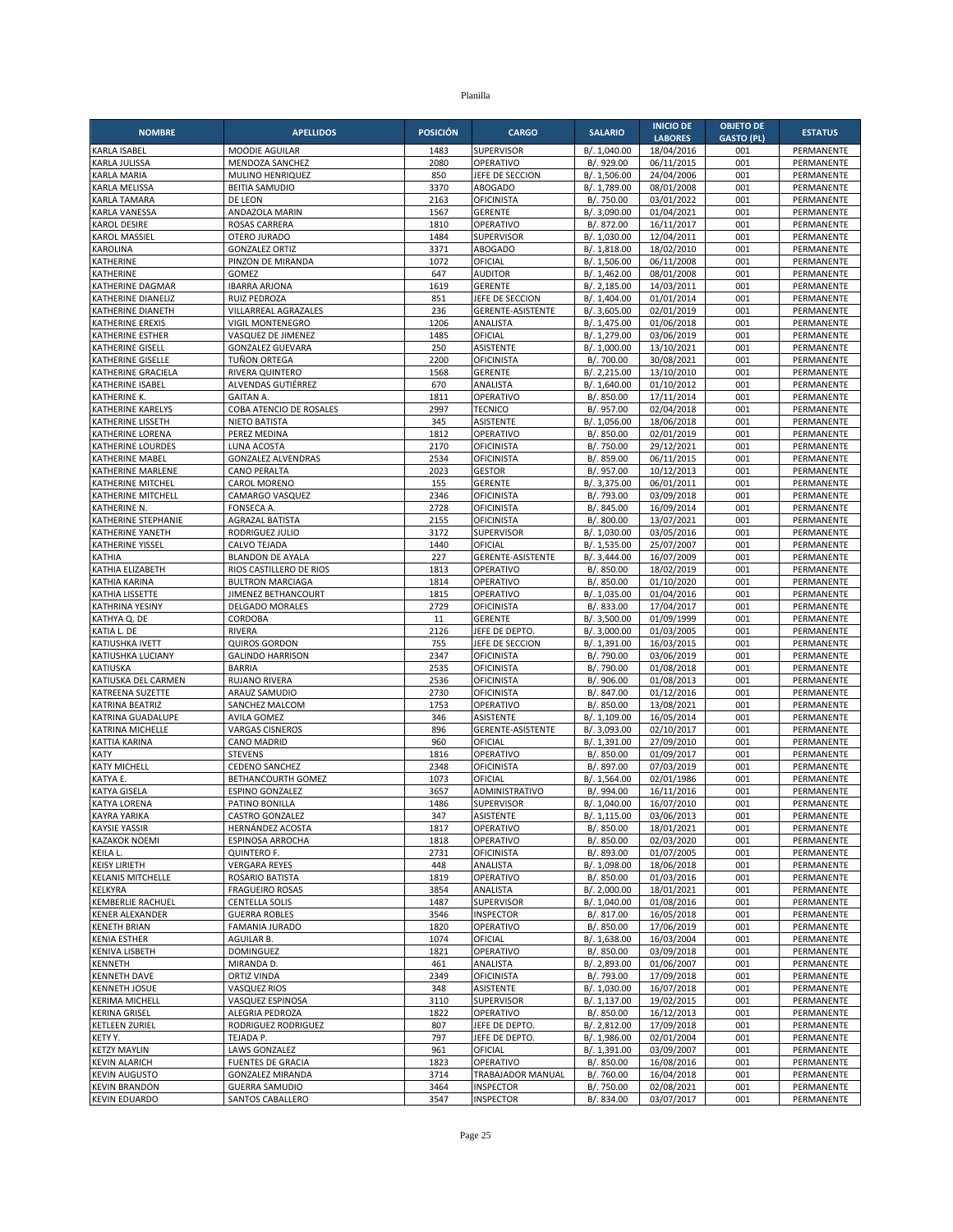| NOMBRE | APELLIDOS | POSICIÓN | CARGO | SALARIO | INICIO DE LABORES | OBJETO DE GASTO (PL) | ESTATUS |
|---|---|---|---|---|---|---|---|
| KARLA ISABEL | MOODIE AGUILAR | 1483 | SUPERVISOR | B/. 1,040.00 | 18/04/2016 | 001 | PERMANENTE |
| KARLA JULISSA | MENDOZA SANCHEZ | 2080 | OPERATIVO | B/. 929.00 | 06/11/2015 | 001 | PERMANENTE |
| KARLA MARIA | MULINO HENRIQUEZ | 850 | JEFE DE SECCION | B/. 1,506.00 | 24/04/2006 | 001 | PERMANENTE |
| KARLA MELISSA | BEITIA SAMUDIO | 3370 | ABOGADO | B/. 1,789.00 | 08/01/2008 | 001 | PERMANENTE |
| KARLA TAMARA | DE LEON | 2163 | OFICINISTA | B/. 750.00 | 03/01/2022 | 001 | PERMANENTE |
| KARLA VANESSA | ANDAZOLA MARIN | 1567 | GERENTE | B/. 3,090.00 | 01/04/2021 | 001 | PERMANENTE |
| KAROL DESIRE | ROSAS CARRERA | 1810 | OPERATIVO | B/. 872.00 | 16/11/2017 | 001 | PERMANENTE |
| KAROL MASSIEL | OTERO JURADO | 1484 | SUPERVISOR | B/. 1,030.00 | 12/04/2011 | 001 | PERMANENTE |
| KAROLINA | GONZALEZ ORTIZ | 3371 | ABOGADO | B/. 1,818.00 | 18/02/2010 | 001 | PERMANENTE |
| KATHERINE | PINZON DE MIRANDA | 1072 | OFICIAL | B/. 1,506.00 | 06/11/2008 | 001 | PERMANENTE |
| KATHERINE | GOMEZ | 647 | AUDITOR | B/. 1,462.00 | 08/01/2008 | 001 | PERMANENTE |
| KATHERINE DAGMAR | IBARRA ARJONA | 1619 | GERENTE | B/. 2,185.00 | 14/03/2011 | 001 | PERMANENTE |
| KATHERINE DIANELIZ | RUIZ PEDROZA | 851 | JEFE DE SECCION | B/. 1,404.00 | 01/01/2014 | 001 | PERMANENTE |
| KATHERINE DIANETH | VILLARREAL AGRAZALES | 236 | GERENTE-ASISTENTE | B/. 3,605.00 | 02/01/2019 | 001 | PERMANENTE |
| KATHERINE EREXIS | VIGIL MONTENEGRO | 1206 | ANALISTA | B/. 1,475.00 | 01/06/2018 | 001 | PERMANENTE |
| KATHERINE ESTHER | VASQUEZ DE JIMENEZ | 1485 | OFICIAL | B/. 1,279.00 | 03/06/2019 | 001 | PERMANENTE |
| KATHERINE GISELL | GONZALEZ GUEVARA | 250 | ASISTENTE | B/. 1,000.00 | 13/10/2021 | 001 | PERMANENTE |
| KATHERINE GISELLE | TUÑON ORTEGA | 2200 | OFICINISTA | B/. 700.00 | 30/08/2021 | 001 | PERMANENTE |
| KATHERINE GRACIELA | RIVERA QUINTERO | 1568 | GERENTE | B/. 2,215.00 | 13/10/2010 | 001 | PERMANENTE |
| KATHERINE ISABEL | ALVENDAS GUTIÉRREZ | 670 | ANALISTA | B/. 1,640.00 | 01/10/2012 | 001 | PERMANENTE |
| KATHERINE K. | GAITAN A. | 1811 | OPERATIVO | B/. 850.00 | 17/11/2014 | 001 | PERMANENTE |
| KATHERINE KARELYS | COBA ATENCIO DE ROSALES | 2997 | TECNICO | B/. 957.00 | 02/04/2018 | 001 | PERMANENTE |
| KATHERINE LISSETH | NIETO BATISTA | 345 | ASISTENTE | B/. 1,056.00 | 18/06/2018 | 001 | PERMANENTE |
| KATHERINE LORENA | PEREZ MEDINA | 1812 | OPERATIVO | B/. 850.00 | 02/01/2019 | 001 | PERMANENTE |
| KATHERINE LOURDES | LUNA ACOSTA | 2170 | OFICINISTA | B/. 750.00 | 29/12/2021 | 001 | PERMANENTE |
| KATHERINE MABEL | GONZALEZ ALVENDRAS | 2534 | OFICINISTA | B/. 859.00 | 06/11/2015 | 001 | PERMANENTE |
| KATHERINE MARLENE | CANO PERALTA | 2023 | GESTOR | B/. 957.00 | 10/12/2013 | 001 | PERMANENTE |
| KATHERINE MITCHEL | CAROL MORENO | 155 | GERENTE | B/. 3,375.00 | 06/01/2011 | 001 | PERMANENTE |
| KATHERINE MITCHELL | CAMARGO VASQUEZ | 2346 | OFICINISTA | B/. 793.00 | 03/09/2018 | 001 | PERMANENTE |
| KATHERINE N. | FONSECA A. | 2728 | OFICINISTA | B/. 845.00 | 16/09/2014 | 001 | PERMANENTE |
| KATHERINE STEPHANIE | AGRAZAL BATISTA | 2155 | OFICINISTA | B/. 800.00 | 13/07/2021 | 001 | PERMANENTE |
| KATHERINE YANETH | RODRIGUEZ JULIO | 3172 | SUPERVISOR | B/. 1,030.00 | 03/05/2016 | 001 | PERMANENTE |
| KATHERINE YISSEL | CALVO TEJADA | 1440 | OFICIAL | B/. 1,535.00 | 25/07/2007 | 001 | PERMANENTE |
| KATHIA | BLANDON DE AYALA | 227 | GERENTE-ASISTENTE | B/. 3,444.00 | 16/07/2009 | 001 | PERMANENTE |
| KATHIA ELIZABETH | RIOS CASTILLERO DE RIOS | 1813 | OPERATIVO | B/. 850.00 | 18/02/2019 | 001 | PERMANENTE |
| KATHIA KARINA | BULTRON MARCIAGA | 1814 | OPERATIVO | B/. 850.00 | 01/10/2020 | 001 | PERMANENTE |
| KATHIA LISSETTE | JIMENEZ BETHANCOURT | 1815 | OPERATIVO | B/. 1,035.00 | 01/04/2016 | 001 | PERMANENTE |
| KATHRINA YESINY | DELGADO MORALES | 2729 | OFICINISTA | B/. 833.00 | 17/04/2017 | 001 | PERMANENTE |
| KATHYA Q. DE | CORDOBA | 11 | GERENTE | B/. 3,500.00 | 01/09/1999 | 001 | PERMANENTE |
| KATIA L. DE | RIVERA | 2126 | JEFE DE DEPTO. | B/. 3,000.00 | 01/03/2005 | 001 | PERMANENTE |
| KATIUSHKA IVETT | QUIROS GORDON | 755 | JEFE DE SECCION | B/. 1,391.00 | 16/03/2015 | 001 | PERMANENTE |
| KATIUSHKA LUCIANY | GALINDO HARRISON | 2347 | OFICINISTA | B/. 790.00 | 03/06/2019 | 001 | PERMANENTE |
| KATIUSKA | BARRIA | 2535 | OFICINISTA | B/. 790.00 | 01/08/2018 | 001 | PERMANENTE |
| KATIUSKA DEL CARMEN | RUJANO RIVERA | 2536 | OFICINISTA | B/. 906.00 | 01/08/2013 | 001 | PERMANENTE |
| KATREENA SUZETTE | ARAUZ SAMUDIO | 2730 | OFICINISTA | B/. 847.00 | 01/12/2016 | 001 | PERMANENTE |
| KATRINA BEATRIZ | SANCHEZ MALCOM | 1753 | OPERATIVO | B/. 850.00 | 13/08/2021 | 001 | PERMANENTE |
| KATRINA GUADALUPE | AVILA GOMEZ | 346 | ASISTENTE | B/. 1,109.00 | 16/05/2014 | 001 | PERMANENTE |
| KATRINA MICHELLE | VARGAS CISNEROS | 896 | GERENTE-ASISTENTE | B/. 3,093.00 | 02/10/2017 | 001 | PERMANENTE |
| KATTIA KARINA | CANO MADRID | 960 | OFICIAL | B/. 1,391.00 | 27/09/2010 | 001 | PERMANENTE |
| KATY | STEVENS | 1816 | OPERATIVO | B/. 850.00 | 01/09/2017 | 001 | PERMANENTE |
| KATY MICHELL | CEDENO SANCHEZ | 2348 | OFICINISTA | B/. 897.00 | 07/03/2019 | 001 | PERMANENTE |
| KATYA E. | BETHANCOURTH GOMEZ | 1073 | OFICIAL | B/. 1,564.00 | 02/01/1986 | 001 | PERMANENTE |
| KATYA GISELA | ESPINO GONZALEZ | 3657 | ADMINISTRATIVO | B/. 994.00 | 16/11/2016 | 001 | PERMANENTE |
| KATYA LORENA | PATINO BONILLA | 1486 | SUPERVISOR | B/. 1,040.00 | 16/07/2010 | 001 | PERMANENTE |
| KAYRA YARIKA | CASTRO GONZALEZ | 347 | ASISTENTE | B/. 1,115.00 | 03/06/2013 | 001 | PERMANENTE |
| KAYSIE YASSIR | HERNÁNDEZ ACOSTA | 1817 | OPERATIVO | B/. 850.00 | 18/01/2021 | 001 | PERMANENTE |
| KAZAKOK NOEMI | ESPINOSA ARROCHA | 1818 | OPERATIVO | B/. 850.00 | 02/03/2020 | 001 | PERMANENTE |
| KEILA L. | QUINTERO F. | 2731 | OFICINISTA | B/. 893.00 | 01/07/2005 | 001 | PERMANENTE |
| KEISY LIRIETH | VERGARA REYES | 448 | ANALISTA | B/. 1,098.00 | 18/06/2018 | 001 | PERMANENTE |
| KELANIS MITCHELLE | ROSARIO BATISTA | 1819 | OPERATIVO | B/. 850.00 | 01/03/2016 | 001 | PERMANENTE |
| KELKYRA | FRAGUEIRO ROSAS | 3854 | ANALISTA | B/. 2,000.00 | 18/01/2021 | 001 | PERMANENTE |
| KEMBERLIE RACHUEL | CENTELLA SOLIS | 1487 | SUPERVISOR | B/. 1,040.00 | 01/08/2016 | 001 | PERMANENTE |
| KENER ALEXANDER | GUERRA ROBLES | 3546 | INSPECTOR | B/. 817.00 | 16/05/2018 | 001 | PERMANENTE |
| KENETH BRIAN | FAMANIA JURADO | 1820 | OPERATIVO | B/. 850.00 | 17/06/2019 | 001 | PERMANENTE |
| KENIA ESTHER | AGUILAR B. | 1074 | OFICIAL | B/. 1,638.00 | 16/03/2004 | 001 | PERMANENTE |
| KENIVA LISBETH | DOMINGUEZ | 1821 | OPERATIVO | B/. 850.00 | 03/09/2018 | 001 | PERMANENTE |
| KENNETH | MIRANDA D. | 461 | ANALISTA | B/. 2,893.00 | 01/06/2007 | 001 | PERMANENTE |
| KENNETH DAVE | ORTIZ VINDA | 2349 | OFICINISTA | B/. 793.00 | 17/09/2018 | 001 | PERMANENTE |
| KENNETH JOSUE | VASQUEZ RIOS | 348 | ASISTENTE | B/. 1,030.00 | 16/07/2018 | 001 | PERMANENTE |
| KERIMA MICHELL | VASQUEZ ESPINOSA | 3110 | SUPERVISOR | B/. 1,137.00 | 19/02/2015 | 001 | PERMANENTE |
| KERINA GRISEL | ALEGRIA PEDROZA | 1822 | OPERATIVO | B/. 850.00 | 16/12/2013 | 001 | PERMANENTE |
| KETLEEN ZURIEL | RODRIGUEZ RODRIGUEZ | 807 | JEFE DE DEPTO. | B/. 2,812.00 | 17/09/2018 | 001 | PERMANENTE |
| KETY Y. | TEJADA P. | 797 | JEFE DE DEPTO. | B/. 1,986.00 | 02/01/2004 | 001 | PERMANENTE |
| KETZY MAYLIN | LAWS GONZALEZ | 961 | OFICIAL | B/. 1,391.00 | 03/09/2007 | 001 | PERMANENTE |
| KEVIN ALARICH | FUENTES DE GRACIA | 1823 | OPERATIVO | B/. 850.00 | 16/08/2016 | 001 | PERMANENTE |
| KEVIN AUGUSTO | GONZALEZ MIRANDA | 3714 | TRABAJADOR MANUAL | B/. 760.00 | 16/04/2018 | 001 | PERMANENTE |
| KEVIN BRANDON | GUERRA SAMUDIO | 3464 | INSPECTOR | B/. 750.00 | 02/08/2021 | 001 | PERMANENTE |
| KEVIN EDUARDO | SANTOS CABALLERO | 3547 | INSPECTOR | B/. 834.00 | 03/07/2017 | 001 | PERMANENTE |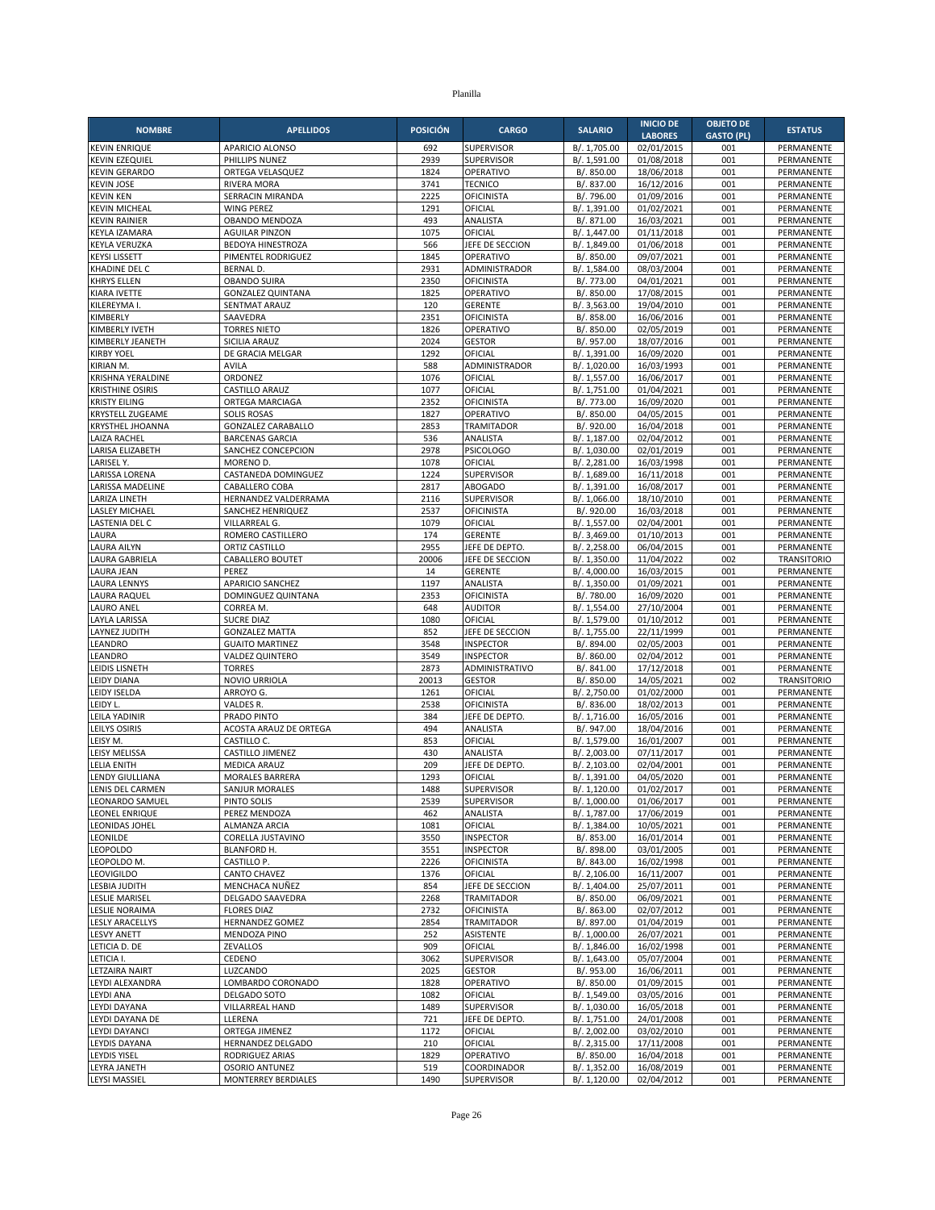| NOMBRE | APELLIDOS | POSICIÓN | CARGO | SALARIO | INICIO DE LABORES | OBJETO DE GASTO (PL) | ESTATUS |
|---|---|---|---|---|---|---|---|
| KEVIN ENRIQUE | APARICIO ALONSO | 692 | SUPERVISOR | B/. 1,705.00 | 02/01/2015 | 001 | PERMANENTE |
| KEVIN EZEQUIEL | PHILLIPS NUNEZ | 2939 | SUPERVISOR | B/. 1,591.00 | 01/08/2018 | 001 | PERMANENTE |
| KEVIN GERARDO | ORTEGA VELASQUEZ | 1824 | OPERATIVO | B/. 850.00 | 18/06/2018 | 001 | PERMANENTE |
| KEVIN JOSE | RIVERA MORA | 3741 | TECNICO | B/. 837.00 | 16/12/2016 | 001 | PERMANENTE |
| KEVIN KEN | SERRACIN MIRANDA | 2225 | OFICINISTA | B/. 796.00 | 01/09/2016 | 001 | PERMANENTE |
| KEVIN MICHEAL | WING PEREZ | 1291 | OFICIAL | B/. 1,391.00 | 01/02/2021 | 001 | PERMANENTE |
| KEVIN RAINIER | OBANDO MENDOZA | 493 | ANALISTA | B/. 871.00 | 16/03/2021 | 001 | PERMANENTE |
| KEYLA IZAMARA | AGUILAR PINZON | 1075 | OFICIAL | B/. 1,447.00 | 01/11/2018 | 001 | PERMANENTE |
| KEYLA VERUZKA | BEDOYA HINESTROZA | 566 | JEFE DE SECCION | B/. 1,849.00 | 01/06/2018 | 001 | PERMANENTE |
| KEYSI LISSETT | PIMENTEL RODRIGUEZ | 1845 | OPERATIVO | B/. 850.00 | 09/07/2021 | 001 | PERMANENTE |
| KHADINE DEL C | BERNAL D. | 2931 | ADMINISTRADOR | B/. 1,584.00 | 08/03/2004 | 001 | PERMANENTE |
| KHRYS ELLEN | OBANDO SUIRA | 2350 | OFICINISTA | B/. 773.00 | 04/01/2021 | 001 | PERMANENTE |
| KIARA IVETTE | GONZALEZ QUINTANA | 1825 | OPERATIVO | B/. 850.00 | 17/08/2015 | 001 | PERMANENTE |
| KILEREYMA I. | SENTMAT ARAUZ | 120 | GERENTE | B/. 3,563.00 | 19/04/2010 | 001 | PERMANENTE |
| KIMBERLY | SAAVEDRA | 2351 | OFICINISTA | B/. 858.00 | 16/06/2016 | 001 | PERMANENTE |
| KIMBERLY IVETH | TORRES NIETO | 1826 | OPERATIVO | B/. 850.00 | 02/05/2019 | 001 | PERMANENTE |
| KIMBERLY JEANETH | SICILIA ARAUZ | 2024 | GESTOR | B/. 957.00 | 18/07/2016 | 001 | PERMANENTE |
| KIRBY YOEL | DE GRACIA MELGAR | 1292 | OFICIAL | B/. 1,391.00 | 16/09/2020 | 001 | PERMANENTE |
| KIRIAN M. | AVILA | 588 | ADMINISTRADOR | B/. 1,020.00 | 16/03/1993 | 001 | PERMANENTE |
| KRISHNA YERALDINE | ORDONEZ | 1076 | OFICIAL | B/. 1,557.00 | 16/06/2017 | 001 | PERMANENTE |
| KRISTHINE OSIRIS | CASTILLO ARAUZ | 1077 | OFICIAL | B/. 1,751.00 | 01/04/2021 | 001 | PERMANENTE |
| KRISTY EILING | ORTEGA MARCIAGA | 2352 | OFICINISTA | B/. 773.00 | 16/09/2020 | 001 | PERMANENTE |
| KRYSTELL ZUGEAME | SOLIS ROSAS | 1827 | OPERATIVO | B/. 850.00 | 04/05/2015 | 001 | PERMANENTE |
| KRYSTHEL JHOANNA | GONZALEZ CARABALLO | 2853 | TRAMITADOR | B/. 920.00 | 16/04/2018 | 001 | PERMANENTE |
| LAIZA RACHEL | BARCENAS GARCIA | 536 | ANALISTA | B/. 1,187.00 | 02/04/2012 | 001 | PERMANENTE |
| LARISA ELIZABETH | SANCHEZ CONCEPCION | 2978 | PSICOLOGO | B/. 1,030.00 | 02/01/2019 | 001 | PERMANENTE |
| LARISEL Y. | MORENO D. | 1078 | OFICIAL | B/. 2,281.00 | 16/03/1998 | 001 | PERMANENTE |
| LARISSA LORENA | CASTANEDA DOMINGUEZ | 1224 | SUPERVISOR | B/. 1,689.00 | 16/11/2018 | 001 | PERMANENTE |
| LARISSA MADELINE | CABALLERO COBA | 2817 | ABOGADO | B/. 1,391.00 | 16/08/2017 | 001 | PERMANENTE |
| LARIZA LINETH | HERNANDEZ VALDERRAMA | 2116 | SUPERVISOR | B/. 1,066.00 | 18/10/2010 | 001 | PERMANENTE |
| LASLEY MICHAEL | SANCHEZ HENRIQUEZ | 2537 | OFICINISTA | B/. 920.00 | 16/03/2018 | 001 | PERMANENTE |
| LASTENIA DEL C | VILLARREAL G. | 1079 | OFICIAL | B/. 1,557.00 | 02/04/2001 | 001 | PERMANENTE |
| LAURA | ROMERO CASTILLERO | 174 | GERENTE | B/. 3,469.00 | 01/10/2013 | 001 | PERMANENTE |
| LAURA AILYN | ORTIZ CASTILLO | 2955 | JEFE DE DEPTO. | B/. 2,258.00 | 06/04/2015 | 001 | PERMANENTE |
| LAURA GABRIELA | CABALLERO BOUTET | 20006 | JEFE DE SECCION | B/. 1,350.00 | 11/04/2022 | 002 | TRANSITORIO |
| LAURA JEAN | PEREZ | 14 | GERENTE | B/. 4,000.00 | 16/03/2015 | 001 | PERMANENTE |
| LAURA LENNYS | APARICIO SANCHEZ | 1197 | ANALISTA | B/. 1,350.00 | 01/09/2021 | 001 | PERMANENTE |
| LAURA RAQUEL | DOMINGUEZ QUINTANA | 2353 | OFICINISTA | B/. 780.00 | 16/09/2020 | 001 | PERMANENTE |
| LAURO ANEL | CORREA M. | 648 | AUDITOR | B/. 1,554.00 | 27/10/2004 | 001 | PERMANENTE |
| LAYLA LARISSA | SUCRE DIAZ | 1080 | OFICIAL | B/. 1,579.00 | 01/10/2012 | 001 | PERMANENTE |
| LAYNEZ JUDITH | GONZALEZ MATTA | 852 | JEFE DE SECCION | B/. 1,755.00 | 22/11/1999 | 001 | PERMANENTE |
| LEANDRO | GUAITO MARTINEZ | 3548 | INSPECTOR | B/. 894.00 | 02/05/2003 | 001 | PERMANENTE |
| LEANDRO | VALDEZ QUINTERO | 3549 | INSPECTOR | B/. 860.00 | 02/04/2012 | 001 | PERMANENTE |
| LEIDIS LISNETH | TORRES | 2873 | ADMINISTRATIVO | B/. 841.00 | 17/12/2018 | 001 | PERMANENTE |
| LEIDY DIANA | NOVIO URRIOLA | 20013 | GESTOR | B/. 850.00 | 14/05/2021 | 002 | TRANSITORIO |
| LEIDY ISELDA | ARROYO G. | 1261 | OFICIAL | B/. 2,750.00 | 01/02/2000 | 001 | PERMANENTE |
| LEIDY L. | VALDES R. | 2538 | OFICINISTA | B/. 836.00 | 18/02/2013 | 001 | PERMANENTE |
| LEILA YADINIR | PRADO PINTO | 384 | JEFE DE DEPTO. | B/. 1,716.00 | 16/05/2016 | 001 | PERMANENTE |
| LEILYS OSIRIS | ACOSTA ARAUZ DE ORTEGA | 494 | ANALISTA | B/. 947.00 | 18/04/2016 | 001 | PERMANENTE |
| LEISY M. | CASTILLO C. | 853 | OFICIAL | B/. 1,579.00 | 16/01/2007 | 001 | PERMANENTE |
| LEISY MELISSA | CASTILLO JIMENEZ | 430 | ANALISTA | B/. 2,003.00 | 07/11/2017 | 001 | PERMANENTE |
| LELIA ENITH | MEDICA ARAUZ | 209 | JEFE DE DEPTO. | B/. 2,103.00 | 02/04/2001 | 001 | PERMANENTE |
| LENDY GIULLIANA | MORALES BARRERA | 1293 | OFICIAL | B/. 1,391.00 | 04/05/2020 | 001 | PERMANENTE |
| LENIS DEL CARMEN | SANJUR MORALES | 1488 | SUPERVISOR | B/. 1,120.00 | 01/02/2017 | 001 | PERMANENTE |
| LEONARDO SAMUEL | PINTO SOLIS | 2539 | SUPERVISOR | B/. 1,000.00 | 01/06/2017 | 001 | PERMANENTE |
| LEONEL ENRIQUE | PEREZ MENDOZA | 462 | ANALISTA | B/. 1,787.00 | 17/06/2019 | 001 | PERMANENTE |
| LEONIDAS JOHEL | ALMANZA ARCIA | 1081 | OFICIAL | B/. 1,384.00 | 10/05/2021 | 001 | PERMANENTE |
| LEONILDE | CORELLA JUSTAVINO | 3550 | INSPECTOR | B/. 853.00 | 16/01/2014 | 001 | PERMANENTE |
| LEOPOLDO | BLANFORD H. | 3551 | INSPECTOR | B/. 898.00 | 03/01/2005 | 001 | PERMANENTE |
| LEOPOLDO M. | CASTILLO P. | 2226 | OFICINISTA | B/. 843.00 | 16/02/1998 | 001 | PERMANENTE |
| LEOVIGILDO | CANTO CHAVEZ | 1376 | OFICIAL | B/. 2,106.00 | 16/11/2007 | 001 | PERMANENTE |
| LESBIA JUDITH | MENCHACA NUÑEZ | 854 | JEFE DE SECCION | B/. 1,404.00 | 25/07/2011 | 001 | PERMANENTE |
| LESLIE MARISEL | DELGADO SAAVEDRA | 2268 | TRAMITADOR | B/. 850.00 | 06/09/2021 | 001 | PERMANENTE |
| LESLIE NORAIMA | FLORES DIAZ | 2732 | OFICINISTA | B/. 863.00 | 02/07/2012 | 001 | PERMANENTE |
| LESLY ARACELLYS | HERNANDEZ GOMEZ | 2854 | TRAMITADOR | B/. 897.00 | 01/04/2019 | 001 | PERMANENTE |
| LESVY ANETT | MENDOZA PINO | 252 | ASISTENTE | B/. 1,000.00 | 26/07/2021 | 001 | PERMANENTE |
| LETICIA D. DE | ZEVALLOS | 909 | OFICIAL | B/. 1,846.00 | 16/02/1998 | 001 | PERMANENTE |
| LETICIA I. | CEDENO | 3062 | SUPERVISOR | B/. 1,643.00 | 05/07/2004 | 001 | PERMANENTE |
| LETZAIRA NAIRT | LUZCANDO | 2025 | GESTOR | B/. 953.00 | 16/06/2011 | 001 | PERMANENTE |
| LEYDI ALEXANDRA | LOMBARDO CORONADO | 1828 | OPERATIVO | B/. 850.00 | 01/09/2015 | 001 | PERMANENTE |
| LEYDI ANA | DELGADO SOTO | 1082 | OFICIAL | B/. 1,549.00 | 03/05/2016 | 001 | PERMANENTE |
| LEYDI DAYANA | VILLARREAL HAND | 1489 | SUPERVISOR | B/. 1,030.00 | 16/05/2018 | 001 | PERMANENTE |
| LEYDI DAYANA DE | LLERENA | 721 | JEFE DE DEPTO. | B/. 1,751.00 | 24/01/2008 | 001 | PERMANENTE |
| LEYDI DAYANCI | ORTEGA JIMENEZ | 1172 | OFICIAL | B/. 2,002.00 | 03/02/2010 | 001 | PERMANENTE |
| LEYDIS DAYANA | HERNANDEZ DELGADO | 210 | OFICIAL | B/. 2,315.00 | 17/11/2008 | 001 | PERMANENTE |
| LEYDIS YISEL | RODRIGUEZ ARIAS | 1829 | OPERATIVO | B/. 850.00 | 16/04/2018 | 001 | PERMANENTE |
| LEYRA JANETH | OSORIO ANTUNEZ | 519 | COORDINADOR | B/. 1,352.00 | 16/08/2019 | 001 | PERMANENTE |
| LEYSI MASSIEL | MONTERREY BERDIALES | 1490 | SUPERVISOR | B/. 1,120.00 | 02/04/2012 | 001 | PERMANENTE |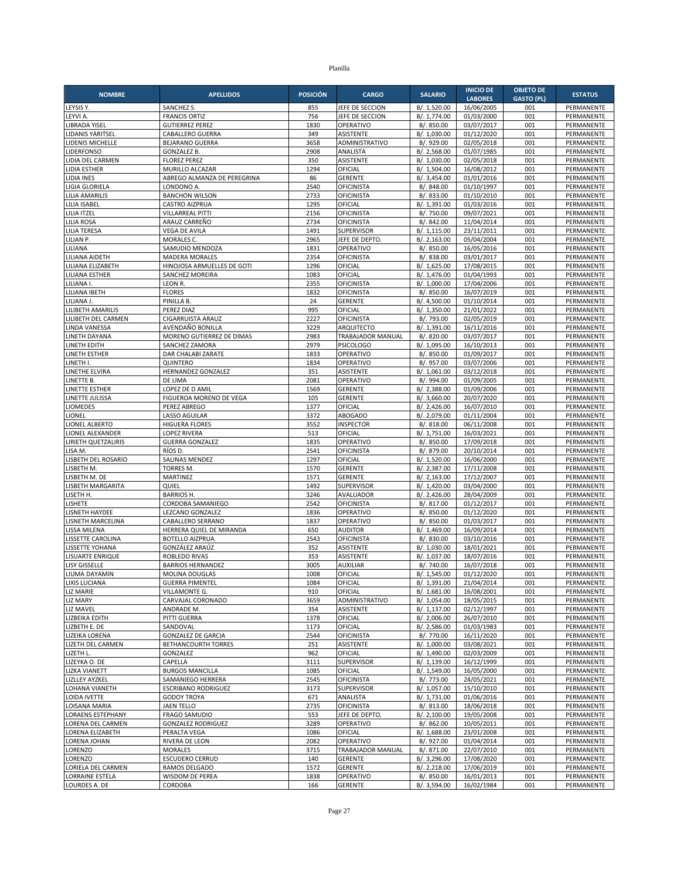| NOMBRE | APELLIDOS | POSICIÓN | CARGO | SALARIO | INICIO DE LABORES | OBJETO DE GASTO (PL) | ESTATUS |
|---|---|---|---|---|---|---|---|
| LEYSIS Y. | SANCHEZ S. | 855 | JEFE DE SECCION | B/. 1,520.00 | 16/06/2005 | 001 | PERMANENTE |
| LEYVI A. | FRANCIS ORTIZ | 756 | JEFE DE SECCION | B/. 1,774.00 | 01/03/2000 | 001 | PERMANENTE |
| LIBRADA YISEL | GUTIERREZ PEREZ | 1830 | OPERATIVO | B/. 850.00 | 03/07/2017 | 001 | PERMANENTE |
| LIDANIS YARITSEL | CABALLERO GUERRA | 349 | ASISTENTE | B/. 1,030.00 | 01/12/2020 | 001 | PERMANENTE |
| LIDENIS MICHELLE | BEJARANO GUERRA | 3658 | ADMINISTRATIVO | B/. 929.00 | 02/05/2018 | 001 | PERMANENTE |
| LIDERFONSO | GONZALEZ B. | 2908 | ANALISTA | B/. 2,568.00 | 01/07/1985 | 001 | PERMANENTE |
| LIDIA DEL CARMEN | FLOREZ PEREZ | 350 | ASISTENTE | B/. 1,030.00 | 02/05/2018 | 001 | PERMANENTE |
| LIDIA ESTHER | MURILLO ALCAZAR | 1294 | OFICIAL | B/. 1,504.00 | 16/08/2012 | 001 | PERMANENTE |
| LIDIA INES | ABREGO ALMANZA DE PEREGRINA | 86 | GERENTE | B/. 3,454.00 | 01/01/2016 | 001 | PERMANENTE |
| LIGIA GLORIELA | LONDONO A. | 2540 | OFICINISTA | B/. 848.00 | 01/10/1997 | 001 | PERMANENTE |
| LILIA AMARILIS | BANCHON WILSON | 2733 | OFICINISTA | B/. 833.00 | 01/10/2010 | 001 | PERMANENTE |
| LILIA ISABEL | CASTRO AIZPRUA | 1295 | OFICIAL | B/. 1,391.00 | 01/03/2016 | 001 | PERMANENTE |
| LILIA ITZEL | VILLARREAL PITTI | 2156 | OFICINISTA | B/. 750.00 | 09/07/2021 | 001 | PERMANENTE |
| LILIA ROSA | ARAUZ CARREÑO | 2734 | OFICINISTA | B/. 842.00 | 11/04/2014 | 001 | PERMANENTE |
| LILIA TERESA | VEGA DE AVILA | 1491 | SUPERVISOR | B/. 1,115.00 | 23/11/2011 | 001 | PERMANENTE |
| LILIAN P. | MORALES C. | 2965 | JEFE DE DEPTO. | B/. 2,163.00 | 05/04/2004 | 001 | PERMANENTE |
| LILIANA | SAMUDIO MENDOZA | 1831 | OPERATIVO | B/. 850.00 | 16/05/2016 | 001 | PERMANENTE |
| LILIANA AIDETH | MADERA MORALES | 2354 | OFICINISTA | B/. 838.00 | 03/01/2017 | 001 | PERMANENTE |
| LILIANA ELIZABETH | HINOJOSA ARMUELLES DE GOTI | 1296 | OFICIAL | B/. 1,625.00 | 17/08/2015 | 001 | PERMANENTE |
| LILIANA ESTHER | SANCHEZ MOREIRA | 1083 | OFICIAL | B/. 1,476.00 | 01/04/1993 | 001 | PERMANENTE |
| LILIANA I. | LEON R. | 2355 | OFICINISTA | B/. 1,000.00 | 17/04/2006 | 001 | PERMANENTE |
| LILIANA IBETH | FLORES | 1832 | OFICINISTA | B/. 850.00 | 16/07/2019 | 001 | PERMANENTE |
| LILIANA J. | PINILLA B. | 24 | GERENTE | B/. 4,500.00 | 01/10/2014 | 001 | PERMANENTE |
| LILIBETH AMARILIS | PEREZ DIAZ | 995 | OFICIAL | B/. 1,350.00 | 21/01/2022 | 001 | PERMANENTE |
| LILIBETH DEL CARMEN | CIGARRUISTA ARAUZ | 2227 | OFICINISTA | B/. 793.00 | 02/05/2019 | 001 | PERMANENTE |
| LINDA VANESSA | AVENDAÑO BONILLA | 3229 | ARQUITECTO | B/. 1,391.00 | 16/11/2016 | 001 | PERMANENTE |
| LINETH DAYANA | MORENO GUTIERREZ DE DIMAS | 2983 | TRABAJADOR MANUAL | B/. 820.00 | 03/07/2017 | 001 | PERMANENTE |
| LINETH EDITH | SANCHEZ ZAMORA | 2979 | PSICOLOGO | B/. 1,095.00 | 16/10/2013 | 001 | PERMANENTE |
| LINETH ESTHER | DAR CHALABI ZARATE | 1833 | OPERATIVO | B/. 850.00 | 01/09/2017 | 001 | PERMANENTE |
| LINETH I. | QUINTERO | 1834 | OPERATIVO | B/. 957.00 | 03/07/2006 | 001 | PERMANENTE |
| LINETHE ELVIRA | HERNANDEZ GONZALEZ | 351 | ASISTENTE | B/. 1,061.00 | 03/12/2018 | 001 | PERMANENTE |
| LINETTE B. | DE LIMA | 2081 | OPERATIVO | B/. 994.00 | 01/09/2005 | 001 | PERMANENTE |
| LINETTE ESTHER | LOPEZ DE D AMIL | 1569 | GERENTE | B/. 2,388.00 | 01/09/2006 | 001 | PERMANENTE |
| LINETTE JULISSA | FIGUEROA MORENO DE VEGA | 105 | GERENTE | B/. 3,660.00 | 20/07/2020 | 001 | PERMANENTE |
| LIOMEDES | PEREZ ABREGO | 1377 | OFICIAL | B/. 2,426.00 | 16/07/2010 | 001 | PERMANENTE |
| LIONEL | LASSO AGUILAR | 3372 | ABOGADO | B/. 2,079.00 | 01/11/2004 | 001 | PERMANENTE |
| LIONEL ALBERTO | HIGUERA FLORES | 3552 | INSPECTOR | B/. 818.00 | 06/11/2008 | 001 | PERMANENTE |
| LIONEL ALEXANDER | LOPEZ RIVERA | 513 | OFICIAL | B/. 1,751.00 | 16/03/2021 | 001 | PERMANENTE |
| LIRIETH QUETZALIRIS | GUERRA GONZALEZ | 1835 | OPERATIVO | B/. 850.00 | 17/09/2018 | 001 | PERMANENTE |
| LISA M. | RÍOS D. | 2541 | OFICINISTA | B/. 879.00 | 20/10/2014 | 001 | PERMANENTE |
| LISBETH DEL ROSARIO | SALINAS MENDEZ | 1297 | OFICIAL | B/. 1,520.00 | 16/06/2000 | 001 | PERMANENTE |
| LISBETH M. | TORRES M. | 1570 | GERENTE | B/. 2,387.00 | 17/11/2008 | 001 | PERMANENTE |
| LISBETH M. DE | MARTINEZ | 1571 | GERENTE | B/. 2,163.00 | 17/12/2007 | 001 | PERMANENTE |
| LISBETH MARGARITA | QUIEL | 1492 | SUPERVISOR | B/. 1,420.00 | 03/04/2000 | 001 | PERMANENTE |
| LISETH H. | BARRIOS H. | 3246 | AVALUADOR | B/. 2,426.00 | 28/04/2009 | 001 | PERMANENTE |
| LISHETE | CORDOBA SAMANIEGO | 2542 | OFICINISTA | B/. 817.00 | 01/12/2017 | 001 | PERMANENTE |
| LISNETH HAYDEE | LEZCANO GONZALEZ | 1836 | OPERATIVO | B/. 850.00 | 01/12/2020 | 001 | PERMANENTE |
| LISNETH MARCELINA | CABALLERO SERRANO | 1837 | OPERATIVO | B/. 850.00 | 01/03/2017 | 001 | PERMANENTE |
| LISSA MILENA | HERRERA QUIEL DE MIRANDA | 650 | AUDITOR | B/. 1,469.00 | 16/09/2014 | 001 | PERMANENTE |
| LISSETTE CAROLINA | BOTELLO AIZPRUA | 2543 | OFICINISTA | B/. 830.00 | 03/10/2016 | 001 | PERMANENTE |
| LISSETTE YOHANA | GONZÁLEZ ARAÚZ | 352 | ASISTENTE | B/. 1,030.00 | 18/01/2021 | 001 | PERMANENTE |
| LISUARTE ENRIQUE | ROBLEDO RIVAS | 353 | ASISTENTE | B/. 1,037.00 | 18/07/2016 | 001 | PERMANENTE |
| LISY GISSELLE | BARRIOS HERNANDEZ | 3005 | AUXILIAR | B/. 740.00 | 16/07/2018 | 001 | PERMANENTE |
| LIUMA DAYAMIN | MOLINA DOUGLAS | 1008 | OFICIAL | B/. 1,545.00 | 01/12/2020 | 001 | PERMANENTE |
| LIXIS LUCIANA | GUERRA PIMENTEL | 1084 | OFICIAL | B/. 1,391.00 | 21/04/2014 | 001 | PERMANENTE |
| LIZ MARIE | VILLAMONTE G. | 910 | OFICIAL | B/. 1,681.00 | 16/08/2001 | 001 | PERMANENTE |
| LIZ MARY | CARVAJAL CORONADO | 3659 | ADMINISTRATIVO | B/. 1,054.00 | 18/05/2015 | 001 | PERMANENTE |
| LIZ MAVEL | ANDRADE M. | 354 | ASISTENTE | B/. 1,137.00 | 02/12/1997 | 001 | PERMANENTE |
| LIZBEIKA EDITH | PITTI GUERRA | 1378 | OFICIAL | B/. 2,006.00 | 26/07/2010 | 001 | PERMANENTE |
| LIZBETH E. DE | SANDOVAL | 1173 | OFICIAL | B/. 2,586.00 | 01/03/1983 | 001 | PERMANENTE |
| LIZEIKA LORENA | GONZALEZ DE GARCIA | 2544 | OFICINISTA | B/. 770.00 | 16/11/2020 | 001 | PERMANENTE |
| LIZETH DEL CARMEN | BETHANCOURTH TORRES | 251 | ASISTENTE | B/. 1,000.00 | 03/08/2021 | 001 | PERMANENTE |
| LIZETH L. | GONZALEZ | 962 | OFICIAL | B/. 1,490.00 | 02/03/2009 | 001 | PERMANENTE |
| LIZEYKA O. DE | CAPELLA | 3111 | SUPERVISOR | B/. 1,139.00 | 16/12/1999 | 001 | PERMANENTE |
| LIZKA VIANETT | BURGOS MANCILLA | 1085 | OFICIAL | B/. 1,549.00 | 16/05/2000 | 001 | PERMANENTE |
| LIZLLEY AYZKEL | SAMANIEGO HERRERA | 2545 | OFICINISTA | B/. 773.00 | 24/05/2021 | 001 | PERMANENTE |
| LOHANA VIANETH | ESCRIBANO RODRIGUEZ | 3173 | SUPERVISOR | B/. 1,057.00 | 15/10/2010 | 001 | PERMANENTE |
| LOIDA IVETTE | GODOY TROYA | 671 | ANALISTA | B/. 1,731.00 | 01/06/2016 | 001 | PERMANENTE |
| LOISANA MARIA | JAEN TELLO | 2735 | OFICINISTA | B/. 813.00 | 18/06/2018 | 001 | PERMANENTE |
| LORAENS ESTEPHANY | FRAGO SAMUDIO | 553 | JEFE DE DEPTO. | B/. 2,100.00 | 19/05/2008 | 001 | PERMANENTE |
| LORENA DEL CARMEN | GONZALEZ RODRIGUEZ | 3289 | OPERATIVO | B/. 862.00 | 10/05/2011 | 001 | PERMANENTE |
| LORENA ELIZABETH | PERALTA VEGA | 1086 | OFICIAL | B/. 1,688.00 | 23/01/2008 | 001 | PERMANENTE |
| LORENA JOHAN | RIVERA DE LEON | 2082 | OPERATIVO | B/. 927.00 | 01/04/2014 | 001 | PERMANENTE |
| LORENZO | MORALES | 3715 | TRABAJADOR MANUAL | B/. 871.00 | 22/07/2010 | 001 | PERMANENTE |
| LORENZO | ESCUDERO CERRUD | 140 | GERENTE | B/. 3,296.00 | 17/08/2020 | 001 | PERMANENTE |
| LORIELA DEL CARMEN | RAMOS DELGADO | 1572 | GERENTE | B/. 2,218.00 | 17/06/2019 | 001 | PERMANENTE |
| LORRAINE ESTELA | WISDOM DE PEREA | 1838 | OPERATIVO | B/. 850.00 | 16/01/2013 | 001 | PERMANENTE |
| LOURDES A. DE | CORDOBA | 166 | GERENTE | B/. 3,594.00 | 16/02/1984 | 001 | PERMANENTE |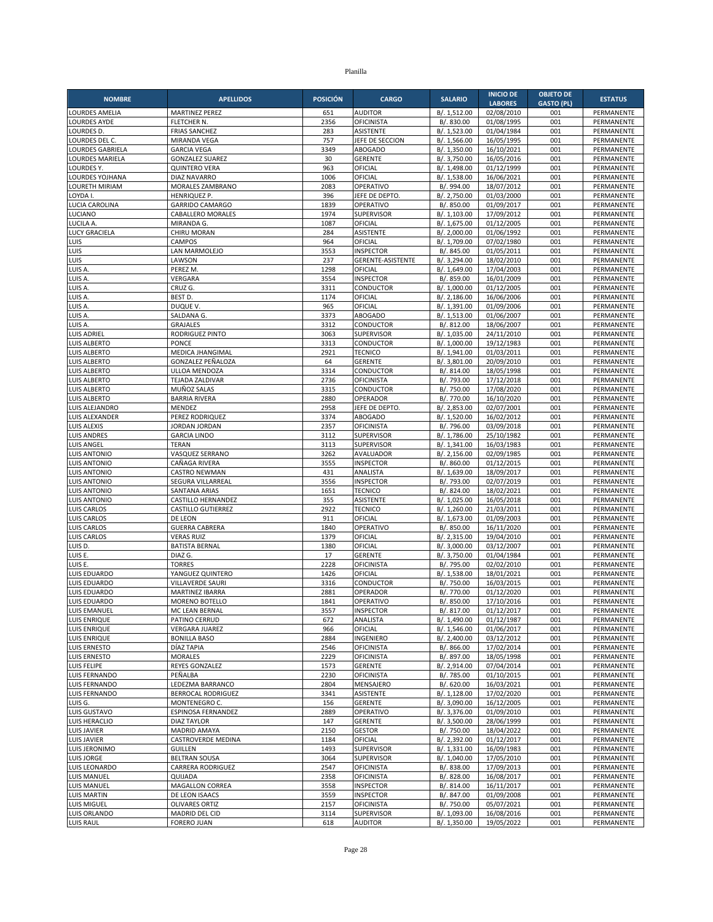| NOMBRE | APELLIDOS | POSICIÓN | CARGO | SALARIO | INICIO DE LABORES | OBJETO DE GASTO (PL) | ESTATUS |
|---|---|---|---|---|---|---|---|
| LOURDES AMELIA | MARTINEZ PEREZ | 651 | AUDITOR | B/. 1,512.00 | 02/08/2010 | 001 | PERMANENTE |
| LOURDES AYDE | FLETCHER N. | 2356 | OFICINISTA | B/. 830.00 | 01/08/1995 | 001 | PERMANENTE |
| LOURDES D. | FRIAS SANCHEZ | 283 | ASISTENTE | B/. 1,523.00 | 01/04/1984 | 001 | PERMANENTE |
| LOURDES DEL C. | MIRANDA VEGA | 757 | JEFE DE SECCION | B/. 1,566.00 | 16/05/1995 | 001 | PERMANENTE |
| LOURDES GABRIELA | GARCIA VEGA | 3349 | ABOGADO | B/. 1,350.00 | 16/10/2021 | 001 | PERMANENTE |
| LOURDES MARIELA | GONZALEZ SUAREZ | 30 | GERENTE | B/. 3,750.00 | 16/05/2016 | 001 | PERMANENTE |
| LOURDES Y. | QUINTERO VERA | 963 | OFICIAL | B/. 1,498.00 | 01/12/1999 | 001 | PERMANENTE |
| LOURDES YOJHANA | DIAZ NAVARRO | 1006 | OFICIAL | B/. 1,538.00 | 16/06/2021 | 001 | PERMANENTE |
| LOURETH MIRIAM | MORALES ZAMBRANO | 2083 | OPERATIVO | B/. 994.00 | 18/07/2012 | 001 | PERMANENTE |
| LOYDA I. | HENRIQUEZ P. | 396 | JEFE DE DEPTO. | B/. 2,750.00 | 01/03/2000 | 001 | PERMANENTE |
| LUCIA CAROLINA | GARRIDO CAMARGO | 1839 | OPERATIVO | B/. 850.00 | 01/09/2017 | 001 | PERMANENTE |
| LUCIANO | CABALLERO MORALES | 1974 | SUPERVISOR | B/. 1,103.00 | 17/09/2012 | 001 | PERMANENTE |
| LUCILA A. | MIRANDA G. | 1087 | OFICIAL | B/. 1,675.00 | 01/12/2005 | 001 | PERMANENTE |
| LUCY GRACIELA | CHIRU MORAN | 284 | ASISTENTE | B/. 2,000.00 | 01/06/1992 | 001 | PERMANENTE |
| LUIS | CAMPOS | 964 | OFICIAL | B/. 1,709.00 | 07/02/1980 | 001 | PERMANENTE |
| LUIS | LAN MARMOLEJO | 3553 | INSPECTOR | B/. 845.00 | 01/05/2011 | 001 | PERMANENTE |
| LUIS | LAWSON | 237 | GERENTE-ASISTENTE | B/. 3,294.00 | 18/02/2010 | 001 | PERMANENTE |
| LUIS A. | PEREZ M. | 1298 | OFICIAL | B/. 1,649.00 | 17/04/2003 | 001 | PERMANENTE |
| LUIS A. | VERGARA | 3554 | INSPECTOR | B/. 859.00 | 16/01/2009 | 001 | PERMANENTE |
| LUIS A. | CRUZ G. | 3311 | CONDUCTOR | B/. 1,000.00 | 01/12/2005 | 001 | PERMANENTE |
| LUIS A. | BEST D. | 1174 | OFICIAL | B/. 2,186.00 | 16/06/2006 | 001 | PERMANENTE |
| LUIS A. | DUQUE V. | 965 | OFICIAL | B/. 1,391.00 | 01/09/2006 | 001 | PERMANENTE |
| LUIS A. | SALDANA G. | 3373 | ABOGADO | B/. 1,513.00 | 01/06/2007 | 001 | PERMANENTE |
| LUIS A. | GRAJALES | 3312 | CONDUCTOR | B/. 812.00 | 18/06/2007 | 001 | PERMANENTE |
| LUIS ADRIEL | RODRIGUEZ PINTO | 3063 | SUPERVISOR | B/. 1,035.00 | 24/11/2010 | 001 | PERMANENTE |
| LUIS ALBERTO | PONCE | 3313 | CONDUCTOR | B/. 1,000.00 | 19/12/1983 | 001 | PERMANENTE |
| LUIS ALBERTO | MEDICA JHANGIMAL | 2921 | TECNICO | B/. 1,941.00 | 01/03/2011 | 001 | PERMANENTE |
| LUIS ALBERTO | GONZALEZ PEÑALOZA | 64 | GERENTE | B/. 3,801.00 | 20/09/2010 | 001 | PERMANENTE |
| LUIS ALBERTO | ULLOA MENDOZA | 3314 | CONDUCTOR | B/. 814.00 | 18/05/1998 | 001 | PERMANENTE |
| LUIS ALBERTO | TEJADA ZALDIVAR | 2736 | OFICINISTA | B/. 793.00 | 17/12/2018 | 001 | PERMANENTE |
| LUIS ALBERTO | MUÑOZ SALAS | 3315 | CONDUCTOR | B/. 750.00 | 17/08/2020 | 001 | PERMANENTE |
| LUIS ALBERTO | BARRIA RIVERA | 2880 | OPERADOR | B/. 770.00 | 16/10/2020 | 001 | PERMANENTE |
| LUIS ALEJANDRO | MENDEZ | 2958 | JEFE DE DEPTO. | B/. 2,853.00 | 02/07/2001 | 001 | PERMANENTE |
| LUIS ALEXANDER | PEREZ RODRIQUEZ | 3374 | ABOGADO | B/. 1,520.00 | 16/02/2012 | 001 | PERMANENTE |
| LUIS ALEXIS | JORDAN JORDAN | 2357 | OFICINISTA | B/. 796.00 | 03/09/2018 | 001 | PERMANENTE |
| LUIS ANDRES | GARCIA LINDO | 3112 | SUPERVISOR | B/. 1,786.00 | 25/10/1982 | 001 | PERMANENTE |
| LUIS ANGEL | TERAN | 3113 | SUPERVISOR | B/. 1,341.00 | 16/03/1983 | 001 | PERMANENTE |
| LUIS ANTONIO | VASQUEZ SERRANO | 3262 | AVALUADOR | B/. 2,156.00 | 02/09/1985 | 001 | PERMANENTE |
| LUIS ANTONIO | CAÑAGA RIVERA | 3555 | INSPECTOR | B/. 860.00 | 01/12/2015 | 001 | PERMANENTE |
| LUIS ANTONIO | CASTRO NEWMAN | 431 | ANALISTA | B/. 1,639.00 | 18/09/2017 | 001 | PERMANENTE |
| LUIS ANTONIO | SEGURA VILLARREAL | 3556 | INSPECTOR | B/. 793.00 | 02/07/2019 | 001 | PERMANENTE |
| LUIS ANTONIO | SANTANA ARIAS | 1651 | TECNICO | B/. 824.00 | 18/02/2021 | 001 | PERMANENTE |
| LUIS ANTONIO | CASTILLO HERNANDEZ | 355 | ASISTENTE | B/. 1,025.00 | 16/05/2018 | 001 | PERMANENTE |
| LUIS CARLOS | CASTILLO GUTIERREZ | 2922 | TECNICO | B/. 1,260.00 | 21/03/2011 | 001 | PERMANENTE |
| LUIS CARLOS | DE LEON | 911 | OFICIAL | B/. 1,673.00 | 01/09/2003 | 001 | PERMANENTE |
| LUIS CARLOS | GUERRA CABRERA | 1840 | OPERATIVO | B/. 850.00 | 16/11/2020 | 001 | PERMANENTE |
| LUIS CARLOS | VERAS RUIZ | 1379 | OFICIAL | B/. 2,315.00 | 19/04/2010 | 001 | PERMANENTE |
| LUIS D. | BATISTA BERNAL | 1380 | OFICIAL | B/. 3,000.00 | 03/12/2007 | 001 | PERMANENTE |
| LUIS E. | DIAZ G. | 17 | GERENTE | B/. 3,750.00 | 01/04/1984 | 001 | PERMANENTE |
| LUIS E. | TORRES | 2228 | OFICINISTA | B/. 795.00 | 02/02/2010 | 001 | PERMANENTE |
| LUIS EDUARDO | YANGUEZ QUINTERO | 1426 | OFICIAL | B/. 1,538.00 | 18/01/2021 | 001 | PERMANENTE |
| LUIS EDUARDO | VILLAVERDE SAURI | 3316 | CONDUCTOR | B/. 750.00 | 16/03/2015 | 001 | PERMANENTE |
| LUIS EDUARDO | MARTINEZ IBARRA | 2881 | OPERADOR | B/. 770.00 | 01/12/2020 | 001 | PERMANENTE |
| LUIS EDUARDO | MORENO BOTELLO | 1841 | OPERATIVO | B/. 850.00 | 17/10/2016 | 001 | PERMANENTE |
| LUIS EMANUEL | MC LEAN BERNAL | 3557 | INSPECTOR | B/. 817.00 | 01/12/2017 | 001 | PERMANENTE |
| LUIS ENRIQUE | PATINO CERRUD | 672 | ANALISTA | B/. 1,490.00 | 01/12/1987 | 001 | PERMANENTE |
| LUIS ENRIQUE | VERGARA JUAREZ | 966 | OFICIAL | B/. 1,546.00 | 01/06/2017 | 001 | PERMANENTE |
| LUIS ENRIQUE | BONILLA BASO | 2884 | INGENIERO | B/. 2,400.00 | 03/12/2012 | 001 | PERMANENTE |
| LUIS ERNESTO | DÍAZ TAPIA | 2546 | OFICINISTA | B/. 866.00 | 17/02/2014 | 001 | PERMANENTE |
| LUIS ERNESTO | MORALES | 2229 | OFICINISTA | B/. 897.00 | 18/05/1998 | 001 | PERMANENTE |
| LUIS FELIPE | REYES GONZALEZ | 1573 | GERENTE | B/. 2,914.00 | 07/04/2014 | 001 | PERMANENTE |
| LUIS FERNANDO | PEÑALBA | 2230 | OFICINISTA | B/. 785.00 | 01/10/2015 | 001 | PERMANENTE |
| LUIS FERNANDO | LEDEZMA BARRANCO | 2804 | MENSAJERO | B/. 620.00 | 16/03/2021 | 001 | PERMANENTE |
| LUIS FERNANDO | BERROCAL RODRIGUEZ | 3341 | ASISTENTE | B/. 1,128.00 | 17/02/2020 | 001 | PERMANENTE |
| LUIS G. | MONTENEGRO C. | 156 | GERENTE | B/. 3,090.00 | 16/12/2005 | 001 | PERMANENTE |
| LUIS GUSTAVO | ESPINOSA FERNANDEZ | 2889 | OPERATIVO | B/. 3,376.00 | 01/09/2010 | 001 | PERMANENTE |
| LUIS HERACLIO | DIAZ TAYLOR | 147 | GERENTE | B/. 3,500.00 | 28/06/1999 | 001 | PERMANENTE |
| LUIS JAVIER | MADRID AMAYA | 2150 | GESTOR | B/. 750.00 | 18/04/2022 | 001 | PERMANENTE |
| LUIS JAVIER | CASTROVERDE MEDINA | 1184 | OFICIAL | B/. 2,392.00 | 01/12/2017 | 001 | PERMANENTE |
| LUIS JERONIMO | GUILLEN | 1493 | SUPERVISOR | B/. 1,331.00 | 16/09/1983 | 001 | PERMANENTE |
| LUIS JORGE | BELTRAN SOUSA | 3064 | SUPERVISOR | B/. 1,040.00 | 17/05/2010 | 001 | PERMANENTE |
| LUIS LEONARDO | CARRERA RODRIGUEZ | 2547 | OFICINISTA | B/. 838.00 | 17/09/2013 | 001 | PERMANENTE |
| LUIS MANUEL | QUIJADA | 2358 | OFICINISTA | B/. 828.00 | 16/08/2017 | 001 | PERMANENTE |
| LUIS MANUEL | MAGALLON CORREA | 3558 | INSPECTOR | B/. 814.00 | 16/11/2017 | 001 | PERMANENTE |
| LUIS MARTIN | DE LEON ISAACS | 3559 | INSPECTOR | B/. 847.00 | 01/09/2008 | 001 | PERMANENTE |
| LUIS MIGUEL | OLIVARES ORTIZ | 2157 | OFICINISTA | B/. 750.00 | 05/07/2021 | 001 | PERMANENTE |
| LUIS ORLANDO | MADRID DEL CID | 3114 | SUPERVISOR | B/. 1,093.00 | 16/08/2016 | 001 | PERMANENTE |
| LUIS RAUL | FORERO JUAN | 618 | AUDITOR | B/. 1,350.00 | 19/05/2022 | 001 | PERMANENTE |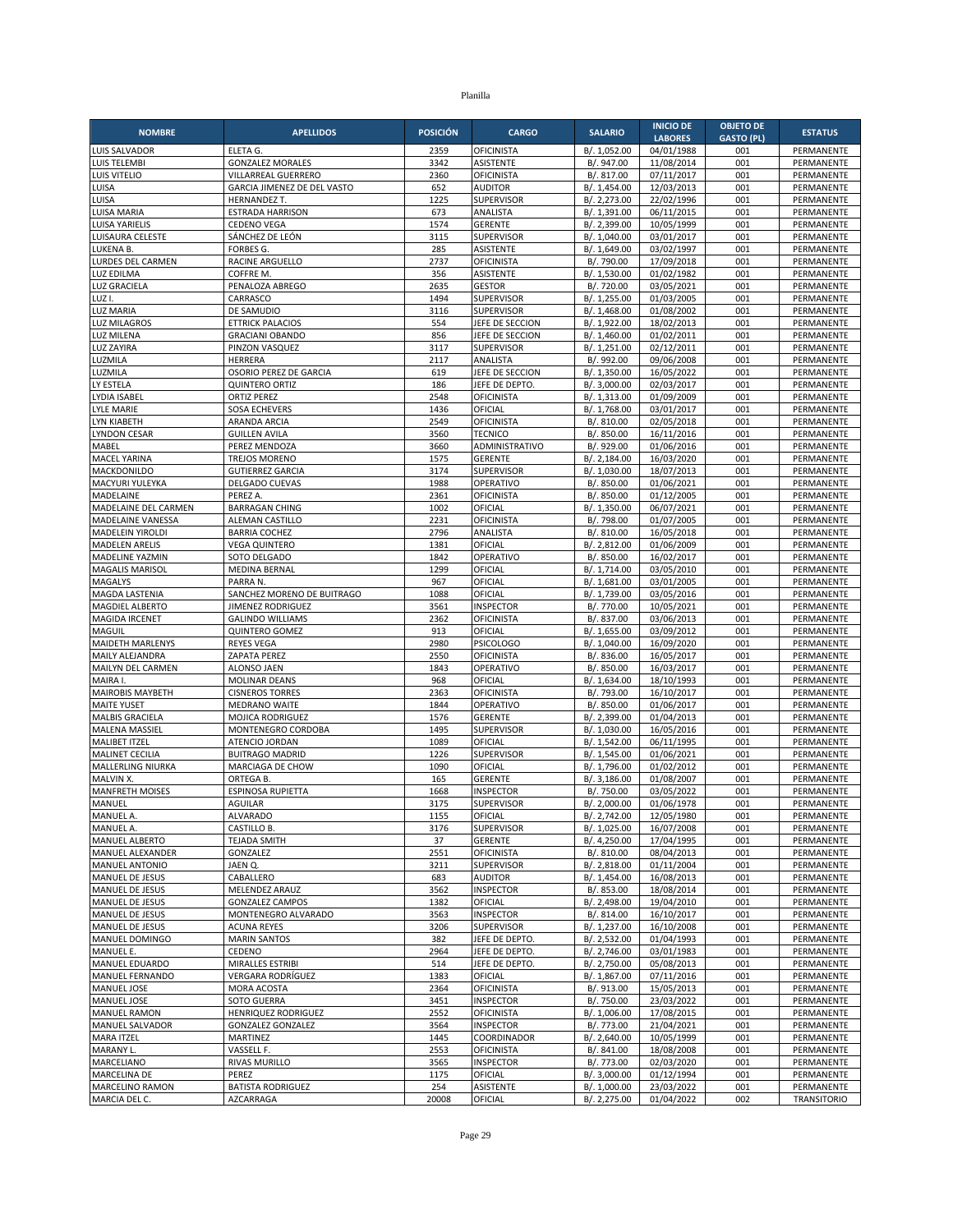| NOMBRE | APELLIDOS | POSICIÓN | CARGO | SALARIO | INICIO DE LABORES | OBJETO DE GASTO (PL) | ESTATUS |
|---|---|---|---|---|---|---|---|
| LUIS SALVADOR | ELETA G. | 2359 | OFICINISTA | B/. 1,052.00 | 04/01/1988 | 001 | PERMANENTE |
| LUIS TELEMBI | GONZALEZ MORALES | 3342 | ASISTENTE | B/. 947.00 | 11/08/2014 | 001 | PERMANENTE |
| LUIS VITELIO | VILLARREAL GUERRERO | 2360 | OFICINISTA | B/. 817.00 | 07/11/2017 | 001 | PERMANENTE |
| LUISA | GARCIA JIMENEZ DE DEL VASTO | 652 | AUDITOR | B/. 1,454.00 | 12/03/2013 | 001 | PERMANENTE |
| LUISA | HERNANDEZ T. | 1225 | SUPERVISOR | B/. 2,273.00 | 22/02/1996 | 001 | PERMANENTE |
| LUISA MARIA | ESTRADA HARRISON | 673 | ANALISTA | B/. 1,391.00 | 06/11/2015 | 001 | PERMANENTE |
| LUISA YARIELIS | CEDENO VEGA | 1574 | GERENTE | B/. 2,399.00 | 10/05/1999 | 001 | PERMANENTE |
| LUISAURA CELESTE | SÁNCHEZ DE LEÓN | 3115 | SUPERVISOR | B/. 1,040.00 | 03/01/2017 | 001 | PERMANENTE |
| LUKENA B. | FORBES G. | 285 | ASISTENTE | B/. 1,649.00 | 03/02/1997 | 001 | PERMANENTE |
| LURDES DEL CARMEN | RACINE ARGUELLO | 2737 | OFICINISTA | B/. 790.00 | 17/09/2018 | 001 | PERMANENTE |
| LUZ EDILMA | COFFRE M. | 356 | ASISTENTE | B/. 1,530.00 | 01/02/1982 | 001 | PERMANENTE |
| LUZ GRACIELA | PENALOZA ABREGO | 2635 | GESTOR | B/. 720.00 | 03/05/2021 | 001 | PERMANENTE |
| LUZ I. | CARRASCO | 1494 | SUPERVISOR | B/. 1,255.00 | 01/03/2005 | 001 | PERMANENTE |
| LUZ MARIA | DE SAMUDIO | 3116 | SUPERVISOR | B/. 1,468.00 | 01/08/2002 | 001 | PERMANENTE |
| LUZ MILAGROS | ETTRICK PALACIOS | 554 | JEFE DE SECCION | B/. 1,922.00 | 18/02/2013 | 001 | PERMANENTE |
| LUZ MILENA | GRACIANI OBANDO | 856 | JEFE DE SECCION | B/. 1,460.00 | 01/02/2011 | 001 | PERMANENTE |
| LUZ ZAYIRA | PINZON VASQUEZ | 3117 | SUPERVISOR | B/. 1,251.00 | 02/12/2011 | 001 | PERMANENTE |
| LUZMILA | HERRERA | 2117 | ANALISTA | B/. 992.00 | 09/06/2008 | 001 | PERMANENTE |
| LUZMILA | OSORIO PEREZ DE GARCIA | 619 | JEFE DE SECCION | B/. 1,350.00 | 16/05/2022 | 001 | PERMANENTE |
| LY ESTELA | QUINTERO ORTIZ | 186 | JEFE DE DEPTO. | B/. 3,000.00 | 02/03/2017 | 001 | PERMANENTE |
| LYDIA ISABEL | ORTIZ PEREZ | 2548 | OFICINISTA | B/. 1,313.00 | 01/09/2009 | 001 | PERMANENTE |
| LYLE MARIE | SOSA ECHEVERS | 1436 | OFICIAL | B/. 1,768.00 | 03/01/2017 | 001 | PERMANENTE |
| LYN KIABETH | ARANDA ARCIA | 2549 | OFICINISTA | B/. 810.00 | 02/05/2018 | 001 | PERMANENTE |
| LYNDON CESAR | GUILLEN AVILA | 3560 | TECNICO | B/. 850.00 | 16/11/2016 | 001 | PERMANENTE |
| MABEL | PEREZ MENDOZA | 3660 | ADMINISTRATIVO | B/. 929.00 | 01/06/2016 | 001 | PERMANENTE |
| MACEL YARINA | TREJOS MORENO | 1575 | GERENTE | B/. 2,184.00 | 16/03/2020 | 001 | PERMANENTE |
| MACKDONILDO | GUTIERREZ GARCIA | 3174 | SUPERVISOR | B/. 1,030.00 | 18/07/2013 | 001 | PERMANENTE |
| MACYURI YULEYKA | DELGADO CUEVAS | 1988 | OPERATIVO | B/. 850.00 | 01/06/2021 | 001 | PERMANENTE |
| MADELAINE | PEREZ A. | 2361 | OFICINISTA | B/. 850.00 | 01/12/2005 | 001 | PERMANENTE |
| MADELAINE DEL CARMEN | BARRAGAN CHING | 1002 | OFICIAL | B/. 1,350.00 | 06/07/2021 | 001 | PERMANENTE |
| MADELAINE VANESSA | ALEMAN CASTILLO | 2231 | OFICINISTA | B/. 798.00 | 01/07/2005 | 001 | PERMANENTE |
| MADELEIN YIROLDI | BARRIA COCHEZ | 2796 | ANALISTA | B/. 810.00 | 16/05/2018 | 001 | PERMANENTE |
| MADELEN ARELIS | VEGA QUINTERO | 1381 | OFICIAL | B/. 2,812.00 | 01/06/2009 | 001 | PERMANENTE |
| MADELINE YAZMIN | SOTO DELGADO | 1842 | OPERATIVO | B/. 850.00 | 16/02/2017 | 001 | PERMANENTE |
| MAGALIS MARISOL | MEDINA BERNAL | 1299 | OFICIAL | B/. 1,714.00 | 03/05/2010 | 001 | PERMANENTE |
| MAGALYS | PARRA N. | 967 | OFICIAL | B/. 1,681.00 | 03/01/2005 | 001 | PERMANENTE |
| MAGDA LASTENIA | SANCHEZ MORENO DE BUITRAGO | 1088 | OFICIAL | B/. 1,739.00 | 03/05/2016 | 001 | PERMANENTE |
| MAGDIEL ALBERTO | JIMENEZ RODRIGUEZ | 3561 | INSPECTOR | B/. 770.00 | 10/05/2021 | 001 | PERMANENTE |
| MAGIDA IRCENET | GALINDO WILLIAMS | 2362 | OFICINISTA | B/. 837.00 | 03/06/2013 | 001 | PERMANENTE |
| MAGUIL | QUINTERO GOMEZ | 913 | OFICIAL | B/. 1,655.00 | 03/09/2012 | 001 | PERMANENTE |
| MAIDETH MARLENYS | REYES VEGA | 2980 | PSICOLOGO | B/. 1,040.00 | 16/09/2020 | 001 | PERMANENTE |
| MAILY ALEJANDRA | ZAPATA PEREZ | 2550 | OFICINISTA | B/. 836.00 | 16/05/2017 | 001 | PERMANENTE |
| MAILYN DEL CARMEN | ALONSO JAEN | 1843 | OPERATIVO | B/. 850.00 | 16/03/2017 | 001 | PERMANENTE |
| MAIRA I. | MOLINAR DEANS | 968 | OFICIAL | B/. 1,634.00 | 18/10/1993 | 001 | PERMANENTE |
| MAIROBIS MAYBETH | CISNEROS TORRES | 2363 | OFICINISTA | B/. 793.00 | 16/10/2017 | 001 | PERMANENTE |
| MAITE YUSET | MEDRANO WAITE | 1844 | OPERATIVO | B/. 850.00 | 01/06/2017 | 001 | PERMANENTE |
| MALBIS GRACIELA | MOJICA RODRIGUEZ | 1576 | GERENTE | B/. 2,399.00 | 01/04/2013 | 001 | PERMANENTE |
| MALENA MASSIEL | MONTENEGRO CORDOBA | 1495 | SUPERVISOR | B/. 1,030.00 | 16/05/2016 | 001 | PERMANENTE |
| MALIBET ITZEL | ATENCIO JORDAN | 1089 | OFICIAL | B/. 1,542.00 | 06/11/1995 | 001 | PERMANENTE |
| MALINET CECILIA | BUITRAGO MADRID | 1226 | SUPERVISOR | B/. 1,545.00 | 01/06/2021 | 001 | PERMANENTE |
| MALLERLING NIURKA | MARCIAGA DE CHOW | 1090 | OFICIAL | B/. 1,796.00 | 01/02/2012 | 001 | PERMANENTE |
| MALVIN X. | ORTEGA B. | 165 | GERENTE | B/. 3,186.00 | 01/08/2007 | 001 | PERMANENTE |
| MANFRETH MOISES | ESPINOSA RUPIETTA | 1668 | INSPECTOR | B/. 750.00 | 03/05/2022 | 001 | PERMANENTE |
| MANUEL | AGUILAR | 3175 | SUPERVISOR | B/. 2,000.00 | 01/06/1978 | 001 | PERMANENTE |
| MANUEL A. | ALVARADO | 1155 | OFICIAL | B/. 2,742.00 | 12/05/1980 | 001 | PERMANENTE |
| MANUEL A. | CASTILLO B. | 3176 | SUPERVISOR | B/. 1,025.00 | 16/07/2008 | 001 | PERMANENTE |
| MANUEL ALBERTO | TEJADA SMITH | 37 | GERENTE | B/. 4,250.00 | 17/04/1995 | 001 | PERMANENTE |
| MANUEL ALEXANDER | GONZALEZ | 2551 | OFICINISTA | B/. 810.00 | 08/04/2013 | 001 | PERMANENTE |
| MANUEL ANTONIO | JAEN Q. | 3211 | SUPERVISOR | B/. 2,818.00 | 01/11/2004 | 001 | PERMANENTE |
| MANUEL DE JESUS | CABALLERO | 683 | AUDITOR | B/. 1,454.00 | 16/08/2013 | 001 | PERMANENTE |
| MANUEL DE JESUS | MELENDEZ ARAUZ | 3562 | INSPECTOR | B/. 853.00 | 18/08/2014 | 001 | PERMANENTE |
| MANUEL DE JESUS | GONZALEZ CAMPOS | 1382 | OFICIAL | B/. 2,498.00 | 19/04/2010 | 001 | PERMANENTE |
| MANUEL DE JESUS | MONTENEGRO ALVARADO | 3563 | INSPECTOR | B/. 814.00 | 16/10/2017 | 001 | PERMANENTE |
| MANUEL DE JESUS | ACUNA REYES | 3206 | SUPERVISOR | B/. 1,237.00 | 16/10/2008 | 001 | PERMANENTE |
| MANUEL DOMINGO | MARIN SANTOS | 382 | JEFE DE DEPTO. | B/. 2,532.00 | 01/04/1993 | 001 | PERMANENTE |
| MANUEL E. | CEDENO | 2964 | JEFE DE DEPTO. | B/. 2,746.00 | 03/01/1983 | 001 | PERMANENTE |
| MANUEL EDUARDO | MIRALLES ESTRIBI | 514 | JEFE DE DEPTO. | B/. 2,750.00 | 05/08/2013 | 001 | PERMANENTE |
| MANUEL FERNANDO | VERGARA RODRÍGUEZ | 1383 | OFICIAL | B/. 1,867.00 | 07/11/2016 | 001 | PERMANENTE |
| MANUEL JOSE | MORA ACOSTA | 2364 | OFICINISTA | B/. 913.00 | 15/05/2013 | 001 | PERMANENTE |
| MANUEL JOSE | SOTO GUERRA | 3451 | INSPECTOR | B/. 750.00 | 23/03/2022 | 001 | PERMANENTE |
| MANUEL RAMON | HENRIQUEZ RODRIGUEZ | 2552 | OFICINISTA | B/. 1,006.00 | 17/08/2015 | 001 | PERMANENTE |
| MANUEL SALVADOR | GONZALEZ GONZALEZ | 3564 | INSPECTOR | B/. 773.00 | 21/04/2021 | 001 | PERMANENTE |
| MARA ITZEL | MARTINEZ | 1445 | COORDINADOR | B/. 2,640.00 | 10/05/1999 | 001 | PERMANENTE |
| MARANY L. | VASSELL F. | 2553 | OFICINISTA | B/. 841.00 | 18/08/2008 | 001 | PERMANENTE |
| MARCELIANO | RIVAS MURILLO | 3565 | INSPECTOR | B/. 773.00 | 02/03/2020 | 001 | PERMANENTE |
| MARCELINA DE | PEREZ | 1175 | OFICIAL | B/. 3,000.00 | 01/12/1994 | 001 | PERMANENTE |
| MARCELINO RAMON | BATISTA RODRIGUEZ | 254 | ASISTENTE | B/. 1,000.00 | 23/03/2022 | 001 | PERMANENTE |
| MARCIA DEL C. | AZCARRAGA | 20008 | OFICIAL | B/. 2,275.00 | 01/04/2022 | 002 | TRANSITORIO |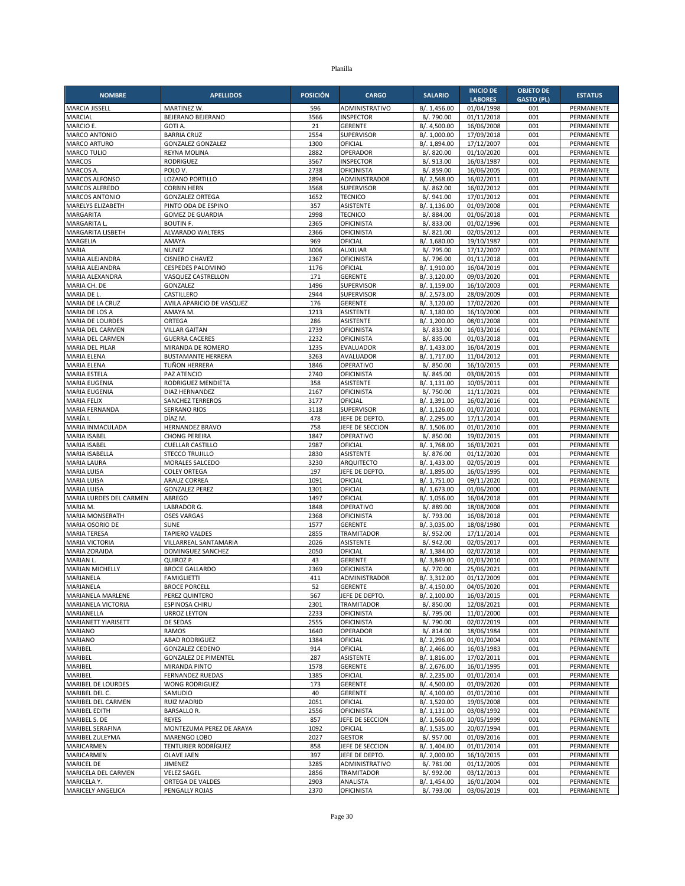| NOMBRE | APELLIDOS | POSICIÓN | CARGO | SALARIO | INICIO DE LABORES | OBJETO DE GASTO (PL) | ESTATUS |
|---|---|---|---|---|---|---|---|
| MARCIA JISSELL | MARTINEZ W. | 596 | ADMINISTRATIVO | B/. 1,456.00 | 01/04/1998 | 001 | PERMANENTE |
| MARCIAL | BEJERANO BEJERANO | 3566 | INSPECTOR | B/. 790.00 | 01/11/2018 | 001 | PERMANENTE |
| MARCIO E. | GOTI A. | 21 | GERENTE | B/. 4,500.00 | 16/06/2008 | 001 | PERMANENTE |
| MARCO ANTONIO | BARRIA CRUZ | 2554 | SUPERVISOR | B/. 1,000.00 | 17/09/2018 | 001 | PERMANENTE |
| MARCO ARTURO | GONZALEZ GONZALEZ | 1300 | OFICIAL | B/. 1,894.00 | 17/12/2007 | 001 | PERMANENTE |
| MARCO TULIO | REYNA MOLINA | 2882 | OPERADOR | B/. 820.00 | 01/10/2020 | 001 | PERMANENTE |
| MARCOS | RODRIGUEZ | 3567 | INSPECTOR | B/. 913.00 | 16/03/1987 | 001 | PERMANENTE |
| MARCOS A. | POLO V. | 2738 | OFICINISTA | B/. 859.00 | 16/06/2005 | 001 | PERMANENTE |
| MARCOS ALFONSO | LOZANO PORTILLO | 2894 | ADMINISTRADOR | B/. 2,568.00 | 16/02/2011 | 001 | PERMANENTE |
| MARCOS ALFREDO | CORBIN HERN | 3568 | SUPERVISOR | B/. 862.00 | 16/02/2012 | 001 | PERMANENTE |
| MARCOS ANTONIO | GONZALEZ ORTEGA | 1652 | TECNICO | B/. 941.00 | 17/01/2012 | 001 | PERMANENTE |
| MARELYS ELIZABETH | PINTO ODA DE ESPINO | 357 | ASISTENTE | B/. 1,136.00 | 01/09/2008 | 001 | PERMANENTE |
| MARGARITA | GOMEZ DE GUARDIA | 2998 | TECNICO | B/. 884.00 | 01/06/2018 | 001 | PERMANENTE |
| MARGARITA L. | BOUTIN F. | 2365 | OFICINISTA | B/. 833.00 | 01/02/1996 | 001 | PERMANENTE |
| MARGARITA LISBETH | ALVARADO WALTERS | 2366 | OFICINISTA | B/. 821.00 | 02/05/2012 | 001 | PERMANENTE |
| MARGELIA | AMAYA | 969 | OFICIAL | B/. 1,680.00 | 19/10/1987 | 001 | PERMANENTE |
| MARIA | NUNEZ | 3006 | AUXILIAR | B/. 795.00 | 17/12/2007 | 001 | PERMANENTE |
| MARIA ALEJANDRA | CISNERO CHAVEZ | 2367 | OFICINISTA | B/. 796.00 | 01/11/2018 | 001 | PERMANENTE |
| MARIA ALEJANDRA | CESPEDES PALOMINO | 1176 | OFICIAL | B/. 1,910.00 | 16/04/2019 | 001 | PERMANENTE |
| MARIA ALEXANDRA | VASQUEZ CASTRELLON | 171 | GERENTE | B/. 3,120.00 | 09/03/2020 | 001 | PERMANENTE |
| MARIA CH. DE | GONZALEZ | 1496 | SUPERVISOR | B/. 1,159.00 | 16/10/2003 | 001 | PERMANENTE |
| MARIA DE L. | CASTILLERO | 2944 | SUPERVISOR | B/. 2,573.00 | 28/09/2009 | 001 | PERMANENTE |
| MARIA DE LA CRUZ | AVILA APARICIO DE VASQUEZ | 176 | GERENTE | B/. 3,120.00 | 17/02/2020 | 001 | PERMANENTE |
| MARIA DE LOS A | AMAYA M. | 1213 | ASISTENTE | B/. 1,180.00 | 16/10/2000 | 001 | PERMANENTE |
| MARIA DE LOURDES | ORTEGA | 286 | ASISTENTE | B/. 1,200.00 | 08/01/2008 | 001 | PERMANENTE |
| MARIA DEL CARMEN | VILLAR GAITAN | 2739 | OFICINISTA | B/. 833.00 | 16/03/2016 | 001 | PERMANENTE |
| MARIA DEL CARMEN | GUERRA CACERES | 2232 | OFICINISTA | B/. 835.00 | 01/03/2018 | 001 | PERMANENTE |
| MARIA DEL PILAR | MIRANDA DE ROMERO | 1235 | EVALUADOR | B/. 1,433.00 | 16/04/2019 | 001 | PERMANENTE |
| MARIA ELENA | BUSTAMANTE HERRERA | 3263 | AVALUADOR | B/. 1,717.00 | 11/04/2012 | 001 | PERMANENTE |
| MARIA ELENA | TUÑON HERRERA | 1846 | OPERATIVO | B/. 850.00 | 16/10/2015 | 001 | PERMANENTE |
| MARIA ESTELA | PAZ ATENCIO | 2740 | OFICINISTA | B/. 845.00 | 03/08/2015 | 001 | PERMANENTE |
| MARIA EUGENIA | RODRIGUEZ MENDIETA | 358 | ASISTENTE | B/. 1,131.00 | 10/05/2011 | 001 | PERMANENTE |
| MARIA EUGENIA | DIAZ HERNANDEZ | 2167 | OFICINISTA | B/. 750.00 | 11/11/2021 | 001 | PERMANENTE |
| MARIA FELIX | SANCHEZ TERREROS | 3177 | OFICIAL | B/. 1,391.00 | 16/02/2016 | 001 | PERMANENTE |
| MARIA FERNANDA | SERRANO RIOS | 3118 | SUPERVISOR | B/. 1,126.00 | 01/07/2010 | 001 | PERMANENTE |
| MARÍA I. | DÍAZ M. | 478 | JEFE DE DEPTO. | B/. 2,295.00 | 17/11/2014 | 001 | PERMANENTE |
| MARIA INMACULADA | HERNANDEZ BRAVO | 758 | JEFE DE SECCION | B/. 1,506.00 | 01/01/2010 | 001 | PERMANENTE |
| MARIA ISABEL | CHONG PEREIRA | 1847 | OPERATIVO | B/. 850.00 | 19/02/2015 | 001 | PERMANENTE |
| MARIA ISABEL | CUELLAR CASTILLO | 2987 | OFICIAL | B/. 1,768.00 | 16/03/2021 | 001 | PERMANENTE |
| MARIA ISABELLA | STECCO TRUJILLO | 2830 | ASISTENTE | B/. 876.00 | 01/12/2020 | 001 | PERMANENTE |
| MARIA LAURA | MORALES SALCEDO | 3230 | ARQUITECTO | B/. 1,433.00 | 02/05/2019 | 001 | PERMANENTE |
| MARIA LUISA | COLEY ORTEGA | 197 | JEFE DE DEPTO. | B/. 1,895.00 | 16/05/1995 | 001 | PERMANENTE |
| MARIA LUISA | ARAUZ CORREA | 1091 | OFICIAL | B/. 1,751.00 | 09/11/2020 | 001 | PERMANENTE |
| MARIA LUISA | GONZALEZ PEREZ | 1301 | OFICIAL | B/. 1,673.00 | 01/06/2000 | 001 | PERMANENTE |
| MARIA LURDES DEL CARMEN | ABREGO | 1497 | OFICIAL | B/. 1,056.00 | 16/04/2018 | 001 | PERMANENTE |
| MARIA M. | LABRADOR G. | 1848 | OPERATIVO | B/. 889.00 | 18/08/2008 | 001 | PERMANENTE |
| MARIA MONSERATH | OSES VARGAS | 2368 | OFICINISTA | B/. 793.00 | 16/08/2018 | 001 | PERMANENTE |
| MARIA OSORIO DE | SUNE | 1577 | GERENTE | B/. 3,035.00 | 18/08/1980 | 001 | PERMANENTE |
| MARIA TERESA | TAPIERO VALDES | 2855 | TRAMITADOR | B/. 952.00 | 17/11/2014 | 001 | PERMANENTE |
| MARIA VICTORIA | VILLARREAL SANTAMARIA | 2026 | ASISTENTE | B/. 942.00 | 02/05/2017 | 001 | PERMANENTE |
| MARIA ZORAIDA | DOMINGUEZ SANCHEZ | 2050 | OFICIAL | B/. 1,384.00 | 02/07/2018 | 001 | PERMANENTE |
| MARIAN L. | QUIROZ P. | 43 | GERENTE | B/. 3,849.00 | 01/03/2010 | 001 | PERMANENTE |
| MARIAN MICHELLY | BROCE GALLARDO | 2369 | OFICINISTA | B/. 770.00 | 25/06/2021 | 001 | PERMANENTE |
| MARIANELA | FAMIGLIETTI | 411 | ADMINISTRADOR | B/. 3,312.00 | 01/12/2009 | 001 | PERMANENTE |
| MARIANELA | BROCE PORCELL | 52 | GERENTE | B/. 4,150.00 | 04/05/2020 | 001 | PERMANENTE |
| MARIANELA MARLENE | PEREZ QUINTERO | 567 | JEFE DE DEPTO. | B/. 2,100.00 | 16/03/2015 | 001 | PERMANENTE |
| MARIANELA VICTORIA | ESPINOSA CHIRU | 2301 | TRAMITADOR | B/. 850.00 | 12/08/2021 | 001 | PERMANENTE |
| MARIANELLA | URROZ LEYTON | 2233 | OFICINISTA | B/. 795.00 | 11/01/2000 | 001 | PERMANENTE |
| MARIANETT YIARISETT | DE SEDAS | 2555 | OFICINISTA | B/. 790.00 | 02/07/2019 | 001 | PERMANENTE |
| MARIANO | RAMOS | 1640 | OPERADOR | B/. 814.00 | 18/06/1984 | 001 | PERMANENTE |
| MARIANO | ABAD RODRIGUEZ | 1384 | OFICIAL | B/. 2,296.00 | 01/01/2004 | 001 | PERMANENTE |
| MARIBEL | GONZALEZ CEDENO | 914 | OFICIAL | B/. 2,466.00 | 16/03/1983 | 001 | PERMANENTE |
| MARIBEL | GONZALEZ DE PIMENTEL | 287 | ASISTENTE | B/. 1,816.00 | 17/02/2011 | 001 | PERMANENTE |
| MARIBEL | MIRANDA PINTO | 1578 | GERENTE | B/. 2,676.00 | 16/01/1995 | 001 | PERMANENTE |
| MARIBEL | FERNANDEZ RUEDAS | 1385 | OFICIAL | B/. 2,235.00 | 01/01/2014 | 001 | PERMANENTE |
| MARIBEL DE LOURDES | WONG RODRIGUEZ | 173 | GERENTE | B/. 4,500.00 | 01/09/2020 | 001 | PERMANENTE |
| MARIBEL DEL C. | SAMUDIO | 40 | GERENTE | B/. 4,100.00 | 01/01/2010 | 001 | PERMANENTE |
| MARIBEL DEL CARMEN | RUIZ MADRID | 2051 | OFICIAL | B/. 1,520.00 | 19/05/2008 | 001 | PERMANENTE |
| MARIBEL EDITH | BARSALLO R. | 2556 | OFICINISTA | B/. 1,131.00 | 03/08/1992 | 001 | PERMANENTE |
| MARIBEL S. DE | REYES | 857 | JEFE DE SECCION | B/. 1,566.00 | 10/05/1999 | 001 | PERMANENTE |
| MARIBEL SERAFINA | MONTEZUMA PEREZ DE ARAYA | 1092 | OFICIAL | B/. 1,535.00 | 20/07/1994 | 001 | PERMANENTE |
| MARIBEL ZULEYMA | MARENGO LOBO | 2027 | GESTOR | B/. 957.00 | 01/09/2016 | 001 | PERMANENTE |
| MARICARMEN | TENTURIER RODRÍGUEZ | 858 | JEFE DE SECCION | B/. 1,404.00 | 01/01/2014 | 001 | PERMANENTE |
| MARICARMEN | OLAVE JAEN | 397 | JEFE DE DEPTO. | B/. 2,000.00 | 16/10/2015 | 001 | PERMANENTE |
| MARICEL DE | JIMENEZ | 3285 | ADMINISTRATIVO | B/. 781.00 | 01/12/2005 | 001 | PERMANENTE |
| MARICELA DEL CARMEN | VELEZ SAGEL | 2856 | TRAMITADOR | B/. 992.00 | 03/12/2013 | 001 | PERMANENTE |
| MARICELA Y. | ORTEGA DE VALDES | 2903 | ANALISTA | B/. 1,454.00 | 16/01/2004 | 001 | PERMANENTE |
| MARICELY ANGELICA | PENGALLY ROJAS | 2370 | OFICINISTA | B/. 793.00 | 03/06/2019 | 001 | PERMANENTE |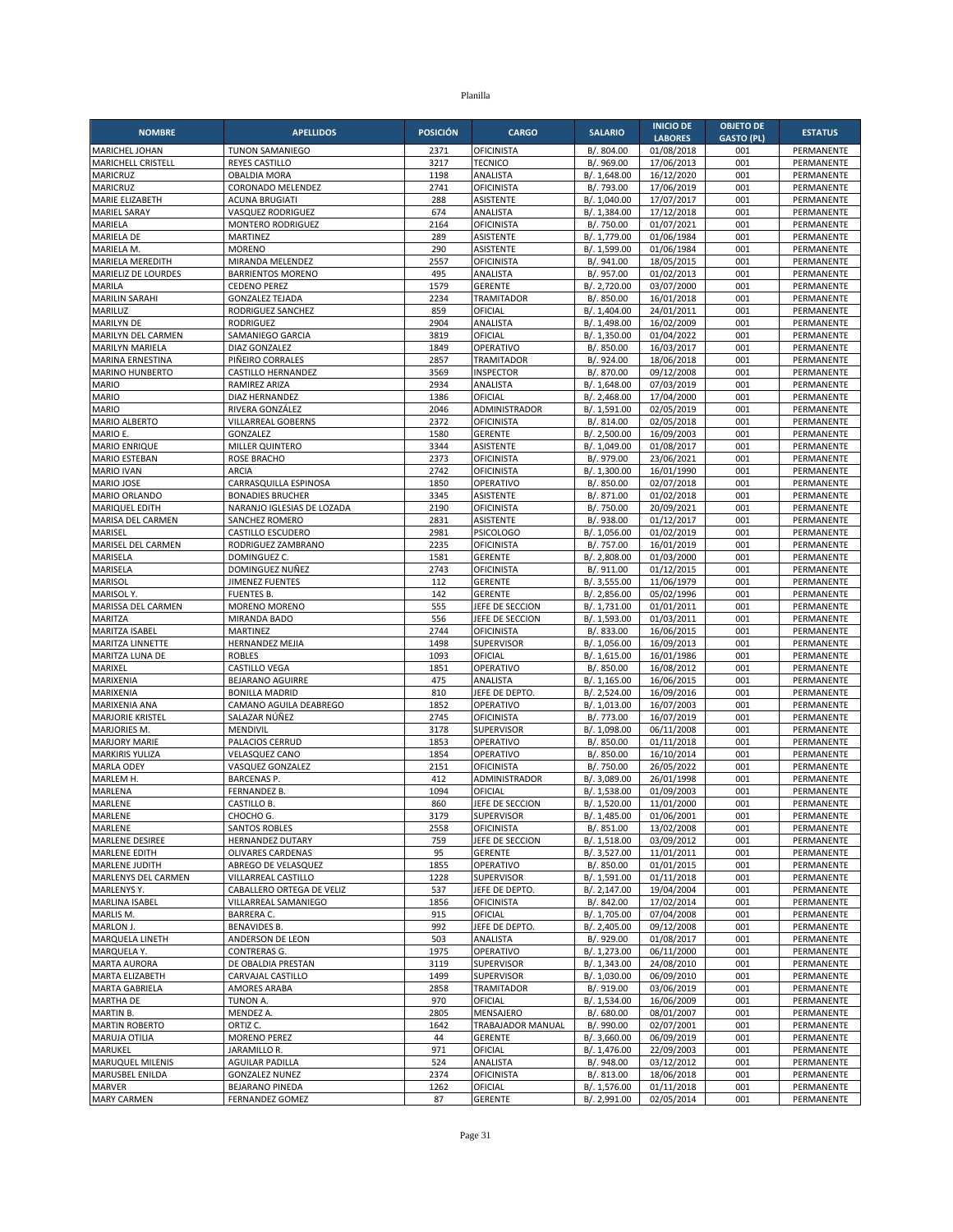| NOMBRE | APELLIDOS | POSICIÓN | CARGO | SALARIO | INICIO DE LABORES | OBJETO DE GASTO (PL) | ESTATUS |
|---|---|---|---|---|---|---|---|
| MARICHEL JOHAN | TUNON SAMANIEGO | 2371 | OFICINISTA | B/. 804.00 | 01/08/2018 | 001 | PERMANENTE |
| MARICHELL CRISTELL | REYES CASTILLO | 3217 | TECNICO | B/. 969.00 | 17/06/2013 | 001 | PERMANENTE |
| MARICRUZ | OBALDIA MORA | 1198 | ANALISTA | B/. 1,648.00 | 16/12/2020 | 001 | PERMANENTE |
| MARICRUZ | CORONADO MELENDEZ | 2741 | OFICINISTA | B/. 793.00 | 17/06/2019 | 001 | PERMANENTE |
| MARIE ELIZABETH | ACUNA BRUGIATI | 288 | ASISTENTE | B/. 1,040.00 | 17/07/2017 | 001 | PERMANENTE |
| MARIEL SARAY | VASQUEZ RODRIGUEZ | 674 | ANALISTA | B/. 1,384.00 | 17/12/2018 | 001 | PERMANENTE |
| MARIELA | MONTERO RODRIGUEZ | 2164 | OFICINISTA | B/. 750.00 | 01/07/2021 | 001 | PERMANENTE |
| MARIELA DE | MARTINEZ | 289 | ASISTENTE | B/. 1,779.00 | 01/06/1984 | 001 | PERMANENTE |
| MARIELA M. | MORENO | 290 | ASISTENTE | B/. 1,599.00 | 01/06/1984 | 001 | PERMANENTE |
| MARIELA MEREDITH | MIRANDA MELENDEZ | 2557 | OFICINISTA | B/. 941.00 | 18/05/2015 | 001 | PERMANENTE |
| MARIELIZ DE LOURDES | BARRIENTOS MORENO | 495 | ANALISTA | B/. 957.00 | 01/02/2013 | 001 | PERMANENTE |
| MARILA | CEDENO PEREZ | 1579 | GERENTE | B/. 2,720.00 | 03/07/2000 | 001 | PERMANENTE |
| MARILIN SARAHI | GONZALEZ TEJADA | 2234 | TRAMITADOR | B/. 850.00 | 16/01/2018 | 001 | PERMANENTE |
| MARILUZ | RODRIGUEZ SANCHEZ | 859 | OFICIAL | B/. 1,404.00 | 24/01/2011 | 001 | PERMANENTE |
| MARILYN DE | RODRIGUEZ | 2904 | ANALISTA | B/. 1,498.00 | 16/02/2009 | 001 | PERMANENTE |
| MARILYN DEL CARMEN | SAMANIEGO GARCIA | 3819 | OFICIAL | B/. 1,350.00 | 01/04/2022 | 001 | PERMANENTE |
| MARILYN MARIELA | DIAZ GONZALEZ | 1849 | OPERATIVO | B/. 850.00 | 16/03/2017 | 001 | PERMANENTE |
| MARINA ERNESTINA | PIÑEIRO CORRALES | 2857 | TRAMITADOR | B/. 924.00 | 18/06/2018 | 001 | PERMANENTE |
| MARINO HUNBERTO | CASTILLO HERNANDEZ | 3569 | INSPECTOR | B/. 870.00 | 09/12/2008 | 001 | PERMANENTE |
| MARIO | RAMIREZ ARIZA | 2934 | ANALISTA | B/. 1,648.00 | 07/03/2019 | 001 | PERMANENTE |
| MARIO | DIAZ HERNANDEZ | 1386 | OFICIAL | B/. 2,468.00 | 17/04/2000 | 001 | PERMANENTE |
| MARIO | RIVERA GONZÁLEZ | 2046 | ADMINISTRADOR | B/. 1,591.00 | 02/05/2019 | 001 | PERMANENTE |
| MARIO ALBERTO | VILLARREAL GOBERNS | 2372 | OFICINISTA | B/. 814.00 | 02/05/2018 | 001 | PERMANENTE |
| MARIO E. | GONZALEZ | 1580 | GERENTE | B/. 2,500.00 | 16/09/2003 | 001 | PERMANENTE |
| MARIO ENRIQUE | MILLER QUINTERO | 3344 | ASISTENTE | B/. 1,049.00 | 01/08/2017 | 001 | PERMANENTE |
| MARIO ESTEBAN | ROSE BRACHO | 2373 | OFICINISTA | B/. 979.00 | 23/06/2021 | 001 | PERMANENTE |
| MARIO IVAN | ARCIA | 2742 | OFICINISTA | B/. 1,300.00 | 16/01/1990 | 001 | PERMANENTE |
| MARIO JOSE | CARRASQUILLA ESPINOSA | 1850 | OPERATIVO | B/. 850.00 | 02/07/2018 | 001 | PERMANENTE |
| MARIO ORLANDO | BONADIES BRUCHER | 3345 | ASISTENTE | B/. 871.00 | 01/02/2018 | 001 | PERMANENTE |
| MARIQUEL EDITH | NARANJO IGLESIAS DE LOZADA | 2190 | OFICINISTA | B/. 750.00 | 20/09/2021 | 001 | PERMANENTE |
| MARISA DEL CARMEN | SANCHEZ ROMERO | 2831 | ASISTENTE | B/. 938.00 | 01/12/2017 | 001 | PERMANENTE |
| MARISEL | CASTILLO ESCUDERO | 2981 | PSICOLOGO | B/. 1,056.00 | 01/02/2019 | 001 | PERMANENTE |
| MARISEL DEL CARMEN | RODRIGUEZ ZAMBRANO | 2235 | OFICINISTA | B/. 757.00 | 16/01/2019 | 001 | PERMANENTE |
| MARISELA | DOMINGUEZ C. | 1581 | GERENTE | B/. 2,808.00 | 01/03/2000 | 001 | PERMANENTE |
| MARISELA | DOMINGUEZ NUÑEZ | 2743 | OFICINISTA | B/. 911.00 | 01/12/2015 | 001 | PERMANENTE |
| MARISOL | JIMENEZ FUENTES | 112 | GERENTE | B/. 3,555.00 | 11/06/1979 | 001 | PERMANENTE |
| MARISOL Y. | FUENTES B. | 142 | GERENTE | B/. 2,856.00 | 05/02/1996 | 001 | PERMANENTE |
| MARISSA DEL CARMEN | MORENO MORENO | 555 | JEFE DE SECCION | B/. 1,731.00 | 01/01/2011 | 001 | PERMANENTE |
| MARITZA | MIRANDA BADO | 556 | JEFE DE SECCION | B/. 1,593.00 | 01/03/2011 | 001 | PERMANENTE |
| MARITZA ISABEL | MARTINEZ | 2744 | OFICINISTA | B/. 833.00 | 16/06/2015 | 001 | PERMANENTE |
| MARITZA LINNETTE | HERNANDEZ MEJIA | 1498 | SUPERVISOR | B/. 1,056.00 | 16/09/2013 | 001 | PERMANENTE |
| MARITZA LUNA DE | ROBLES | 1093 | OFICIAL | B/. 1,615.00 | 16/01/1986 | 001 | PERMANENTE |
| MARIXEL | CASTILLO VEGA | 1851 | OPERATIVO | B/. 850.00 | 16/08/2012 | 001 | PERMANENTE |
| MARIXENIA | BEJARANO AGUIRRE | 475 | ANALISTA | B/. 1,165.00 | 16/06/2015 | 001 | PERMANENTE |
| MARIXENIA | BONILLA MADRID | 810 | JEFE DE DEPTO. | B/. 2,524.00 | 16/09/2016 | 001 | PERMANENTE |
| MARIXENIA ANA | CAMANO AGUILA DEABREGO | 1852 | OPERATIVO | B/. 1,013.00 | 16/07/2003 | 001 | PERMANENTE |
| MARJORIE KRISTEL | SALAZAR NÚÑEZ | 2745 | OFICINISTA | B/. 773.00 | 16/07/2019 | 001 | PERMANENTE |
| MARJORIES M. | MENDIVIL | 3178 | SUPERVISOR | B/. 1,098.00 | 06/11/2008 | 001 | PERMANENTE |
| MARJORY MARIE | PALACIOS CERRUD | 1853 | OPERATIVO | B/. 850.00 | 01/11/2018 | 001 | PERMANENTE |
| MARKIRIS YULIZA | VELASQUEZ CANO | 1854 | OPERATIVO | B/. 850.00 | 16/10/2014 | 001 | PERMANENTE |
| MARLA ODEY | VASQUEZ GONZALEZ | 2151 | OFICINISTA | B/. 750.00 | 26/05/2022 | 001 | PERMANENTE |
| MARLEM H. | BARCENAS P. | 412 | ADMINISTRADOR | B/. 3,089.00 | 26/01/1998 | 001 | PERMANENTE |
| MARLENA | FERNANDEZ B. | 1094 | OFICIAL | B/. 1,538.00 | 01/09/2003 | 001 | PERMANENTE |
| MARLENE | CASTILLO B. | 860 | JEFE DE SECCION | B/. 1,520.00 | 11/01/2000 | 001 | PERMANENTE |
| MARLENE | CHOCHO G. | 3179 | SUPERVISOR | B/. 1,485.00 | 01/06/2001 | 001 | PERMANENTE |
| MARLENE | SANTOS ROBLES | 2558 | OFICINISTA | B/. 851.00 | 13/02/2008 | 001 | PERMANENTE |
| MARLENE DESIREE | HERNANDEZ DUTARY | 759 | JEFE DE SECCION | B/. 1,518.00 | 03/09/2012 | 001 | PERMANENTE |
| MARLENE EDITH | OLIVARES CARDENAS | 95 | GERENTE | B/. 3,527.00 | 11/01/2011 | 001 | PERMANENTE |
| MARLENE JUDITH | ABREGO DE VELASQUEZ | 1855 | OPERATIVO | B/. 850.00 | 01/01/2015 | 001 | PERMANENTE |
| MARLENYS DEL CARMEN | VILLARREAL CASTILLO | 1228 | SUPERVISOR | B/. 1,591.00 | 01/11/2018 | 001 | PERMANENTE |
| MARLENYS Y. | CABALLERO ORTEGA DE VELIZ | 537 | JEFE DE DEPTO. | B/. 2,147.00 | 19/04/2004 | 001 | PERMANENTE |
| MARLINA ISABEL | VILLARREAL SAMANIEGO | 1856 | OFICINISTA | B/. 842.00 | 17/02/2014 | 001 | PERMANENTE |
| MARLIS M. | BARRERA C. | 915 | OFICIAL | B/. 1,705.00 | 07/04/2008 | 001 | PERMANENTE |
| MARLON J. | BENAVIDES B. | 992 | JEFE DE DEPTO. | B/. 2,405.00 | 09/12/2008 | 001 | PERMANENTE |
| MARQUELA LINETH | ANDERSON DE LEON | 503 | ANALISTA | B/. 929.00 | 01/08/2017 | 001 | PERMANENTE |
| MARQUELA Y. | CONTRERAS G. | 1975 | OPERATIVO | B/. 1,273.00 | 06/11/2000 | 001 | PERMANENTE |
| MARTA AURORA | DE OBALDIA PRESTAN | 3119 | SUPERVISOR | B/. 1,343.00 | 24/08/2010 | 001 | PERMANENTE |
| MARTA ELIZABETH | CARVAJAL CASTILLO | 1499 | SUPERVISOR | B/. 1,030.00 | 06/09/2010 | 001 | PERMANENTE |
| MARTA GABRIELA | AMORES ARABA | 2858 | TRAMITADOR | B/. 919.00 | 03/06/2019 | 001 | PERMANENTE |
| MARTHA DE | TUNON A. | 970 | OFICIAL | B/. 1,534.00 | 16/06/2009 | 001 | PERMANENTE |
| MARTIN B. | MENDEZ A. | 2805 | MENSAJERO | B/. 680.00 | 08/01/2007 | 001 | PERMANENTE |
| MARTIN ROBERTO | ORTIZ C. | 1642 | TRABAJADOR MANUAL | B/. 990.00 | 02/07/2001 | 001 | PERMANENTE |
| MARUJA OTILIA | MORENO PEREZ | 44 | GERENTE | B/. 3,660.00 | 06/09/2019 | 001 | PERMANENTE |
| MARUKEL | JARAMILLO R. | 971 | OFICIAL | B/. 1,476.00 | 22/09/2003 | 001 | PERMANENTE |
| MARUQUEL MILENIS | AGUILAR PADILLA | 524 | ANALISTA | B/. 948.00 | 03/12/2012 | 001 | PERMANENTE |
| MARUSBEL ENILDA | GONZALEZ NUNEZ | 2374 | OFICINISTA | B/. 813.00 | 18/06/2018 | 001 | PERMANENTE |
| MARVER | BEJARANO PINEDA | 1262 | OFICIAL | B/. 1,576.00 | 01/11/2018 | 001 | PERMANENTE |
| MARY CARMEN | FERNANDEZ GOMEZ | 87 | GERENTE | B/. 2,991.00 | 02/05/2014 | 001 | PERMANENTE |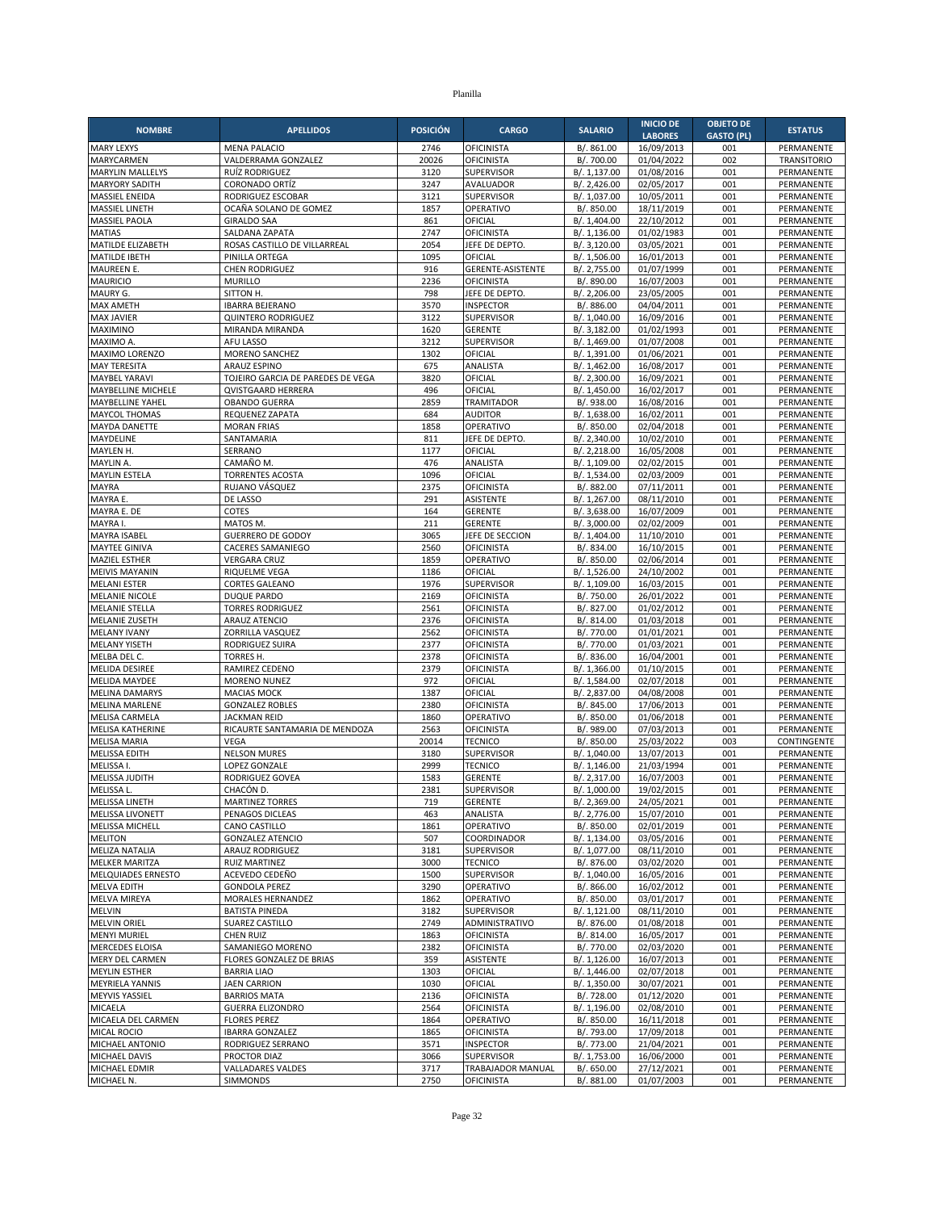| NOMBRE | APELLIDOS | POSICIÓN | CARGO | SALARIO | INICIO DE LABORES | OBJETO DE GASTO (PL) | ESTATUS |
|---|---|---|---|---|---|---|---|
| MARY LEXYS | MENA PALACIO | 2746 | OFICINISTA | B/. 861.00 | 16/09/2013 | 001 | PERMANENTE |
| MARYCARMEN | VALDERRAMA GONZALEZ | 20026 | OFICINISTA | B/. 700.00 | 01/04/2022 | 002 | TRANSITORIO |
| MARYLIN MALLELYS | RUÍZ RODRIGUEZ | 3120 | SUPERVISOR | B/. 1,137.00 | 01/08/2016 | 001 | PERMANENTE |
| MARYORY SADITH | CORONADO ORTÍZ | 3247 | AVALUADOR | B/. 2,426.00 | 02/05/2017 | 001 | PERMANENTE |
| MASSIEL ENEIDA | RODRIGUEZ ESCOBAR | 3121 | SUPERVISOR | B/. 1,037.00 | 10/05/2011 | 001 | PERMANENTE |
| MASSIEL LINETH | OCAÑA SOLANO DE GOMEZ | 1857 | OPERATIVO | B/. 850.00 | 18/11/2019 | 001 | PERMANENTE |
| MASSIEL PAOLA | GIRALDO SAA | 861 | OFICIAL | B/. 1,404.00 | 22/10/2012 | 001 | PERMANENTE |
| MATIAS | SALDANA ZAPATA | 2747 | OFICINISTA | B/. 1,136.00 | 01/02/1983 | 001 | PERMANENTE |
| MATILDE ELIZABETH | ROSAS CASTILLO DE VILLARREAL | 2054 | JEFE DE DEPTO. | B/. 3,120.00 | 03/05/2021 | 001 | PERMANENTE |
| MATILDE IBETH | PINILLA ORTEGA | 1095 | OFICIAL | B/. 1,506.00 | 16/01/2013 | 001 | PERMANENTE |
| MAUREEN E. | CHEN RODRIGUEZ | 916 | GERENTE-ASISTENTE | B/. 2,755.00 | 01/07/1999 | 001 | PERMANENTE |
| MAURICIO | MURILLO | 2236 | OFICINISTA | B/. 890.00 | 16/07/2003 | 001 | PERMANENTE |
| MAURY G. | SITTON H. | 798 | JEFE DE DEPTO. | B/. 2,206.00 | 23/05/2005 | 001 | PERMANENTE |
| MAX AMETH | IBARRA BEJERANO | 3570 | INSPECTOR | B/. 886.00 | 04/04/2011 | 001 | PERMANENTE |
| MAX JAVIER | QUINTERO RODRIGUEZ | 3122 | SUPERVISOR | B/. 1,040.00 | 16/09/2016 | 001 | PERMANENTE |
| MAXIMINO | MIRANDA MIRANDA | 1620 | GERENTE | B/. 3,182.00 | 01/02/1993 | 001 | PERMANENTE |
| MAXIMO A. | AFU LASSO | 3212 | SUPERVISOR | B/. 1,469.00 | 01/07/2008 | 001 | PERMANENTE |
| MAXIMO LORENZO | MORENO SANCHEZ | 1302 | OFICIAL | B/. 1,391.00 | 01/06/2021 | 001 | PERMANENTE |
| MAY TERESITA | ARAUZ ESPINO | 675 | ANALISTA | B/. 1,462.00 | 16/08/2017 | 001 | PERMANENTE |
| MAYBEL YARAVI | TOJEIRO GARCIA DE PAREDES DE VEGA | 3820 | OFICIAL | B/. 2,300.00 | 16/09/2021 | 001 | PERMANENTE |
| MAYBELLINE MICHELE | QVISTGAARD HERRERA | 496 | OFICIAL | B/. 1,450.00 | 16/02/2017 | 001 | PERMANENTE |
| MAYBELLINE YAHEL | OBANDO GUERRA | 2859 | TRAMITADOR | B/. 938.00 | 16/08/2016 | 001 | PERMANENTE |
| MAYCOL THOMAS | REQUENEZ ZAPATA | 684 | AUDITOR | B/. 1,638.00 | 16/02/2011 | 001 | PERMANENTE |
| MAYDA DANETTE | MORAN FRIAS | 1858 | OPERATIVO | B/. 850.00 | 02/04/2018 | 001 | PERMANENTE |
| MAYDELINE | SANTAMARIA | 811 | JEFE DE DEPTO. | B/. 2,340.00 | 10/02/2010 | 001 | PERMANENTE |
| MAYLEN H. | SERRANO | 1177 | OFICIAL | B/. 2,218.00 | 16/05/2008 | 001 | PERMANENTE |
| MAYLIN A. | CAMAÑO M. | 476 | ANALISTA | B/. 1,109.00 | 02/02/2015 | 001 | PERMANENTE |
| MAYLIN ESTELA | TORRENTES ACOSTA | 1096 | OFICIAL | B/. 1,534.00 | 02/03/2009 | 001 | PERMANENTE |
| MAYRA | RUJANO VÁSQUEZ | 2375 | OFICINISTA | B/. 882.00 | 07/11/2011 | 001 | PERMANENTE |
| MAYRA E. | DE LASSO | 291 | ASISTENTE | B/. 1,267.00 | 08/11/2010 | 001 | PERMANENTE |
| MAYRA E. DE | COTES | 164 | GERENTE | B/. 3,638.00 | 16/07/2009 | 001 | PERMANENTE |
| MAYRA I. | MATOS M. | 211 | GERENTE | B/. 3,000.00 | 02/02/2009 | 001 | PERMANENTE |
| MAYRA ISABEL | GUERRERO DE GODOY | 3065 | JEFE DE SECCION | B/. 1,404.00 | 11/10/2010 | 001 | PERMANENTE |
| MAYTEE GINIVA | CACERES SAMANIEGO | 2560 | OFICINISTA | B/. 834.00 | 16/10/2015 | 001 | PERMANENTE |
| MAZIEL ESTHER | VERGARA CRUZ | 1859 | OPERATIVO | B/. 850.00 | 02/06/2014 | 001 | PERMANENTE |
| MEIVIS MAYANIN | RIQUELME VEGA | 1186 | OFICIAL | B/. 1,526.00 | 24/10/2002 | 001 | PERMANENTE |
| MELANI ESTER | CORTES GALEANO | 1976 | SUPERVISOR | B/. 1,109.00 | 16/03/2015 | 001 | PERMANENTE |
| MELANIE NICOLE | DUQUE PARDO | 2169 | OFICINISTA | B/. 750.00 | 26/01/2022 | 001 | PERMANENTE |
| MELANIE STELLA | TORRES RODRIGUEZ | 2561 | OFICINISTA | B/. 827.00 | 01/02/2012 | 001 | PERMANENTE |
| MELANIE ZUSETH | ARAUZ ATENCIO | 2376 | OFICINISTA | B/. 814.00 | 01/03/2018 | 001 | PERMANENTE |
| MELANY IVANY | ZORRILLA VASQUEZ | 2562 | OFICINISTA | B/. 770.00 | 01/01/2021 | 001 | PERMANENTE |
| MELANY YISETH | RODRIGUEZ SUIRA | 2377 | OFICINISTA | B/. 770.00 | 01/03/2021 | 001 | PERMANENTE |
| MELBA DEL C. | TORRES H. | 2378 | OFICINISTA | B/. 836.00 | 16/04/2001 | 001 | PERMANENTE |
| MELIDA DESIREE | RAMIREZ CEDENO | 2379 | OFICINISTA | B/. 1,366.00 | 01/10/2015 | 001 | PERMANENTE |
| MELIDA MAYDEE | MORENO NUNEZ | 972 | OFICIAL | B/. 1,584.00 | 02/07/2018 | 001 | PERMANENTE |
| MELINA DAMARYS | MACIAS MOCK | 1387 | OFICIAL | B/. 2,837.00 | 04/08/2008 | 001 | PERMANENTE |
| MELINA MARLENE | GONZALEZ ROBLES | 2380 | OFICINISTA | B/. 845.00 | 17/06/2013 | 001 | PERMANENTE |
| MELISA CARMELA | JACKMAN REID | 1860 | OPERATIVO | B/. 850.00 | 01/06/2018 | 001 | PERMANENTE |
| MELISA KATHERINE | RICAURTE SANTAMARIA DE MENDOZA | 2563 | OFICINISTA | B/. 989.00 | 07/03/2013 | 001 | PERMANENTE |
| MELISA MARIA | VEGA | 20014 | TECNICO | B/. 850.00 | 25/03/2022 | 003 | CONTINGENTE |
| MELISSA EDITH | NELSON MURES | 3180 | SUPERVISOR | B/. 1,040.00 | 13/07/2013 | 001 | PERMANENTE |
| MELISSA I. | LOPEZ GONZALE | 2999 | TECNICO | B/. 1,146.00 | 21/03/1994 | 001 | PERMANENTE |
| MELISSA JUDITH | RODRIGUEZ GOVEA | 1583 | GERENTE | B/. 2,317.00 | 16/07/2003 | 001 | PERMANENTE |
| MELISSA L. | CHACÓN D. | 2381 | SUPERVISOR | B/. 1,000.00 | 19/02/2015 | 001 | PERMANENTE |
| MELISSA LINETH | MARTINEZ TORRES | 719 | GERENTE | B/. 2,369.00 | 24/05/2021 | 001 | PERMANENTE |
| MELISSA LIVONETT | PENAGOS DICLEAS | 463 | ANALISTA | B/. 2,776.00 | 15/07/2010 | 001 | PERMANENTE |
| MELISSA MICHELL | CANO CASTILLO | 1861 | OPERATIVO | B/. 850.00 | 02/01/2019 | 001 | PERMANENTE |
| MELITON | GONZALEZ ATENCIO | 507 | COORDINADOR | B/. 1,134.00 | 03/05/2016 | 001 | PERMANENTE |
| MELIZA NATALIA | ARAUZ RODRIGUEZ | 3181 | SUPERVISOR | B/. 1,077.00 | 08/11/2010 | 001 | PERMANENTE |
| MELKER MARITZA | RUIZ MARTINEZ | 3000 | TECNICO | B/. 876.00 | 03/02/2020 | 001 | PERMANENTE |
| MELQUIADES ERNESTO | ACEVEDO CEDEÑO | 1500 | SUPERVISOR | B/. 1,040.00 | 16/05/2016 | 001 | PERMANENTE |
| MELVA EDITH | GONDOLA PEREZ | 3290 | OPERATIVO | B/. 866.00 | 16/02/2012 | 001 | PERMANENTE |
| MELVA MIREYA | MORALES HERNANDEZ | 1862 | OPERATIVO | B/. 850.00 | 03/01/2017 | 001 | PERMANENTE |
| MELVIN | BATISTA PINEDA | 3182 | SUPERVISOR | B/. 1,121.00 | 08/11/2010 | 001 | PERMANENTE |
| MELVIN ORIEL | SUAREZ CASTILLO | 2749 | ADMINISTRATIVO | B/. 876.00 | 01/08/2018 | 001 | PERMANENTE |
| MENYI MURIEL | CHEN RUIZ | 1863 | OFICINISTA | B/. 814.00 | 16/05/2017 | 001 | PERMANENTE |
| MERCEDES ELOISA | SAMANIEGO MORENO | 2382 | OFICINISTA | B/. 770.00 | 02/03/2020 | 001 | PERMANENTE |
| MERY DEL CARMEN | FLORES GONZALEZ DE BRIAS | 359 | ASISTENTE | B/. 1,126.00 | 16/07/2013 | 001 | PERMANENTE |
| MEYLIN ESTHER | BARRIA LIAO | 1303 | OFICIAL | B/. 1,446.00 | 02/07/2018 | 001 | PERMANENTE |
| MEYRIELA YANNIS | JAEN CARRION | 1030 | OFICIAL | B/. 1,350.00 | 30/07/2021 | 001 | PERMANENTE |
| MEYVIS YASSIEL | BARRIOS MATA | 2136 | OFICINISTA | B/. 728.00 | 01/12/2020 | 001 | PERMANENTE |
| MICAELA | GUERRA ELIZONDRO | 2564 | OFICINISTA | B/. 1,196.00 | 02/08/2010 | 001 | PERMANENTE |
| MICAELA DEL CARMEN | FLORES PEREZ | 1864 | OPERATIVO | B/. 850.00 | 16/11/2018 | 001 | PERMANENTE |
| MICAL ROCIO | IBARRA GONZALEZ | 1865 | OFICINISTA | B/. 793.00 | 17/09/2018 | 001 | PERMANENTE |
| MICHAEL ANTONIO | RODRIGUEZ SERRANO | 3571 | INSPECTOR | B/. 773.00 | 21/04/2021 | 001 | PERMANENTE |
| MICHAEL DAVIS | PROCTOR DIAZ | 3066 | SUPERVISOR | B/. 1,753.00 | 16/06/2000 | 001 | PERMANENTE |
| MICHAEL EDMIR | VALLADARES VALDES | 3717 | TRABAJADOR MANUAL | B/. 650.00 | 27/12/2021 | 001 | PERMANENTE |
| MICHAEL N. | SIMMONDS | 2750 | OFICINISTA | B/. 881.00 | 01/07/2003 | 001 | PERMANENTE |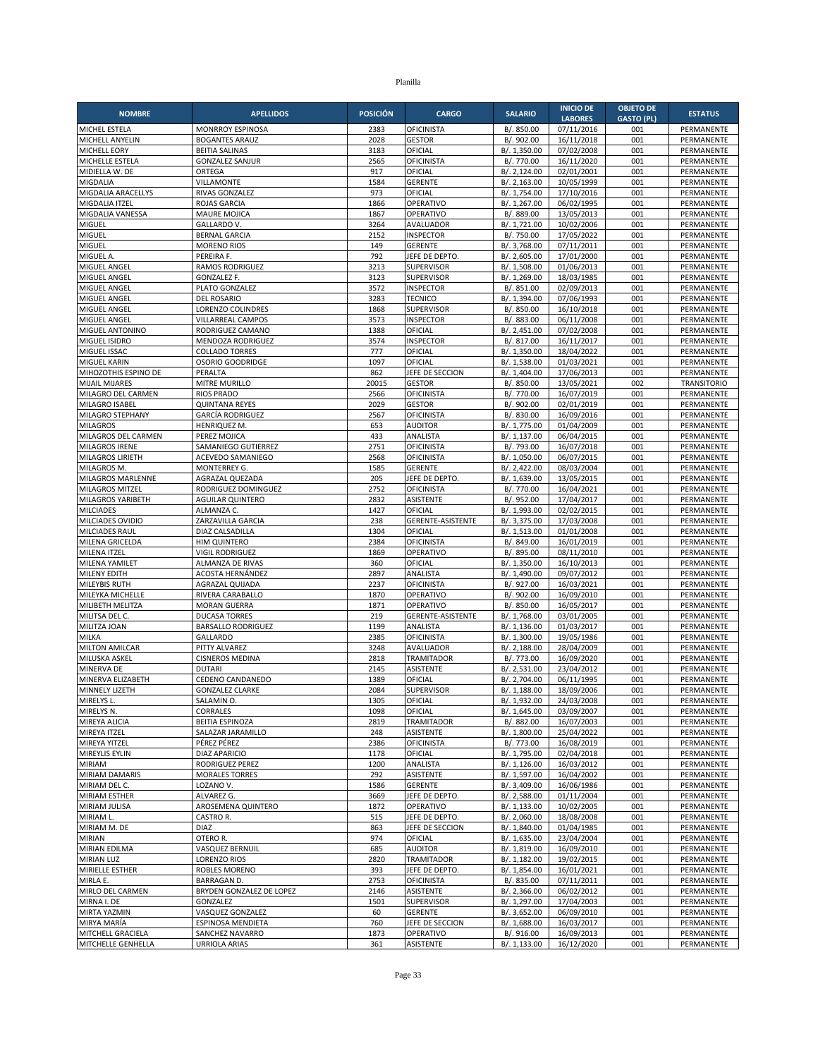| NOMBRE | APELLIDOS | POSICIÓN | CARGO | SALARIO | INICIO DE LABORES | OBJETO DE GASTO (PL) | ESTATUS |
|---|---|---|---|---|---|---|---|
| MICHEL ESTELA | MONRROY ESPINOSA | 2383 | OFICINISTA | B/. 850.00 | 07/11/2016 | 001 | PERMANENTE |
| MICHELL ANYELIN | BOGANTES ARAUZ | 2028 | GESTOR | B/. 902.00 | 16/11/2018 | 001 | PERMANENTE |
| MICHELL EORY | BEITIA SALINAS | 3183 | OFICIAL | B/. 1,350.00 | 07/02/2008 | 001 | PERMANENTE |
| MICHELLE ESTELA | GONZALEZ SANJUR | 2565 | OFICINISTA | B/. 770.00 | 16/11/2020 | 001 | PERMANENTE |
| MIDIELLA W. DE | ORTEGA | 917 | OFICIAL | B/. 2,124.00 | 02/01/2001 | 001 | PERMANENTE |
| MIGDALIA | VILLAMONTE | 1584 | GERENTE | B/. 2,163.00 | 10/05/1999 | 001 | PERMANENTE |
| MIGDALIA ARACELLYS | RIVAS GONZALEZ | 973 | OFICIAL | B/. 1,754.00 | 17/10/2016 | 001 | PERMANENTE |
| MIGDALIA ITZEL | ROJAS GARCIA | 1866 | OPERATIVO | B/. 1,267.00 | 06/02/1995 | 001 | PERMANENTE |
| MIGDALIA VANESSA | MAURE MOJICA | 1867 | OPERATIVO | B/. 889.00 | 13/05/2013 | 001 | PERMANENTE |
| MIGUEL | GALLARDO V. | 3264 | AVALUADOR | B/. 1,721.00 | 10/02/2006 | 001 | PERMANENTE |
| MIGUEL | BERNAL GARCIA | 2152 | INSPECTOR | B/. 750.00 | 17/05/2022 | 001 | PERMANENTE |
| MIGUEL | MORENO RIOS | 149 | GERENTE | B/. 3,768.00 | 07/11/2011 | 001 | PERMANENTE |
| MIGUEL A. | PEREIRA F. | 792 | JEFE DE DEPTO. | B/. 2,605.00 | 17/01/2000 | 001 | PERMANENTE |
| MIGUEL ANGEL | RAMOS RODRIGUEZ | 3213 | SUPERVISOR | B/. 1,508.00 | 01/06/2013 | 001 | PERMANENTE |
| MIGUEL ANGEL | GONZALEZ F. | 3123 | SUPERVISOR | B/. 1,269.00 | 18/03/1985 | 001 | PERMANENTE |
| MIGUEL ANGEL | PLATO GONZALEZ | 3572 | INSPECTOR | B/. 851.00 | 02/09/2013 | 001 | PERMANENTE |
| MIGUEL ANGEL | DEL ROSARIO | 3283 | TECNICO | B/. 1,394.00 | 07/06/1993 | 001 | PERMANENTE |
| MIGUEL ANGEL | LORENZO COLINDRES | 1868 | SUPERVISOR | B/. 850.00 | 16/10/2018 | 001 | PERMANENTE |
| MIGUEL ANGEL | VILLARREAL CAMPOS | 3573 | INSPECTOR | B/. 883.00 | 06/11/2008 | 001 | PERMANENTE |
| MIGUEL ANTONINO | RODRIGUEZ CAMANO | 1388 | OFICIAL | B/. 2,451.00 | 07/02/2008 | 001 | PERMANENTE |
| MIGUEL ISIDRO | MENDOZA RODRIGUEZ | 3574 | INSPECTOR | B/. 817.00 | 16/11/2017 | 001 | PERMANENTE |
| MIGUEL ISSAC | COLLADO TORRES | 777 | OFICIAL | B/. 1,350.00 | 18/04/2022 | 001 | PERMANENTE |
| MIGUEL KARIN | OSORIO GOODRIDGE | 1097 | OFICIAL | B/. 1,538.00 | 01/03/2021 | 001 | PERMANENTE |
| MIHOZOTHIS ESPINO DE | PERALTA | 862 | JEFE DE SECCION | B/. 1,404.00 | 17/06/2013 | 001 | PERMANENTE |
| MIJAIL MIJARES | MITRE MURILLO | 20015 | GESTOR | B/. 850.00 | 13/05/2021 | 002 | TRANSITORIO |
| MILAGRO DEL CARMEN | RIOS PRADO | 2566 | OFICINISTA | B/. 770.00 | 16/07/2019 | 001 | PERMANENTE |
| MILAGRO ISABEL | QUINTANA REYES | 2029 | GESTOR | B/. 902.00 | 02/01/2019 | 001 | PERMANENTE |
| MILAGRO STEPHANY | GARCÍA RODRIGUEZ | 2567 | OFICINISTA | B/. 830.00 | 16/09/2016 | 001 | PERMANENTE |
| MILAGROS | HENRIQUEZ M. | 653 | AUDITOR | B/. 1,775.00 | 01/04/2009 | 001 | PERMANENTE |
| MILAGROS DEL CARMEN | PEREZ MOJICA | 433 | ANALISTA | B/. 1,137.00 | 06/04/2015 | 001 | PERMANENTE |
| MILAGROS IRENE | SAMANIEGO GUTIERREZ | 2751 | OFICINISTA | B/. 793.00 | 16/07/2018 | 001 | PERMANENTE |
| MILAGROS LIRIETH | ACEVEDO SAMANIEGO | 2568 | OFICINISTA | B/. 1,050.00 | 06/07/2015 | 001 | PERMANENTE |
| MILAGROS M. | MONTERREY G. | 1585 | GERENTE | B/. 2,422.00 | 08/03/2004 | 001 | PERMANENTE |
| MILAGROS MARLENNE | AGRAZAL QUEZADA | 205 | JEFE DE DEPTO. | B/. 1,639.00 | 13/05/2015 | 001 | PERMANENTE |
| MILAGROS MITZEL | RODRIGUEZ DOMINGUEZ | 2752 | OFICINISTA | B/. 770.00 | 16/04/2021 | 001 | PERMANENTE |
| MILAGROS YARIBETH | AGUILAR QUINTERO | 2832 | ASISTENTE | B/. 952.00 | 17/04/2017 | 001 | PERMANENTE |
| MILCIADES | ALMANZA C. | 1427 | OFICIAL | B/. 1,993.00 | 02/02/2015 | 001 | PERMANENTE |
| MILCIADES OVIDIO | ZARZAVILLA GARCIA | 238 | GERENTE-ASISTENTE | B/. 3,375.00 | 17/03/2008 | 001 | PERMANENTE |
| MILCIADES RAUL | DIAZ CALSADILLA | 1304 | OFICIAL | B/. 1,513.00 | 01/01/2008 | 001 | PERMANENTE |
| MILENA GRICELDA | HIM QUINTERO | 2384 | OFICINISTA | B/. 849.00 | 16/01/2019 | 001 | PERMANENTE |
| MILENA ITZEL | VIGIL RODRIGUEZ | 1869 | OPERATIVO | B/. 895.00 | 08/11/2010 | 001 | PERMANENTE |
| MILENA YAMILET | ALMANZA DE RIVAS | 360 | OFICIAL | B/. 1,350.00 | 16/10/2013 | 001 | PERMANENTE |
| MILENY EDITH | ACOSTA HERNÁNDEZ | 2897 | ANALISTA | B/. 1,490.00 | 09/07/2012 | 001 | PERMANENTE |
| MILEYBIS RUTH | AGRAZAL QUIJADA | 2237 | OFICINISTA | B/. 927.00 | 16/03/2021 | 001 | PERMANENTE |
| MILEYKA MICHELLE | RIVERA CARABALLO | 1870 | OPERATIVO | B/. 902.00 | 16/09/2010 | 001 | PERMANENTE |
| MILIBETH MELITZA | MORAN GUERRA | 1871 | OPERATIVO | B/. 850.00 | 16/05/2017 | 001 | PERMANENTE |
| MILITSA DEL C. | DUCASA TORRES | 219 | GERENTE-ASISTENTE | B/. 1,768.00 | 03/01/2005 | 001 | PERMANENTE |
| MILITZA JOAN | BARSALLO RODRIGUEZ | 1199 | ANALISTA | B/. 1,136.00 | 01/03/2017 | 001 | PERMANENTE |
| MILKA | GALLARDO | 2385 | OFICINISTA | B/. 1,300.00 | 19/05/1986 | 001 | PERMANENTE |
| MILTON AMILCAR | PITTY ALVAREZ | 3248 | AVALUADOR | B/. 2,188.00 | 28/04/2009 | 001 | PERMANENTE |
| MILUSKA ASKEL | CISNEROS MEDINA | 2818 | TRAMITADOR | B/. 773.00 | 16/09/2020 | 001 | PERMANENTE |
| MINERVA DE | DUTARI | 2145 | ASISTENTE | B/. 2,531.00 | 23/04/2012 | 001 | PERMANENTE |
| MINERVA ELIZABETH | CEDENO CANDANEDO | 1389 | OFICIAL | B/. 2,704.00 | 06/11/1995 | 001 | PERMANENTE |
| MINNELY LIZETH | GONZALEZ CLARKE | 2084 | SUPERVISOR | B/. 1,188.00 | 18/09/2006 | 001 | PERMANENTE |
| MIRELYS L. | SALAMIN O. | 1305 | OFICIAL | B/. 1,932.00 | 24/03/2008 | 001 | PERMANENTE |
| MIRELYS N. | CORRALES | 1098 | OFICIAL | B/. 1,645.00 | 03/09/2007 | 001 | PERMANENTE |
| MIREYA ALICIA | BEITIA ESPINOZA | 2819 | TRAMITADOR | B/. 882.00 | 16/07/2003 | 001 | PERMANENTE |
| MIREYA ITZEL | SALAZAR JARAMILLO | 248 | ASISTENTE | B/. 1,800.00 | 25/04/2022 | 001 | PERMANENTE |
| MIREYA YITZEL | PÉREZ PÉREZ | 2386 | OFICINISTA | B/. 773.00 | 16/08/2019 | 001 | PERMANENTE |
| MIREYLIS EYLIN | DIAZ APARICIO | 1178 | OFICIAL | B/. 1,795.00 | 02/04/2018 | 001 | PERMANENTE |
| MIRIAM | RODRIGUEZ PEREZ | 1200 | ANALISTA | B/. 1,126.00 | 16/03/2012 | 001 | PERMANENTE |
| MIRIAM DAMARIS | MORALES TORRES | 292 | ASISTENTE | B/. 1,597.00 | 16/04/2002 | 001 | PERMANENTE |
| MIRIAM DEL C. | LOZANO V. | 1586 | GERENTE | B/. 3,409.00 | 16/06/1986 | 001 | PERMANENTE |
| MIRIAM ESTHER | ALVAREZ G. | 3669 | JEFE DE DEPTO. | B/. 2,588.00 | 01/11/2004 | 001 | PERMANENTE |
| MIRIAM JULISA | AROSEMENA QUINTERO | 1872 | OPERATIVO | B/. 1,133.00 | 10/02/2005 | 001 | PERMANENTE |
| MIRIAM L. | CASTRO R. | 515 | JEFE DE DEPTO. | B/. 2,060.00 | 18/08/2008 | 001 | PERMANENTE |
| MIRIAM M. DE | DIAZ | 863 | JEFE DE SECCION | B/. 1,840.00 | 01/04/1985 | 001 | PERMANENTE |
| MIRIAN | OTERO R. | 974 | OFICIAL | B/. 1,635.00 | 23/04/2004 | 001 | PERMANENTE |
| MIRIAN EDILMA | VASQUEZ BERNUIL | 685 | AUDITOR | B/. 1,819.00 | 16/09/2010 | 001 | PERMANENTE |
| MIRIAN LUZ | LORENZO RIOS | 2820 | TRAMITADOR | B/. 1,182.00 | 19/02/2015 | 001 | PERMANENTE |
| MIRIELLE ESTHER | ROBLES MORENO | 393 | JEFE DE DEPTO. | B/. 1,854.00 | 16/01/2021 | 001 | PERMANENTE |
| MIRLA E. | BARRAGAN D. | 2753 | OFICINISTA | B/. 835.00 | 07/11/2011 | 001 | PERMANENTE |
| MIRLO DEL CARMEN | BRYDEN GONZALEZ DE LOPEZ | 2146 | ASISTENTE | B/. 2,366.00 | 06/02/2012 | 001 | PERMANENTE |
| MIRNA I. DE | GONZALEZ | 1501 | SUPERVISOR | B/. 1,297.00 | 17/04/2003 | 001 | PERMANENTE |
| MIRTA YAZMIN | VASQUEZ GONZALEZ | 60 | GERENTE | B/. 3,652.00 | 06/09/2010 | 001 | PERMANENTE |
| MIRYA MARÍA | ESPINOSA MENDIETA | 760 | JEFE DE SECCION | B/. 1,688.00 | 16/03/2017 | 001 | PERMANENTE |
| MITCHELL GRACIELA | SANCHEZ NAVARRO | 1873 | OPERATIVO | B/. 916.00 | 16/09/2013 | 001 | PERMANENTE |
| MITCHELLE GENHELLA | URRIOLA ARIAS | 361 | ASISTENTE | B/. 1,133.00 | 16/12/2020 | 001 | PERMANENTE |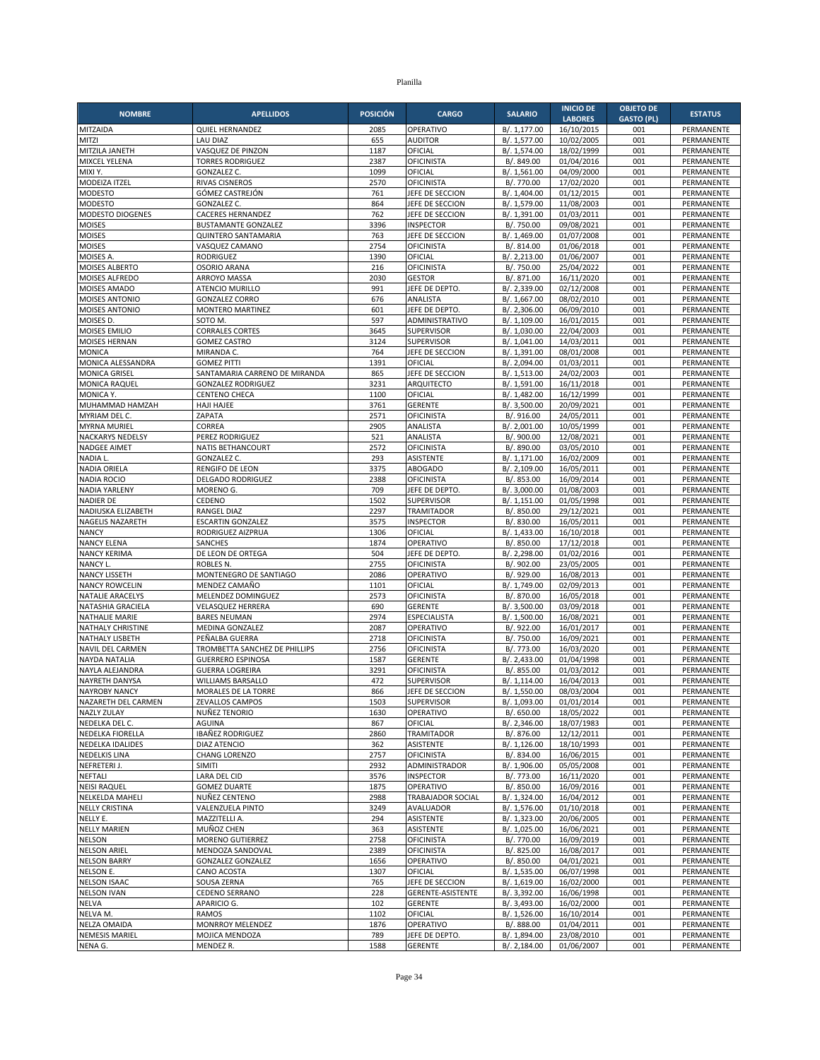Planilla

| NOMBRE | APELLIDOS | POSICIÓN | CARGO | SALARIO | INICIO DE LABORES | OBJETO DE GASTO (PL) | ESTATUS |
|---|---|---|---|---|---|---|---|
| MITZAIDA | QUIEL HERNANDEZ | 2085 | OPERATIVO | B/. 1,177.00 | 16/10/2015 | 001 | PERMANENTE |
| MITZI | LAU DIAZ | 655 | AUDITOR | B/. 1,577.00 | 10/02/2005 | 001 | PERMANENTE |
| MITZILA JANETH | VASQUEZ DE PINZON | 1187 | OFICIAL | B/. 1,574.00 | 18/02/1999 | 001 | PERMANENTE |
| MIXCEL YELENA | TORRES RODRIGUEZ | 2387 | OFICINISTA | B/. 849.00 | 01/04/2016 | 001 | PERMANENTE |
| MIXI Y. | GONZALEZ C. | 1099 | OFICIAL | B/. 1,561.00 | 04/09/2000 | 001 | PERMANENTE |
| MODEIZA ITZEL | RIVAS CISNEROS | 2570 | OFICINISTA | B/. 770.00 | 17/02/2020 | 001 | PERMANENTE |
| MODESTO | GÓMEZ CASTREJÓN | 761 | JEFE DE SECCION | B/. 1,404.00 | 01/12/2015 | 001 | PERMANENTE |
| MODESTO | GONZALEZ C. | 864 | JEFE DE SECCION | B/. 1,579.00 | 11/08/2003 | 001 | PERMANENTE |
| MODESTO DIOGENES | CACERES HERNANDEZ | 762 | JEFE DE SECCION | B/. 1,391.00 | 01/03/2011 | 001 | PERMANENTE |
| MOISES | BUSTAMANTE GONZALEZ | 3396 | INSPECTOR | B/. 750.00 | 09/08/2021 | 001 | PERMANENTE |
| MOISES | QUINTERO SANTAMARIA | 763 | JEFE DE SECCION | B/. 1,469.00 | 01/07/2008 | 001 | PERMANENTE |
| MOISES | VASQUEZ CAMANO | 2754 | OFICINISTA | B/. 814.00 | 01/06/2018 | 001 | PERMANENTE |
| MOISES A. | RODRIGUEZ | 1390 | OFICIAL | B/. 2,213.00 | 01/06/2007 | 001 | PERMANENTE |
| MOISES ALBERTO | OSORIO ARANA | 216 | OFICINISTA | B/. 750.00 | 25/04/2022 | 001 | PERMANENTE |
| MOISES ALFREDO | ARROYO MASSA | 2030 | GESTOR | B/. 871.00 | 16/11/2020 | 001 | PERMANENTE |
| MOISES AMADO | ATENCIO MURILLO | 991 | JEFE DE DEPTO. | B/. 2,339.00 | 02/12/2008 | 001 | PERMANENTE |
| MOISES ANTONIO | GONZALEZ CORRO | 676 | ANALISTA | B/. 1,667.00 | 08/02/2010 | 001 | PERMANENTE |
| MOISES ANTONIO | MONTERO MARTINEZ | 601 | JEFE DE DEPTO. | B/. 2,306.00 | 06/09/2010 | 001 | PERMANENTE |
| MOISES D. | SOTO M. | 597 | ADMINISTRATIVO | B/. 1,109.00 | 16/01/2015 | 001 | PERMANENTE |
| MOISES EMILIO | CORRALES CORTES | 3645 | SUPERVISOR | B/. 1,030.00 | 22/04/2003 | 001 | PERMANENTE |
| MOISES HERNAN | GOMEZ CASTRO | 3124 | SUPERVISOR | B/. 1,041.00 | 14/03/2011 | 001 | PERMANENTE |
| MONICA | MIRANDA C. | 764 | JEFE DE SECCION | B/. 1,391.00 | 08/01/2008 | 001 | PERMANENTE |
| MONICA ALESSANDRA | GOMEZ PITTI | 1391 | OFICIAL | B/. 2,094.00 | 01/03/2011 | 001 | PERMANENTE |
| MONICA GRISEL | SANTAMARIA CARRENO DE MIRANDA | 865 | JEFE DE SECCION | B/. 1,513.00 | 24/02/2003 | 001 | PERMANENTE |
| MONICA RAQUEL | GONZALEZ RODRIGUEZ | 3231 | ARQUITECTO | B/. 1,591.00 | 16/11/2018 | 001 | PERMANENTE |
| MONICA Y. | CENTENO CHECA | 1100 | OFICIAL | B/. 1,482.00 | 16/12/1999 | 001 | PERMANENTE |
| MUHAMMAD HAMZAH | HAJI HAJEE | 3761 | GERENTE | B/. 3,500.00 | 20/09/2021 | 001 | PERMANENTE |
| MYRIAM DEL C. | ZAPATA | 2571 | OFICINISTA | B/. 916.00 | 24/05/2011 | 001 | PERMANENTE |
| MYRNA MURIEL | CORREA | 2905 | ANALISTA | B/. 2,001.00 | 10/05/1999 | 001 | PERMANENTE |
| NACKARYS NEDELSY | PEREZ RODRIGUEZ | 521 | ANALISTA | B/. 900.00 | 12/08/2021 | 001 | PERMANENTE |
| NADGEE AIMET | NATIS BETHANCOURT | 2572 | OFICINISTA | B/. 890.00 | 03/05/2010 | 001 | PERMANENTE |
| NADIA L. | GONZALEZ C. | 293 | ASISTENTE | B/. 1,171.00 | 16/02/2009 | 001 | PERMANENTE |
| NADIA ORIELA | RENGIFO DE LEON | 3375 | ABOGADO | B/. 2,109.00 | 16/05/2011 | 001 | PERMANENTE |
| NADIA ROCIO | DELGADO RODRIGUEZ | 2388 | OFICINISTA | B/. 853.00 | 16/09/2014 | 001 | PERMANENTE |
| NADIA YARLENY | MORENO G. | 709 | JEFE DE DEPTO. | B/. 3,000.00 | 01/08/2003 | 001 | PERMANENTE |
| NADIER DE | CEDENO | 1502 | SUPERVISOR | B/. 1,151.00 | 01/05/1998 | 001 | PERMANENTE |
| NADIUSKA ELIZABETH | RANGEL DIAZ | 2297 | TRAMITADOR | B/. 850.00 | 29/12/2021 | 001 | PERMANENTE |
| NAGELIS NAZARETH | ESCARTIN GONZALEZ | 3575 | INSPECTOR | B/. 830.00 | 16/05/2011 | 001 | PERMANENTE |
| NANCY | RODRIGUEZ AIZPRUA | 1306 | OFICIAL | B/. 1,433.00 | 16/10/2018 | 001 | PERMANENTE |
| NANCY ELENA | SANCHES | 1874 | OPERATIVO | B/. 850.00 | 17/12/2018 | 001 | PERMANENTE |
| NANCY KERIMA | DE LEON DE ORTEGA | 504 | JEFE DE DEPTO. | B/. 2,298.00 | 01/02/2016 | 001 | PERMANENTE |
| NANCY L. | ROBLES N. | 2755 | OFICINISTA | B/. 902.00 | 23/05/2005 | 001 | PERMANENTE |
| NANCY LISSETH | MONTENEGRO DE SANTIAGO | 2086 | OPERATIVO | B/. 929.00 | 16/08/2013 | 001 | PERMANENTE |
| NANCY ROWCELIN | MENDEZ CAMAÑO | 1101 | OFICIAL | B/. 1,749.00 | 02/09/2013 | 001 | PERMANENTE |
| NATALIE ARACELYS | MELENDEZ DOMINGUEZ | 2573 | OFICINISTA | B/. 870.00 | 16/05/2018 | 001 | PERMANENTE |
| NATASHIA GRACIELA | VELASQUEZ HERRERA | 690 | GERENTE | B/. 3,500.00 | 03/09/2018 | 001 | PERMANENTE |
| NATHALIE MARIE | BARES NEUMAN | 2974 | ESPECIALISTA | B/. 1,500.00 | 16/08/2021 | 001 | PERMANENTE |
| NATHALY CHRISTINE | MEDINA GONZALEZ | 2087 | OPERATIVO | B/. 922.00 | 16/01/2017 | 001 | PERMANENTE |
| NATHALY LISBETH | PEÑALBA GUERRA | 2718 | OFICINISTA | B/. 750.00 | 16/09/2021 | 001 | PERMANENTE |
| NAVIL DEL CARMEN | TROMBETTA SANCHEZ DE PHILLIPS | 2756 | OFICINISTA | B/. 773.00 | 16/03/2020 | 001 | PERMANENTE |
| NAYDA NATALIA | GUERRERO ESPINOSA | 1587 | GERENTE | B/. 2,433.00 | 01/04/1998 | 001 | PERMANENTE |
| NAYLA ALEJANDRA | GUERRA LOGREIRA | 3291 | OFICINISTA | B/. 855.00 | 01/03/2012 | 001 | PERMANENTE |
| NAYRETH DANYSA | WILLIAMS BARSALLO | 472 | SUPERVISOR | B/. 1,114.00 | 16/04/2013 | 001 | PERMANENTE |
| NAYROBY NANCY | MORALES DE LA TORRE | 866 | JEFE DE SECCION | B/. 1,550.00 | 08/03/2004 | 001 | PERMANENTE |
| NAZARETH DEL CARMEN | ZEVALLOS CAMPOS | 1503 | SUPERVISOR | B/. 1,093.00 | 01/01/2014 | 001 | PERMANENTE |
| NAZLY ZULAY | NUÑEZ TENORIO | 1630 | OPERATIVO | B/. 650.00 | 18/05/2022 | 001 | PERMANENTE |
| NEDELKA DEL C. | AGUINA | 867 | OFICIAL | B/. 2,346.00 | 18/07/1983 | 001 | PERMANENTE |
| NEDELKA FIORELLA | IBAÑEZ RODRIGUEZ | 2860 | TRAMITADOR | B/. 876.00 | 12/12/2011 | 001 | PERMANENTE |
| NEDELKA IDALIDES | DIAZ ATENCIO | 362 | ASISTENTE | B/. 1,126.00 | 18/10/1993 | 001 | PERMANENTE |
| NEDELKIS LINA | CHANG LORENZO | 2757 | OFICINISTA | B/. 834.00 | 16/06/2015 | 001 | PERMANENTE |
| NEFRETERI J. | SIMITI | 2932 | ADMINISTRADOR | B/. 1,906.00 | 05/05/2008 | 001 | PERMANENTE |
| NEFTALI | LARA DEL CID | 3576 | INSPECTOR | B/. 773.00 | 16/11/2020 | 001 | PERMANENTE |
| NEISI RAQUEL | GOMEZ DUARTE | 1875 | OPERATIVO | B/. 850.00 | 16/09/2016 | 001 | PERMANENTE |
| NELKELDA MAHELI | NUÑEZ CENTENO | 2988 | TRABAJADOR SOCIAL | B/. 1,324.00 | 16/04/2012 | 001 | PERMANENTE |
| NELLY CRISTINA | VALENZUELA PINTO | 3249 | AVALUADOR | B/. 1,576.00 | 01/10/2018 | 001 | PERMANENTE |
| NELLY E. | MAZZITELLI A. | 294 | ASISTENTE | B/. 1,323.00 | 20/06/2005 | 001 | PERMANENTE |
| NELLY MARIEN | MUÑOZ CHEN | 363 | ASISTENTE | B/. 1,025.00 | 16/06/2021 | 001 | PERMANENTE |
| NELSON | MORENO GUTIERREZ | 2758 | OFICINISTA | B/. 770.00 | 16/09/2019 | 001 | PERMANENTE |
| NELSON ARIEL | MENDOZA SANDOVAL | 2389 | OFICINISTA | B/. 825.00 | 16/08/2017 | 001 | PERMANENTE |
| NELSON BARRY | GONZALEZ GONZALEZ | 1656 | OPERATIVO | B/. 850.00 | 04/01/2021 | 001 | PERMANENTE |
| NELSON E. | CANO ACOSTA | 1307 | OFICIAL | B/. 1,535.00 | 06/07/1998 | 001 | PERMANENTE |
| NELSON ISAAC | SOUSA ZERNA | 765 | JEFE DE SECCION | B/. 1,619.00 | 16/02/2000 | 001 | PERMANENTE |
| NELSON IVAN | CEDENO SERRANO | 228 | GERENTE-ASISTENTE | B/. 3,392.00 | 16/06/1998 | 001 | PERMANENTE |
| NELVA | APARICIO G. | 102 | GERENTE | B/. 3,493.00 | 16/02/2000 | 001 | PERMANENTE |
| NELVA M. | RAMOS | 1102 | OFICIAL | B/. 1,526.00 | 16/10/2014 | 001 | PERMANENTE |
| NELZA OMAIDA | MONRROY MELENDEZ | 1876 | OPERATIVO | B/. 888.00 | 01/04/2011 | 001 | PERMANENTE |
| NEMESIS MARIEL | MOJICA MENDOZA | 789 | JEFE DE DEPTO. | B/. 1,894.00 | 23/08/2010 | 001 | PERMANENTE |
| NENA G. | MENDEZ R. | 1588 | GERENTE | B/. 2,184.00 | 01/06/2007 | 001 | PERMANENTE |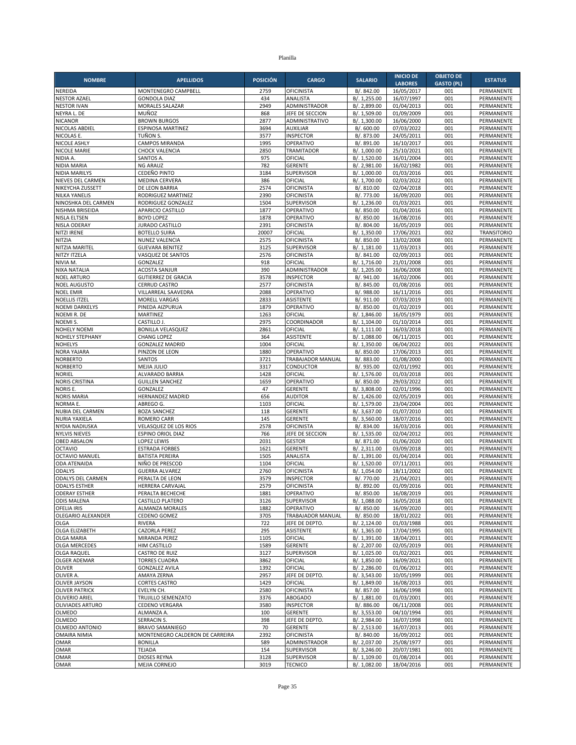| NOMBRE | APELLIDOS | POSICIÓN | CARGO | SALARIO | INICIO DE LABORES | OBJETO DE GASTO (PL) | ESTATUS |
|---|---|---|---|---|---|---|---|
| NEREIDA | MONTENEGRO CAMPBELL | 2759 | OFICINISTA | B/. 842.00 | 16/05/2017 | 001 | PERMANENTE |
| NESTOR AZAEL | GONDOLA DIAZ | 434 | ANALISTA | B/. 1,255.00 | 16/07/1997 | 001 | PERMANENTE |
| NESTOR IVAN | MORALES SALAZAR | 2949 | ADMINISTRADOR | B/. 2,899.00 | 01/04/2013 | 001 | PERMANENTE |
| NEYRA L. DE | MUÑOZ | 868 | JEFE DE SECCION | B/. 1,509.00 | 01/09/2009 | 001 | PERMANENTE |
| NICANOR | BROWN BURGOS | 2877 | ADMINISTRATIVO | B/. 1,300.00 | 16/06/2000 | 001 | PERMANENTE |
| NICOLAS ABDIEL | ESPINOSA MARTINEZ | 3694 | AUXILIAR | B/. 600.00 | 07/03/2022 | 001 | PERMANENTE |
| NICOLAS E. | TUÑON S. | 3577 | INSPECTOR | B/. 873.00 | 24/05/2011 | 001 | PERMANENTE |
| NICOLE ASHLY | CAMPOS MIRANDA | 1995 | OPERATIVO | B/. 891.00 | 16/10/2017 | 001 | PERMANENTE |
| NICOLE MARIE | CHOCK VALENCIA | 2850 | TRAMITADOR | B/. 1,000.00 | 25/10/2021 | 001 | PERMANENTE |
| NIDIA A. | SANTOS A. | 975 | OFICIAL | B/. 1,520.00 | 16/01/2004 | 001 | PERMANENTE |
| NIDIA MARIA | NG ARAUZ | 782 | GERENTE | B/. 2,981.00 | 16/02/1982 | 001 | PERMANENTE |
| NIDIA MARILYS | CEDEÑO PINTO | 3184 | SUPERVISOR | B/. 1,000.00 | 01/03/2016 | 001 | PERMANENTE |
| NIEVES DEL CARMEN | MEDINA CERVERA | 386 | OFICIAL | B/. 1,700.00 | 02/03/2022 | 001 | PERMANENTE |
| NIKEYCHA ZUSSETT | DE LEON BARRIA | 2574 | OFICINISTA | B/. 810.00 | 02/04/2018 | 001 | PERMANENTE |
| NILKA YANELIS | RODRIGUEZ MARTINEZ | 2390 | OFICINISTA | B/. 773.00 | 16/09/2020 | 001 | PERMANENTE |
| NINOSHKA DEL CARMEN | RODRIGUEZ GONZALEZ | 1504 | SUPERVISOR | B/. 1,236.00 | 01/03/2021 | 001 | PERMANENTE |
| NISHMA BRISEIDA | APARICIO CASTILLO | 1877 | OPERATIVO | B/. 850.00 | 01/04/2016 | 001 | PERMANENTE |
| NISLA ELTSEN | BOYD LOPEZ | 1878 | OPERATIVO | B/. 850.00 | 16/08/2016 | 001 | PERMANENTE |
| NISLA ODERAY | JURADO CASTILLO | 2391 | OFICINISTA | B/. 804.00 | 16/05/2019 | 001 | PERMANENTE |
| NITZI IRENE | BOTELLO SUIRA | 20007 | OFICIAL | B/. 1,350.00 | 17/06/2021 | 002 | TRANSITORIO |
| NITZIA | NUNEZ VALENCIA | 2575 | OFICINISTA | B/. 850.00 | 13/02/2008 | 001 | PERMANENTE |
| NITZIA MARITEL | GUEVARA BENITEZ | 3125 | SUPERVISOR | B/. 1,181.00 | 11/03/2013 | 001 | PERMANENTE |
| NITZY ITZELA | VASQUEZ DE SANTOS | 2576 | OFICINISTA | B/. 841.00 | 02/09/2013 | 001 | PERMANENTE |
| NIVIA M. | GONZALEZ | 918 | OFICIAL | B/. 1,716.00 | 21/01/2008 | 001 | PERMANENTE |
| NIXA NATALIA | ACOSTA SANJUR | 390 | ADMINISTRADOR | B/. 1,205.00 | 16/06/2008 | 001 | PERMANENTE |
| NOEL ARTURO | GUTIERREZ DE GRACIA | 3578 | INSPECTOR | B/. 941.00 | 16/02/2006 | 001 | PERMANENTE |
| NOEL AUGUSTO | CERRUD CASTRO | 2577 | OFICINISTA | B/. 845.00 | 01/08/2016 | 001 | PERMANENTE |
| NOEL EMIR | VILLARREAL SAAVEDRA | 2088 | OPERATIVO | B/. 988.00 | 16/11/2016 | 001 | PERMANENTE |
| NOELLIS ITZEL | MORELL VARGAS | 2833 | ASISTENTE | B/. 911.00 | 07/03/2019 | 001 | PERMANENTE |
| NOEMI DARKELYS | PINEDA AIZPURUA | 1879 | OPERATIVO | B/. 850.00 | 01/02/2019 | 001 | PERMANENTE |
| NOEMI R. DE | MARTINEZ | 1263 | OFICIAL | B/. 1,846.00 | 16/05/1979 | 001 | PERMANENTE |
| NOEMI S. | CASTILLO J. | 2975 | COORDINADOR | B/. 1,104.00 | 01/10/2014 | 001 | PERMANENTE |
| NOHELY NOEMI | BONILLA VELASQUEZ | 2861 | OFICIAL | B/. 1,111.00 | 16/03/2018 | 001 | PERMANENTE |
| NOHELY STEPHANY | CHANG LOPEZ | 364 | ASISTENTE | B/. 1,088.00 | 06/11/2015 | 001 | PERMANENTE |
| NOHELYS | GONZALEZ MADRID | 1004 | OFICIAL | B/. 1,350.00 | 06/04/2022 | 001 | PERMANENTE |
| NORA YAJARA | PINZON DE LEON | 1880 | OPERATIVO | B/. 850.00 | 17/06/2013 | 001 | PERMANENTE |
| NORBERTO | SANTOS | 3721 | TRABAJADOR MANUAL | B/. 883.00 | 01/08/2000 | 001 | PERMANENTE |
| NORBERTO | MEJIA JULIO | 3317 | CONDUCTOR | B/. 935.00 | 02/01/1992 | 001 | PERMANENTE |
| NORIEL | ALVARADO BARRIA | 1428 | OFICIAL | B/. 1,576.00 | 01/03/2018 | 001 | PERMANENTE |
| NORIS CRISTINA | GUILLEN SANCHEZ | 1659 | OPERATIVO | B/. 850.00 | 29/03/2022 | 001 | PERMANENTE |
| NORIS E. | GONZALEZ | 47 | GERENTE | B/. 3,808.00 | 02/01/1996 | 001 | PERMANENTE |
| NORIS MARIA | HERNANDEZ MADRID | 656 | AUDITOR | B/. 1,426.00 | 02/05/2019 | 001 | PERMANENTE |
| NORMA E. | ABREGO G. | 1103 | OFICIAL | B/. 1,579.00 | 23/04/2004 | 001 | PERMANENTE |
| NUBIA DEL CARMEN | BOZA SANCHEZ | 118 | GERENTE | B/. 3,637.00 | 01/07/2010 | 001 | PERMANENTE |
| NURIA YAXIELA | ROMERO CARR | 145 | GERENTE | B/. 3,560.00 | 18/07/2016 | 001 | PERMANENTE |
| NYDIA NADIUSKA | VELASQUEZ DE LOS RIOS | 2578 | OFICINISTA | B/. 834.00 | 16/03/2016 | 001 | PERMANENTE |
| NYLVIS NIEVES | ESPINO ORIOL DIAZ | 766 | JEFE DE SECCION | B/. 1,535.00 | 02/04/2012 | 001 | PERMANENTE |
| OBED ABSALON | LOPEZ LEWIS | 2031 | GESTOR | B/. 871.00 | 01/06/2020 | 001 | PERMANENTE |
| OCTAVIO | ESTRADA FORBES | 1621 | GERENTE | B/. 2,311.00 | 03/09/2018 | 001 | PERMANENTE |
| OCTAVIO MANUEL | BATISTA PEREIRA | 1505 | ANALISTA | B/. 1,391.00 | 01/04/2014 | 001 | PERMANENTE |
| ODA ATENAIDA | NIÑO DE PRESCOD | 1104 | OFICIAL | B/. 1,520.00 | 07/11/2011 | 001 | PERMANENTE |
| ODALYS | GUERRA ALVAREZ | 2760 | OFICINISTA | B/. 1,054.00 | 18/11/2002 | 001 | PERMANENTE |
| ODALYS DEL CARMEN | PERALTA DE LEON | 3579 | INSPECTOR | B/. 770.00 | 21/04/2021 | 001 | PERMANENTE |
| ODALYS ESTHER | HERRERA CARVAJAL | 2579 | OFICINISTA | B/. 892.00 | 01/09/2016 | 001 | PERMANENTE |
| ODERAY ESTHER | PERALTA BECHECHE | 1881 | OPERATIVO | B/. 850.00 | 16/08/2019 | 001 | PERMANENTE |
| ODIS MALENA | CASTILLO PLATERO | 3126 | SUPERVISOR | B/. 1,088.00 | 16/05/2018 | 001 | PERMANENTE |
| OFELIA IRIS | ALMANZA MORALES | 1882 | OPERATIVO | B/. 850.00 | 16/09/2020 | 001 | PERMANENTE |
| OLEGARIO ALEXANDER | CEDENO GOMEZ | 3705 | TRABAJADOR MANUAL | B/. 850.00 | 18/01/2022 | 001 | PERMANENTE |
| OLGA | RIVERA | 722 | JEFE DE DEPTO. | B/. 2,124.00 | 01/03/1988 | 001 | PERMANENTE |
| OLGA ELIZABETH | CAZORLA PEREZ | 295 | ASISTENTE | B/. 1,365.00 | 17/04/1995 | 001 | PERMANENTE |
| OLGA MARIA | MIRANDA PEREZ | 1105 | OFICIAL | B/. 1,391.00 | 18/04/2011 | 001 | PERMANENTE |
| OLGA MERCEDES | HIM CASTILLO | 1589 | GERENTE | B/. 2,207.00 | 02/05/2019 | 001 | PERMANENTE |
| OLGA RAQUEL | CASTRO DE RUIZ | 3127 | SUPERVISOR | B/. 1,025.00 | 01/02/2021 | 001 | PERMANENTE |
| OLGER ADEMAR | TORRES CUADRA | 3862 | OFICIAL | B/. 1,850.00 | 16/09/2021 | 001 | PERMANENTE |
| OLIVER | GONZALEZ AVILA | 1392 | OFICIAL | B/. 2,286.00 | 01/06/2012 | 001 | PERMANENTE |
| OLIVER A. | AMAYA ZERNA | 2957 | JEFE DE DEPTO. | B/. 3,543.00 | 10/05/1999 | 001 | PERMANENTE |
| OLIVER JAYSON | CORTES CASTRO | 1429 | OFICIAL | B/. 1,849.00 | 16/08/2013 | 001 | PERMANENTE |
| OLIVER PATRICK | EVELYN CH. | 2580 | OFICINISTA | B/. 857.00 | 16/06/1998 | 001 | PERMANENTE |
| OLIVERIO ARIEL | TRUJILLO SEMENZATO | 3376 | ABOGADO | B/. 1,881.00 | 01/03/2001 | 001 | PERMANENTE |
| OLIVIADES ARTURO | CEDENO VERGARA | 3580 | INSPECTOR | B/. 886.00 | 06/11/2008 | 001 | PERMANENTE |
| OLMEDO | ALMANZA A. | 100 | GERENTE | B/. 3,553.00 | 04/10/1994 | 001 | PERMANENTE |
| OLMEDO | SERRACIN S. | 398 | JEFE DE DEPTO. | B/. 2,984.00 | 16/07/1998 | 001 | PERMANENTE |
| OLMEDO ANTONIO | BRAVO SAMANIEGO | 70 | GERENTE | B/. 2,513.00 | 16/07/2013 | 001 | PERMANENTE |
| OMAIRA NIMIA | MONTENEGRO CALDERON DE CARREIRA | 2392 | OFICINISTA | B/. 840.00 | 16/09/2012 | 001 | PERMANENTE |
| OMAR | BONILLA | 589 | ADMINISTRADOR | B/. 2,037.00 | 25/08/1977 | 001 | PERMANENTE |
| OMAR | TEJADA | 154 | SUPERVISOR | B/. 3,246.00 | 20/07/1981 | 001 | PERMANENTE |
| OMAR | DIOSES REYNA | 3128 | SUPERVISOR | B/. 1,109.00 | 01/08/2014 | 001 | PERMANENTE |
| OMAR | MEJIA CORNEJO | 3019 | TECNICO | B/. 1,082.00 | 18/04/2016 | 001 | PERMANENTE |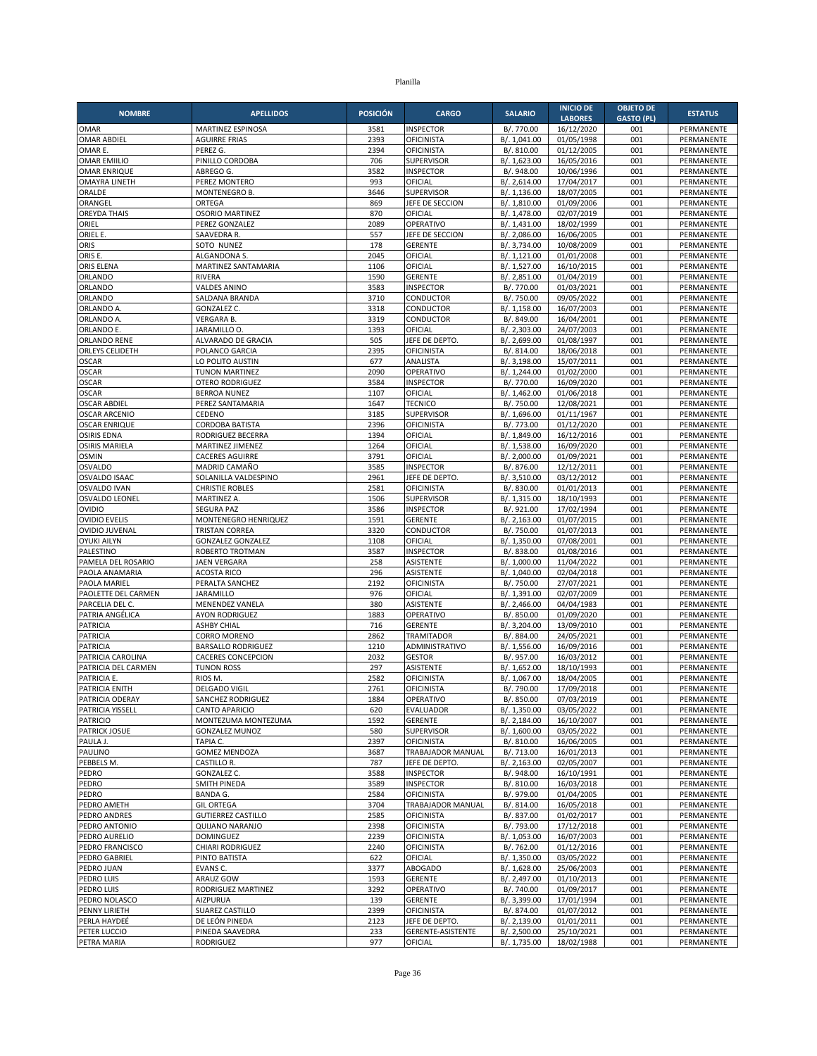| NOMBRE | APELLIDOS | POSICIÓN | CARGO | SALARIO | INICIO DE LABORES | OBJETO DE GASTO (PL) | ESTATUS |
|---|---|---|---|---|---|---|---|
| OMAR | MARTINEZ ESPINOSA | 3581 | INSPECTOR | B/. 770.00 | 16/12/2020 | 001 | PERMANENTE |
| OMAR ABDIEL | AGUIRRE FRIAS | 2393 | OFICINISTA | B/. 1,041.00 | 01/05/1998 | 001 | PERMANENTE |
| OMAR E. | PEREZ G. | 2394 | OFICINISTA | B/. 810.00 | 01/12/2005 | 001 | PERMANENTE |
| OMAR EMIILIO | PINILLO CORDOBA | 706 | SUPERVISOR | B/. 1,623.00 | 16/05/2016 | 001 | PERMANENTE |
| OMAR ENRIQUE | ABREGO G. | 3582 | INSPECTOR | B/. 948.00 | 10/06/1996 | 001 | PERMANENTE |
| OMAYRA LINETH | PEREZ MONTERO | 993 | OFICIAL | B/. 2,614.00 | 17/04/2017 | 001 | PERMANENTE |
| ORALDE | MONTENEGRO B. | 3646 | SUPERVISOR | B/. 1,136.00 | 18/07/2005 | 001 | PERMANENTE |
| ORANGEL | ORTEGA | 869 | JEFE DE SECCION | B/. 1,810.00 | 01/09/2006 | 001 | PERMANENTE |
| OREYDA THAIS | OSORIO MARTINEZ | 870 | OFICIAL | B/. 1,478.00 | 02/07/2019 | 001 | PERMANENTE |
| ORIEL | PEREZ GONZALEZ | 2089 | OPERATIVO | B/. 1,431.00 | 18/02/1999 | 001 | PERMANENTE |
| ORIEL E. | SAAVEDRA R. | 557 | JEFE DE SECCION | B/. 2,086.00 | 16/06/2005 | 001 | PERMANENTE |
| ORIS | SOTO NUNEZ | 178 | GERENTE | B/. 3,734.00 | 10/08/2009 | 001 | PERMANENTE |
| ORIS E. | ALGANDONA S. | 2045 | OFICIAL | B/. 1,121.00 | 01/01/2008 | 001 | PERMANENTE |
| ORIS ELENA | MARTINEZ SANTAMARIA | 1106 | OFICIAL | B/. 1,527.00 | 16/10/2015 | 001 | PERMANENTE |
| ORLANDO | RIVERA | 1590 | GERENTE | B/. 2,851.00 | 01/04/2019 | 001 | PERMANENTE |
| ORLANDO | VALDES ANINO | 3583 | INSPECTOR | B/. 770.00 | 01/03/2021 | 001 | PERMANENTE |
| ORLANDO | SALDANA BRANDA | 3710 | CONDUCTOR | B/. 750.00 | 09/05/2022 | 001 | PERMANENTE |
| ORLANDO A. | GONZALEZ C. | 3318 | CONDUCTOR | B/. 1,158.00 | 16/07/2003 | 001 | PERMANENTE |
| ORLANDO A. | VERGARA B. | 3319 | CONDUCTOR | B/. 849.00 | 16/04/2001 | 001 | PERMANENTE |
| ORLANDO E. | JARAMILLO O. | 1393 | OFICIAL | B/. 2,303.00 | 24/07/2003 | 001 | PERMANENTE |
| ORLANDO RENE | ALVARADO DE GRACIA | 505 | JEFE DE DEPTO. | B/. 2,699.00 | 01/08/1997 | 001 | PERMANENTE |
| ORLEYS CELIDETH | POLANCO GARCIA | 2395 | OFICINISTA | B/. 814.00 | 18/06/2018 | 001 | PERMANENTE |
| OSCAR | LO POLITO AUSTIN | 677 | ANALISTA | B/. 3,198.00 | 15/07/2011 | 001 | PERMANENTE |
| OSCAR | TUNON MARTINEZ | 2090 | OPERATIVO | B/. 1,244.00 | 01/02/2000 | 001 | PERMANENTE |
| OSCAR | OTERO RODRIGUEZ | 3584 | INSPECTOR | B/. 770.00 | 16/09/2020 | 001 | PERMANENTE |
| OSCAR | BERROA NUNEZ | 1107 | OFICIAL | B/. 1,462.00 | 01/06/2018 | 001 | PERMANENTE |
| OSCAR ABDIEL | PEREZ SANTAMARIA | 1647 | TECNICO | B/. 750.00 | 12/08/2021 | 001 | PERMANENTE |
| OSCAR ARCENIO | CEDENO | 3185 | SUPERVISOR | B/. 1,696.00 | 01/11/1967 | 001 | PERMANENTE |
| OSCAR ENRIQUE | CORDOBA BATISTA | 2396 | OFICINISTA | B/. 773.00 | 01/12/2020 | 001 | PERMANENTE |
| OSIRIS EDNA | RODRIGUEZ BECERRA | 1394 | OFICIAL | B/. 1,849.00 | 16/12/2016 | 001 | PERMANENTE |
| OSIRIS MARIELA | MARTINEZ JIMENEZ | 1264 | OFICIAL | B/. 1,538.00 | 16/09/2020 | 001 | PERMANENTE |
| OSMIN | CACERES AGUIRRE | 3791 | OFICIAL | B/. 2,000.00 | 01/09/2021 | 001 | PERMANENTE |
| OSVALDO | MADRID CAMAÑO | 3585 | INSPECTOR | B/. 876.00 | 12/12/2011 | 001 | PERMANENTE |
| OSVALDO ISAAC | SOLANILLA VALDESPINO | 2961 | JEFE DE DEPTO. | B/. 3,510.00 | 03/12/2012 | 001 | PERMANENTE |
| OSVALDO IVAN | CHRISTIE ROBLES | 2581 | OFICINISTA | B/. 830.00 | 01/01/2013 | 001 | PERMANENTE |
| OSVALDO LEONEL | MARTINEZ A. | 1506 | SUPERVISOR | B/. 1,315.00 | 18/10/1993 | 001 | PERMANENTE |
| OVIDIO | SEGURA PAZ | 3586 | INSPECTOR | B/. 921.00 | 17/02/1994 | 001 | PERMANENTE |
| OVIDIO EVELIS | MONTENEGRO HENRIQUEZ | 1591 | GERENTE | B/. 2,163.00 | 01/07/2015 | 001 | PERMANENTE |
| OVIDIO JUVENAL | TRISTAN CORREA | 3320 | CONDUCTOR | B/. 750.00 | 01/07/2013 | 001 | PERMANENTE |
| OYUKI AILYN | GONZALEZ GONZALEZ | 1108 | OFICIAL | B/. 1,350.00 | 07/08/2001 | 001 | PERMANENTE |
| PALESTINO | ROBERTO TROTMAN | 3587 | INSPECTOR | B/. 838.00 | 01/08/2016 | 001 | PERMANENTE |
| PAMELA DEL ROSARIO | JAEN VERGARA | 258 | ASISTENTE | B/. 1,000.00 | 11/04/2022 | 001 | PERMANENTE |
| PAOLA ANAMARIA | ACOSTA RICO | 296 | ASISTENTE | B/. 1,040.00 | 02/04/2018 | 001 | PERMANENTE |
| PAOLA MARIEL | PERALTA SANCHEZ | 2192 | OFICINISTA | B/. 750.00 | 27/07/2021 | 001 | PERMANENTE |
| PAOLETTE DEL CARMEN | JARAMILLO | 976 | OFICIAL | B/. 1,391.00 | 02/07/2009 | 001 | PERMANENTE |
| PARCELIA DEL C. | MENENDEZ VANELA | 380 | ASISTENTE | B/. 2,466.00 | 04/04/1983 | 001 | PERMANENTE |
| PATRIA ANGÉLICA | AYON RODRIGUEZ | 1883 | OPERATIVO | B/. 850.00 | 01/09/2020 | 001 | PERMANENTE |
| PATRICIA | ASHBY CHIAL | 716 | GERENTE | B/. 3,204.00 | 13/09/2010 | 001 | PERMANENTE |
| PATRICIA | CORRO MORENO | 2862 | TRAMITADOR | B/. 884.00 | 24/05/2021 | 001 | PERMANENTE |
| PATRICIA | BARSALLO RODRIGUEZ | 1210 | ADMINISTRATIVO | B/. 1,556.00 | 16/09/2016 | 001 | PERMANENTE |
| PATRICIA CAROLINA | CACERES CONCEPCION | 2032 | GESTOR | B/. 957.00 | 16/03/2012 | 001 | PERMANENTE |
| PATRICIA DEL CARMEN | TUNON ROSS | 297 | ASISTENTE | B/. 1,652.00 | 18/10/1993 | 001 | PERMANENTE |
| PATRICIA E. | RIOS M. | 2582 | OFICINISTA | B/. 1,067.00 | 18/04/2005 | 001 | PERMANENTE |
| PATRICIA ENITH | DELGADO VIGIL | 2761 | OFICINISTA | B/. 790.00 | 17/09/2018 | 001 | PERMANENTE |
| PATRICIA ODERAY | SANCHEZ RODRIGUEZ | 1884 | OPERATIVO | B/. 850.00 | 07/03/2019 | 001 | PERMANENTE |
| PATRICIA YISSELL | CANTO APARICIO | 620 | EVALUADOR | B/. 1,350.00 | 03/05/2022 | 001 | PERMANENTE |
| PATRICIO | MONTEZUMA MONTEZUMA | 1592 | GERENTE | B/. 2,184.00 | 16/10/2007 | 001 | PERMANENTE |
| PATRICK JOSUE | GONZALEZ MUNOZ | 580 | SUPERVISOR | B/. 1,600.00 | 03/05/2022 | 001 | PERMANENTE |
| PAULA J. | TAPIA C. | 2397 | OFICINISTA | B/. 810.00 | 16/06/2005 | 001 | PERMANENTE |
| PAULINO | GOMEZ MENDOZA | 3687 | TRABAJADOR MANUAL | B/. 713.00 | 16/01/2013 | 001 | PERMANENTE |
| PEBBELS M. | CASTILLO R. | 787 | JEFE DE DEPTO. | B/. 2,163.00 | 02/05/2007 | 001 | PERMANENTE |
| PEDRO | GONZALEZ C. | 3588 | INSPECTOR | B/. 948.00 | 16/10/1991 | 001 | PERMANENTE |
| PEDRO | SMITH PINEDA | 3589 | INSPECTOR | B/. 810.00 | 16/03/2018 | 001 | PERMANENTE |
| PEDRO | BANDA G. | 2584 | OFICINISTA | B/. 979.00 | 01/04/2005 | 001 | PERMANENTE |
| PEDRO AMETH | GIL ORTEGA | 3704 | TRABAJADOR MANUAL | B/. 814.00 | 16/05/2018 | 001 | PERMANENTE |
| PEDRO ANDRES | GUTIERREZ CASTILLO | 2585 | OFICINISTA | B/. 837.00 | 01/02/2017 | 001 | PERMANENTE |
| PEDRO ANTONIO | QUIJANO NARANJO | 2398 | OFICINISTA | B/. 793.00 | 17/12/2018 | 001 | PERMANENTE |
| PEDRO AURELIO | DOMINGUEZ | 2239 | OFICINISTA | B/. 1,053.00 | 16/07/2003 | 001 | PERMANENTE |
| PEDRO FRANCISCO | CHIARI RODRIGUEZ | 2240 | OFICINISTA | B/. 762.00 | 01/12/2016 | 001 | PERMANENTE |
| PEDRO GABRIEL | PINTO BATISTA | 622 | OFICIAL | B/. 1,350.00 | 03/05/2022 | 001 | PERMANENTE |
| PEDRO JUAN | EVANS C. | 3377 | ABOGADO | B/. 1,628.00 | 25/06/2003 | 001 | PERMANENTE |
| PEDRO LUIS | ARAUZ GOW | 1593 | GERENTE | B/. 2,497.00 | 01/10/2013 | 001 | PERMANENTE |
| PEDRO LUIS | RODRIGUEZ MARTINEZ | 3292 | OPERATIVO | B/. 740.00 | 01/09/2017 | 001 | PERMANENTE |
| PEDRO NOLASCO | AIZPURUA | 139 | GERENTE | B/. 3,399.00 | 17/01/1994 | 001 | PERMANENTE |
| PENNY LIRIETH | SUAREZ CASTILLO | 2399 | OFICINISTA | B/. 874.00 | 01/07/2012 | 001 | PERMANENTE |
| PERLA HAYDEÉ | DE LEÓN PINEDA | 2123 | JEFE DE DEPTO. | B/. 2,139.00 | 01/01/2011 | 001 | PERMANENTE |
| PETER LUCCIO | PINEDA SAAVEDRA | 233 | GERENTE-ASISTENTE | B/. 2,500.00 | 25/10/2021 | 001 | PERMANENTE |
| PETRA MARIA | RODRIGUEZ | 977 | OFICIAL | B/. 1,735.00 | 18/02/1988 | 001 | PERMANENTE |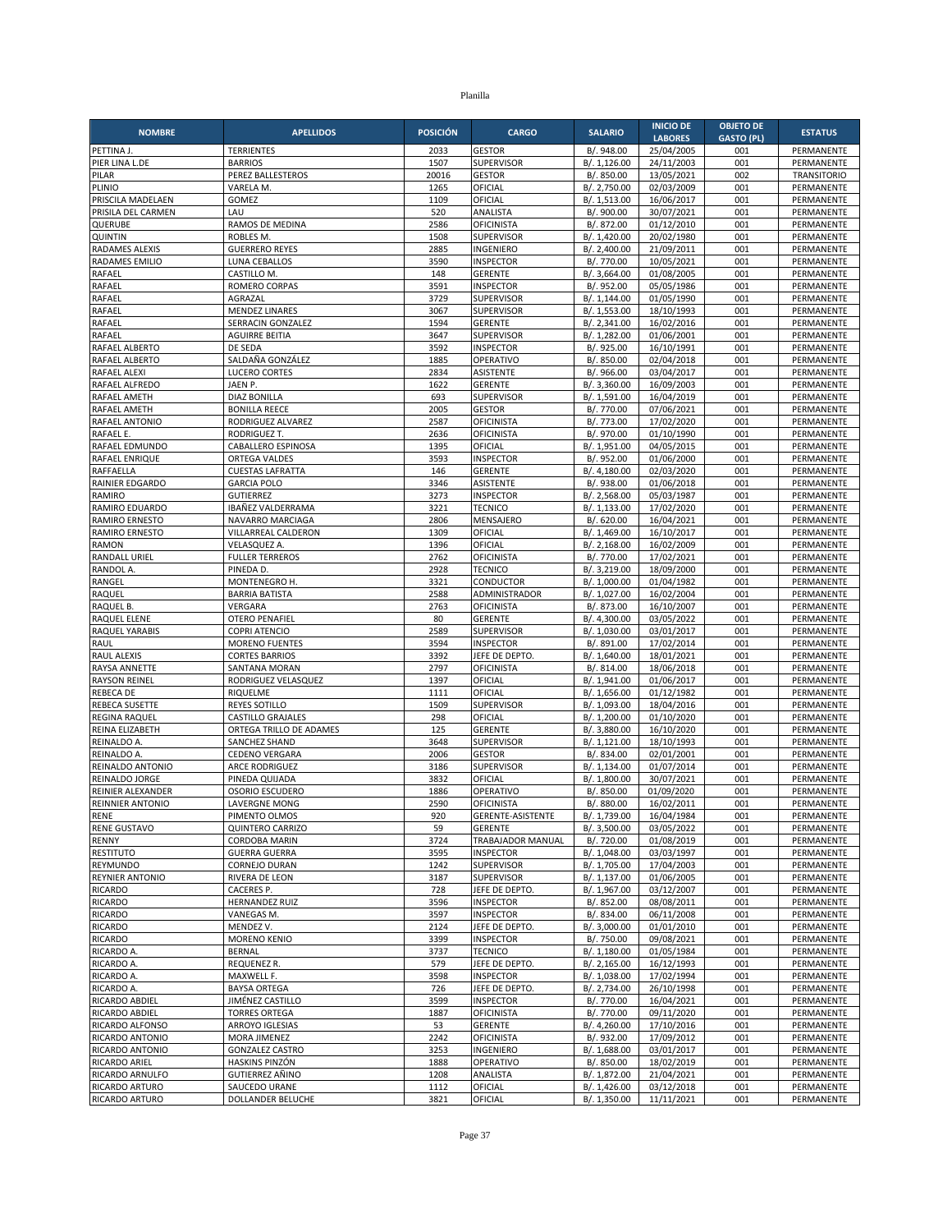| NOMBRE | APELLIDOS | POSICIÓN | CARGO | SALARIO | INICIO DE LABORES | OBJETO DE GASTO (PL) | ESTATUS |
|---|---|---|---|---|---|---|---|
| PETTINA J. | TERRIENTES | 2033 | GESTOR | B/. 948.00 | 25/04/2005 | 001 | PERMANENTE |
| PIER LINA L.DE | BARRIOS | 1507 | SUPERVISOR | B/. 1,126.00 | 24/11/2003 | 001 | PERMANENTE |
| PILAR | PEREZ BALLESTEROS | 20016 | GESTOR | B/. 850.00 | 13/05/2021 | 002 | TRANSITORIO |
| PLINIO | VARELA M. | 1265 | OFICIAL | B/. 2,750.00 | 02/03/2009 | 001 | PERMANENTE |
| PRISCILA MADELAEN | GOMEZ | 1109 | OFICIAL | B/. 1,513.00 | 16/06/2017 | 001 | PERMANENTE |
| PRISILA DEL CARMEN | LAU | 520 | ANALISTA | B/. 900.00 | 30/07/2021 | 001 | PERMANENTE |
| QUERUBE | RAMOS DE MEDINA | 2586 | OFICINISTA | B/. 872.00 | 01/12/2010 | 001 | PERMANENTE |
| QUINTIN | ROBLES M. | 1508 | SUPERVISOR | B/. 1,420.00 | 20/02/1980 | 001 | PERMANENTE |
| RADAMES ALEXIS | GUERRERO REYES | 2885 | INGENIERO | B/. 2,400.00 | 21/09/2011 | 001 | PERMANENTE |
| RADAMES EMILIO | LUNA CEBALLOS | 3590 | INSPECTOR | B/. 770.00 | 10/05/2021 | 001 | PERMANENTE |
| RAFAEL | CASTILLO M. | 148 | GERENTE | B/. 3,664.00 | 01/08/2005 | 001 | PERMANENTE |
| RAFAEL | ROMERO CORPAS | 3591 | INSPECTOR | B/. 952.00 | 05/05/1986 | 001 | PERMANENTE |
| RAFAEL | AGRAZAL | 3729 | SUPERVISOR | B/. 1,144.00 | 01/05/1990 | 001 | PERMANENTE |
| RAFAEL | MENDEZ LINARES | 3067 | SUPERVISOR | B/. 1,553.00 | 18/10/1993 | 001 | PERMANENTE |
| RAFAEL | SERRACIN GONZALEZ | 1594 | GERENTE | B/. 2,341.00 | 16/02/2016 | 001 | PERMANENTE |
| RAFAEL | AGUIRRE BEITIA | 3647 | SUPERVISOR | B/. 1,282.00 | 01/06/2001 | 001 | PERMANENTE |
| RAFAEL ALBERTO | DE SEDA | 3592 | INSPECTOR | B/. 925.00 | 16/10/1991 | 001 | PERMANENTE |
| RAFAEL ALBERTO | SALDAÑA GONZÁLEZ | 1885 | OPERATIVO | B/. 850.00 | 02/04/2018 | 001 | PERMANENTE |
| RAFAEL ALEXI | LUCERO CORTES | 2834 | ASISTENTE | B/. 966.00 | 03/04/2017 | 001 | PERMANENTE |
| RAFAEL ALFREDO | JAEN P. | 1622 | GERENTE | B/. 3,360.00 | 16/09/2003 | 001 | PERMANENTE |
| RAFAEL AMETH | DIAZ BONILLA | 693 | SUPERVISOR | B/. 1,591.00 | 16/04/2019 | 001 | PERMANENTE |
| RAFAEL AMETH | BONILLA REECE | 2005 | GESTOR | B/. 770.00 | 07/06/2021 | 001 | PERMANENTE |
| RAFAEL ANTONIO | RODRIGUEZ ALVAREZ | 2587 | OFICINISTA | B/. 773.00 | 17/02/2020 | 001 | PERMANENTE |
| RAFAEL E. | RODRIGUEZ T. | 2636 | OFICINISTA | B/. 970.00 | 01/10/1990 | 001 | PERMANENTE |
| RAFAEL EDMUNDO | CABALLERO ESPINOSA | 1395 | OFICIAL | B/. 1,951.00 | 04/05/2015 | 001 | PERMANENTE |
| RAFAEL ENRIQUE | ORTEGA VALDES | 3593 | INSPECTOR | B/. 952.00 | 01/06/2000 | 001 | PERMANENTE |
| RAFFAELLA | CUESTAS LAFRATTA | 146 | GERENTE | B/. 4,180.00 | 02/03/2020 | 001 | PERMANENTE |
| RAINIER EDGARDO | GARCIA POLO | 3346 | ASISTENTE | B/. 938.00 | 01/06/2018 | 001 | PERMANENTE |
| RAMIRO | GUTIERREZ | 3273 | INSPECTOR | B/. 2,568.00 | 05/03/1987 | 001 | PERMANENTE |
| RAMIRO EDUARDO | IBAÑEZ VALDERRAMA | 3221 | TECNICO | B/. 1,133.00 | 17/02/2020 | 001 | PERMANENTE |
| RAMIRO ERNESTO | NAVARRO MARCIAGA | 2806 | MENSAJERO | B/. 620.00 | 16/04/2021 | 001 | PERMANENTE |
| RAMIRO ERNESTO | VILLARREAL CALDERON | 1309 | OFICIAL | B/. 1,469.00 | 16/10/2017 | 001 | PERMANENTE |
| RAMON | VELASQUEZ A. | 1396 | OFICIAL | B/. 2,168.00 | 16/02/2009 | 001 | PERMANENTE |
| RANDALL URIEL | FULLER TERREROS | 2762 | OFICINISTA | B/. 770.00 | 17/02/2021 | 001 | PERMANENTE |
| RANDOL A. | PINEDA D. | 2928 | TECNICO | B/. 3,219.00 | 18/09/2000 | 001 | PERMANENTE |
| RANGEL | MONTENEGRO H. | 3321 | CONDUCTOR | B/. 1,000.00 | 01/04/1982 | 001 | PERMANENTE |
| RAQUEL | BARRIA BATISTA | 2588 | ADMINISTRADOR | B/. 1,027.00 | 16/02/2004 | 001 | PERMANENTE |
| RAQUEL B. | VERGARA | 2763 | OFICINISTA | B/. 873.00 | 16/10/2007 | 001 | PERMANENTE |
| RAQUEL ELENE | OTERO PENAFIEL | 80 | GERENTE | B/. 4,300.00 | 03/05/2022 | 001 | PERMANENTE |
| RAQUEL YARABIS | COPRI ATENCIO | 2589 | SUPERVISOR | B/. 1,030.00 | 03/01/2017 | 001 | PERMANENTE |
| RAUL | MORENO FUENTES | 3594 | INSPECTOR | B/. 891.00 | 17/02/2014 | 001 | PERMANENTE |
| RAUL ALEXIS | CORTES BARRIOS | 3392 | JEFE DE DEPTO. | B/. 1,640.00 | 18/01/2021 | 001 | PERMANENTE |
| RAYSA ANNETTE | SANTANA MORAN | 2797 | OFICINISTA | B/. 814.00 | 18/06/2018 | 001 | PERMANENTE |
| RAYSON REINEL | RODRIGUEZ VELASQUEZ | 1397 | OFICIAL | B/. 1,941.00 | 01/06/2017 | 001 | PERMANENTE |
| REBECA DE | RIQUELME | 1111 | OFICIAL | B/. 1,656.00 | 01/12/1982 | 001 | PERMANENTE |
| REBECA SUSETTE | REYES SOTILLO | 1509 | SUPERVISOR | B/. 1,093.00 | 18/04/2016 | 001 | PERMANENTE |
| REGINA RAQUEL | CASTILLO GRAJALES | 298 | OFICIAL | B/. 1,200.00 | 01/10/2020 | 001 | PERMANENTE |
| REINA ELIZABETH | ORTEGA TRILLO DE ADAMES | 125 | GERENTE | B/. 3,880.00 | 16/10/2020 | 001 | PERMANENTE |
| REINALDO A. | SANCHEZ SHAND | 3648 | SUPERVISOR | B/. 1,121.00 | 18/10/1993 | 001 | PERMANENTE |
| REINALDO A. | CEDENO VERGARA | 2006 | GESTOR | B/. 834.00 | 02/01/2001 | 001 | PERMANENTE |
| REINALDO ANTONIO | ARCE RODRIGUEZ | 3186 | SUPERVISOR | B/. 1,134.00 | 01/07/2014 | 001 | PERMANENTE |
| REINALDO JORGE | PINEDA QUIJADA | 3832 | OFICIAL | B/. 1,800.00 | 30/07/2021 | 001 | PERMANENTE |
| REINIER ALEXANDER | OSORIO ESCUDERO | 1886 | OPERATIVO | B/. 850.00 | 01/09/2020 | 001 | PERMANENTE |
| REINNIER ANTONIO | LAVERGNE MONG | 2590 | OFICINISTA | B/. 880.00 | 16/02/2011 | 001 | PERMANENTE |
| RENE | PIMENTO OLMOS | 920 | GERENTE-ASISTENTE | B/. 1,739.00 | 16/04/1984 | 001 | PERMANENTE |
| RENE GUSTAVO | QUINTERO CARRIZO | 59 | GERENTE | B/. 3,500.00 | 03/05/2022 | 001 | PERMANENTE |
| RENNY | CORDOBA MARIN | 3724 | TRABAJADOR MANUAL | B/. 720.00 | 01/08/2019 | 001 | PERMANENTE |
| RESTITUTO | GUERRA GUERRA | 3595 | INSPECTOR | B/. 1,048.00 | 03/03/1997 | 001 | PERMANENTE |
| REYMUNDO | CORNEJO DURAN | 1242 | SUPERVISOR | B/. 1,705.00 | 17/04/2003 | 001 | PERMANENTE |
| REYNIER ANTONIO | RIVERA DE LEON | 3187 | SUPERVISOR | B/. 1,137.00 | 01/06/2005 | 001 | PERMANENTE |
| RICARDO | CACERES P. | 728 | JEFE DE DEPTO. | B/. 1,967.00 | 03/12/2007 | 001 | PERMANENTE |
| RICARDO | HERNANDEZ RUIZ | 3596 | INSPECTOR | B/. 852.00 | 08/08/2011 | 001 | PERMANENTE |
| RICARDO | VANEGAS M. | 3597 | INSPECTOR | B/. 834.00 | 06/11/2008 | 001 | PERMANENTE |
| RICARDO | MENDEZ V. | 2124 | JEFE DE DEPTO. | B/. 3,000.00 | 01/01/2010 | 001 | PERMANENTE |
| RICARDO | MORENO KENIO | 3399 | INSPECTOR | B/. 750.00 | 09/08/2021 | 001 | PERMANENTE |
| RICARDO A. | BERNAL | 3737 | TECNICO | B/. 1,180.00 | 01/05/1984 | 001 | PERMANENTE |
| RICARDO A. | REQUENEZ R. | 579 | JEFE DE DEPTO. | B/. 2,165.00 | 16/12/1993 | 001 | PERMANENTE |
| RICARDO A. | MAXWELL F. | 3598 | INSPECTOR | B/. 1,038.00 | 17/02/1994 | 001 | PERMANENTE |
| RICARDO A. | BAYSA ORTEGA | 726 | JEFE DE DEPTO. | B/. 2,734.00 | 26/10/1998 | 001 | PERMANENTE |
| RICARDO ABDIEL | JIMÉNEZ CASTILLO | 3599 | INSPECTOR | B/. 770.00 | 16/04/2021 | 001 | PERMANENTE |
| RICARDO ABDIEL | TORRES ORTEGA | 1887 | OFICINISTA | B/. 770.00 | 09/11/2020 | 001 | PERMANENTE |
| RICARDO ALFONSO | ARROYO IGLESIAS | 53 | GERENTE | B/. 4,260.00 | 17/10/2016 | 001 | PERMANENTE |
| RICARDO ANTONIO | MORA JIMENEZ | 2242 | OFICINISTA | B/. 932.00 | 17/09/2012 | 001 | PERMANENTE |
| RICARDO ANTONIO | GONZALEZ CASTRO | 3253 | INGENIERO | B/. 1,688.00 | 03/01/2017 | 001 | PERMANENTE |
| RICARDO ARIEL | HASKINS PINZÓN | 1888 | OPERATIVO | B/. 850.00 | 18/02/2019 | 001 | PERMANENTE |
| RICARDO ARNULFO | GUTIERREZ AÑINO | 1208 | ANALISTA | B/. 1,872.00 | 21/04/2021 | 001 | PERMANENTE |
| RICARDO ARTURO | SAUCEDO URANE | 1112 | OFICIAL | B/. 1,426.00 | 03/12/2018 | 001 | PERMANENTE |
| RICARDO ARTURO | DOLLANDER BELUCHE | 3821 | OFICIAL | B/. 1,350.00 | 11/11/2021 | 001 | PERMANENTE |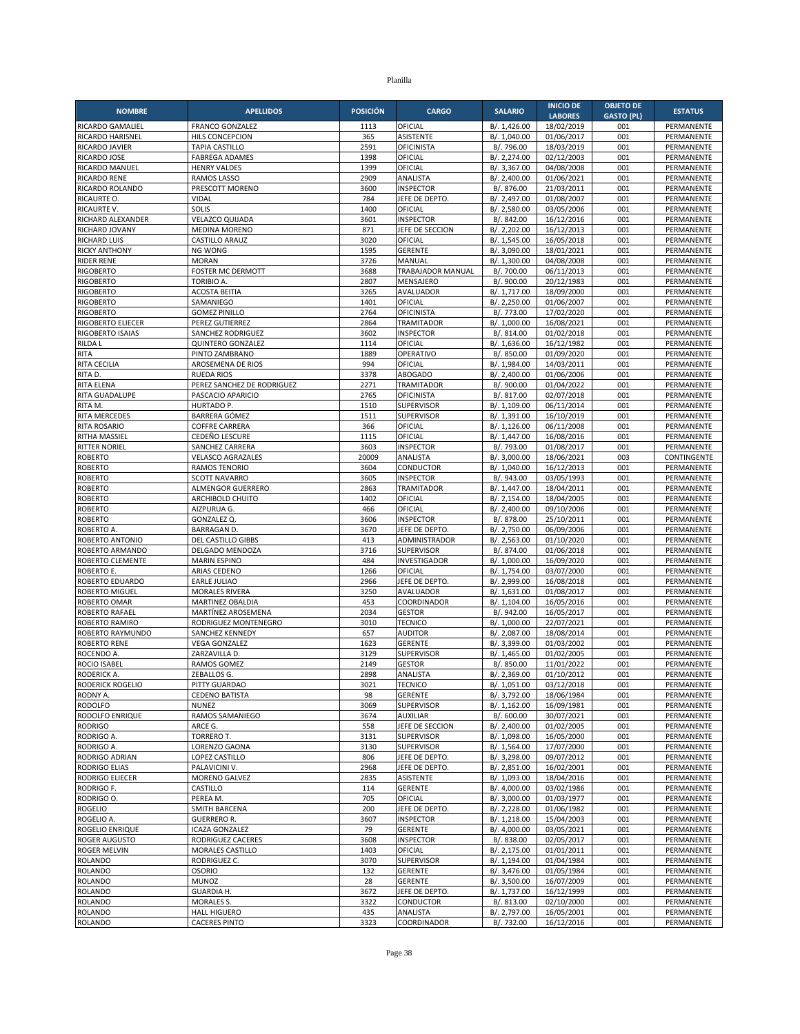| NOMBRE | APELLIDOS | POSICIÓN | CARGO | SALARIO | INICIO DE LABORES | OBJETO DE GASTO (PL) | ESTATUS |
|---|---|---|---|---|---|---|---|
| RICARDO GAMALIEL | FRANCO GONZALEZ | 1113 | OFICIAL | B/. 1,426.00 | 18/02/2019 | 001 | PERMANENTE |
| RICARDO HARISNEL | HILS CONCEPCION | 365 | ASISTENTE | B/. 1,040.00 | 01/06/2017 | 001 | PERMANENTE |
| RICARDO JAVIER | TAPIA CASTILLO | 2591 | OFICINISTA | B/. 796.00 | 18/03/2019 | 001 | PERMANENTE |
| RICARDO JOSE | FABREGA ADAMES | 1398 | OFICIAL | B/. 2,274.00 | 02/12/2003 | 001 | PERMANENTE |
| RICARDO MANUEL | HENRY VALDES | 1399 | OFICIAL | B/. 3,367.00 | 04/08/2008 | 001 | PERMANENTE |
| RICARDO RENE | RAMOS LASSO | 2909 | ANALISTA | B/. 2,400.00 | 01/06/2021 | 001 | PERMANENTE |
| RICARDO ROLANDO | PRESCOTT MORENO | 3600 | INSPECTOR | B/. 876.00 | 21/03/2011 | 001 | PERMANENTE |
| RICAURTE O. | VIDAL | 784 | JEFE DE DEPTO. | B/. 2,497.00 | 01/08/2007 | 001 | PERMANENTE |
| RICAURTE V. | SOLIS | 1400 | OFICIAL | B/. 2,580.00 | 03/05/2006 | 001 | PERMANENTE |
| RICHARD ALEXANDER | VELAZCO QUIJADA | 3601 | INSPECTOR | B/. 842.00 | 16/12/2016 | 001 | PERMANENTE |
| RICHARD JOVANY | MEDINA MORENO | 871 | JEFE DE SECCION | B/. 2,202.00 | 16/12/2013 | 001 | PERMANENTE |
| RICHARD LUIS | CASTILLO ARAUZ | 3020 | OFICIAL | B/. 1,545.00 | 16/05/2018 | 001 | PERMANENTE |
| RICKY ANTHONY | NG WONG | 1595 | GERENTE | B/. 3,090.00 | 18/01/2021 | 001 | PERMANENTE |
| RIDER RENE | MORAN | 3726 | MANUAL | B/. 1,300.00 | 04/08/2008 | 001 | PERMANENTE |
| RIGOBERTO | FOSTER MC DERMOTT | 3688 | TRABAJADOR MANUAL | B/. 700.00 | 06/11/2013 | 001 | PERMANENTE |
| RIGOBERTO | TORIBIO A. | 2807 | MENSAJERO | B/. 900.00 | 20/12/1983 | 001 | PERMANENTE |
| RIGOBERTO | ACOSTA BEITIA | 3265 | AVALUADOR | B/. 1,717.00 | 18/09/2000 | 001 | PERMANENTE |
| RIGOBERTO | SAMANIEGO | 1401 | OFICIAL | B/. 2,250.00 | 01/06/2007 | 001 | PERMANENTE |
| RIGOBERTO | GOMEZ PINILLO | 2764 | OFICINISTA | B/. 773.00 | 17/02/2020 | 001 | PERMANENTE |
| RIGOBERTO ELIECER | PEREZ GUTIERREZ | 2864 | TRAMITADOR | B/. 1,000.00 | 16/08/2021 | 001 | PERMANENTE |
| RIGOBERTO ISAIAS | SANCHEZ RODRIGUEZ | 3602 | INSPECTOR | B/. 814.00 | 01/02/2018 | 001 | PERMANENTE |
| RILDA L | QUINTERO GONZALEZ | 1114 | OFICIAL | B/. 1,636.00 | 16/12/1982 | 001 | PERMANENTE |
| RITA | PINTO ZAMBRANO | 1889 | OPERATIVO | B/. 850.00 | 01/09/2020 | 001 | PERMANENTE |
| RITA CECILIA | AROSEMENA DE RIOS | 994 | OFICIAL | B/. 1,984.00 | 14/03/2011 | 001 | PERMANENTE |
| RITA D. | RUEDA RIOS | 3378 | ABOGADO | B/. 2,400.00 | 01/06/2006 | 001 | PERMANENTE |
| RITA ELENA | PEREZ SANCHEZ DE RODRIGUEZ | 2271 | TRAMITADOR | B/. 900.00 | 01/04/2022 | 001 | PERMANENTE |
| RITA GUADALUPE | PASCACIO APARICIO | 2765 | OFICINISTA | B/. 817.00 | 02/07/2018 | 001 | PERMANENTE |
| RITA M. | HURTADO P. | 1510 | SUPERVISOR | B/. 1,109.00 | 06/11/2014 | 001 | PERMANENTE |
| RITA MERCEDES | BARRERA GÓMEZ | 1511 | SUPERVISOR | B/. 1,391.00 | 16/10/2019 | 001 | PERMANENTE |
| RITA ROSARIO | COFFRE CARRERA | 366 | OFICIAL | B/. 1,126.00 | 06/11/2008 | 001 | PERMANENTE |
| RITHA MASSIEL | CEDEÑO LESCURE | 1115 | OFICIAL | B/. 1,447.00 | 16/08/2016 | 001 | PERMANENTE |
| RITTER NORIEL | SANCHEZ CARRERA | 3603 | INSPECTOR | B/. 793.00 | 01/08/2017 | 001 | PERMANENTE |
| ROBERTO | VELASCO AGRAZALES | 20009 | ANALISTA | B/. 3,000.00 | 18/06/2021 | 003 | CONTINGENTE |
| ROBERTO | RAMOS TENORIO | 3604 | CONDUCTOR | B/. 1,040.00 | 16/12/2013 | 001 | PERMANENTE |
| ROBERTO | SCOTT NAVARRO | 3605 | INSPECTOR | B/. 943.00 | 03/05/1993 | 001 | PERMANENTE |
| ROBERTO | ALMENGOR GUERRERO | 2863 | TRAMITADOR | B/. 1,447.00 | 18/04/2011 | 001 | PERMANENTE |
| ROBERTO | ARCHIBOLD CHUITO | 1402 | OFICIAL | B/. 2,154.00 | 18/04/2005 | 001 | PERMANENTE |
| ROBERTO | AIZPURUA G. | 466 | OFICIAL | B/. 2,400.00 | 09/10/2006 | 001 | PERMANENTE |
| ROBERTO | GONZALEZ Q. | 3606 | INSPECTOR | B/. 878.00 | 25/10/2011 | 001 | PERMANENTE |
| ROBERTO A. | BARRAGAN D. | 3670 | JEFE DE DEPTO. | B/. 2,750.00 | 06/09/2006 | 001 | PERMANENTE |
| ROBERTO ANTONIO | DEL CASTILLO GIBBS | 413 | ADMINISTRADOR | B/. 2,563.00 | 01/10/2020 | 001 | PERMANENTE |
| ROBERTO ARMANDO | DELGADO MENDOZA | 3716 | SUPERVISOR | B/. 874.00 | 01/06/2018 | 001 | PERMANENTE |
| ROBERTO CLEMENTE | MARIN ESPINO | 484 | INVESTIGADOR | B/. 1,000.00 | 16/09/2020 | 001 | PERMANENTE |
| ROBERTO E. | ARIAS CEDENO | 1266 | OFICIAL | B/. 1,754.00 | 03/07/2000 | 001 | PERMANENTE |
| ROBERTO EDUARDO | EARLE JULIAO | 2966 | JEFE DE DEPTO. | B/. 2,999.00 | 16/08/2018 | 001 | PERMANENTE |
| ROBERTO MIGUEL | MORALES RIVERA | 3250 | AVALUADOR | B/. 1,631.00 | 01/08/2017 | 001 | PERMANENTE |
| ROBERTO OMAR | MARTINEZ OBALDIA | 453 | COORDINADOR | B/. 1,104.00 | 16/05/2016 | 001 | PERMANENTE |
| ROBERTO RAFAEL | MARTÍNEZ AROSEMENA | 2034 | GESTOR | B/. 942.00 | 16/05/2017 | 001 | PERMANENTE |
| ROBERTO RAMIRO | RODRIGUEZ MONTENEGRO | 3010 | TECNICO | B/. 1,000.00 | 22/07/2021 | 001 | PERMANENTE |
| ROBERTO RAYMUNDO | SANCHEZ KENNEDY | 657 | AUDITOR | B/. 2,087.00 | 18/08/2014 | 001 | PERMANENTE |
| ROBERTO RENE | VEGA GONZALEZ | 1623 | GERENTE | B/. 3,399.00 | 01/03/2002 | 001 | PERMANENTE |
| ROCENDO A. | ZARZAVILLA D. | 3129 | SUPERVISOR | B/. 1,465.00 | 01/02/2005 | 001 | PERMANENTE |
| ROCIO ISABEL | RAMOS GOMEZ | 2149 | GESTOR | B/. 850.00 | 11/01/2022 | 001 | PERMANENTE |
| RODERICK A. | ZEBALLOS G. | 2898 | ANALISTA | B/. 2,369.00 | 01/10/2012 | 001 | PERMANENTE |
| RODERICK ROGELIO | PITTY GUARDAO | 3021 | TECNICO | B/. 1,051.00 | 03/12/2018 | 001 | PERMANENTE |
| RODNY A. | CEDENO BATISTA | 98 | GERENTE | B/. 3,792.00 | 18/06/1984 | 001 | PERMANENTE |
| RODOLFO | NUNEZ | 3069 | SUPERVISOR | B/. 1,162.00 | 16/09/1981 | 001 | PERMANENTE |
| RODOLFO ENRIQUE | RAMOS SAMANIEGO | 3674 | AUXILIAR | B/. 600.00 | 30/07/2021 | 001 | PERMANENTE |
| RODRIGO | ARCE G. | 558 | JEFE DE SECCION | B/. 2,400.00 | 01/02/2005 | 001 | PERMANENTE |
| RODRIGO A. | TORRERO T. | 3131 | SUPERVISOR | B/. 1,098.00 | 16/05/2000 | 001 | PERMANENTE |
| RODRIGO A. | LORENZO GAONA | 3130 | SUPERVISOR | B/. 1,564.00 | 17/07/2000 | 001 | PERMANENTE |
| RODRIGO ADRIAN | LOPEZ CASTILLO | 806 | JEFE DE DEPTO. | B/. 3,298.00 | 09/07/2012 | 001 | PERMANENTE |
| RODRIGO ELIAS | PALAVICINI V. | 2968 | JEFE DE DEPTO. | B/. 2,851.00 | 16/02/2001 | 001 | PERMANENTE |
| RODRIGO ELIECER | MORENO GALVEZ | 2835 | ASISTENTE | B/. 1,093.00 | 18/04/2016 | 001 | PERMANENTE |
| RODRIGO F. | CASTILLO | 114 | GERENTE | B/. 4,000.00 | 03/02/1986 | 001 | PERMANENTE |
| RODRIGO O. | PEREA M. | 705 | OFICIAL | B/. 3,000.00 | 01/03/1977 | 001 | PERMANENTE |
| ROGELIO | SMITH BARCENA | 200 | JEFE DE DEPTO. | B/. 2,228.00 | 01/06/1982 | 001 | PERMANENTE |
| ROGELIO A. | GUERRERO R. | 3607 | INSPECTOR | B/. 1,218.00 | 15/04/2003 | 001 | PERMANENTE |
| ROGELIO ENRIQUE | ICAZA GONZALEZ | 79 | GERENTE | B/. 4,000.00 | 03/05/2021 | 001 | PERMANENTE |
| ROGER AUGUSTO | RODRIGUEZ CACERES | 3608 | INSPECTOR | B/. 838.00 | 02/05/2017 | 001 | PERMANENTE |
| ROGER MELVIN | MORALES CASTILLO | 1403 | OFICIAL | B/. 2,175.00 | 01/01/2011 | 001 | PERMANENTE |
| ROLANDO | RODRIGUEZ C. | 3070 | SUPERVISOR | B/. 1,194.00 | 01/04/1984 | 001 | PERMANENTE |
| ROLANDO | OSORIO | 132 | GERENTE | B/. 3,476.00 | 01/05/1984 | 001 | PERMANENTE |
| ROLANDO | MUNOZ | 28 | GERENTE | B/. 3,500.00 | 16/07/2009 | 001 | PERMANENTE |
| ROLANDO | GUARDIA H. | 3672 | JEFE DE DEPTO. | B/. 1,737.00 | 16/12/1999 | 001 | PERMANENTE |
| ROLANDO | MORALES S. | 3322 | CONDUCTOR | B/. 813.00 | 02/10/2000 | 001 | PERMANENTE |
| ROLANDO | HALL HIGUERO | 435 | ANALISTA | B/. 2,797.00 | 16/05/2001 | 001 | PERMANENTE |
| ROLANDO | CACERES PINTO | 3323 | COORDINADOR | B/. 732.00 | 16/12/2016 | 001 | PERMANENTE |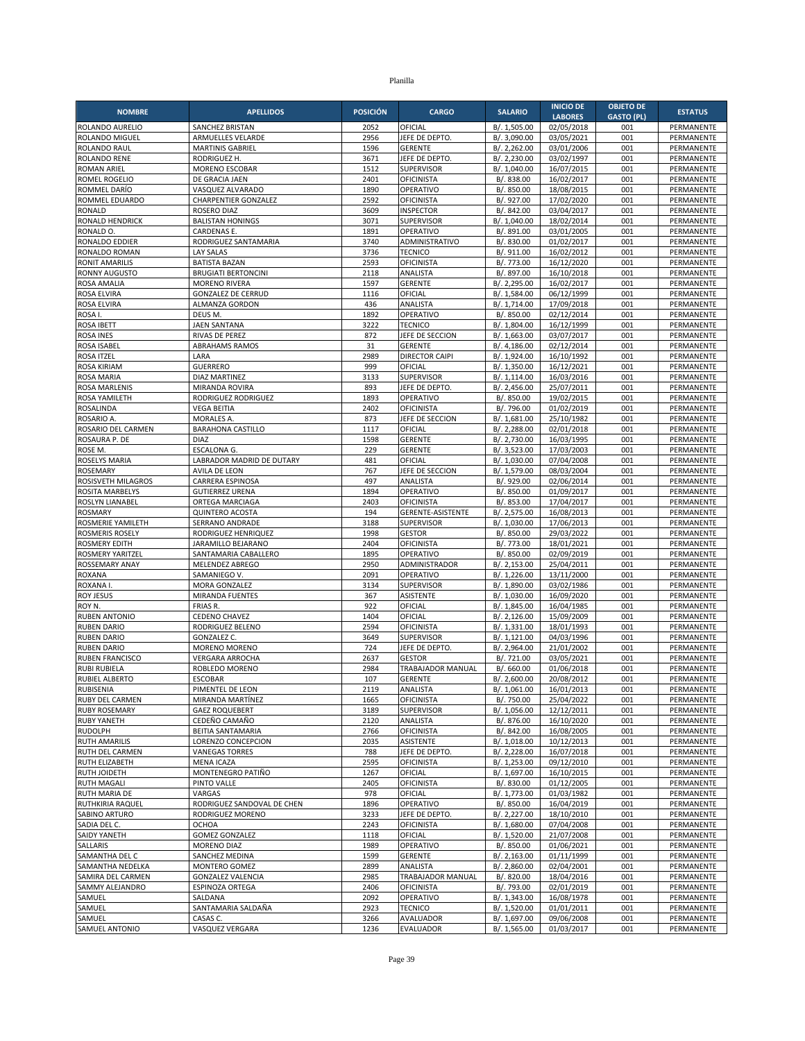| NOMBRE | APELLIDOS | POSICIÓN | CARGO | SALARIO | INICIO DE LABORES | OBJETO DE GASTO (PL) | ESTATUS |
|---|---|---|---|---|---|---|---|
| ROLANDO AURELIO | SANCHEZ BRISTAN | 2052 | OFICIAL | B/. 1,505.00 | 02/05/2018 | 001 | PERMANENTE |
| ROLANDO MIGUEL | ARMUELLES VELARDE | 2956 | JEFE DE DEPTO. | B/. 3,090.00 | 03/05/2021 | 001 | PERMANENTE |
| ROLANDO RAUL | MARTINIS GABRIEL | 1596 | GERENTE | B/. 2,262.00 | 03/01/2006 | 001 | PERMANENTE |
| ROLANDO RENE | RODRIGUEZ H. | 3671 | JEFE DE DEPTO. | B/. 2,230.00 | 03/02/1997 | 001 | PERMANENTE |
| ROMAN ARIEL | MORENO ESCOBAR | 1512 | SUPERVISOR | B/. 1,040.00 | 16/07/2015 | 001 | PERMANENTE |
| ROMEL ROGELIO | DE GRACIA JAEN | 2401 | OFICINISTA | B/. 838.00 | 16/02/2017 | 001 | PERMANENTE |
| ROMMEL DARÍO | VASQUEZ ALVARADO | 1890 | OPERATIVO | B/. 850.00 | 18/08/2015 | 001 | PERMANENTE |
| ROMMEL EDUARDO | CHARPENTIER GONZALEZ | 2592 | OFICINISTA | B/. 927.00 | 17/02/2020 | 001 | PERMANENTE |
| RONALD | ROSERO DIAZ | 3609 | INSPECTOR | B/. 842.00 | 03/04/2017 | 001 | PERMANENTE |
| RONALD HENDRICK | BALISTAN HONINGS | 3071 | SUPERVISOR | B/. 1,040.00 | 18/02/2014 | 001 | PERMANENTE |
| RONALD O. | CARDENAS E. | 1891 | OPERATIVO | B/. 891.00 | 03/01/2005 | 001 | PERMANENTE |
| RONALDO EDDIER | RODRIGUEZ SANTAMARIA | 3740 | ADMINISTRATIVO | B/. 830.00 | 01/02/2017 | 001 | PERMANENTE |
| RONALDO ROMAN | LAY SALAS | 3736 | TECNICO | B/. 911.00 | 16/02/2012 | 001 | PERMANENTE |
| RONIT AMARILIS | BATISTA BAZAN | 2593 | OFICINISTA | B/. 773.00 | 16/12/2020 | 001 | PERMANENTE |
| RONNY AUGUSTO | BRUGIATI BERTONCINI | 2118 | ANALISTA | B/. 897.00 | 16/10/2018 | 001 | PERMANENTE |
| ROSA AMALIA | MORENO RIVERA | 1597 | GERENTE | B/. 2,295.00 | 16/02/2017 | 001 | PERMANENTE |
| ROSA ELVIRA | GONZALEZ DE CERRUD | 1116 | OFICIAL | B/. 1,584.00 | 06/12/1999 | 001 | PERMANENTE |
| ROSA ELVIRA | ALMANZA GORDON | 436 | ANALISTA | B/. 1,714.00 | 17/09/2018 | 001 | PERMANENTE |
| ROSA I. | DEUS M. | 1892 | OPERATIVO | B/. 850.00 | 02/12/2014 | 001 | PERMANENTE |
| ROSA IBETT | JAEN SANTANA | 3222 | TECNICO | B/. 1,804.00 | 16/12/1999 | 001 | PERMANENTE |
| ROSA INES | RIVAS DE PEREZ | 872 | JEFE DE SECCION | B/. 1,663.00 | 03/07/2017 | 001 | PERMANENTE |
| ROSA ISABEL | ABRAHAMS RAMOS | 31 | GERENTE | B/. 4,186.00 | 02/12/2014 | 001 | PERMANENTE |
| ROSA ITZEL | LARA | 2989 | DIRECTOR CAIPI | B/. 1,924.00 | 16/10/1992 | 001 | PERMANENTE |
| ROSA KIRIAM | GUERRERO | 999 | OFICIAL | B/. 1,350.00 | 16/12/2021 | 001 | PERMANENTE |
| ROSA MARIA | DIAZ MARTINEZ | 3133 | SUPERVISOR | B/. 1,114.00 | 16/03/2016 | 001 | PERMANENTE |
| ROSA MARLENIS | MIRANDA ROVIRA | 893 | JEFE DE DEPTO. | B/. 2,456.00 | 25/07/2011 | 001 | PERMANENTE |
| ROSA YAMILETH | RODRIGUEZ RODRIGUEZ | 1893 | OPERATIVO | B/. 850.00 | 19/02/2015 | 001 | PERMANENTE |
| ROSALINDA | VEGA BEITIA | 2402 | OFICINISTA | B/. 796.00 | 01/02/2019 | 001 | PERMANENTE |
| ROSARIO A. | MORALES A. | 873 | JEFE DE SECCION | B/. 1,681.00 | 25/10/1982 | 001 | PERMANENTE |
| ROSARIO DEL CARMEN | BARAHONA CASTILLO | 1117 | OFICIAL | B/. 2,288.00 | 02/01/2018 | 001 | PERMANENTE |
| ROSAURA P. DE | DIAZ | 1598 | GERENTE | B/. 2,730.00 | 16/03/1995 | 001 | PERMANENTE |
| ROSE M. | ESCALONA G. | 229 | GERENTE | B/. 3,523.00 | 17/03/2003 | 001 | PERMANENTE |
| ROSELYS MARIA | LABRADOR MADRID DE DUTARY | 481 | OFICIAL | B/. 1,030.00 | 07/04/2008 | 001 | PERMANENTE |
| ROSEMARY | AVILA DE LEON | 767 | JEFE DE SECCION | B/. 1,579.00 | 08/03/2004 | 001 | PERMANENTE |
| ROSISVETH MILAGROS | CARRERA ESPINOSA | 497 | ANALISTA | B/. 929.00 | 02/06/2014 | 001 | PERMANENTE |
| ROSITA MARBELYS | GUTIERREZ URENA | 1894 | OPERATIVO | B/. 850.00 | 01/09/2017 | 001 | PERMANENTE |
| ROSLYN LIANABEL | ORTEGA MARCIAGA | 2403 | OFICINISTA | B/. 853.00 | 17/04/2017 | 001 | PERMANENTE |
| ROSMARY | QUINTERO ACOSTA | 194 | GERENTE-ASISTENTE | B/. 2,575.00 | 16/08/2013 | 001 | PERMANENTE |
| ROSMERIE YAMILETH | SERRANO ANDRADE | 3188 | SUPERVISOR | B/. 1,030.00 | 17/06/2013 | 001 | PERMANENTE |
| ROSMERIS ROSELY | RODRIGUEZ HENRIQUEZ | 1998 | GESTOR | B/. 850.00 | 29/03/2022 | 001 | PERMANENTE |
| ROSMERY EDITH | JARAMILLO BEJARANO | 2404 | OFICINISTA | B/. 773.00 | 18/01/2021 | 001 | PERMANENTE |
| ROSMERY YARITZEL | SANTAMARIA CABALLERO | 1895 | OPERATIVO | B/. 850.00 | 02/09/2019 | 001 | PERMANENTE |
| ROSSEMARY ANAY | MELENDEZ ABREGO | 2950 | ADMINISTRADOR | B/. 2,153.00 | 25/04/2011 | 001 | PERMANENTE |
| ROXANA | SAMANIEGO V. | 2091 | OPERATIVO | B/. 1,226.00 | 13/11/2000 | 001 | PERMANENTE |
| ROXANA I. | MORA GONZALEZ | 3134 | SUPERVISOR | B/. 1,890.00 | 03/02/1986 | 001 | PERMANENTE |
| ROY JESUS | MIRANDA FUENTES | 367 | ASISTENTE | B/. 1,030.00 | 16/09/2020 | 001 | PERMANENTE |
| ROY N. | FRIAS R. | 922 | OFICIAL | B/. 1,845.00 | 16/04/1985 | 001 | PERMANENTE |
| RUBEN ANTONIO | CEDENO CHAVEZ | 1404 | OFICIAL | B/. 2,126.00 | 15/09/2009 | 001 | PERMANENTE |
| RUBEN DARIO | RODRIGUEZ BELENO | 2594 | OFICINISTA | B/. 1,331.00 | 18/01/1993 | 001 | PERMANENTE |
| RUBEN DARIO | GONZALEZ C. | 3649 | SUPERVISOR | B/. 1,121.00 | 04/03/1996 | 001 | PERMANENTE |
| RUBEN DARIO | MORENO MORENO | 724 | JEFE DE DEPTO. | B/. 2,964.00 | 21/01/2002 | 001 | PERMANENTE |
| RUBEN FRANCISCO | VERGARA ARROCHA | 2637 | GESTOR | B/. 721.00 | 03/05/2021 | 001 | PERMANENTE |
| RUBI RUBIELA | ROBLEDO MORENO | 2984 | TRABAJADOR MANUAL | B/. 660.00 | 01/06/2018 | 001 | PERMANENTE |
| RUBIEL ALBERTO | ESCOBAR | 107 | GERENTE | B/. 2,600.00 | 20/08/2012 | 001 | PERMANENTE |
| RUBISENIA | PIMENTEL DE LEON | 2119 | ANALISTA | B/. 1,061.00 | 16/01/2013 | 001 | PERMANENTE |
| RUBY DEL CARMEN | MIRANDA MARTÍNEZ | 1665 | OFICINISTA | B/. 750.00 | 25/04/2022 | 001 | PERMANENTE |
| RUBY ROSEMARY | GAEZ ROQUEBERT | 3189 | SUPERVISOR | B/. 1,056.00 | 12/12/2011 | 001 | PERMANENTE |
| RUBY YANETH | CEDEÑO CAMAÑO | 2120 | ANALISTA | B/. 876.00 | 16/10/2020 | 001 | PERMANENTE |
| RUDOLPH | BEITIA SANTAMARIA | 2766 | OFICINISTA | B/. 842.00 | 16/08/2005 | 001 | PERMANENTE |
| RUTH AMARILIS | LORENZO CONCEPCION | 2035 | ASISTENTE | B/. 1,018.00 | 10/12/2013 | 001 | PERMANENTE |
| RUTH DEL CARMEN | VANEGAS TORRES | 788 | JEFE DE DEPTO. | B/. 2,228.00 | 16/07/2018 | 001 | PERMANENTE |
| RUTH ELIZABETH | MENA ICAZA | 2595 | OFICINISTA | B/. 1,253.00 | 09/12/2010 | 001 | PERMANENTE |
| RUTH JOIDETH | MONTENEGRO PATIÑO | 1267 | OFICIAL | B/. 1,697.00 | 16/10/2015 | 001 | PERMANENTE |
| RUTH MAGALI | PINTO VALLE | 2405 | OFICINISTA | B/. 830.00 | 01/12/2005 | 001 | PERMANENTE |
| RUTH MARIA DE | VARGAS | 978 | OFICIAL | B/. 1,773.00 | 01/03/1982 | 001 | PERMANENTE |
| RUTHKIRIA RAQUEL | RODRIGUEZ SANDOVAL DE CHEN | 1896 | OPERATIVO | B/. 850.00 | 16/04/2019 | 001 | PERMANENTE |
| SABINO ARTURO | RODRIGUEZ MORENO | 3233 | JEFE DE DEPTO. | B/. 2,227.00 | 18/10/2010 | 001 | PERMANENTE |
| SADIA DEL C. | OCHOA | 2243 | OFICINISTA | B/. 1,680.00 | 07/04/2008 | 001 | PERMANENTE |
| SAIDY YANETH | GOMEZ GONZALEZ | 1118 | OFICIAL | B/. 1,520.00 | 21/07/2008 | 001 | PERMANENTE |
| SALLARIS | MORENO DIAZ | 1989 | OPERATIVO | B/. 850.00 | 01/06/2021 | 001 | PERMANENTE |
| SAMANTHA DEL C | SANCHEZ MEDINA | 1599 | GERENTE | B/. 2,163.00 | 01/11/1999 | 001 | PERMANENTE |
| SAMANTHA NEDELKA | MONTERO GOMEZ | 2899 | ANALISTA | B/. 2,860.00 | 02/04/2001 | 001 | PERMANENTE |
| SAMIRA DEL CARMEN | GONZALEZ VALENCIA | 2985 | TRABAJADOR MANUAL | B/. 820.00 | 18/04/2016 | 001 | PERMANENTE |
| SAMMY ALEJANDRO | ESPINOZA ORTEGA | 2406 | OFICINISTA | B/. 793.00 | 02/01/2019 | 001 | PERMANENTE |
| SAMUEL | SALDANA | 2092 | OPERATIVO | B/. 1,343.00 | 16/08/1978 | 001 | PERMANENTE |
| SAMUEL | SANTAMARIA SALDAÑA | 2923 | TECNICO | B/. 1,520.00 | 01/01/2011 | 001 | PERMANENTE |
| SAMUEL | CASAS C. | 3266 | AVALUADOR | B/. 1,697.00 | 09/06/2008 | 001 | PERMANENTE |
| SAMUEL ANTONIO | VASQUEZ VERGARA | 1236 | EVALUADOR | B/. 1,565.00 | 01/03/2017 | 001 | PERMANENTE |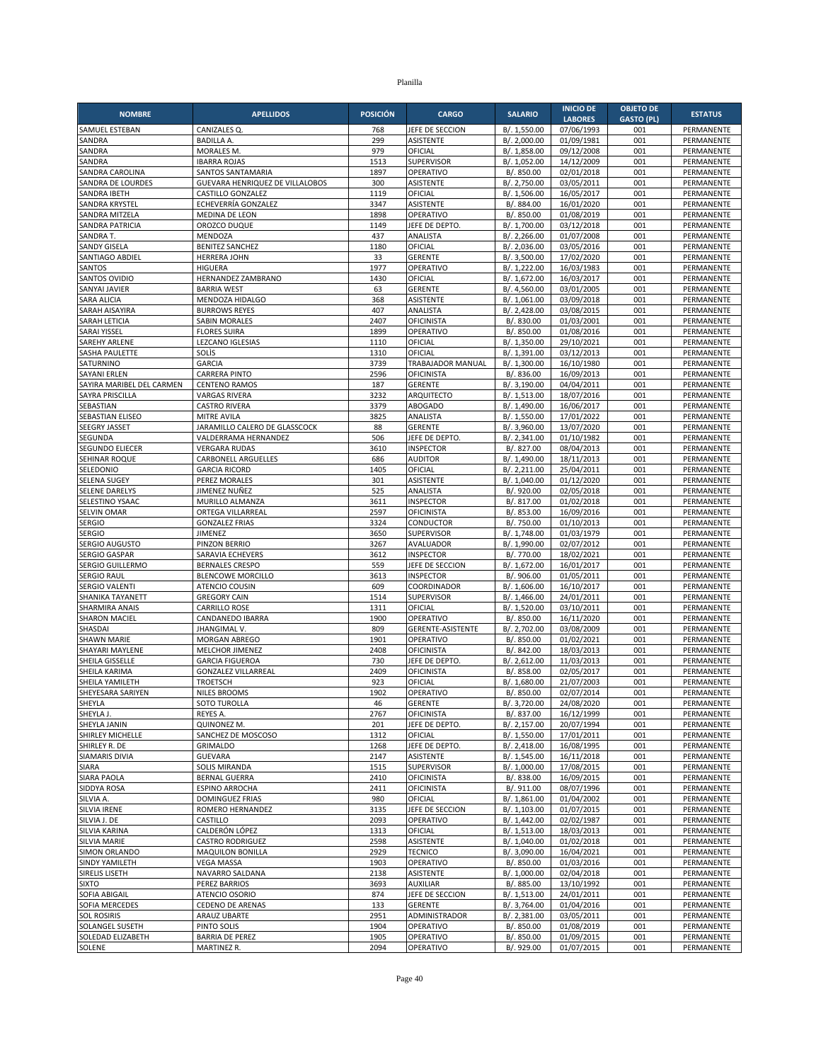| NOMBRE | APELLIDOS | POSICIÓN | CARGO | SALARIO | INICIO DE LABORES | OBJETO DE GASTO (PL) | ESTATUS |
|---|---|---|---|---|---|---|---|
| SAMUEL ESTEBAN | CANIZALES Q. | 768 | JEFE DE SECCION | B/. 1,550.00 | 07/06/1993 | 001 | PERMANENTE |
| SANDRA | BADILLA A. | 299 | ASISTENTE | B/. 2,000.00 | 01/09/1981 | 001 | PERMANENTE |
| SANDRA | MORALES M. | 979 | OFICIAL | B/. 1,858.00 | 09/12/2008 | 001 | PERMANENTE |
| SANDRA | IBARRA ROJAS | 1513 | SUPERVISOR | B/. 1,052.00 | 14/12/2009 | 001 | PERMANENTE |
| SANDRA CAROLINA | SANTOS SANTAMARIA | 1897 | OPERATIVO | B/. 850.00 | 02/01/2018 | 001 | PERMANENTE |
| SANDRA DE LOURDES | GUEVARA HENRIQUEZ DE VILLALOBOS | 300 | ASISTENTE | B/. 2,750.00 | 03/05/2011 | 001 | PERMANENTE |
| SANDRA IBETH | CASTILLO GONZALEZ | 1119 | OFICIAL | B/. 1,506.00 | 16/05/2017 | 001 | PERMANENTE |
| SANDRA KRYSTEL | ECHEVERRÍA GONZALEZ | 3347 | ASISTENTE | B/. 884.00 | 16/01/2020 | 001 | PERMANENTE |
| SANDRA MITZELA | MEDINA DE LEON | 1898 | OPERATIVO | B/. 850.00 | 01/08/2019 | 001 | PERMANENTE |
| SANDRA PATRICIA | OROZCO DUQUE | 1149 | JEFE DE DEPTO. | B/. 1,700.00 | 03/12/2018 | 001 | PERMANENTE |
| SANDRA T. | MENDOZA | 437 | ANALISTA | B/. 2,266.00 | 01/07/2008 | 001 | PERMANENTE |
| SANDY GISELA | BENITEZ SANCHEZ | 1180 | OFICIAL | B/. 2,036.00 | 03/05/2016 | 001 | PERMANENTE |
| SANTIAGO ABDIEL | HERRERA JOHN | 33 | GERENTE | B/. 3,500.00 | 17/02/2020 | 001 | PERMANENTE |
| SANTOS | HIGUERA | 1977 | OPERATIVO | B/. 1,222.00 | 16/03/1983 | 001 | PERMANENTE |
| SANTOS OVIDIO | HERNANDEZ ZAMBRANO | 1430 | OFICIAL | B/. 1,672.00 | 16/03/2017 | 001 | PERMANENTE |
| SANYAI JAVIER | BARRIA WEST | 63 | GERENTE | B/. 4,560.00 | 03/01/2005 | 001 | PERMANENTE |
| SARA ALICIA | MENDOZA HIDALGO | 368 | ASISTENTE | B/. 1,061.00 | 03/09/2018 | 001 | PERMANENTE |
| SARAH AISAYIRA | BURROWS REYES | 407 | ANALISTA | B/. 2,428.00 | 03/08/2015 | 001 | PERMANENTE |
| SARAH LETICIA | SABIN MORALES | 2407 | OFICINISTA | B/. 830.00 | 01/03/2001 | 001 | PERMANENTE |
| SARAI YISSEL | FLORES SUIRA | 1899 | OPERATIVO | B/. 850.00 | 01/08/2016 | 001 | PERMANENTE |
| SAREHY ARLENE | LEZCANO IGLESIAS | 1110 | OFICIAL | B/. 1,350.00 | 29/10/2021 | 001 | PERMANENTE |
| SASHA PAULETTE | SOLÌS | 1310 | OFICIAL | B/. 1,391.00 | 03/12/2013 | 001 | PERMANENTE |
| SATURNINO | GARCIA | 3739 | TRABAJADOR MANUAL | B/. 1,300.00 | 16/10/1980 | 001 | PERMANENTE |
| SAYANI ERLEN | CARRERA PINTO | 2596 | OFICINISTA | B/. 836.00 | 16/09/2013 | 001 | PERMANENTE |
| SAYIRA MARIBEL DEL CARMEN | CENTENO RAMOS | 187 | GERENTE | B/. 3,190.00 | 04/04/2011 | 001 | PERMANENTE |
| SAYRA PRISCILLA | VARGAS RIVERA | 3232 | ARQUITECTO | B/. 1,513.00 | 18/07/2016 | 001 | PERMANENTE |
| SEBASTIAN | CASTRO RIVERA | 3379 | ABOGADO | B/. 1,490.00 | 16/06/2017 | 001 | PERMANENTE |
| SEBASTIAN ELISEO | MITRE AVILA | 3825 | ANALISTA | B/. 1,550.00 | 17/01/2022 | 001 | PERMANENTE |
| SEEGRY JASSET | JARAMILLO CALERO DE GLASSCOCK | 88 | GERENTE | B/. 3,960.00 | 13/07/2020 | 001 | PERMANENTE |
| SEGUNDA | VALDERRAMA HERNANDEZ | 506 | JEFE DE DEPTO. | B/. 2,341.00 | 01/10/1982 | 001 | PERMANENTE |
| SEGUNDO ELIECER | VERGARA RUDAS | 3610 | INSPECTOR | B/. 827.00 | 08/04/2013 | 001 | PERMANENTE |
| SEHINAR ROQUE | CARBONELL ARGUELLES | 686 | AUDITOR | B/. 1,490.00 | 18/11/2013 | 001 | PERMANENTE |
| SELEDONIO | GARCIA RICORD | 1405 | OFICIAL | B/. 2,211.00 | 25/04/2011 | 001 | PERMANENTE |
| SELENA SUGEY | PEREZ MORALES | 301 | ASISTENTE | B/. 1,040.00 | 01/12/2020 | 001 | PERMANENTE |
| SELENE DARELYS | JIMENEZ NUÑEZ | 525 | ANALISTA | B/. 920.00 | 02/05/2018 | 001 | PERMANENTE |
| SELESTINO YSAAC | MURILLO ALMANZA | 3611 | INSPECTOR | B/. 817.00 | 01/02/2018 | 001 | PERMANENTE |
| SELVIN OMAR | ORTEGA VILLARREAL | 2597 | OFICINISTA | B/. 853.00 | 16/09/2016 | 001 | PERMANENTE |
| SERGIO | GONZALEZ FRIAS | 3324 | CONDUCTOR | B/. 750.00 | 01/10/2013 | 001 | PERMANENTE |
| SERGIO | JIMENEZ | 3650 | SUPERVISOR | B/. 1,748.00 | 01/03/1979 | 001 | PERMANENTE |
| SERGIO AUGUSTO | PINZON BERRIO | 3267 | AVALUADOR | B/. 1,990.00 | 02/07/2012 | 001 | PERMANENTE |
| SERGIO GASPAR | SARAVIA ECHEVERS | 3612 | INSPECTOR | B/. 770.00 | 18/02/2021 | 001 | PERMANENTE |
| SERGIO GUILLERMO | BERNALES CRESPO | 559 | JEFE DE SECCION | B/. 1,672.00 | 16/01/2017 | 001 | PERMANENTE |
| SERGIO RAUL | BLENCOWE MORCILLO | 3613 | INSPECTOR | B/. 906.00 | 01/05/2011 | 001 | PERMANENTE |
| SERGIO VALENTI | ATENCIO COUSIN | 609 | COORDINADOR | B/. 1,606.00 | 16/10/2017 | 001 | PERMANENTE |
| SHANIKA TAYANETT | GREGORY CAIN | 1514 | SUPERVISOR | B/. 1,466.00 | 24/01/2011 | 001 | PERMANENTE |
| SHARMIRA ANAIS | CARRILLO ROSE | 1311 | OFICIAL | B/. 1,520.00 | 03/10/2011 | 001 | PERMANENTE |
| SHARON MACIEL | CANDANEDO IBARRA | 1900 | OPERATIVO | B/. 850.00 | 16/11/2020 | 001 | PERMANENTE |
| SHASDAI | JHANGIMAL V. | 809 | GERENTE-ASISTENTE | B/. 2,702.00 | 03/08/2009 | 001 | PERMANENTE |
| SHAWN MARIE | MORGAN ABREGO | 1901 | OPERATIVO | B/. 850.00 | 01/02/2021 | 001 | PERMANENTE |
| SHAYARI MAYLENE | MELCHOR JIMENEZ | 2408 | OFICINISTA | B/. 842.00 | 18/03/2013 | 001 | PERMANENTE |
| SHEILA GISSELLE | GARCIA FIGUEROA | 730 | JEFE DE DEPTO. | B/. 2,612.00 | 11/03/2013 | 001 | PERMANENTE |
| SHEILA KARIMA | GONZALEZ VILLARREAL | 2409 | OFICINISTA | B/. 858.00 | 02/05/2017 | 001 | PERMANENTE |
| SHEILA YAMILETH | TROETSCH | 923 | OFICIAL | B/. 1,680.00 | 21/07/2003 | 001 | PERMANENTE |
| SHEYESARA SARIYEN | NILES BROOMS | 1902 | OPERATIVO | B/. 850.00 | 02/07/2014 | 001 | PERMANENTE |
| SHEYLA | SOTO TUROLLA | 46 | GERENTE | B/. 3,720.00 | 24/08/2020 | 001 | PERMANENTE |
| SHEYLA J. | REYES A. | 2767 | OFICINISTA | B/. 837.00 | 16/12/1999 | 001 | PERMANENTE |
| SHEYLA JANIN | QUINONEZ M. | 201 | JEFE DE DEPTO. | B/. 2,157.00 | 20/07/1994 | 001 | PERMANENTE |
| SHIRLEY MICHELLE | SANCHEZ DE MOSCOSO | 1312 | OFICIAL | B/. 1,550.00 | 17/01/2011 | 001 | PERMANENTE |
| SHIRLEY R. DE | GRIMALDO | 1268 | JEFE DE DEPTO. | B/. 2,418.00 | 16/08/1995 | 001 | PERMANENTE |
| SIAMARIS DIVIA | GUEVARA | 2147 | ASISTENTE | B/. 1,545.00 | 16/11/2018 | 001 | PERMANENTE |
| SIARA | SOLIS MIRANDA | 1515 | SUPERVISOR | B/. 1,000.00 | 17/08/2015 | 001 | PERMANENTE |
| SIARA PAOLA | BERNAL GUERRA | 2410 | OFICINISTA | B/. 838.00 | 16/09/2015 | 001 | PERMANENTE |
| SIDDYA ROSA | ESPINO ARROCHA | 2411 | OFICINISTA | B/. 911.00 | 08/07/1996 | 001 | PERMANENTE |
| SILVIA A. | DOMINGUEZ FRIAS | 980 | OFICIAL | B/. 1,861.00 | 01/04/2002 | 001 | PERMANENTE |
| SILVIA IRENE | ROMERO HERNANDEZ | 3135 | JEFE DE SECCION | B/. 1,103.00 | 01/07/2015 | 001 | PERMANENTE |
| SILVIA J. DE | CASTILLO | 2093 | OPERATIVO | B/. 1,442.00 | 02/02/1987 | 001 | PERMANENTE |
| SILVIA KARINA | CALDERÓN LÓPEZ | 1313 | OFICIAL | B/. 1,513.00 | 18/03/2013 | 001 | PERMANENTE |
| SILVIA MARIE | CASTRO RODRIGUEZ | 2598 | ASISTENTE | B/. 1,040.00 | 01/02/2018 | 001 | PERMANENTE |
| SIMON ORLANDO | MAQUILON BONILLA | 2929 | TECNICO | B/. 3,090.00 | 16/04/2021 | 001 | PERMANENTE |
| SINDY YAMILETH | VEGA MASSA | 1903 | OPERATIVO | B/. 850.00 | 01/03/2016 | 001 | PERMANENTE |
| SIRELIS LISETH | NAVARRO SALDANA | 2138 | ASISTENTE | B/. 1,000.00 | 02/04/2018 | 001 | PERMANENTE |
| SIXTO | PEREZ BARRIOS | 3693 | AUXILIAR | B/. 885.00 | 13/10/1992 | 001 | PERMANENTE |
| SOFIA ABIGAIL | ATENCIO OSORIO | 874 | JEFE DE SECCION | B/. 1,513.00 | 24/01/2011 | 001 | PERMANENTE |
| SOFIA MERCEDES | CEDENO DE ARENAS | 133 | GERENTE | B/. 3,764.00 | 01/04/2016 | 001 | PERMANENTE |
| SOL ROSIRIS | ARAUZ UBARTE | 2951 | ADMINISTRADOR | B/. 2,381.00 | 03/05/2011 | 001 | PERMANENTE |
| SOLANGEL SUSETH | PINTO SOLIS | 1904 | OPERATIVO | B/. 850.00 | 01/08/2019 | 001 | PERMANENTE |
| SOLEDAD ELIZABETH | BARRIA DE PEREZ | 1905 | OPERATIVO | B/. 850.00 | 01/09/2015 | 001 | PERMANENTE |
| SOLENE | MARTINEZ R. | 2094 | OPERATIVO | B/. 929.00 | 01/07/2015 | 001 | PERMANENTE |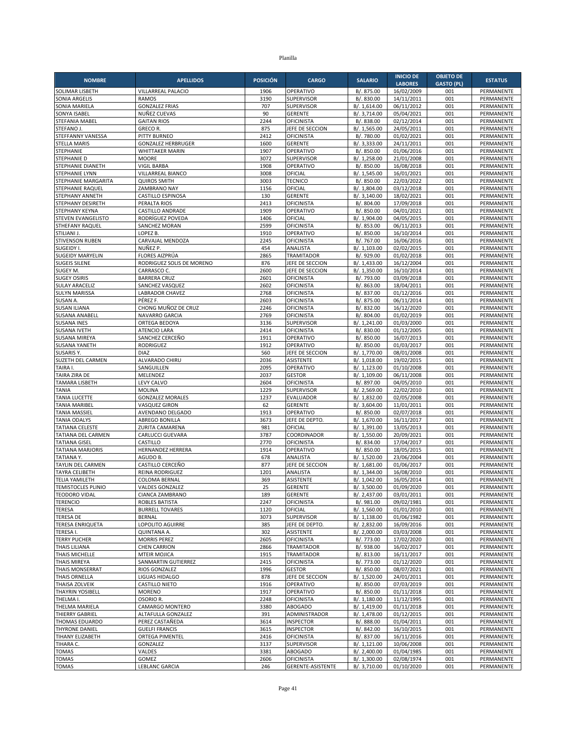| NOMBRE | APELLIDOS | POSICIÓN | CARGO | SALARIO | INICIO DE LABORES | OBJETO DE GASTO (PL) | ESTATUS |
|---|---|---|---|---|---|---|---|
| SOLIMAR LISBETH | VILLARREAL PALACIO | 1906 | OPERATIVO | B/. 875.00 | 16/02/2009 | 001 | PERMANENTE |
| SONIA ARGELIS | RAMOS | 3190 | SUPERVISOR | B/. 830.00 | 14/11/2011 | 001 | PERMANENTE |
| SONIA MARIELA | GONZALEZ FRIAS | 707 | SUPERVISOR | B/. 1,614.00 | 06/11/2012 | 001 | PERMANENTE |
| SONYA ISABEL | NUÑEZ CUEVAS | 90 | GERENTE | B/. 3,714.00 | 05/04/2021 | 001 | PERMANENTE |
| STEFANIA MABEL | GAITAN RIOS | 2244 | OFICINISTA | B/. 838.00 | 02/12/2014 | 001 | PERMANENTE |
| STEFANO J. | GRECO R. | 875 | JEFE DE SECCION | B/. 1,565.00 | 24/05/2011 | 001 | PERMANENTE |
| STEFFANNY VANESSA | PITTY BURNEO | 2412 | OFICINISTA | B/. 780.00 | 01/02/2021 | 001 | PERMANENTE |
| STELLA MARIS | GONZALEZ HERBRUGER | 1600 | GERENTE | B/. 3,333.00 | 24/11/2011 | 001 | PERMANENTE |
| STEPHANIE | WHITTAKER MARIN | 1907 | OPERATIVO | B/. 850.00 | 01/06/2016 | 001 | PERMANENTE |
| STEPHANIE D | MOORE | 3072 | SUPERVISOR | B/. 1,258.00 | 21/01/2008 | 001 | PERMANENTE |
| STEPHANIE DIANETH | VIGIL BARBA | 1908 | OPERATIVO | B/. 850.00 | 16/08/2018 | 001 | PERMANENTE |
| STEPHANIE LYNN | VILLARREAL BIANCO | 3008 | OFICIAL | B/. 1,545.00 | 16/01/2021 | 001 | PERMANENTE |
| STEPHANIE MARGARITA | QUIROS SMITH | 3003 | TECNICO | B/. 850.00 | 22/03/2022 | 001 | PERMANENTE |
| STEPHANIE RAQUEL | ZAMBRANO NAY | 1156 | OFICIAL | B/. 1,804.00 | 03/12/2018 | 001 | PERMANENTE |
| STEPHANY ANNETH | CASTILLO ESPINOSA | 130 | GERENTE | B/. 3,140.00 | 18/02/2021 | 001 | PERMANENTE |
| STEPHANY DESIRETH | PERALTA RIOS | 2413 | OFICINISTA | B/. 804.00 | 17/09/2018 | 001 | PERMANENTE |
| STEPHANY KEYNA | CASTILLO ANDRADE | 1909 | OPERATIVO | B/. 850.00 | 04/01/2021 | 001 | PERMANENTE |
| STEVEN EVANGELISTO | RODRÍGUEZ POVEDA | 1406 | OFICIAL | B/. 1,904.00 | 04/05/2015 | 001 | PERMANENTE |
| STHEFANY RAQUEL | SANCHEZ MORAN | 2599 | OFICINISTA | B/. 853.00 | 06/11/2013 | 001 | PERMANENTE |
| STILIANI J. | LOPEZ B. | 1910 | OPERATIVO | B/. 850.00 | 16/10/2014 | 001 | PERMANENTE |
| STIVENSON RUBEN | CARVAJAL MENDOZA | 2245 | OFICINISTA | B/. 767.00 | 16/06/2016 | 001 | PERMANENTE |
| SUGEIDY I. | NUÑEZ P. | 454 | ANALISTA | B/. 1,103.00 | 02/02/2015 | 001 | PERMANENTE |
| SUGEIDY MARYELIN | FLORES AIZPRÚA | 2865 | TRAMITADOR | B/. 929.00 | 01/02/2018 | 001 | PERMANENTE |
| SUGEIS SILENE | RODRIGUEZ SOLIS DE MORENO | 876 | JEFE DE SECCION | B/. 1,433.00 | 16/12/2004 | 001 | PERMANENTE |
| SUGEY M. | CARRASCO C. | 2600 | JEFE DE SECCION | B/. 1,350.00 | 16/10/2014 | 001 | PERMANENTE |
| SUGEY OSIRIS | BARRERA CRUZ | 2601 | OFICINISTA | B/. 793.00 | 03/09/2018 | 001 | PERMANENTE |
| SULAY ARACELIZ | SANCHEZ VASQUEZ | 2602 | OFICINISTA | B/. 863.00 | 18/04/2011 | 001 | PERMANENTE |
| SULYN MARISSA | LABRADOR CHAVEZ | 2768 | OFICINISTA | B/. 837.00 | 01/12/2016 | 001 | PERMANENTE |
| SUSAN A. | PÉREZ F. | 2603 | OFICINISTA | B/. 875.00 | 06/11/2014 | 001 | PERMANENTE |
| SUSAN ILIANA | CHONG MUÑOZ DE CRUZ | 2246 | OFICINISTA | B/. 832.00 | 16/12/2020 | 001 | PERMANENTE |
| SUSANA ANABELL | NAVARRO GARCIA | 2769 | OFICINISTA | B/. 804.00 | 01/02/2019 | 001 | PERMANENTE |
| SUSANA INES | ORTEGA BEDOYA | 3136 | SUPERVISOR | B/. 1,241.00 | 01/03/2000 | 001 | PERMANENTE |
| SUSANA IVETH | ATENCIO LARA | 2414 | OFICINISTA | B/. 830.00 | 01/12/2005 | 001 | PERMANENTE |
| SUSANA MIREYA | SANCHEZ CERCEÑO | 1911 | OPERATIVO | B/. 850.00 | 16/07/2013 | 001 | PERMANENTE |
| SUSANA YANETH | RODRIGUEZ | 1912 | OPERATIVO | B/. 850.00 | 01/03/2017 | 001 | PERMANENTE |
| SUSARIS Y. | DIAZ | 560 | JEFE DE SECCION | B/. 1,770.00 | 08/01/2008 | 001 | PERMANENTE |
| SUZETH DEL CARMEN | ALVARADO CHIRU | 2036 | ASISTENTE | B/. 1,018.00 | 19/02/2015 | 001 | PERMANENTE |
| TAIRA I. | SANGUILLEN | 2095 | OPERATIVO | B/. 1,123.00 | 01/10/2008 | 001 | PERMANENTE |
| TAIRA ZIRA DE | MELENDEZ | 2037 | GESTOR | B/. 1,109.00 | 06/11/2008 | 001 | PERMANENTE |
| TAMARA LISBETH | LEVY CALVO | 2604 | OFICINISTA | B/. 897.00 | 04/05/2010 | 001 | PERMANENTE |
| TANIA | MOLINA | 1229 | SUPERVISOR | B/. 2,569.00 | 22/02/2010 | 001 | PERMANENTE |
| TANIA LUCETTE | GONZALEZ MORALES | 1237 | EVALUADOR | B/. 1,832.00 | 02/05/2008 | 001 | PERMANENTE |
| TANIA MARIBEL | VASQUEZ GIRON | 62 | GERENTE | B/. 3,604.00 | 11/01/2011 | 001 | PERMANENTE |
| TANIA MASSIEL | AVENDANO DELGADO | 1913 | OPERATIVO | B/. 850.00 | 02/07/2018 | 001 | PERMANENTE |
| TANIA ODALYS | ABREGO BONILLA | 3673 | JEFE DE DEPTO. | B/. 1,670.00 | 16/11/2017 | 001 | PERMANENTE |
| TATIANA CELESTE | ZURITA CAMARENA | 981 | OFICIAL | B/. 1,391.00 | 13/05/2013 | 001 | PERMANENTE |
| TATIANA DEL CARMEN | CARLUCCI GUEVARA | 3787 | COORDINADOR | B/. 1,550.00 | 20/09/2021 | 001 | PERMANENTE |
| TATIANA GISEL | CASTILLO | 2770 | OFICINISTA | B/. 834.00 | 17/04/2017 | 001 | PERMANENTE |
| TATIANA MARJORIS | HERNANDEZ HERRERA | 1914 | OPERATIVO | B/. 850.00 | 18/05/2015 | 001 | PERMANENTE |
| TATIANA Y. | AGUDO B. | 678 | ANALISTA | B/. 1,520.00 | 23/06/2004 | 001 | PERMANENTE |
| TAYLIN DEL CARMEN | CASTILLO CERCEÑO | 877 | JEFE DE SECCION | B/. 1,681.00 | 01/06/2017 | 001 | PERMANENTE |
| TAYRA CELIBETH | REINA RODRIGUEZ | 1201 | ANALISTA | B/. 1,344.00 | 16/08/2010 | 001 | PERMANENTE |
| TELIA YAMILETH | COLOMA BERNAL | 369 | ASISTENTE | B/. 1,042.00 | 16/05/2014 | 001 | PERMANENTE |
| TEMISTOCLES PLINIO | VALDES GONZALEZ | 25 | GERENTE | B/. 3,500.00 | 01/09/2020 | 001 | PERMANENTE |
| TEODORO VIDAL | CIANCA ZAMBRANO | 189 | GERENTE | B/. 2,437.00 | 03/01/2011 | 001 | PERMANENTE |
| TERENCIO | ROBLES BATISTA | 2247 | OFICINISTA | B/. 981.00 | 09/02/1981 | 001 | PERMANENTE |
| TERESA | BURRELL TOVARES | 1120 | OFICIAL | B/. 1,560.00 | 01/01/2010 | 001 | PERMANENTE |
| TERESA DE | BERNAL | 3073 | SUPERVISOR | B/. 1,138.00 | 01/06/1982 | 001 | PERMANENTE |
| TERESA ENRIQUETA | LOPOLITO AGUIRRE | 385 | JEFE DE DEPTO. | B/. 2,832.00 | 16/09/2016 | 001 | PERMANENTE |
| TERESA I. | QUINTANA A. | 302 | ASISTENTE | B/. 2,000.00 | 03/03/2008 | 001 | PERMANENTE |
| TERRY PUCHER | MORRIS PEREZ | 2605 | OFICINISTA | B/. 773.00 | 17/02/2020 | 001 | PERMANENTE |
| THAIS LILIANA | CHEN CARRION | 2866 | TRAMITADOR | B/. 938.00 | 16/02/2017 | 001 | PERMANENTE |
| THAIS MICHELLE | MTEIR MOJICA | 1915 | TRAMITADOR | B/. 813.00 | 16/11/2017 | 001 | PERMANENTE |
| THAIS MIREYA | SANMARTIN GUTIERREZ | 2415 | OFICINISTA | B/. 773.00 | 01/12/2020 | 001 | PERMANENTE |
| THAIS MONSERRAT | RIOS GONZALEZ | 1996 | GESTOR | B/. 850.00 | 08/07/2021 | 001 | PERMANENTE |
| THAIS ORNELLA | LIGUAS HIDALGO | 878 | JEFE DE SECCION | B/. 1,520.00 | 24/01/2011 | 001 | PERMANENTE |
| THAISA ZOLVEIK | CASTILLO NIETO | 1916 | OPERATIVO | B/. 850.00 | 07/03/2019 | 001 | PERMANENTE |
| THAYRIN YOSIBELL | MORENO | 1917 | OPERATIVO | B/. 850.00 | 01/11/2018 | 001 | PERMANENTE |
| THELMA I. | OSORIO R. | 2248 | OFICINISTA | B/. 1,180.00 | 11/12/1995 | 001 | PERMANENTE |
| THELMA MARIELA | CAMARGO MONTERO | 3380 | ABOGADO | B/. 1,419.00 | 01/11/2018 | 001 | PERMANENTE |
| THIERRY GABRIEL | ALTAFULLA GONZALEZ | 391 | ADMINISTRADOR | B/. 1,478.00 | 01/12/2015 | 001 | PERMANENTE |
| THOMAS EDUARDO | PEREZ CASTAÑEDA | 3614 | INSPECTOR | B/. 888.00 | 01/04/2011 | 001 | PERMANENTE |
| THYRONE DANIEL | GUELFI FRANCIS | 3615 | INSPECTOR | B/. 842.00 | 16/10/2015 | 001 | PERMANENTE |
| TIHANY ELIZABETH | ORTEGA PIMENTEL | 2416 | OFICINISTA | B/. 837.00 | 16/11/2016 | 001 | PERMANENTE |
| TIHARA C. | GONZALEZ | 3137 | SUPERVISOR | B/. 1,121.00 | 10/06/2008 | 001 | PERMANENTE |
| TOMAS | VALDES | 3381 | ABOGADO | B/. 2,400.00 | 01/04/1985 | 001 | PERMANENTE |
| TOMAS | GOMEZ | 2606 | OFICINISTA | B/. 1,300.00 | 02/08/1974 | 001 | PERMANENTE |
| TOMAS | LEBLANC GARCIA | 246 | GERENTE-ASISTENTE | B/. 3,710.00 | 01/10/2020 | 001 | PERMANENTE |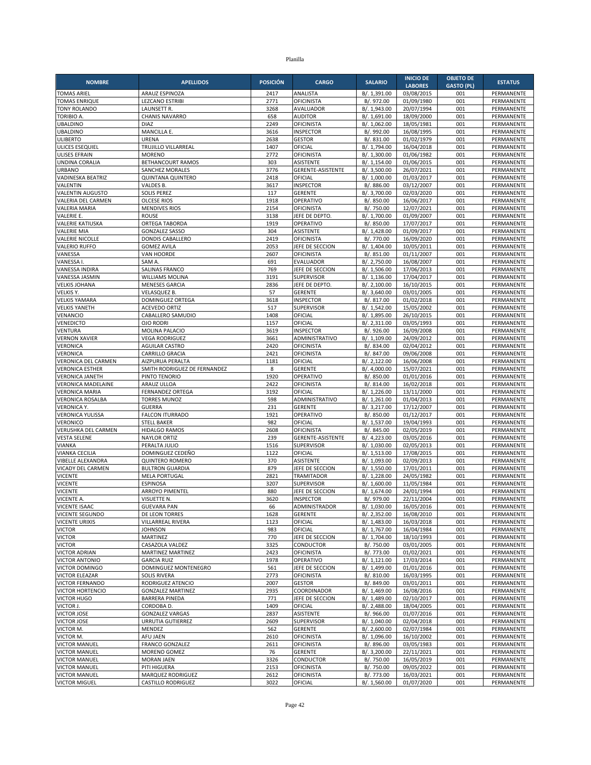Planilla

| NOMBRE | APELLIDOS | POSICIÓN | CARGO | SALARIO | INICIO DE LABORES | OBJETO DE GASTO (PL) | ESTATUS |
|---|---|---|---|---|---|---|---|
| TOMAS ARIEL | ARAUZ ESPINOZA | 2417 | ANALISTA | B/. 1,391.00 | 03/08/2015 | 001 | PERMANENTE |
| TOMAS ENRIQUE | LEZCANO ESTRIBI | 2771 | OFICINISTA | B/. 972.00 | 01/09/1980 | 001 | PERMANENTE |
| TONY ROLANDO | LAUNSETT R. | 3268 | AVALUADOR | B/. 1,943.00 | 20/07/1994 | 001 | PERMANENTE |
| TORIBIO A. | CHANIS NAVARRO | 658 | AUDITOR | B/. 1,691.00 | 18/09/2000 | 001 | PERMANENTE |
| UBALDINO | DIAZ | 2249 | OFICINISTA | B/. 1,062.00 | 18/05/1981 | 001 | PERMANENTE |
| UBALDINO | MANCILLA E. | 3616 | INSPECTOR | B/. 992.00 | 16/08/1995 | 001 | PERMANENTE |
| ULIBERTO | URENA | 2638 | GESTOR | B/. 831.00 | 01/02/1979 | 001 | PERMANENTE |
| ULICES ESEQUIEL | TRUJILLO VILLARREAL | 1407 | OFICIAL | B/. 1,794.00 | 16/04/2018 | 001 | PERMANENTE |
| ULISES EFRAIN | MORENO | 2772 | OFICINISTA | B/. 1,300.00 | 01/06/1982 | 001 | PERMANENTE |
| UNDINA CORALIA | BETHANCOURT RAMOS | 303 | ASISTENTE | B/. 1,154.00 | 01/06/2015 | 001 | PERMANENTE |
| URBANO | SANCHEZ MORALES | 3776 | GERENTE-ASISTENTE | B/. 3,500.00 | 26/07/2021 | 001 | PERMANENTE |
| VADINESKA BEATRIZ | QUINTANA QUINTERO | 2418 | OFICIAL | B/. 1,000.00 | 01/03/2017 | 001 | PERMANENTE |
| VALENTIN | VALDES B. | 3617 | INSPECTOR | B/. 886.00 | 03/12/2007 | 001 | PERMANENTE |
| VALENTIN AUGUSTO | SOLIS PEREZ | 117 | GERENTE | B/. 3,700.00 | 02/03/2020 | 001 | PERMANENTE |
| VALERIA DEL CARMEN | OLCESE RIOS | 1918 | OPERATIVO | B/. 850.00 | 16/06/2017 | 001 | PERMANENTE |
| VALERIA MARIA | MENDIVES RIOS | 2154 | OFICINISTA | B/. 750.00 | 12/07/2021 | 001 | PERMANENTE |
| VALERIE E. | ROUSE | 3138 | JEFE DE DEPTO. | B/. 1,700.00 | 01/09/2007 | 001 | PERMANENTE |
| VALERIE KATIUSKA | ORTEGA TABORDA | 1919 | OPERATIVO | B/. 850.00 | 17/07/2017 | 001 | PERMANENTE |
| VALERIE MIA | GONZALEZ SASSO | 304 | ASISTENTE | B/. 1,428.00 | 01/09/2017 | 001 | PERMANENTE |
| VALERIE NICOLLE | DONDIS CABALLERO | 2419 | OFICINISTA | B/. 770.00 | 16/09/2020 | 001 | PERMANENTE |
| VALERIO RUFFO | GOMEZ AVILA | 2053 | JEFE DE SECCION | B/. 1,404.00 | 10/05/2011 | 001 | PERMANENTE |
| VANESSA | VAN HOORDE | 2607 | OFICINISTA | B/. 851.00 | 01/11/2007 | 001 | PERMANENTE |
| VANESSA I. | SAM A. | 691 | EVALUADOR | B/. 2,750.00 | 16/08/2007 | 001 | PERMANENTE |
| VANESSA INDIRA | SALINAS FRANCO | 769 | JEFE DE SECCION | B/. 1,506.00 | 17/06/2013 | 001 | PERMANENTE |
| VANESSA JASMIN | WILLIAMS MOLINA | 3191 | SUPERVISOR | B/. 1,136.00 | 17/04/2017 | 001 | PERMANENTE |
| VELKIS JOHANA | MENESES GARCIA | 2836 | JEFE DE DEPTO. | B/. 2,100.00 | 16/10/2015 | 001 | PERMANENTE |
| VELKIS Y. | VELASQUEZ B. | 57 | GERENTE | B/. 3,640.00 | 03/01/2005 | 001 | PERMANENTE |
| VELKIS YAMARA | DOMINGUEZ ORTEGA | 3618 | INSPECTOR | B/. 817.00 | 01/02/2018 | 001 | PERMANENTE |
| VELKIS YANETH | ACEVEDO ORTIZ | 517 | SUPERVISOR | B/. 1,542.00 | 15/05/2002 | 001 | PERMANENTE |
| VENANCIO | CABALLERO SAMUDIO | 1408 | OFICIAL | B/. 1,895.00 | 26/10/2015 | 001 | PERMANENTE |
| VENEDICTO | OJO RODRI | 1157 | OFICIAL | B/. 2,311.00 | 03/05/1993 | 001 | PERMANENTE |
| VENTURA | MOLINA PALACIO | 3619 | INSPECTOR | B/. 926.00 | 16/09/2008 | 001 | PERMANENTE |
| VERNON XAVIER | VEGA RODRIGUEZ | 3661 | ADMINISTRATIVO | B/. 1,109.00 | 24/09/2012 | 001 | PERMANENTE |
| VERONICA | AGUILAR CASTRO | 2420 | OFICINISTA | B/. 834.00 | 02/04/2012 | 001 | PERMANENTE |
| VERONICA | CARRILLO GRACIA | 2421 | OFICINISTA | B/. 847.00 | 09/06/2008 | 001 | PERMANENTE |
| VERONICA DEL CARMEN | AIZPURUA PERALTA | 1181 | OFICIAL | B/. 2,122.00 | 16/06/2008 | 001 | PERMANENTE |
| VERONICA ESTHER | SMITH RODRIGUEZ DE FERNANDEZ | 8 | GERENTE | B/. 4,000.00 | 15/07/2021 | 001 | PERMANENTE |
| VERONICA JANETH | PINTO TENORIO | 1920 | OPERATIVO | B/. 850.00 | 01/01/2016 | 001 | PERMANENTE |
| VERONICA MADELAINE | ARAUZ ULLOA | 2422 | OFICINISTA | B/. 814.00 | 16/02/2018 | 001 | PERMANENTE |
| VERONICA MARIA | FERNANDEZ ORTEGA | 3192 | OFICIAL | B/. 1,226.00 | 13/11/2000 | 001 | PERMANENTE |
| VERONICA ROSALBA | TORRES MUNOZ | 598 | ADMINISTRATIVO | B/. 1,261.00 | 01/04/2013 | 001 | PERMANENTE |
| VERONICA Y. | GUERRA | 231 | GERENTE | B/. 3,217.00 | 17/12/2007 | 001 | PERMANENTE |
| VERONICA YULISSA | FALCON ITURRADO | 1921 | OPERATIVO | B/. 850.00 | 01/12/2017 | 001 | PERMANENTE |
| VERONICO | STELL BAKER | 982 | OFICIAL | B/. 1,537.00 | 19/04/1993 | 001 | PERMANENTE |
| VERUSHKA DEL CARMEN | HIDALGO RAMOS | 2608 | OFICINISTA | B/. 845.00 | 02/05/2019 | 001 | PERMANENTE |
| VESTA SELENE | NAYLOR ORTIZ | 239 | GERENTE-ASISTENTE | B/. 4,223.00 | 03/05/2016 | 001 | PERMANENTE |
| VIANKA | PERALTA JULIO | 1516 | SUPERVISOR | B/. 1,030.00 | 02/05/2013 | 001 | PERMANENTE |
| VIANKA CECILIA | DOMINGUEZ CEDEÑO | 1122 | OFICIAL | B/. 1,513.00 | 17/08/2015 | 001 | PERMANENTE |
| VIBELLE ALEXANDRA | QUINTERO ROMERO | 370 | ASISTENTE | B/. 1,093.00 | 02/09/2013 | 001 | PERMANENTE |
| VICADY DEL CARMEN | BULTRON GUARDIA | 879 | JEFE DE SECCION | B/. 1,550.00 | 17/01/2011 | 001 | PERMANENTE |
| VICENTE | MELA PORTUGAL | 2821 | TRAMITADOR | B/. 1,228.00 | 24/05/1982 | 001 | PERMANENTE |
| VICENTE | ESPINOSA | 3207 | SUPERVISOR | B/. 1,600.00 | 11/05/1984 | 001 | PERMANENTE |
| VICENTE | ARROYO PIMENTEL | 880 | JEFE DE SECCION | B/. 1,674.00 | 24/01/1994 | 001 | PERMANENTE |
| VICENTE A. | VISUETTE N. | 3620 | INSPECTOR | B/. 979.00 | 22/11/2004 | 001 | PERMANENTE |
| VICENTE ISAAC | GUEVARA PAN | 66 | ADMINISTRADOR | B/. 1,030.00 | 16/05/2016 | 001 | PERMANENTE |
| VICENTE SEGUNDO | DE LEON TORRES | 1628 | GERENTE | B/. 2,352.00 | 16/08/2010 | 001 | PERMANENTE |
| VICENTE URIXIS | VILLARREAL RIVERA | 1123 | OFICIAL | B/. 1,483.00 | 16/03/2018 | 001 | PERMANENTE |
| VICTOR | JOHNSON | 983 | OFICIAL | B/. 1,767.00 | 16/04/1984 | 001 | PERMANENTE |
| VICTOR | MARTINEZ | 770 | JEFE DE SECCION | B/. 1,704.00 | 18/10/1993 | 001 | PERMANENTE |
| VICTOR | CASAZOLA VALDEZ | 3325 | CONDUCTOR | B/. 750.00 | 03/01/2005 | 001 | PERMANENTE |
| VICTOR ADRIAN | MARTINEZ MARTINEZ | 2423 | OFICINISTA | B/. 773.00 | 01/02/2021 | 001 | PERMANENTE |
| VICTOR ANTONIO | GARCIA RUIZ | 1978 | OPERATIVO | B/. 1,121.00 | 17/03/2014 | 001 | PERMANENTE |
| VICTOR DOMINGO | DOMINGUEZ MONTENEGRO | 561 | JEFE DE SECCION | B/. 1,499.00 | 01/01/2016 | 001 | PERMANENTE |
| VICTOR ELEAZAR | SOLIS RIVERA | 2773 | OFICINISTA | B/. 810.00 | 16/03/1995 | 001 | PERMANENTE |
| VICTOR FERNANDO | RODRIGUEZ ATENCIO | 2007 | GESTOR | B/. 849.00 | 03/01/2011 | 001 | PERMANENTE |
| VICTOR HORTENCIO | GONZALEZ MARTINEZ | 2935 | COORDINADOR | B/. 1,469.00 | 16/08/2016 | 001 | PERMANENTE |
| VICTOR HUGO | BARRERA PINEDA | 771 | JEFE DE SECCION | B/. 1,489.00 | 02/10/2017 | 001 | PERMANENTE |
| VICTOR J. | CORDOBA D. | 1409 | OFICIAL | B/. 2,488.00 | 18/04/2005 | 001 | PERMANENTE |
| VICTOR JOSE | GONZALEZ VARGAS | 2837 | ASISTENTE | B/. 966.00 | 01/07/2016 | 001 | PERMANENTE |
| VICTOR JOSE | URRUTIA GUTIERREZ | 2609 | SUPERVISOR | B/. 1,040.00 | 02/04/2018 | 001 | PERMANENTE |
| VICTOR M. | MENDEZ | 562 | GERENTE | B/. 2,600.00 | 02/07/1984 | 001 | PERMANENTE |
| VICTOR M. | AFU JAEN | 2610 | OFICINISTA | B/. 1,096.00 | 16/10/2002 | 001 | PERMANENTE |
| VICTOR MANUEL | FRANCO GONZALEZ | 2611 | OFICINISTA | B/. 896.00 | 03/05/1983 | 001 | PERMANENTE |
| VICTOR MANUEL | MORENO GOMEZ | 76 | GERENTE | B/. 3,200.00 | 22/11/2021 | 001 | PERMANENTE |
| VICTOR MANUEL | MORAN JAEN | 3326 | CONDUCTOR | B/. 750.00 | 16/05/2019 | 001 | PERMANENTE |
| VICTOR MANUEL | PITI HIGUERA | 2153 | OFICINISTA | B/. 750.00 | 09/05/2022 | 001 | PERMANENTE |
| VICTOR MANUEL | MARQUEZ RODRIGUEZ | 2612 | OFICINISTA | B/. 773.00 | 16/03/2021 | 001 | PERMANENTE |
| VICTOR MIGUEL | CASTILLO RODRIGUEZ | 3022 | OFICIAL | B/. 1,560.00 | 01/07/2020 | 001 | PERMANENTE |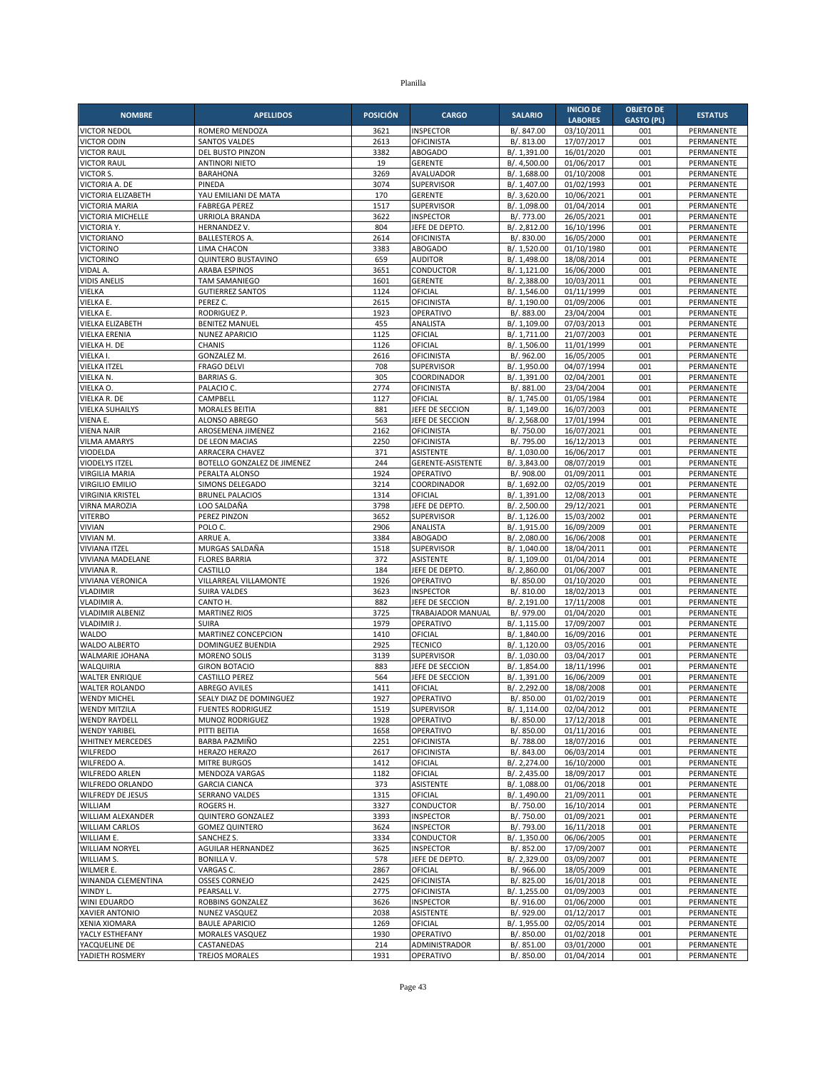| NOMBRE | APELLIDOS | POSICIÓN | CARGO | SALARIO | INICIO DE LABORES | OBJETO DE GASTO (PL) | ESTATUS |
|---|---|---|---|---|---|---|---|
| VICTOR NEDOL | ROMERO MENDOZA | 3621 | INSPECTOR | B/. 847.00 | 03/10/2011 | 001 | PERMANENTE |
| VICTOR ODIN | SANTOS VALDES | 2613 | OFICINISTA | B/. 813.00 | 17/07/2017 | 001 | PERMANENTE |
| VICTOR RAUL | DEL BUSTO PINZON | 3382 | ABOGADO | B/. 1,391.00 | 16/01/2020 | 001 | PERMANENTE |
| VICTOR RAUL | ANTINORI NIETO | 19 | GERENTE | B/. 4,500.00 | 01/06/2017 | 001 | PERMANENTE |
| VICTOR S. | BARAHONA | 3269 | AVALUADOR | B/. 1,688.00 | 01/10/2008 | 001 | PERMANENTE |
| VICTORIA A. DE | PINEDA | 3074 | SUPERVISOR | B/. 1,407.00 | 01/02/1993 | 001 | PERMANENTE |
| VICTORIA ELIZABETH | YAU EMILIANI DE MATA | 170 | GERENTE | B/. 3,620.00 | 10/06/2021 | 001 | PERMANENTE |
| VICTORIA MARIA | FABREGA PEREZ | 1517 | SUPERVISOR | B/. 1,098.00 | 01/04/2014 | 001 | PERMANENTE |
| VICTORIA MICHELLE | URRIOLA BRANDA | 3622 | INSPECTOR | B/. 773.00 | 26/05/2021 | 001 | PERMANENTE |
| VICTORIA Y. | HERNANDEZ V. | 804 | JEFE DE DEPTO. | B/. 2,812.00 | 16/10/1996 | 001 | PERMANENTE |
| VICTORIANO | BALLESTEROS A. | 2614 | OFICINISTA | B/. 830.00 | 16/05/2000 | 001 | PERMANENTE |
| VICTORINO | LIMA CHACON | 3383 | ABOGADO | B/. 1,520.00 | 01/10/1980 | 001 | PERMANENTE |
| VICTORINO | QUINTERO BUSTAVINO | 659 | AUDITOR | B/. 1,498.00 | 18/08/2014 | 001 | PERMANENTE |
| VIDAL A. | ARABA ESPINOS | 3651 | CONDUCTOR | B/. 1,121.00 | 16/06/2000 | 001 | PERMANENTE |
| VIDIS ANELIS | TAM SAMANIEGO | 1601 | GERENTE | B/. 2,388.00 | 10/03/2011 | 001 | PERMANENTE |
| VIELKA | GUTIERREZ SANTOS | 1124 | OFICIAL | B/. 1,546.00 | 01/11/1999 | 001 | PERMANENTE |
| VIELKA E. | PEREZ C. | 2615 | OFICINISTA | B/. 1,190.00 | 01/09/2006 | 001 | PERMANENTE |
| VIELKA E. | RODRIGUEZ P. | 1923 | OPERATIVO | B/. 883.00 | 23/04/2004 | 001 | PERMANENTE |
| VIELKA ELIZABETH | BENITEZ MANUEL | 455 | ANALISTA | B/. 1,109.00 | 07/03/2013 | 001 | PERMANENTE |
| VIELKA ERENIA | NUNEZ APARICIO | 1125 | OFICIAL | B/. 1,711.00 | 21/07/2003 | 001 | PERMANENTE |
| VIELKA H. DE | CHANIS | 1126 | OFICIAL | B/. 1,506.00 | 11/01/1999 | 001 | PERMANENTE |
| VIELKA I. | GONZALEZ M. | 2616 | OFICINISTA | B/. 962.00 | 16/05/2005 | 001 | PERMANENTE |
| VIELKA ITZEL | FRAGO DELVI | 708 | SUPERVISOR | B/. 1,950.00 | 04/07/1994 | 001 | PERMANENTE |
| VIELKA N. | BARRIAS G. | 305 | COORDINADOR | B/. 1,391.00 | 02/04/2001 | 001 | PERMANENTE |
| VIELKA O. | PALACIO C. | 2774 | OFICINISTA | B/. 881.00 | 23/04/2004 | 001 | PERMANENTE |
| VIELKA R. DE | CAMPBELL | 1127 | OFICIAL | B/. 1,745.00 | 01/05/1984 | 001 | PERMANENTE |
| VIELKA SUHAILYS | MORALES BEITIA | 881 | JEFE DE SECCION | B/. 1,149.00 | 16/07/2003 | 001 | PERMANENTE |
| VIENA E. | ALONSO ABREGO | 563 | JEFE DE SECCION | B/. 2,568.00 | 17/01/1994 | 001 | PERMANENTE |
| VIENA NAIR | AROSEMENA JIMENEZ | 2162 | OFICINISTA | B/. 750.00 | 16/07/2021 | 001 | PERMANENTE |
| VILMA AMARYS | DE LEON MACIAS | 2250 | OFICINISTA | B/. 795.00 | 16/12/2013 | 001 | PERMANENTE |
| VIODELDA | ARRACERA CHAVEZ | 371 | ASISTENTE | B/. 1,030.00 | 16/06/2017 | 001 | PERMANENTE |
| VIODELYS ITZEL | BOTELLO GONZALEZ DE JIMENEZ | 244 | GERENTE-ASISTENTE | B/. 3,843.00 | 08/07/2019 | 001 | PERMANENTE |
| VIRGILIA MARIA | PERALTA ALONSO | 1924 | OPERATIVO | B/. 908.00 | 01/09/2011 | 001 | PERMANENTE |
| VIRGILIO EMILIO | SIMONS DELEGADO | 3214 | COORDINADOR | B/. 1,692.00 | 02/05/2019 | 001 | PERMANENTE |
| VIRGINIA KRISTEL | BRUNEL PALACIOS | 1314 | OFICIAL | B/. 1,391.00 | 12/08/2013 | 001 | PERMANENTE |
| VIRNA MAROZIA | LOO SALDAÑA | 3798 | JEFE DE DEPTO. | B/. 2,500.00 | 29/12/2021 | 001 | PERMANENTE |
| VITERBO | PEREZ PINZON | 3652 | SUPERVISOR | B/. 1,126.00 | 15/03/2002 | 001 | PERMANENTE |
| VIVIAN | POLO C. | 2906 | ANALISTA | B/. 1,915.00 | 16/09/2009 | 001 | PERMANENTE |
| VIVIAN M. | ARRUE A. | 3384 | ABOGADO | B/. 2,080.00 | 16/06/2008 | 001 | PERMANENTE |
| VIVIANA ITZEL | MURGAS SALDAÑA | 1518 | SUPERVISOR | B/. 1,040.00 | 18/04/2011 | 001 | PERMANENTE |
| VIVIANA MADELANE | FLORES BARRIA | 372 | ASISTENTE | B/. 1,109.00 | 01/04/2014 | 001 | PERMANENTE |
| VIVIANA R. | CASTILLO | 184 | JEFE DE DEPTO. | B/. 2,860.00 | 01/06/2007 | 001 | PERMANENTE |
| VIVIANA VERONICA | VILLARREAL VILLAMONTE | 1926 | OPERATIVO | B/. 850.00 | 01/10/2020 | 001 | PERMANENTE |
| VLADIMIR | SUIRA VALDES | 3623 | INSPECTOR | B/. 810.00 | 18/02/2013 | 001 | PERMANENTE |
| VLADIMIR A. | CANTO H. | 882 | JEFE DE SECCION | B/. 2,191.00 | 17/11/2008 | 001 | PERMANENTE |
| VLADIMIR ALBENIZ | MARTINEZ RIOS | 3725 | TRABAJADOR MANUAL | B/. 979.00 | 01/04/2020 | 001 | PERMANENTE |
| VLADIMIR J. | SUIRA | 1979 | OPERATIVO | B/. 1,115.00 | 17/09/2007 | 001 | PERMANENTE |
| WALDO | MARTINEZ CONCEPCION | 1410 | OFICIAL | B/. 1,840.00 | 16/09/2016 | 001 | PERMANENTE |
| WALDO ALBERTO | DOMINGUEZ BUENDIA | 2925 | TECNICO | B/. 1,120.00 | 03/05/2016 | 001 | PERMANENTE |
| WALMARIE JOHANA | MORENO SOLIS | 3139 | SUPERVISOR | B/. 1,030.00 | 03/04/2017 | 001 | PERMANENTE |
| WALQUIRIA | GIRON BOTACIO | 883 | JEFE DE SECCION | B/. 1,854.00 | 18/11/1996 | 001 | PERMANENTE |
| WALTER ENRIQUE | CASTILLO PEREZ | 564 | JEFE DE SECCION | B/. 1,391.00 | 16/06/2009 | 001 | PERMANENTE |
| WALTER ROLANDO | ABREGO AVILES | 1411 | OFICIAL | B/. 2,292.00 | 18/08/2008 | 001 | PERMANENTE |
| WENDY MICHEL | SEALY DIAZ DE DOMINGUEZ | 1927 | OPERATIVO | B/. 850.00 | 01/02/2019 | 001 | PERMANENTE |
| WENDY MITZILA | FUENTES RODRIGUEZ | 1519 | SUPERVISOR | B/. 1,114.00 | 02/04/2012 | 001 | PERMANENTE |
| WENDY RAYDELL | MUNOZ RODRIGUEZ | 1928 | OPERATIVO | B/. 850.00 | 17/12/2018 | 001 | PERMANENTE |
| WENDY YARIBEL | PITTI BEITIA | 1658 | OPERATIVO | B/. 850.00 | 01/11/2016 | 001 | PERMANENTE |
| WHITNEY MERCEDES | BARBA PAZMIÑO | 2251 | OFICINISTA | B/. 788.00 | 18/07/2016 | 001 | PERMANENTE |
| WILFREDO | HERAZO HERAZO | 2617 | OFICINISTA | B/. 843.00 | 06/03/2014 | 001 | PERMANENTE |
| WILFREDO A. | MITRE BURGOS | 1412 | OFICIAL | B/. 2,274.00 | 16/10/2000 | 001 | PERMANENTE |
| WILFREDO ARLEN | MENDOZA VARGAS | 1182 | OFICIAL | B/. 2,435.00 | 18/09/2017 | 001 | PERMANENTE |
| WILFREDO ORLANDO | GARCIA CIANCA | 373 | ASISTENTE | B/. 1,088.00 | 01/06/2018 | 001 | PERMANENTE |
| WILFREDY DE JESUS | SERRANO VALDES | 1315 | OFICIAL | B/. 1,490.00 | 21/09/2011 | 001 | PERMANENTE |
| WILLIAM | ROGERS H. | 3327 | CONDUCTOR | B/. 750.00 | 16/10/2014 | 001 | PERMANENTE |
| WILLIAM ALEXANDER | QUINTERO GONZALEZ | 3393 | INSPECTOR | B/. 750.00 | 01/09/2021 | 001 | PERMANENTE |
| WILLIAM CARLOS | GOMEZ QUINTERO | 3624 | INSPECTOR | B/. 793.00 | 16/11/2018 | 001 | PERMANENTE |
| WILLIAM E. | SANCHEZ S. | 3334 | CONDUCTOR | B/. 1,350.00 | 06/06/2005 | 001 | PERMANENTE |
| WILLIAM NORYEL | AGUILAR HERNANDEZ | 3625 | INSPECTOR | B/. 852.00 | 17/09/2007 | 001 | PERMANENTE |
| WILLIAM S. | BONILLA V. | 578 | JEFE DE DEPTO. | B/. 2,329.00 | 03/09/2007 | 001 | PERMANENTE |
| WILMER E. | VARGAS C. | 2867 | OFICIAL | B/. 966.00 | 18/05/2009 | 001 | PERMANENTE |
| WINANDA CLEMENTINA | OSSES CORNEJO | 2425 | OFICINISTA | B/. 825.00 | 16/01/2018 | 001 | PERMANENTE |
| WINDY L. | PEARSALL V. | 2775 | OFICINISTA | B/. 1,255.00 | 01/09/2003 | 001 | PERMANENTE |
| WINI EDUARDO | ROBBINS GONZALEZ | 3626 | INSPECTOR | B/. 916.00 | 01/06/2000 | 001 | PERMANENTE |
| XAVIER ANTONIO | NUNEZ VASQUEZ | 2038 | ASISTENTE | B/. 929.00 | 01/12/2017 | 001 | PERMANENTE |
| XENIA XIOMARA | BAULE APARICIO | 1269 | OFICIAL | B/. 1,955.00 | 02/05/2014 | 001 | PERMANENTE |
| YACLY ESTHEFANY | MORALES VASQUEZ | 1930 | OPERATIVO | B/. 850.00 | 01/02/2018 | 001 | PERMANENTE |
| YACQUELINE DE | CASTANEDAS | 214 | ADMINISTRADOR | B/. 851.00 | 03/01/2000 | 001 | PERMANENTE |
| YADIETH ROSMERY | TREJOS MORALES | 1931 | OPERATIVO | B/. 850.00 | 01/04/2014 | 001 | PERMANENTE |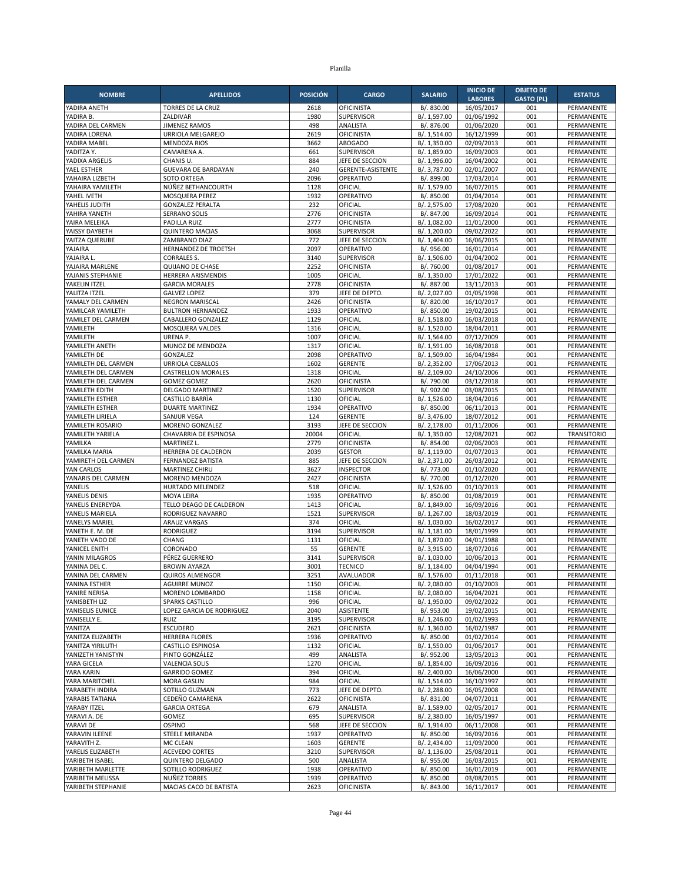| NOMBRE | APELLIDOS | POSICIÓN | CARGO | SALARIO | INICIO DE LABORES | OBJETO DE GASTO (PL) | ESTATUS |
|---|---|---|---|---|---|---|---|
| YADIRA ANETH | TORRES DE LA CRUZ | 2618 | OFICINISTA | B/. 830.00 | 16/05/2017 | 001 | PERMANENTE |
| YADIRA B. | ZALDIVAR | 1980 | SUPERVISOR | B/. 1,597.00 | 01/06/1992 | 001 | PERMANENTE |
| YADIRA DEL CARMEN | JIMENEZ RAMOS | 498 | ANALISTA | B/. 876.00 | 01/06/2020 | 001 | PERMANENTE |
| YADIRA LORENA | URRIOLA MELGAREJO | 2619 | OFICINISTA | B/. 1,514.00 | 16/12/1999 | 001 | PERMANENTE |
| YADIRA MABEL | MENDOZA RIOS | 3662 | ABOGADO | B/. 1,350.00 | 02/09/2013 | 001 | PERMANENTE |
| YADITZA Y. | CAMARENA A. | 661 | SUPERVISOR | B/. 1,859.00 | 16/09/2003 | 001 | PERMANENTE |
| YADIXA ARGELIS | CHANIS U. | 884 | JEFE DE SECCION | B/. 1,996.00 | 16/04/2002 | 001 | PERMANENTE |
| YAEL ESTHER | GUEVARA DE BARDAYAN | 240 | GERENTE-ASISTENTE | B/. 3,787.00 | 02/01/2007 | 001 | PERMANENTE |
| YAHAIRA LIZBETH | SOTO ORTEGA | 2096 | OPERATIVO | B/. 899.00 | 17/03/2014 | 001 | PERMANENTE |
| YAHAIRA YAMILETH | NÚÑEZ BETHANCOURTH | 1128 | OFICIAL | B/. 1,579.00 | 16/07/2015 | 001 | PERMANENTE |
| YAHEL IVETH | MOSQUERA PEREZ | 1932 | OPERATIVO | B/. 850.00 | 01/04/2014 | 001 | PERMANENTE |
| YAHELIS JUDITH | GONZALEZ PERALTA | 232 | OFICIAL | B/. 2,575.00 | 17/08/2020 | 001 | PERMANENTE |
| YAHIRA YANETH | SERRANO SOLIS | 2776 | OFICINISTA | B/. 847.00 | 16/09/2014 | 001 | PERMANENTE |
| YAIRA MELEIKA | PADILLA RUIZ | 2777 | OFICINISTA | B/. 1,082.00 | 11/01/2000 | 001 | PERMANENTE |
| YAISSY DAYBETH | QUINTERO MACIAS | 3068 | SUPERVISOR | B/. 1,200.00 | 09/02/2022 | 001 | PERMANENTE |
| YAITZA QUERUBE | ZAMBRANO DIAZ | 772 | JEFE DE SECCION | B/. 1,404.00 | 16/06/2015 | 001 | PERMANENTE |
| YAJAIRA | HERNANDEZ DE TROETSH | 2097 | OPERATIVO | B/. 956.00 | 16/01/2014 | 001 | PERMANENTE |
| YAJAIRA L. | CORRALES S. | 3140 | SUPERVISOR | B/. 1,506.00 | 01/04/2002 | 001 | PERMANENTE |
| YAJAIRA MARLENE | QUIJANO DE CHASE | 2252 | OFICINISTA | B/. 760.00 | 01/08/2017 | 001 | PERMANENTE |
| YAJANIS STEPHANIE | HERRERA ARISMENDIS | 1005 | OFICIAL | B/. 1,350.00 | 17/01/2022 | 001 | PERMANENTE |
| YAKELIN ITZEL | GARCIA MORALES | 2778 | OFICINISTA | B/. 887.00 | 13/11/2013 | 001 | PERMANENTE |
| YALITZA ITZEL | GALVEZ LOPEZ | 379 | JEFE DE DEPTO. | B/. 2,027.00 | 01/05/1998 | 001 | PERMANENTE |
| YAMALY DEL CARMEN | NEGRON MARISCAL | 2426 | OFICINISTA | B/. 820.00 | 16/10/2017 | 001 | PERMANENTE |
| YAMILCAR YAMILETH | BULTRON HERNANDEZ | 1933 | OPERATIVO | B/. 850.00 | 19/02/2015 | 001 | PERMANENTE |
| YAMILET DEL CARMEN | CABALLERO GONZALEZ | 1129 | OFICIAL | B/. 1,518.00 | 16/03/2018 | 001 | PERMANENTE |
| YAMILETH | MOSQUERA VALDES | 1316 | OFICIAL | B/. 1,520.00 | 18/04/2011 | 001 | PERMANENTE |
| YAMILETH | URENA P. | 1007 | OFICIAL | B/. 1,564.00 | 07/12/2009 | 001 | PERMANENTE |
| YAMILETH ANETH | MUNOZ DE MENDOZA | 1317 | OFICIAL | B/. 1,591.00 | 16/08/2018 | 001 | PERMANENTE |
| YAMILETH DE | GONZALEZ | 2098 | OPERATIVO | B/. 1,509.00 | 16/04/1984 | 001 | PERMANENTE |
| YAMILETH DEL CARMEN | URRIOLA CEBALLOS | 1602 | GERENTE | B/. 2,352.00 | 17/06/2013 | 001 | PERMANENTE |
| YAMILETH DEL CARMEN | CASTRELLON MORALES | 1318 | OFICIAL | B/. 2,109.00 | 24/10/2006 | 001 | PERMANENTE |
| YAMILETH DEL CARMEN | GOMEZ GOMEZ | 2620 | OFICINISTA | B/. 790.00 | 03/12/2018 | 001 | PERMANENTE |
| YAMILETH EDITH | DELGADO MARTINEZ | 1520 | SUPERVISOR | B/. 902.00 | 03/08/2015 | 001 | PERMANENTE |
| YAMILETH ESTHER | CASTILLO BARRÌA | 1130 | OFICIAL | B/. 1,526.00 | 18/04/2016 | 001 | PERMANENTE |
| YAMILETH ESTHER | DUARTE MARTINEZ | 1934 | OPERATIVO | B/. 850.00 | 06/11/2013 | 001 | PERMANENTE |
| YAMILETH LIRIELA | SANJUR VEGA | 124 | GERENTE | B/. 3,476.00 | 18/07/2012 | 001 | PERMANENTE |
| YAMILETH ROSARIO | MORENO GONZALEZ | 3193 | JEFE DE SECCION | B/. 2,178.00 | 01/11/2006 | 001 | PERMANENTE |
| YAMILETH YARIELA | CHAVARRIA DE ESPINOSA | 20004 | OFICIAL | B/. 1,350.00 | 12/08/2021 | 002 | TRANSITORIO |
| YAMILKA | MARTINEZ L. | 2779 | OFICINISTA | B/. 854.00 | 02/06/2003 | 001 | PERMANENTE |
| YAMILKA MARIA | HERRERA DE CALDERON | 2039 | GESTOR | B/. 1,119.00 | 01/07/2013 | 001 | PERMANENTE |
| YAMIRETH DEL CARMEN | FERNANDEZ BATISTA | 885 | JEFE DE SECCION | B/. 2,371.00 | 26/03/2012 | 001 | PERMANENTE |
| YAN CARLOS | MARTINEZ CHIRU | 3627 | INSPECTOR | B/. 773.00 | 01/10/2020 | 001 | PERMANENTE |
| YANARIS DEL CARMEN | MORENO MENDOZA | 2427 | OFICINISTA | B/. 770.00 | 01/12/2020 | 001 | PERMANENTE |
| YANELIS | HURTADO MELENDEZ | 518 | OFICIAL | B/. 1,526.00 | 01/10/2013 | 001 | PERMANENTE |
| YANELIS DENIS | MOYA LEIRA | 1935 | OPERATIVO | B/. 850.00 | 01/08/2019 | 001 | PERMANENTE |
| YANELIS ENEREYDA | TELLO DEAGO DE CALDERON | 1413 | OFICIAL | B/. 1,849.00 | 16/09/2016 | 001 | PERMANENTE |
| YANELIS MARIELA | RODRIGUEZ NAVARRO | 1521 | SUPERVISOR | B/. 1,267.00 | 18/03/2019 | 001 | PERMANENTE |
| YANELYS MARIEL | ARAUZ VARGAS | 374 | OFICIAL | B/. 1,030.00 | 16/02/2017 | 001 | PERMANENTE |
| YANETH E. M. DE | RODRIGUEZ | 3194 | SUPERVISOR | B/. 1,181.00 | 18/01/1999 | 001 | PERMANENTE |
| YANETH VADO DE | CHANG | 1131 | OFICIAL | B/. 1,870.00 | 04/01/1988 | 001 | PERMANENTE |
| YANICEL ENITH | CORONADO | 55 | GERENTE | B/. 3,915.00 | 18/07/2016 | 001 | PERMANENTE |
| YANIN MILAGROS | PÉREZ GUERRERO | 3141 | SUPERVISOR | B/. 1,030.00 | 10/06/2013 | 001 | PERMANENTE |
| YANINA DEL C. | BROWN AYARZA | 3001 | TECNICO | B/. 1,184.00 | 04/04/1994 | 001 | PERMANENTE |
| YANINA DEL CARMEN | QUIROS ALMENGOR | 3251 | AVALUADOR | B/. 1,576.00 | 01/11/2018 | 001 | PERMANENTE |
| YANINA ESTHER | AGUIRRE MUNOZ | 1150 | OFICIAL | B/. 2,080.00 | 01/10/2003 | 001 | PERMANENTE |
| YANIRE NERISA | MORENO LOMBARDO | 1158 | OFICIAL | B/. 2,080.00 | 16/04/2021 | 001 | PERMANENTE |
| YANISBETH LIZ | SPARKS CASTILLO | 996 | OFICIAL | B/. 1,950.00 | 09/02/2022 | 001 | PERMANENTE |
| YANISELIS EUNICE | LOPEZ GARCIA DE RODRIGUEZ | 2040 | ASISTENTE | B/. 953.00 | 19/02/2015 | 001 | PERMANENTE |
| YANISELLY E. | RUIZ | 3195 | SUPERVISOR | B/. 1,246.00 | 01/02/1993 | 001 | PERMANENTE |
| YANITZA | ESCUDERO | 2621 | OFICINISTA | B/. 1,360.00 | 16/02/1987 | 001 | PERMANENTE |
| YANITZA ELIZABETH | HERRERA FLORES | 1936 | OPERATIVO | B/. 850.00 | 01/02/2014 | 001 | PERMANENTE |
| YANITZA YIRILUTH | CASTILLO ESPINOSA | 1132 | OFICIAL | B/. 1,550.00 | 01/06/2017 | 001 | PERMANENTE |
| YANIZETH YANISTYN | PINTO GONZÁLEZ | 499 | ANALISTA | B/. 952.00 | 13/05/2013 | 001 | PERMANENTE |
| YARA GICELA | VALENCIA SOLIS | 1270 | OFICIAL | B/. 1,854.00 | 16/09/2016 | 001 | PERMANENTE |
| YARA KARIN | GARRIDO GOMEZ | 394 | OFICIAL | B/. 2,400.00 | 16/06/2000 | 001 | PERMANENTE |
| YARA MARITCHEL | MORA GASLIN | 984 | OFICIAL | B/. 1,514.00 | 16/10/1997 | 001 | PERMANENTE |
| YARABETH INDIRA | SOTILLO GUZMAN | 773 | JEFE DE DEPTO. | B/. 2,288.00 | 16/05/2008 | 001 | PERMANENTE |
| YARABIS TATIANA | CEDEÑO CAMARENA | 2622 | OFICINISTA | B/. 831.00 | 04/07/2011 | 001 | PERMANENTE |
| YARABY ITZEL | GARCIA ORTEGA | 679 | ANALISTA | B/. 1,589.00 | 02/05/2017 | 001 | PERMANENTE |
| YARAVI A. DE | GOMEZ | 695 | SUPERVISOR | B/. 2,380.00 | 16/05/1997 | 001 | PERMANENTE |
| YARAVI DE | OSPINO | 568 | JEFE DE SECCION | B/. 1,914.00 | 06/11/2008 | 001 | PERMANENTE |
| YARAVIN ILEENE | STEELE MIRANDA | 1937 | OPERATIVO | B/. 850.00 | 16/09/2016 | 001 | PERMANENTE |
| YARAVITH Z. | MC CLEAN | 1603 | GERENTE | B/. 2,434.00 | 11/09/2000 | 001 | PERMANENTE |
| YARELIS ELIZABETH | ACEVEDO CORTES | 3210 | SUPERVISOR | B/. 1,136.00 | 25/08/2011 | 001 | PERMANENTE |
| YARIBETH ISABEL | QUINTERO DELGADO | 500 | ANALISTA | B/. 955.00 | 16/03/2015 | 001 | PERMANENTE |
| YARIBETH MARLETTE | SOTILLO RODRIGUEZ | 1938 | OPERATIVO | B/. 850.00 | 16/01/2019 | 001 | PERMANENTE |
| YARIBETH MELISSA | NUÑEZ TORRES | 1939 | OPERATIVO | B/. 850.00 | 03/08/2015 | 001 | PERMANENTE |
| YARIBETH STEPHANIE | MACIAS CACO DE BATISTA | 2623 | OFICINISTA | B/. 843.00 | 16/11/2017 | 001 | PERMANENTE |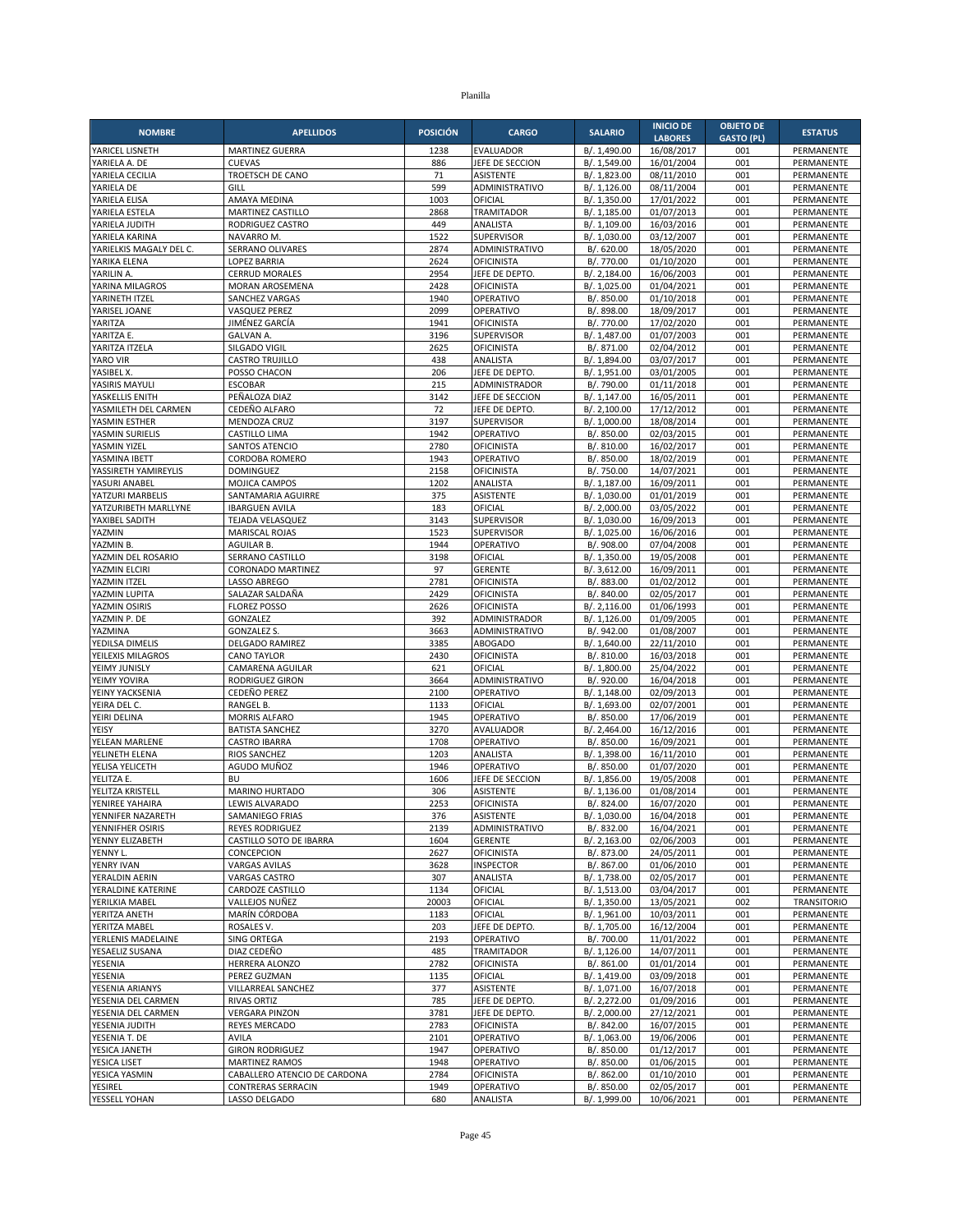| NOMBRE | APELLIDOS | POSICIÓN | CARGO | SALARIO | INICIO DE LABORES | OBJETO DE GASTO (PL) | ESTATUS |
|---|---|---|---|---|---|---|---|
| YARICEL LISNETH | MARTINEZ GUERRA | 1238 | EVALUADOR | B/. 1,490.00 | 16/08/2017 | 001 | PERMANENTE |
| YARIELA A. DE | CUEVAS | 886 | JEFE DE SECCION | B/. 1,549.00 | 16/01/2004 | 001 | PERMANENTE |
| YARIELA CECILIA | TROETSCH DE CANO | 71 | ASISTENTE | B/. 1,823.00 | 08/11/2010 | 001 | PERMANENTE |
| YARIELA DE | GILL | 599 | ADMINISTRATIVO | B/. 1,126.00 | 08/11/2004 | 001 | PERMANENTE |
| YARIELA ELISA | AMAYA MEDINA | 1003 | OFICIAL | B/. 1,350.00 | 17/01/2022 | 001 | PERMANENTE |
| YARIELA ESTELA | MARTINEZ CASTILLO | 2868 | TRAMITADOR | B/. 1,185.00 | 01/07/2013 | 001 | PERMANENTE |
| YARIELA JUDITH | RODRIGUEZ CASTRO | 449 | ANALISTA | B/. 1,109.00 | 16/03/2016 | 001 | PERMANENTE |
| YARIELA KARINA | NAVARRO M. | 1522 | SUPERVISOR | B/. 1,030.00 | 03/12/2007 | 001 | PERMANENTE |
| YARIELKIS MAGALY DEL C. | SERRANO OLIVARES | 2874 | ADMINISTRATIVO | B/. 620.00 | 18/05/2020 | 001 | PERMANENTE |
| YARIKA ELENA | LOPEZ BARRIA | 2624 | OFICINISTA | B/. 770.00 | 01/10/2020 | 001 | PERMANENTE |
| YARILIN A. | CERRUD MORALES | 2954 | JEFE DE DEPTO. | B/. 2,184.00 | 16/06/2003 | 001 | PERMANENTE |
| YARINA MILAGROS | MORAN AROSEMENA | 2428 | OFICINISTA | B/. 1,025.00 | 01/04/2021 | 001 | PERMANENTE |
| YARINETH ITZEL | SANCHEZ VARGAS | 1940 | OPERATIVO | B/. 850.00 | 01/10/2018 | 001 | PERMANENTE |
| YARISEL JOANE | VASQUEZ PEREZ | 2099 | OPERATIVO | B/. 898.00 | 18/09/2017 | 001 | PERMANENTE |
| YARITZA | JIMÉNEZ GARCÍA | 1941 | OFICINISTA | B/. 770.00 | 17/02/2020 | 001 | PERMANENTE |
| YARITZA E. | GALVAN A. | 3196 | SUPERVISOR | B/. 1,487.00 | 01/07/2003 | 001 | PERMANENTE |
| YARITZA ITZELA | SILGADO VIGIL | 2625 | OFICINISTA | B/. 871.00 | 02/04/2012 | 001 | PERMANENTE |
| YARO VIR | CASTRO TRUJILLO | 438 | ANALISTA | B/. 1,894.00 | 03/07/2017 | 001 | PERMANENTE |
| YASIBEL X. | POSSO CHACON | 206 | JEFE DE DEPTO. | B/. 1,951.00 | 03/01/2005 | 001 | PERMANENTE |
| YASIRIS MAYULI | ESCOBAR | 215 | ADMINISTRADOR | B/. 790.00 | 01/11/2018 | 001 | PERMANENTE |
| YASKELLIS ENITH | PEÑALOZA DIAZ | 3142 | JEFE DE SECCION | B/. 1,147.00 | 16/05/2011 | 001 | PERMANENTE |
| YASMILETH DEL CARMEN | CEDEÑO ALFARO | 72 | JEFE DE DEPTO. | B/. 2,100.00 | 17/12/2012 | 001 | PERMANENTE |
| YASMIN ESTHER | MENDOZA CRUZ | 3197 | SUPERVISOR | B/. 1,000.00 | 18/08/2014 | 001 | PERMANENTE |
| YASMIN SURIELIS | CASTILLO LIMA | 1942 | OPERATIVO | B/. 850.00 | 02/03/2015 | 001 | PERMANENTE |
| YASMIN YIZEL | SANTOS ATENCIO | 2780 | OFICINISTA | B/. 810.00 | 16/02/2017 | 001 | PERMANENTE |
| YASMINA IBETT | CORDOBA ROMERO | 1943 | OPERATIVO | B/. 850.00 | 18/02/2019 | 001 | PERMANENTE |
| YASSIRETH YAMIREYLIS | DOMINGUEZ | 2158 | OFICINISTA | B/. 750.00 | 14/07/2021 | 001 | PERMANENTE |
| YASURI ANABEL | MOJICA CAMPOS | 1202 | ANALISTA | B/. 1,187.00 | 16/09/2011 | 001 | PERMANENTE |
| YATZURI MARBELIS | SANTAMARIA AGUIRRE | 375 | ASISTENTE | B/. 1,030.00 | 01/01/2019 | 001 | PERMANENTE |
| YATZURIBETH MARLLYNE | IBARGUEN AVILA | 183 | OFICIAL | B/. 2,000.00 | 03/05/2022 | 001 | PERMANENTE |
| YAXIBEL SADITH | TEJADA VELASQUEZ | 3143 | SUPERVISOR | B/. 1,030.00 | 16/09/2013 | 001 | PERMANENTE |
| YAZMIN | MARISCAL ROJAS | 1523 | SUPERVISOR | B/. 1,025.00 | 16/06/2016 | 001 | PERMANENTE |
| YAZMIN B. | AGUILAR B. | 1944 | OPERATIVO | B/. 908.00 | 07/04/2008 | 001 | PERMANENTE |
| YAZMIN DEL ROSARIO | SERRANO CASTILLO | 3198 | OFICIAL | B/. 1,350.00 | 19/05/2008 | 001 | PERMANENTE |
| YAZMIN ELCIRI | CORONADO MARTINEZ | 97 | GERENTE | B/. 3,612.00 | 16/09/2011 | 001 | PERMANENTE |
| YAZMIN ITZEL | LASSO ABREGO | 2781 | OFICINISTA | B/. 883.00 | 01/02/2012 | 001 | PERMANENTE |
| YAZMIN LUPITA | SALAZAR SALDAÑA | 2429 | OFICINISTA | B/. 840.00 | 02/05/2017 | 001 | PERMANENTE |
| YAZMIN OSIRIS | FLOREZ POSSO | 2626 | OFICINISTA | B/. 2,116.00 | 01/06/1993 | 001 | PERMANENTE |
| YAZMIN P. DE | GONZALEZ | 392 | ADMINISTRADOR | B/. 1,126.00 | 01/09/2005 | 001 | PERMANENTE |
| YAZMINA | GONZALEZ S. | 3663 | ADMINISTRATIVO | B/. 942.00 | 01/08/2007 | 001 | PERMANENTE |
| YEDILSA DIMELIS | DELGADO RAMIREZ | 3385 | ABOGADO | B/. 1,640.00 | 22/11/2010 | 001 | PERMANENTE |
| YEILEXIS MILAGROS | CANO TAYLOR | 2430 | OFICINISTA | B/. 810.00 | 16/03/2018 | 001 | PERMANENTE |
| YEIMY JUNISLY | CAMARENA AGUILAR | 621 | OFICIAL | B/. 1,800.00 | 25/04/2022 | 001 | PERMANENTE |
| YEIMY YOVIRA | RODRIGUEZ GIRON | 3664 | ADMINISTRATIVO | B/. 920.00 | 16/04/2018 | 001 | PERMANENTE |
| YEINY YACKSENIA | CEDEÑO PEREZ | 2100 | OPERATIVO | B/. 1,148.00 | 02/09/2013 | 001 | PERMANENTE |
| YEIRA DEL C. | RANGEL B. | 1133 | OFICIAL | B/. 1,693.00 | 02/07/2001 | 001 | PERMANENTE |
| YEIRI DELINA | MORRIS ALFARO | 1945 | OPERATIVO | B/. 850.00 | 17/06/2019 | 001 | PERMANENTE |
| YEISY | BATISTA SANCHEZ | 3270 | AVALUADOR | B/. 2,464.00 | 16/12/2016 | 001 | PERMANENTE |
| YELEAN MARLENE | CASTRO IBARRA | 1708 | OPERATIVO | B/. 850.00 | 16/09/2021 | 001 | PERMANENTE |
| YELINETH ELENA | RIOS SANCHEZ | 1203 | ANALISTA | B/. 1,398.00 | 16/11/2010 | 001 | PERMANENTE |
| YELISA YELICETH | AGUDO MUÑOZ | 1946 | OPERATIVO | B/. 850.00 | 01/07/2020 | 001 | PERMANENTE |
| YELITZA E. | BU | 1606 | JEFE DE SECCION | B/. 1,856.00 | 19/05/2008 | 001 | PERMANENTE |
| YELITZA KRISTELL | MARINO HURTADO | 306 | ASISTENTE | B/. 1,136.00 | 01/08/2014 | 001 | PERMANENTE |
| YENIREE YAHAIRA | LEWIS ALVARADO | 2253 | OFICINISTA | B/. 824.00 | 16/07/2020 | 001 | PERMANENTE |
| YENNIFER NAZARETH | SAMANIEGO FRIAS | 376 | ASISTENTE | B/. 1,030.00 | 16/04/2018 | 001 | PERMANENTE |
| YENNIFHER OSIRIS | REYES RODRIGUEZ | 2139 | ADMINISTRATIVO | B/. 832.00 | 16/04/2021 | 001 | PERMANENTE |
| YENNY ELIZABETH | CASTILLO SOTO DE IBARRA | 1604 | GERENTE | B/. 2,163.00 | 02/06/2003 | 001 | PERMANENTE |
| YENNY L. | CONCEPCION | 2627 | OFICINISTA | B/. 873.00 | 24/05/2011 | 001 | PERMANENTE |
| YENRY IVAN | VARGAS AVILAS | 3628 | INSPECTOR | B/. 867.00 | 01/06/2010 | 001 | PERMANENTE |
| YERALDIN AERIN | VARGAS CASTRO | 307 | ANALISTA | B/. 1,738.00 | 02/05/2017 | 001 | PERMANENTE |
| YERALDINE KATERINE | CARDOZE CASTILLO | 1134 | OFICIAL | B/. 1,513.00 | 03/04/2017 | 001 | PERMANENTE |
| YERILKIA MABEL | VALLEJOS NUÑEZ | 20003 | OFICIAL | B/. 1,350.00 | 13/05/2021 | 002 | TRANSITORIO |
| YERITZA ANETH | MARÍN CÓRDOBA | 1183 | OFICIAL | B/. 1,961.00 | 10/03/2011 | 001 | PERMANENTE |
| YERITZA MABEL | ROSALES V. | 203 | JEFE DE DEPTO. | B/. 1,705.00 | 16/12/2004 | 001 | PERMANENTE |
| YERLENIS MADELAINE | SING ORTEGA | 2193 | OPERATIVO | B/. 700.00 | 11/01/2022 | 001 | PERMANENTE |
| YESAELIZ SUSANA | DIAZ CEDEÑO | 485 | TRAMITADOR | B/. 1,126.00 | 14/07/2011 | 001 | PERMANENTE |
| YESENIA | HERRERA ALONZO | 2782 | OFICINISTA | B/. 861.00 | 01/01/2014 | 001 | PERMANENTE |
| YESENIA | PEREZ GUZMAN | 1135 | OFICIAL | B/. 1,419.00 | 03/09/2018 | 001 | PERMANENTE |
| YESENIA ARIANYS | VILLARREAL SANCHEZ | 377 | ASISTENTE | B/. 1,071.00 | 16/07/2018 | 001 | PERMANENTE |
| YESENIA DEL CARMEN | RIVAS ORTIZ | 785 | JEFE DE DEPTO. | B/. 2,272.00 | 01/09/2016 | 001 | PERMANENTE |
| YESENIA DEL CARMEN | VERGARA PINZON | 3781 | JEFE DE DEPTO. | B/. 2,000.00 | 27/12/2021 | 001 | PERMANENTE |
| YESENIA JUDITH | REYES MERCADO | 2783 | OFICINISTA | B/. 842.00 | 16/07/2015 | 001 | PERMANENTE |
| YESENIA T. DE | AVILA | 2101 | OPERATIVO | B/. 1,063.00 | 19/06/2006 | 001 | PERMANENTE |
| YESICA JANETH | GIRON RODRIGUEZ | 1947 | OPERATIVO | B/. 850.00 | 01/12/2017 | 001 | PERMANENTE |
| YESICA LISET | MARTINEZ RAMOS | 1948 | OPERATIVO | B/. 850.00 | 01/06/2015 | 001 | PERMANENTE |
| YESICA YASMIN | CABALLERO ATENCIO DE CARDONA | 2784 | OFICINISTA | B/. 862.00 | 01/10/2010 | 001 | PERMANENTE |
| YESIREL | CONTRERAS SERRACIN | 1949 | OPERATIVO | B/. 850.00 | 02/05/2017 | 001 | PERMANENTE |
| YESSELL YOHAN | LASSO DELGADO | 680 | ANALISTA | B/. 1,999.00 | 10/06/2021 | 001 | PERMANENTE |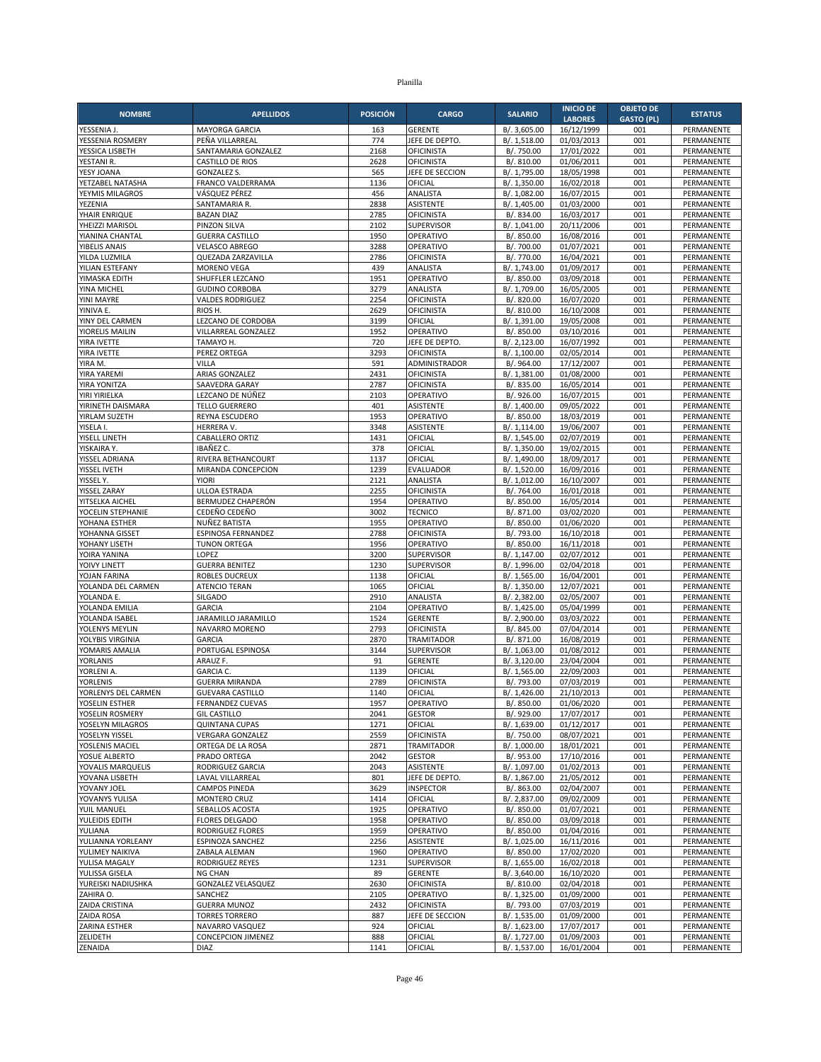| NOMBRE | APELLIDOS | POSICIÓN | CARGO | SALARIO | INICIO DE LABORES | OBJETO DE GASTO (PL) | ESTATUS |
|---|---|---|---|---|---|---|---|
| YESSENIA J. | MAYORGA GARCIA | 163 | GERENTE | B/. 3,605.00 | 16/12/1999 | 001 | PERMANENTE |
| YESSENIA ROSMERY | PEÑA VILLARREAL | 774 | JEFE DE DEPTO. | B/. 1,518.00 | 01/03/2013 | 001 | PERMANENTE |
| YESSICA LISBETH | SANTAMARIA GONZALEZ | 2168 | OFICINISTA | B/. 750.00 | 17/01/2022 | 001 | PERMANENTE |
| YESTANI R. | CASTILLO DE RIOS | 2628 | OFICINISTA | B/. 810.00 | 01/06/2011 | 001 | PERMANENTE |
| YESY JOANA | GONZALEZ S. | 565 | JEFE DE SECCION | B/. 1,795.00 | 18/05/1998 | 001 | PERMANENTE |
| YETZABEL NATASHA | FRANCO VALDERRAMA | 1136 | OFICIAL | B/. 1,350.00 | 16/02/2018 | 001 | PERMANENTE |
| YEYMIS MILAGROS | VÁSQUEZ PÉREZ | 456 | ANALISTA | B/. 1,082.00 | 16/07/2015 | 001 | PERMANENTE |
| YEZENIA | SANTAMARIA R. | 2838 | ASISTENTE | B/. 1,405.00 | 01/03/2000 | 001 | PERMANENTE |
| YHAIR ENRIQUE | BAZAN DIAZ | 2785 | OFICINISTA | B/. 834.00 | 16/03/2017 | 001 | PERMANENTE |
| YHEIZZI MARISOL | PINZON SILVA | 2102 | SUPERVISOR | B/. 1,041.00 | 20/11/2006 | 001 | PERMANENTE |
| YIANINA CHANTAL | GUERRA CASTILLO | 1950 | OPERATIVO | B/. 850.00 | 16/08/2016 | 001 | PERMANENTE |
| YIBELIS ANAIS | VELASCO ABREGO | 3288 | OPERATIVO | B/. 700.00 | 01/07/2021 | 001 | PERMANENTE |
| YILDA LUZMILA | QUEZADA ZARZAVILLA | 2786 | OFICINISTA | B/. 770.00 | 16/04/2021 | 001 | PERMANENTE |
| YILIAN ESTEFANY | MORENO VEGA | 439 | ANALISTA | B/. 1,743.00 | 01/09/2017 | 001 | PERMANENTE |
| YIMASKA EDITH | SHUFFLER LEZCANO | 1951 | OPERATIVO | B/. 850.00 | 03/09/2018 | 001 | PERMANENTE |
| YINA MICHEL | GUDINO CORBOBA | 3279 | ANALISTA | B/. 1,709.00 | 16/05/2005 | 001 | PERMANENTE |
| YINI MAYRE | VALDES RODRIGUEZ | 2254 | OFICINISTA | B/. 820.00 | 16/07/2020 | 001 | PERMANENTE |
| YINIVA E. | RIOS H. | 2629 | OFICINISTA | B/. 810.00 | 16/10/2008 | 001 | PERMANENTE |
| YINY DEL CARMEN | LEZCANO DE CORDOBA | 3199 | OFICIAL | B/. 1,391.00 | 19/05/2008 | 001 | PERMANENTE |
| YIORELIS MAILIN | VILLARREAL GONZALEZ | 1952 | OPERATIVO | B/. 850.00 | 03/10/2016 | 001 | PERMANENTE |
| YIRA IVETTE | TAMAYO H. | 720 | JEFE DE DEPTO. | B/. 2,123.00 | 16/07/1992 | 001 | PERMANENTE |
| YIRA IVETTE | PEREZ ORTEGA | 3293 | OFICINISTA | B/. 1,100.00 | 02/05/2014 | 001 | PERMANENTE |
| YIRA M. | VILLA | 591 | ADMINISTRADOR | B/. 964.00 | 17/12/2007 | 001 | PERMANENTE |
| YIRA YAREMI | ARIAS GONZALEZ | 2431 | OFICINISTA | B/. 1,381.00 | 01/08/2000 | 001 | PERMANENTE |
| YIRA YONITZA | SAAVEDRA GARAY | 2787 | OFICINISTA | B/. 835.00 | 16/05/2014 | 001 | PERMANENTE |
| YIRI YIRIELKA | LEZCANO DE NÚÑEZ | 2103 | OPERATIVO | B/. 926.00 | 16/07/2015 | 001 | PERMANENTE |
| YIRINETH DAISMARA | TELLO GUERRERO | 401 | ASISTENTE | B/. 1,400.00 | 09/05/2022 | 001 | PERMANENTE |
| YIRLAM SUZETH | REYNA ESCUDERO | 1953 | OPERATIVO | B/. 850.00 | 18/03/2019 | 001 | PERMANENTE |
| YISELA I. | HERRERA V. | 3348 | ASISTENTE | B/. 1,114.00 | 19/06/2007 | 001 | PERMANENTE |
| YISELL LINETH | CABALLERO ORTIZ | 1431 | OFICIAL | B/. 1,545.00 | 02/07/2019 | 001 | PERMANENTE |
| YISKAIRA Y. | IBAÑEZ C. | 378 | OFICIAL | B/. 1,350.00 | 19/02/2015 | 001 | PERMANENTE |
| YISSEL ADRIANA | RIVERA BETHANCOURT | 1137 | OFICIAL | B/. 1,490.00 | 18/09/2017 | 001 | PERMANENTE |
| YISSEL IVETH | MIRANDA CONCEPCION | 1239 | EVALUADOR | B/. 1,520.00 | 16/09/2016 | 001 | PERMANENTE |
| YISSEL Y. | YIORI | 2121 | ANALISTA | B/. 1,012.00 | 16/10/2007 | 001 | PERMANENTE |
| YISSEL ZARAY | ULLOA ESTRADA | 2255 | OFICINISTA | B/. 764.00 | 16/01/2018 | 001 | PERMANENTE |
| YITSELKA AICHEL | BERMUDEZ CHAPERÓN | 1954 | OPERATIVO | B/. 850.00 | 16/05/2014 | 001 | PERMANENTE |
| YOCELIN STEPHANIE | CEDEÑO CEDEÑO | 3002 | TECNICO | B/. 871.00 | 03/02/2020 | 001 | PERMANENTE |
| YOHANA ESTHER | NUÑEZ BATISTA | 1955 | OPERATIVO | B/. 850.00 | 01/06/2020 | 001 | PERMANENTE |
| YOHANNA GISSET | ESPINOSA FERNANDEZ | 2788 | OFICINISTA | B/. 793.00 | 16/10/2018 | 001 | PERMANENTE |
| YOHANY LISETH | TUNON ORTEGA | 1956 | OPERATIVO | B/. 850.00 | 16/11/2018 | 001 | PERMANENTE |
| YOIRA YANINA | LOPEZ | 3200 | SUPERVISOR | B/. 1,147.00 | 02/07/2012 | 001 | PERMANENTE |
| YOIVY LINETT | GUERRA BENITEZ | 1230 | SUPERVISOR | B/. 1,996.00 | 02/04/2018 | 001 | PERMANENTE |
| YOJAN FARINA | ROBLES DUCREUX | 1138 | OFICIAL | B/. 1,565.00 | 16/04/2001 | 001 | PERMANENTE |
| YOLANDA DEL CARMEN | ATENCIO TERAN | 1065 | OFICIAL | B/. 1,350.00 | 12/07/2021 | 001 | PERMANENTE |
| YOLANDA E. | SILGADO | 2910 | ANALISTA | B/. 2,382.00 | 02/05/2007 | 001 | PERMANENTE |
| YOLANDA EMILIA | GARCIA | 2104 | OPERATIVO | B/. 1,425.00 | 05/04/1999 | 001 | PERMANENTE |
| YOLANDA ISABEL | JARAMILLO JARAMILLO | 1524 | GERENTE | B/. 2,900.00 | 03/03/2022 | 001 | PERMANENTE |
| YOLENYS MEYLIN | NAVARRO MORENO | 2793 | OFICINISTA | B/. 845.00 | 07/04/2014 | 001 | PERMANENTE |
| YOLYBIS VIRGINIA | GARCIA | 2870 | TRAMITADOR | B/. 871.00 | 16/08/2019 | 001 | PERMANENTE |
| YOMARIS AMALIA | PORTUGAL ESPINOSA | 3144 | SUPERVISOR | B/. 1,063.00 | 01/08/2012 | 001 | PERMANENTE |
| YORLANIS | ARAUZ F. | 91 | GERENTE | B/. 3,120.00 | 23/04/2004 | 001 | PERMANENTE |
| YORLENI A. | GARCIA C. | 1139 | OFICIAL | B/. 1,565.00 | 22/09/2003 | 001 | PERMANENTE |
| YORLENIS | GUERRA MIRANDA | 2789 | OFICINISTA | B/. 793.00 | 07/03/2019 | 001 | PERMANENTE |
| YORLENYS DEL CARMEN | GUEVARA CASTILLO | 1140 | OFICIAL | B/. 1,426.00 | 21/10/2013 | 001 | PERMANENTE |
| YOSELIN ESTHER | FERNANDEZ CUEVAS | 1957 | OPERATIVO | B/. 850.00 | 01/06/2020 | 001 | PERMANENTE |
| YOSELIN ROSMERY | GIL CASTILLO | 2041 | GESTOR | B/. 929.00 | 17/07/2017 | 001 | PERMANENTE |
| YOSELYN MILAGROS | QUINTANA CUPAS | 1271 | OFICIAL | B/. 1,639.00 | 01/12/2017 | 001 | PERMANENTE |
| YOSELYN YISSEL | VERGARA GONZALEZ | 2559 | OFICINISTA | B/. 750.00 | 08/07/2021 | 001 | PERMANENTE |
| YOSLENIS MACIEL | ORTEGA DE LA ROSA | 2871 | TRAMITADOR | B/. 1,000.00 | 18/01/2021 | 001 | PERMANENTE |
| YOSUE ALBERTO | PRADO ORTEGA | 2042 | GESTOR | B/. 953.00 | 17/10/2016 | 001 | PERMANENTE |
| YOVALIS MARQUELIS | RODRIGUEZ GARCIA | 2043 | ASISTENTE | B/. 1,097.00 | 01/02/2013 | 001 | PERMANENTE |
| YOVANA LISBETH | LAVAL VILLARREAL | 801 | JEFE DE DEPTO. | B/. 1,867.00 | 21/05/2012 | 001 | PERMANENTE |
| YOVANY JOEL | CAMPOS PINEDA | 3629 | INSPECTOR | B/. 863.00 | 02/04/2007 | 001 | PERMANENTE |
| YOVANYS YULISA | MONTERO CRUZ | 1414 | OFICIAL | B/. 2,837.00 | 09/02/2009 | 001 | PERMANENTE |
| YUIL MANUEL | SEBALLOS ACOSTA | 1925 | OPERATIVO | B/. 850.00 | 01/07/2021 | 001 | PERMANENTE |
| YULEIDIS EDITH | FLORES DELGADO | 1958 | OPERATIVO | B/. 850.00 | 03/09/2018 | 001 | PERMANENTE |
| YULIANA | RODRIGUEZ FLORES | 1959 | OPERATIVO | B/. 850.00 | 01/04/2016 | 001 | PERMANENTE |
| YULIANNA YORLEANY | ESPINOZA SANCHEZ | 2256 | ASISTENTE | B/. 1,025.00 | 16/11/2016 | 001 | PERMANENTE |
| YULIMEY NAIKIVA | ZABALA ALEMAN | 1960 | OPERATIVO | B/. 850.00 | 17/02/2020 | 001 | PERMANENTE |
| YULISA MAGALY | RODRIGUEZ REYES | 1231 | SUPERVISOR | B/. 1,655.00 | 16/02/2018 | 001 | PERMANENTE |
| YULISSA GISELA | NG CHAN | 89 | GERENTE | B/. 3,640.00 | 16/10/2020 | 001 | PERMANENTE |
| YUREISKI NADIUSHKA | GONZALEZ VELASQUEZ | 2630 | OFICINISTA | B/. 810.00 | 02/04/2018 | 001 | PERMANENTE |
| ZAHIRA O. | SANCHEZ | 2105 | OPERATIVO | B/. 1,325.00 | 01/09/2000 | 001 | PERMANENTE |
| ZAIDA CRISTINA | GUERRA MUNOZ | 2432 | OFICINISTA | B/. 793.00 | 07/03/2019 | 001 | PERMANENTE |
| ZAIDA ROSA | TORRES TORRERO | 887 | JEFE DE SECCION | B/. 1,535.00 | 01/09/2000 | 001 | PERMANENTE |
| ZARINA ESTHER | NAVARRO VASQUEZ | 924 | OFICIAL | B/. 1,623.00 | 17/07/2017 | 001 | PERMANENTE |
| ZELIDETH | CONCEPCION JIMENEZ | 888 | OFICIAL | B/. 1,727.00 | 01/09/2003 | 001 | PERMANENTE |
| ZENAIDA | DIAZ | 1141 | OFICIAL | B/. 1,537.00 | 16/01/2004 | 001 | PERMANENTE |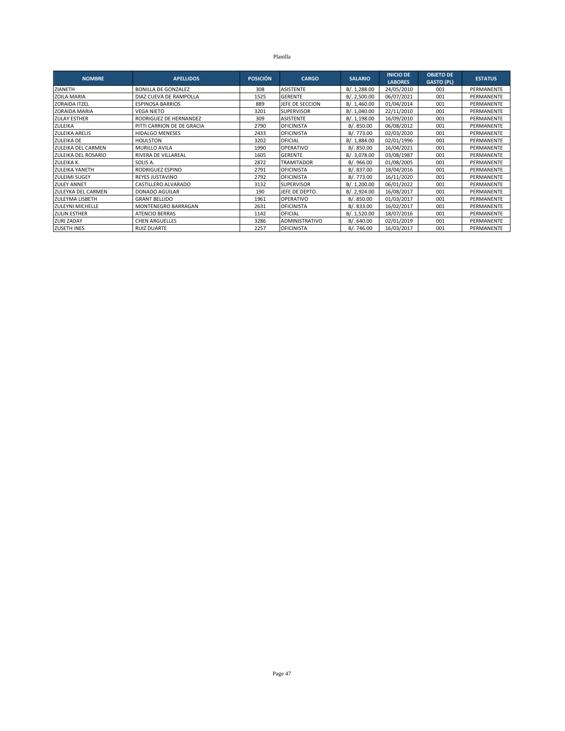Planilla

| NOMBRE | APELLIDOS | POSICIÓN | CARGO | SALARIO | INICIO DE LABORES | OBJETO DE GASTO (PL) | ESTATUS |
|---|---|---|---|---|---|---|---|
| ZIANETH | BONILLA DE GONZALEZ | 308 | ASISTENTE | B/. 1,288.00 | 24/05/2010 | 001 | PERMANENTE |
| ZOILA MARIA | DIAZ CUEVA DE RAMPOLLA | 1525 | GERENTE | B/. 2,500.00 | 06/07/2021 | 001 | PERMANENTE |
| ZORAIDA ITZEL | ESPINOSA BARRIOS | 889 | JEFE DE SECCION | B/. 1,460.00 | 01/04/2014 | 001 | PERMANENTE |
| ZORAIDA MARIA | VEGA NIETO | 3201 | SUPERVISOR | B/. 1,040.00 | 22/11/2010 | 001 | PERMANENTE |
| ZULAY ESTHER | RODRIGUEZ DE HERNANDEZ | 309 | ASISTENTE | B/. 1,198.00 | 16/09/2010 | 001 | PERMANENTE |
| ZULEIKA | PITTI CARRION DE DE GRACIA | 2790 | OFICINISTA | B/. 850.00 | 06/08/2012 | 001 | PERMANENTE |
| ZULEIKA ARELIS | HIDALGO MENESES | 2433 | OFICINISTA | B/. 773.00 | 02/03/2020 | 001 | PERMANENTE |
| ZULEIKA DE | HOULSTON | 3202 | OFICIAL | B/. 1,884.00 | 02/01/1996 | 001 | PERMANENTE |
| ZULEIKA DEL CARMEN | MURILLO AVILA | 1990 | OPERATIVO | B/. 850.00 | 16/04/2021 | 001 | PERMANENTE |
| ZULEIKA DEL ROSARIO | RIVERA DE VILLAREAL | 1605 | GERENTE | B/. 3,078.00 | 03/08/1987 | 001 | PERMANENTE |
| ZULEIKA K. | SOLIS A. | 2872 | TRAMITADOR | B/. 966.00 | 01/08/2005 | 001 | PERMANENTE |
| ZULEIKA YANETH | RODRIGUEZ ESPINO | 2791 | OFICINISTA | B/. 837.00 | 18/04/2016 | 001 | PERMANENTE |
| ZULEIMI SUGEY | REYES JUSTAVINO | 2792 | OFICINISTA | B/. 773.00 | 16/11/2020 | 001 | PERMANENTE |
| ZULEY ANNET | CASTILLERO ALVARADO | 3132 | SUPERVISOR | B/. 1,200.00 | 06/01/2022 | 001 | PERMANENTE |
| ZULEYKA DEL CARMEN | DONADO AGUILAR | 190 | JEFE DE DEPTO. | B/. 2,924.00 | 16/08/2017 | 001 | PERMANENTE |
| ZULEYMA LISBETH | GRANT BELLIDO | 1961 | OPERATIVO | B/. 850.00 | 01/03/2017 | 001 | PERMANENTE |
| ZULEYNI MICHELLE | MONTENEGRO BARRAGAN | 2631 | OFICINISTA | B/. 833.00 | 16/02/2017 | 001 | PERMANENTE |
| ZULIN ESTHER | ATENCIO BERRAS | 1142 | OFICIAL | B/. 1,520.00 | 18/07/2016 | 001 | PERMANENTE |
| ZURI ZADAY | CHEN ARGUELLES | 3286 | ADMINISTRATIVO | B/. 640.00 | 02/01/2019 | 001 | PERMANENTE |
| ZUSETH INES | RUIZ DUARTE | 2257 | OFICINISTA | B/. 746.00 | 16/03/2017 | 001 | PERMANENTE |